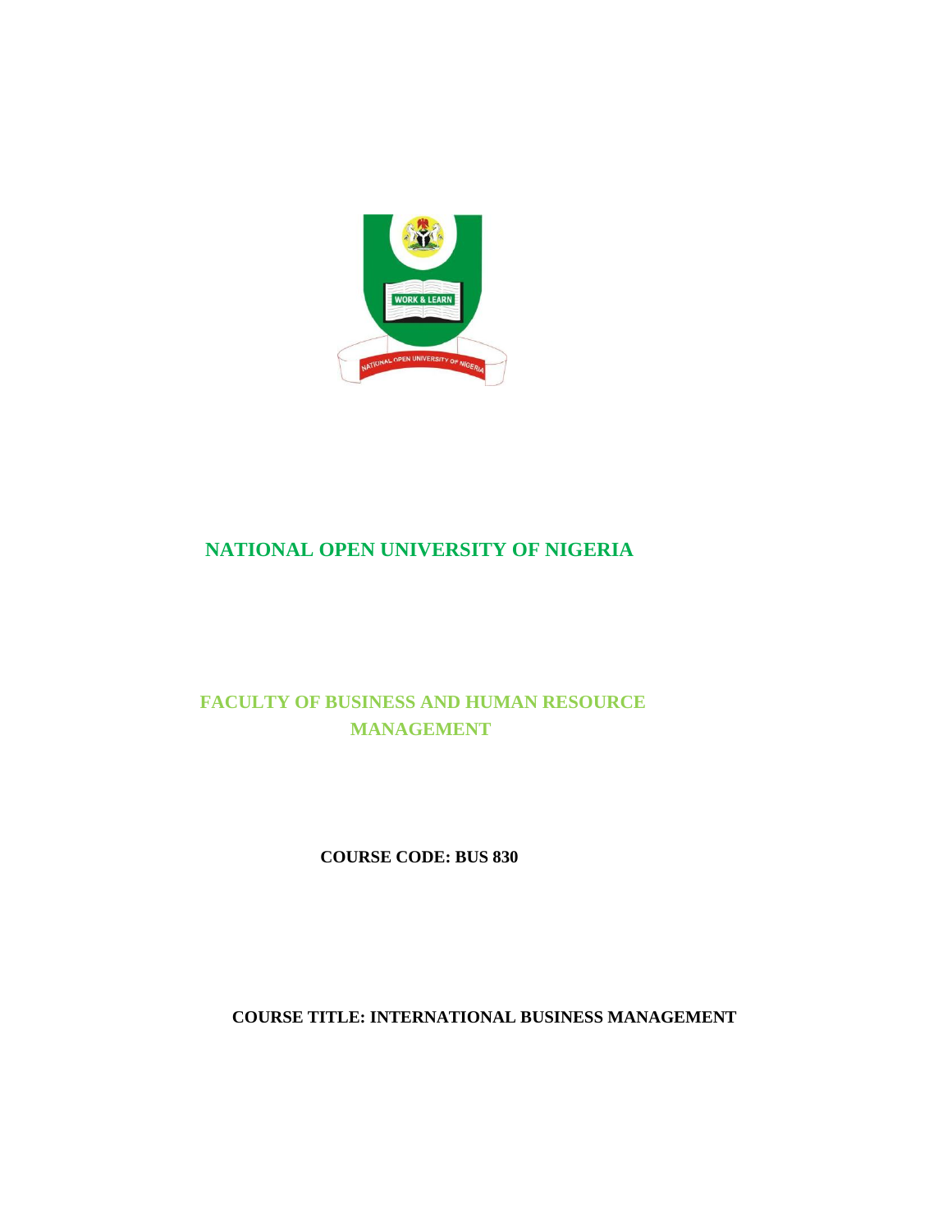# NATIONAL OPEN UNIVERSITY OF NIGERIA

## FACULTY OF BUSINESS AND HUMAN RESOURCE MANAGEMENT

**COURSE CODE: BUS 830**

**COURSE TITLE: INTERNATIONAL BUSINESS MANAGEMENT**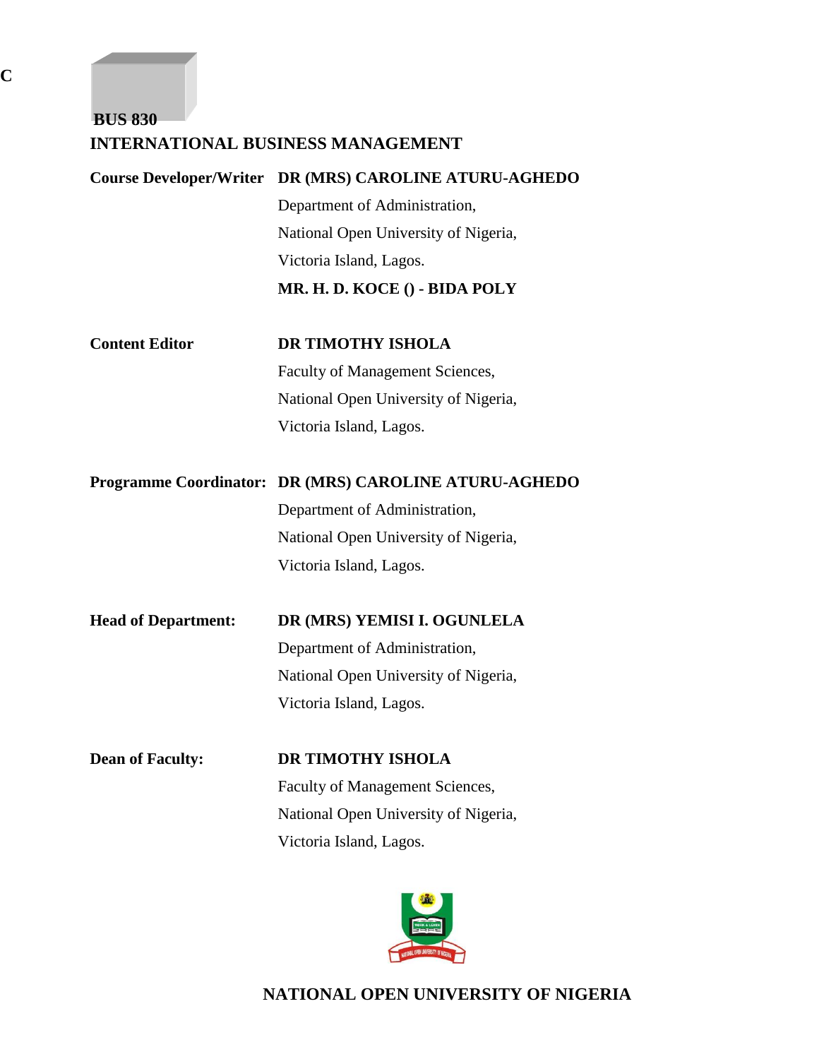C

**BUS 830**

# INTERNATIONAL BUSINESS MANAGEMENT

**Course Developer/Writer** **DR (MRS) CAROLINE ATURU-AGHEDO**
Department of Administration,
National Open University of Nigeria,
Victoria Island, Lagos.
**MR. H. D. KOCE () - BIDA POLY**

**Content Editor** **DR TIMOTHY ISHOLA**
Faculty of Management Sciences,
National Open University of Nigeria,
Victoria Island, Lagos.

**Programme Coordinator:** **DR (MRS) CAROLINE ATURU-AGHEDO**
Department of Administration,
National Open University of Nigeria,
Victoria Island, Lagos.

**Head of Department:** **DR (MRS) YEMISI I. OGUNLELA**
Department of Administration,
National Open University of Nigeria,
Victoria Island, Lagos.

**Dean of Faculty:** **DR TIMOTHY ISHOLA**
Faculty of Management Sciences,
National Open University of Nigeria,
Victoria Island, Lagos.

**NATIONAL OPEN UNIVERSITY OF NIGERIA**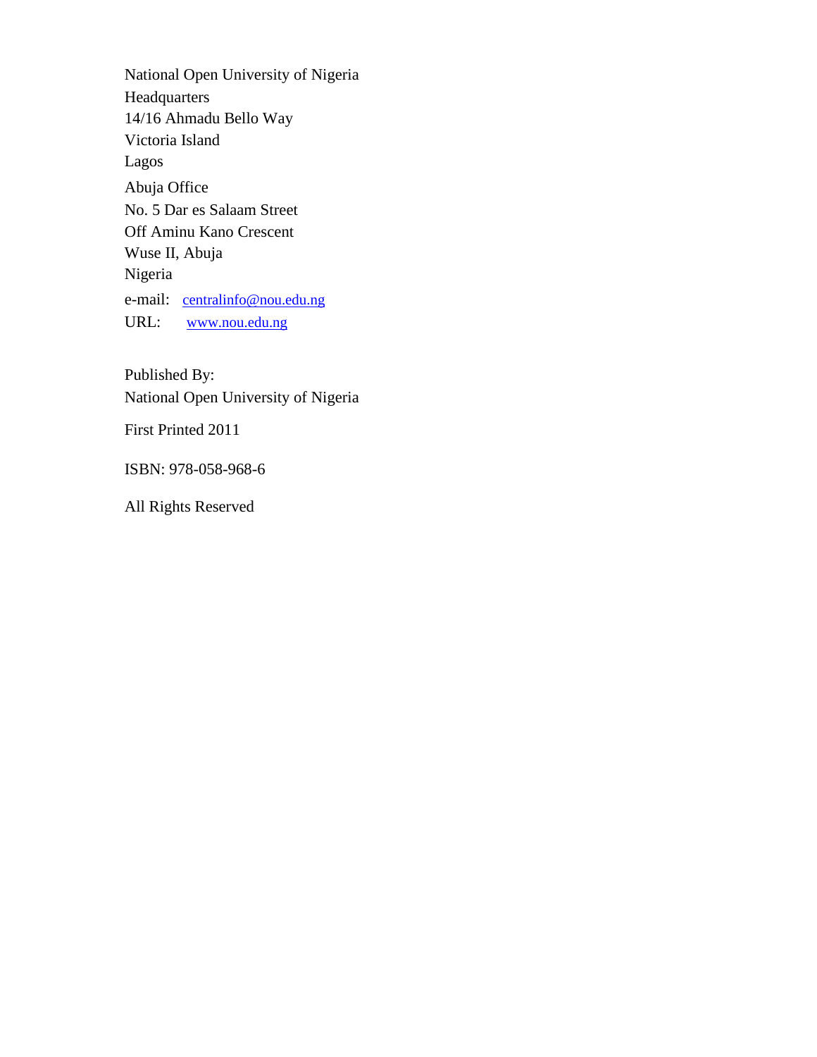National Open University of Nigeria
Headquarters
14/16 Ahmadu Bello Way
Victoria Island
Lagos

Abuja Office
No. 5 Dar es Salaam Street
Off Aminu Kano Crescent
Wuse II, Abuja
Nigeria

e-mail: centralinfo@nou.edu.ng
URL: www.nou.edu.ng

Published By:
National Open University of Nigeria

First Printed 2011

ISBN: 978-058-968-6

All Rights Reserved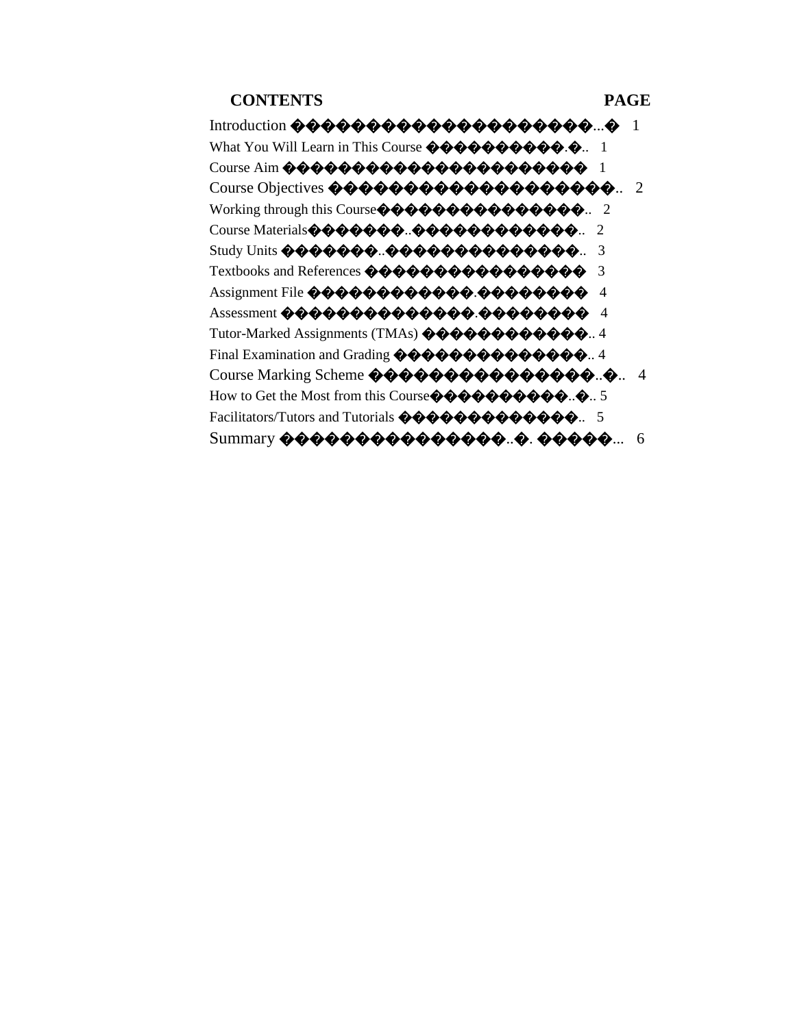| CONTENTS | PAGE |
| --- | --- |
| Introduction | 1 |
| What You Will Learn in This Course | 1 |
| Course Aim | 1 |
| Course Objectives | 2 |
| Working through this Course | 2 |
| Course Materials | 2 |
| Study Units | 3 |
| Textbooks and References | 3 |
| Assignment File | 4 |
| Assessment | 4 |
| Tutor-Marked Assignments (TMAs) | 4 |
| Final Examination and Grading | 4 |
| Course Marking Scheme | 4 |
| How to Get the Most from this Course | 5 |
| Facilitators/Tutors and Tutorials | 5 |
| Summary | 6 |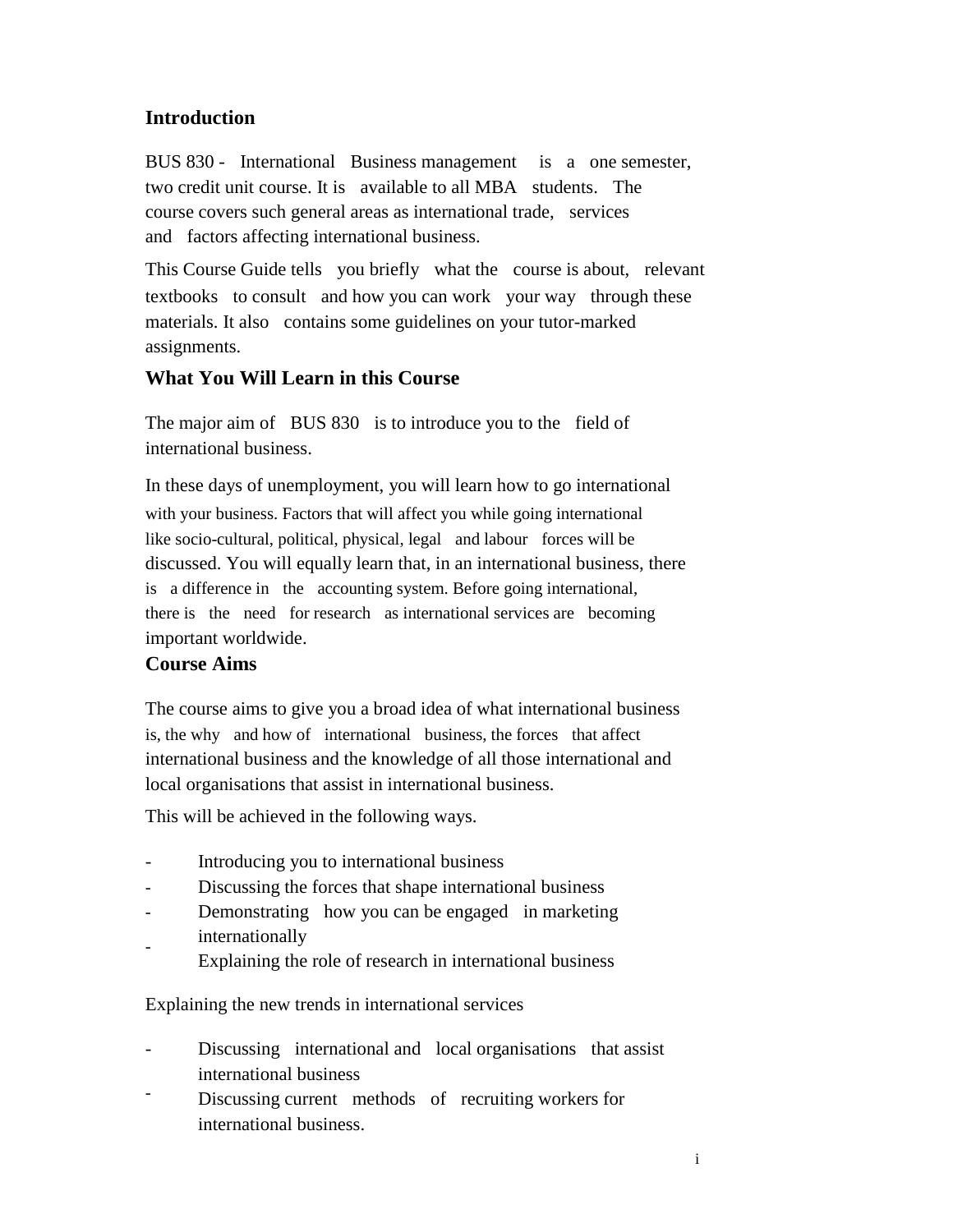## Introduction

BUS 830 - International Business management is a one semester, two credit unit course. It is available to all MBA students. The course covers such general areas as international trade, services and factors affecting international business.

This Course Guide tells you briefly what the course is about, relevant textbooks to consult and how you can work your way through these materials. It also contains some guidelines on your tutor-marked assignments.

## What You Will Learn in this Course

The major aim of BUS 830 is to introduce you to the field of international business.

In these days of unemployment, you will learn how to go international with your business. Factors that will affect you while going international like socio-cultural, political, physical, legal and labour forces will be discussed. You will equally learn that, in an international business, there is a difference in the accounting system. Before going international, there is the need for research as international services are becoming important worldwide.

## Course Aims

The course aims to give you a broad idea of what international business is, the why and how of international business, the forces that affect international business and the knowledge of all those international and local organisations that assist in international business.

This will be achieved in the following ways.

- Introducing you to international business
- Discussing the forces that shape international business
- Demonstrating how you can be engaged in marketing internationally
- Explaining the role of research in international business

Explaining the new trends in international services

- Discussing international and local organisations that assist international business
- Discussing current methods of recruiting workers for international business.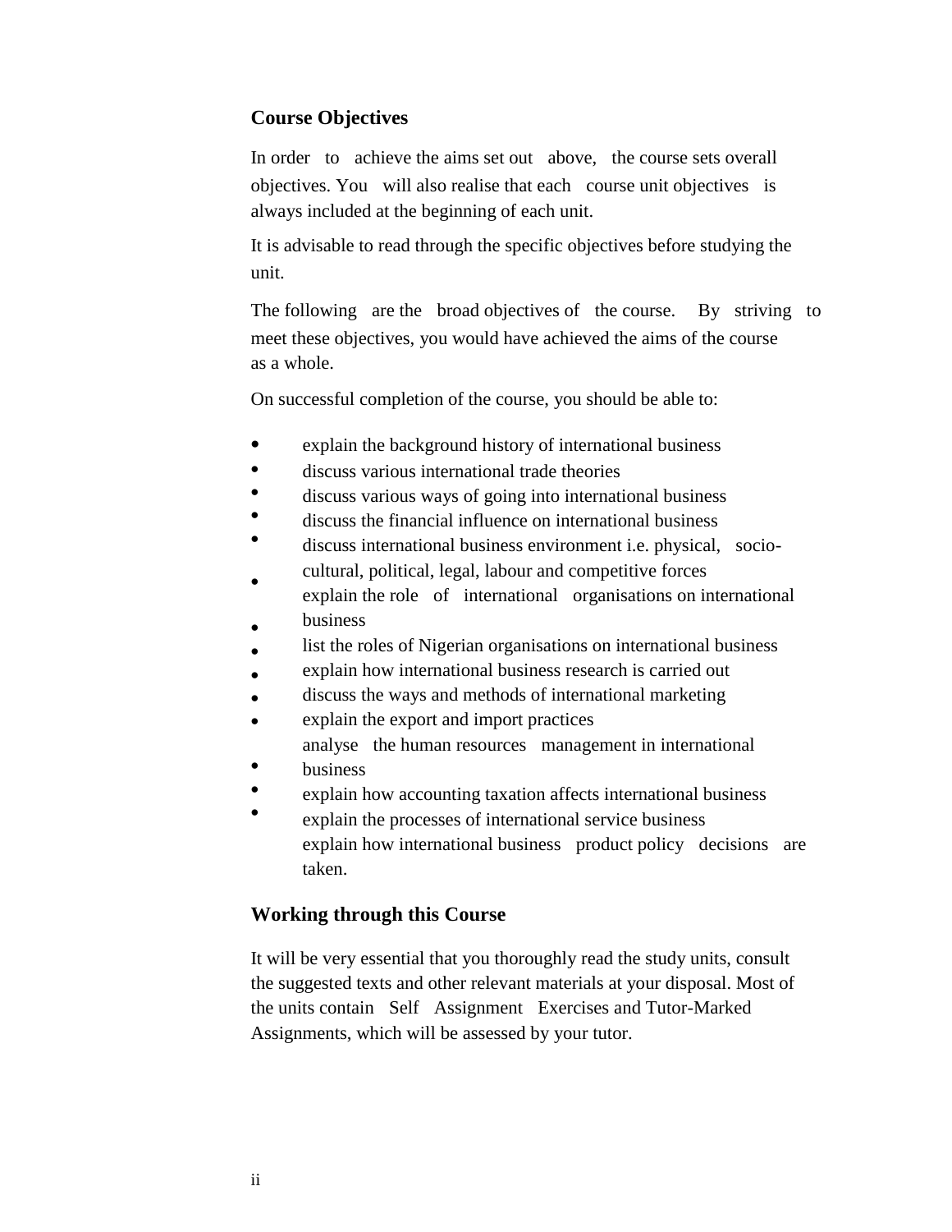## Course Objectives

In order to achieve the aims set out above, the course sets overall objectives. You will also realise that each course unit objectives is always included at the beginning of each unit.

It is advisable to read through the specific objectives before studying the unit.

The following are the broad objectives of the course. By striving to meet these objectives, you would have achieved the aims of the course as a whole.

On successful completion of the course, you should be able to:

- explain the background history of international business
- discuss various international trade theories
- discuss various ways of going into international business
- discuss the financial influence on international business
- discuss international business environment i.e. physical, socio-cultural, political, legal, labour and competitive forces
- explain the role of international organisations on international business
- list the roles of Nigerian organisations on international business
- explain how international business research is carried out
- discuss the ways and methods of international marketing
- explain the export and import practices
- analyse the human resources management in international business
- explain how accounting taxation affects international business
- explain the processes of international service business
- explain how international business product policy decisions are taken.

## Working through this Course

It will be very essential that you thoroughly read the study units, consult the suggested texts and other relevant materials at your disposal. Most of the units contain Self Assignment Exercises and Tutor-Marked Assignments, which will be assessed by your tutor.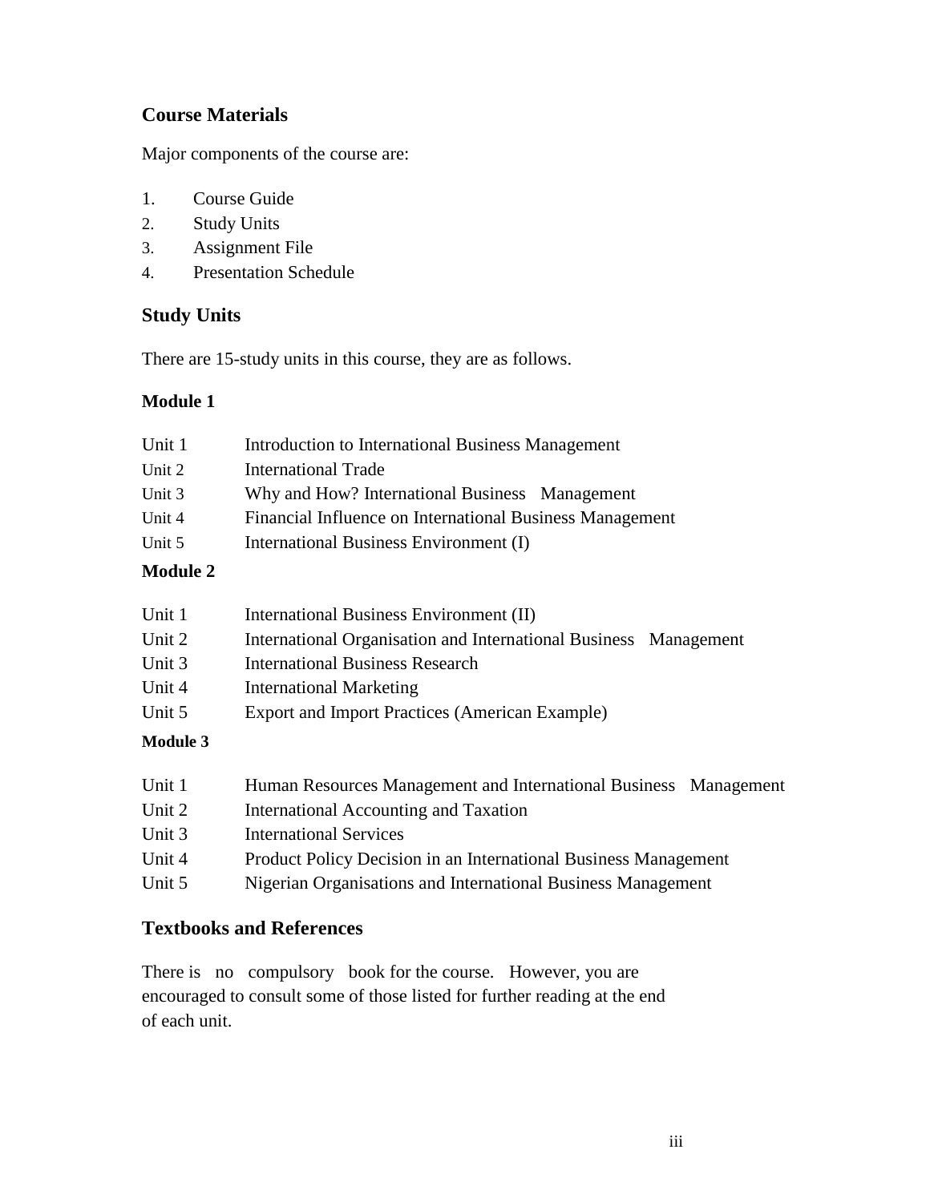## Course Materials

Major components of the course are:

1. Course Guide
2. Study Units
3. Assignment File
4. Presentation Schedule

## Study Units

There are 15-study units in this course, they are as follows.

### Module 1

Unit 1 Introduction to International Business Management
Unit 2 International Trade
Unit 3 Why and How? International Business Management
Unit 4 Financial Influence on International Business Management
Unit 5 International Business Environment (I)

### Module 2

Unit 1 International Business Environment (II)
Unit 2 International Organisation and International Business Management
Unit 3 International Business Research
Unit 4 International Marketing
Unit 5 Export and Import Practices (American Example)

### Module 3

Unit 1 Human Resources Management and International Business Management
Unit 2 International Accounting and Taxation
Unit 3 International Services
Unit 4 Product Policy Decision in an International Business Management
Unit 5 Nigerian Organisations and International Business Management

## Textbooks and References

There is no compulsory book for the course. However, you are encouraged to consult some of those listed for further reading at the end of each unit.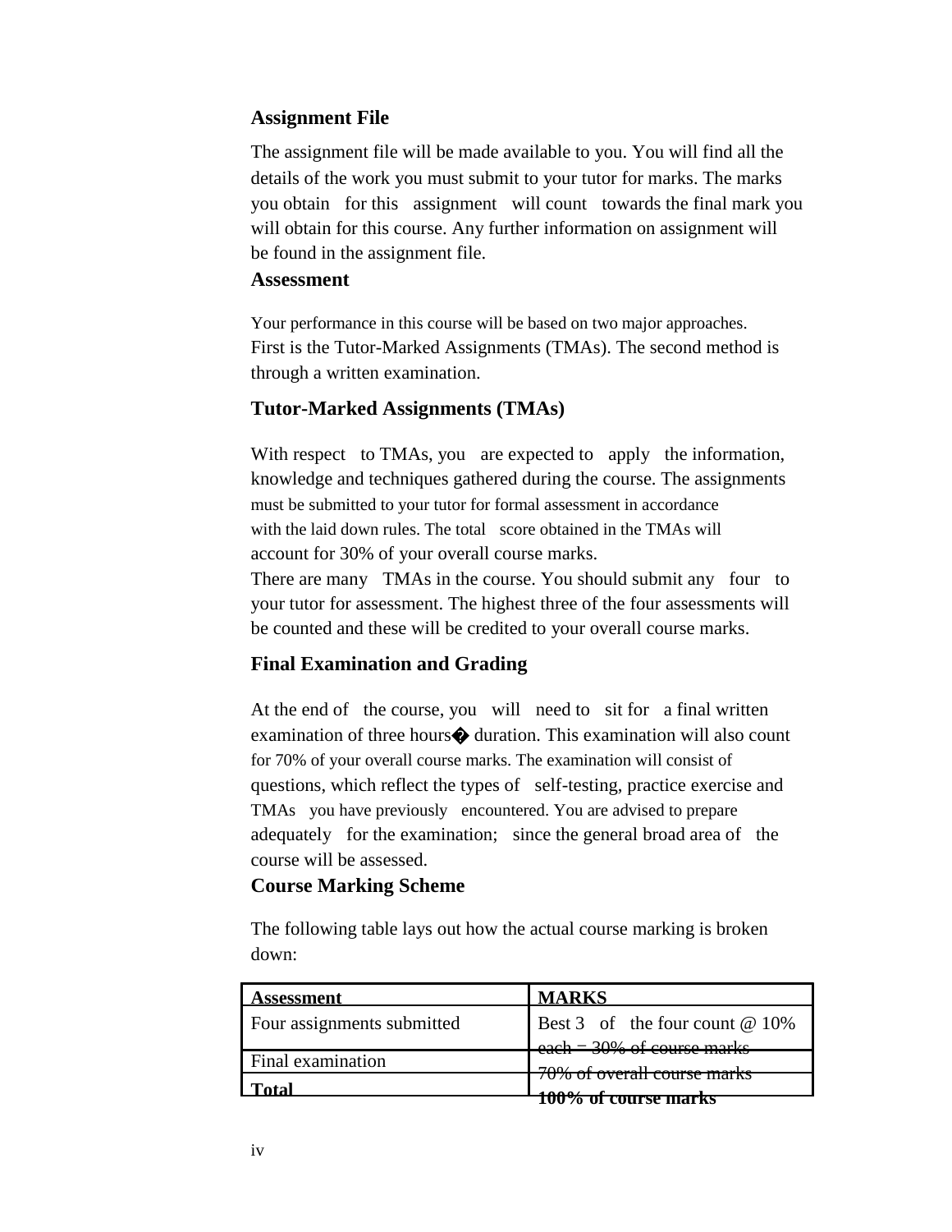## Assignment File

The assignment file will be made available to you. You will find all the details of the work you must submit to your tutor for marks. The marks you obtain for this assignment will count towards the final mark you will obtain for this course. Any further information on assignment will be found in the assignment file.

## Assessment

Your performance in this course will be based on two major approaches. First is the Tutor-Marked Assignments (TMAs). The second method is through a written examination.

## Tutor-Marked Assignments (TMAs)

With respect to TMAs, you are expected to apply the information, knowledge and techniques gathered during the course. The assignments must be submitted to your tutor for formal assessment in accordance with the laid down rules. The total score obtained in the TMAs will account for 30% of your overall course marks.

There are many TMAs in the course. You should submit any four to your tutor for assessment. The highest three of the four assessments will be counted and these will be credited to your overall course marks.

## Final Examination and Grading

At the end of the course, you will need to sit for a final written examination of three hours� duration. This examination will also count for 70% of your overall course marks. The examination will consist of questions, which reflect the types of self-testing, practice exercise and TMAs you have previously encountered. You are advised to prepare adequately for the examination; since the general broad area of the course will be assessed.

## Course Marking Scheme

The following table lays out how the actual course marking is broken down:

| Assessment | MARKS |
|---|---|
| Four assignments submitted | Best 3 of the four count @ 10% each = 30% of course marks |
| Final examination | 70% of overall course marks |
| **Total** | **100% of course marks** |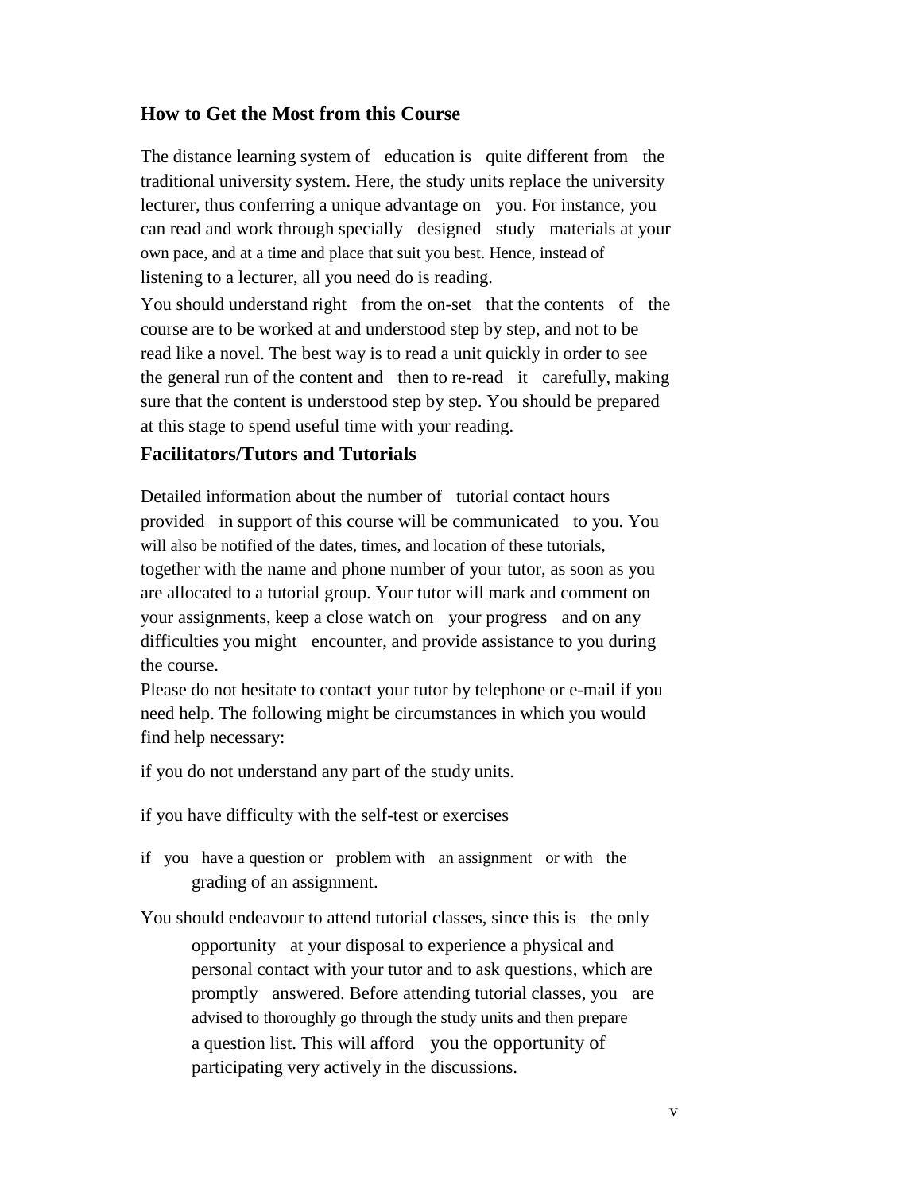## How to Get the Most from this Course

The distance learning system of education is quite different from the traditional university system. Here, the study units replace the university lecturer, thus conferring a unique advantage on you. For instance, you can read and work through specially designed study materials at your own pace, and at a time and place that suit you best. Hence, instead of listening to a lecturer, all you need do is reading.

You should understand right from the on-set that the contents of the course are to be worked at and understood step by step, and not to be read like a novel. The best way is to read a unit quickly in order to see the general run of the content and then to re-read it carefully, making sure that the content is understood step by step. You should be prepared at this stage to spend useful time with your reading.

## Facilitators/Tutors and Tutorials

Detailed information about the number of tutorial contact hours provided in support of this course will be communicated to you. You will also be notified of the dates, times, and location of these tutorials, together with the name and phone number of your tutor, as soon as you are allocated to a tutorial group. Your tutor will mark and comment on your assignments, keep a close watch on your progress and on any difficulties you might encounter, and provide assistance to you during the course.

Please do not hesitate to contact your tutor by telephone or e-mail if you need help. The following might be circumstances in which you would find help necessary:

if you do not understand any part of the study units.

if you have difficulty with the self-test or exercises

if you have a question or problem with an assignment or with the grading of an assignment.

You should endeavour to attend tutorial classes, since this is the only opportunity at your disposal to experience a physical and personal contact with your tutor and to ask questions, which are promptly answered. Before attending tutorial classes, you are advised to thoroughly go through the study units and then prepare a question list. This will afford you the opportunity of participating very actively in the discussions.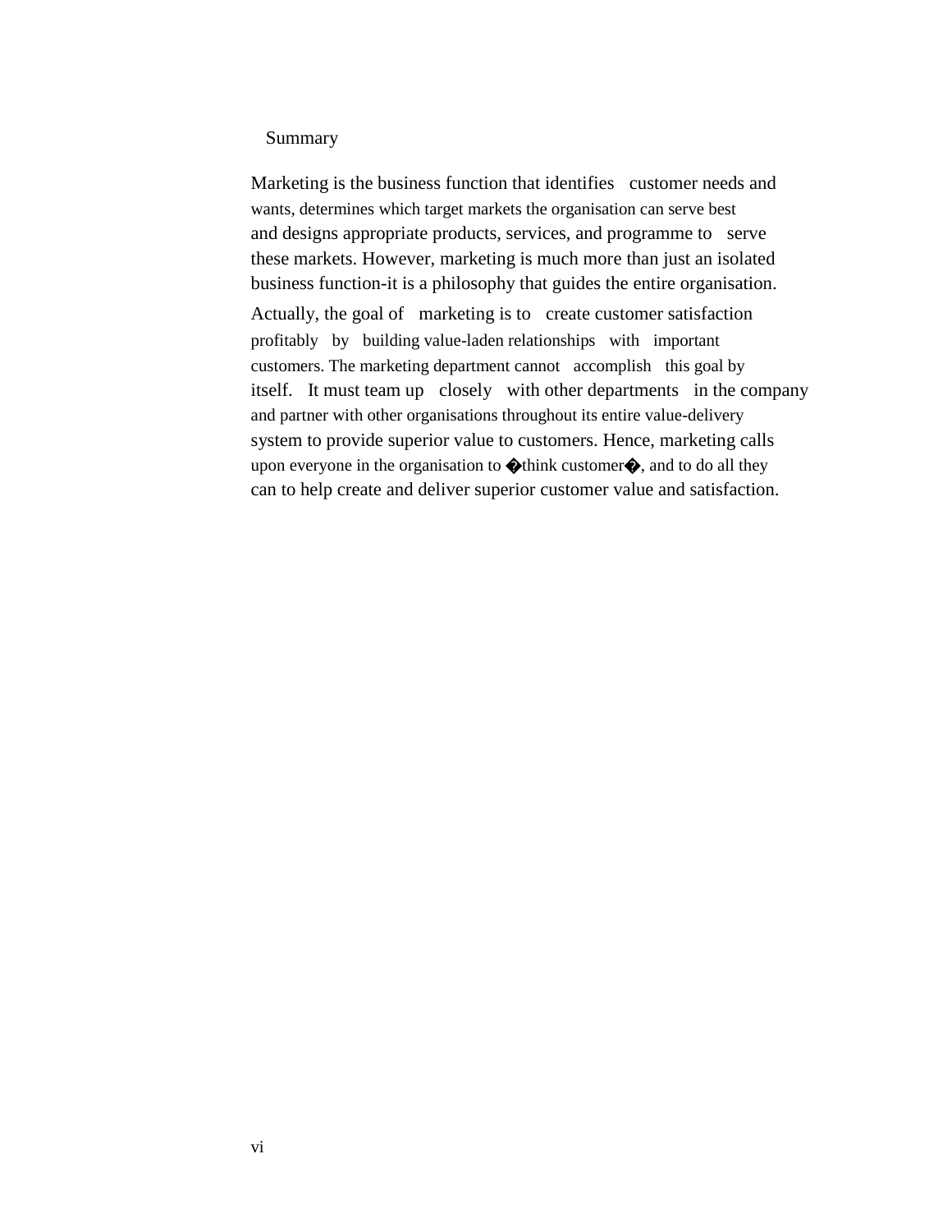## Summary

Marketing is the business function that identifies customer needs and wants, determines which target markets the organisation can serve best and designs appropriate products, services, and programme to serve these markets. However, marketing is much more than just an isolated business function-it is a philosophy that guides the entire organisation. Actually, the goal of marketing is to create customer satisfaction profitably by building value-laden relationships with important customers. The marketing department cannot accomplish this goal by itself. It must team up closely with other departments in the company and partner with other organisations throughout its entire value-delivery system to provide superior value to customers. Hence, marketing calls upon everyone in the organisation to �think customer�, and to do all they can to help create and deliver superior customer value and satisfaction.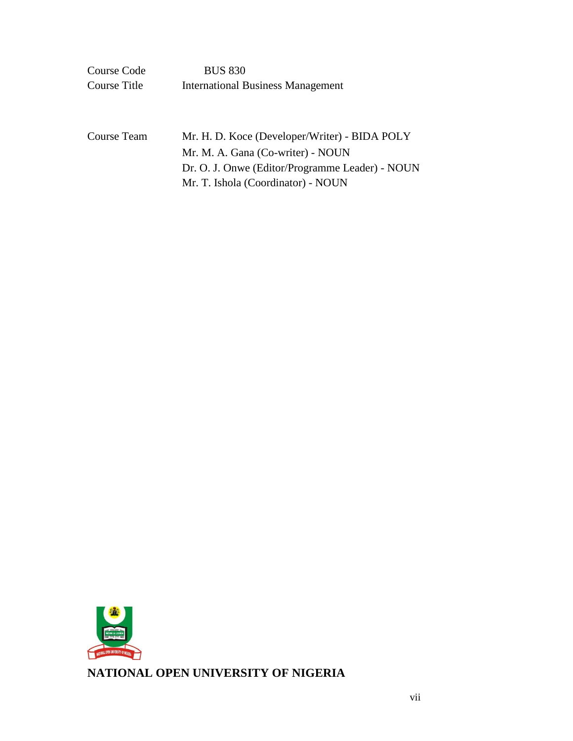Course Code BUS 830
Course Title International Business Management

Course Team Mr. H. D. Koce (Developer/Writer) - BIDA POLY
Mr. M. A. Gana (Co-writer) - NOUN
Dr. O. J. Onwe (Editor/Programme Leader) - NOUN
Mr. T. Ishola (Coordinator) - NOUN

**NATIONAL OPEN UNIVERSITY OF NIGERIA**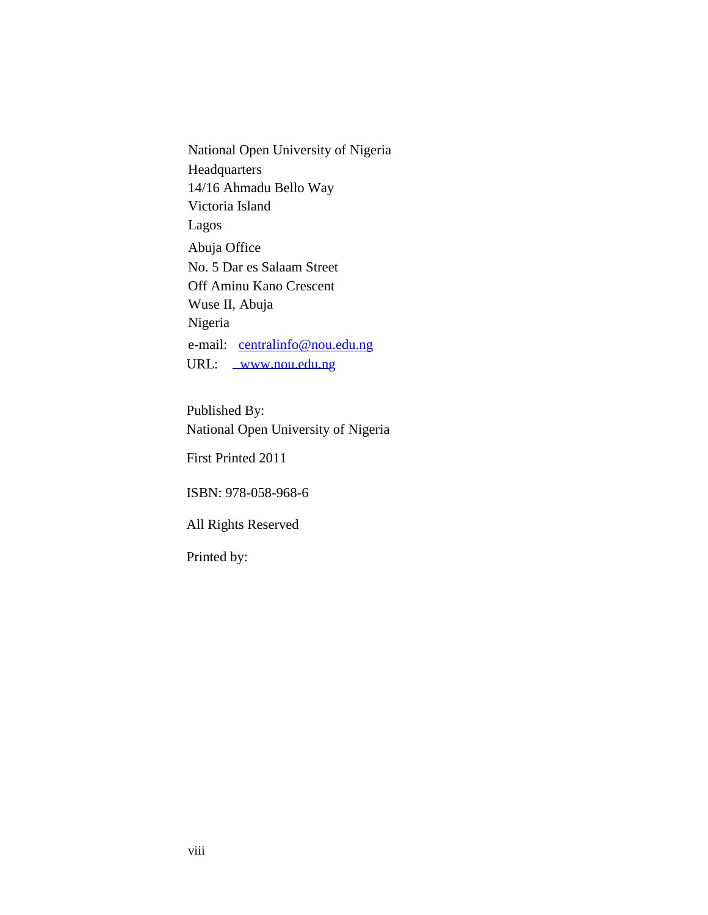National Open University of Nigeria
Headquarters
14/16 Ahmadu Bello Way
Victoria Island
Lagos

Abuja Office
No. 5 Dar es Salaam Street
Off Aminu Kano Crescent
Wuse II, Abuja
Nigeria

e-mail: centralinfo@nou.edu.ng
URL: www.nou.edu.ng

Published By:
National Open University of Nigeria

First Printed 2011

ISBN: 978-058-968-6

All Rights Reserved

Printed by: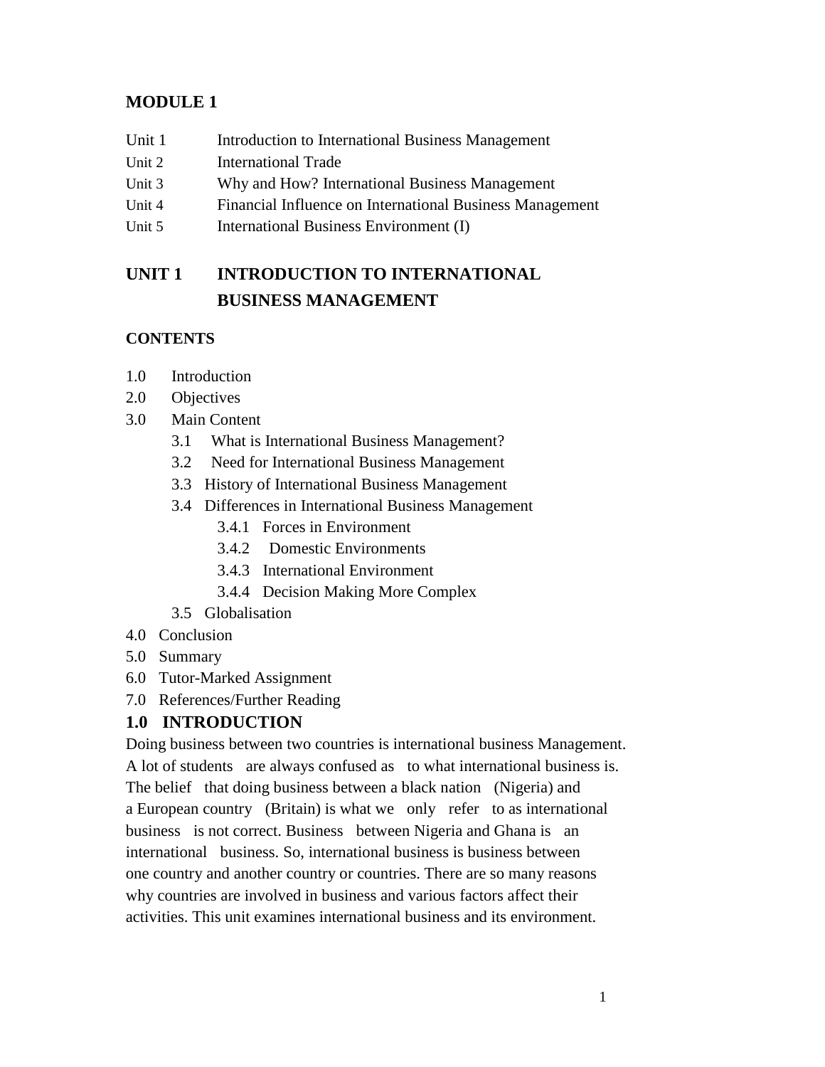# MODULE 1

Unit 1 Introduction to International Business Management
Unit 2 International Trade
Unit 3 Why and How? International Business Management
Unit 4 Financial Influence on International Business Management
Unit 5 International Business Environment (I)

## UNIT 1 INTRODUCTION TO INTERNATIONAL BUSINESS MANAGEMENT

### CONTENTS

1.0 Introduction
2.0 Objectives
3.0 Main Content
  3.1 What is International Business Management?
  3.2 Need for International Business Management
  3.3 History of International Business Management
  3.4 Differences in International Business Management
    3.4.1 Forces in Environment
    3.4.2 Domestic Environments
    3.4.3 International Environment
    3.4.4 Decision Making More Complex
  3.5 Globalisation
4.0 Conclusion
5.0 Summary
6.0 Tutor-Marked Assignment
7.0 References/Further Reading

### 1.0 INTRODUCTION

Doing business between two countries is international business Management. A lot of students are always confused as to what international business is. The belief that doing business between a black nation (Nigeria) and a European country (Britain) is what we only refer to as international business is not correct. Business between Nigeria and Ghana is an international business. So, international business is business between one country and another country or countries. There are so many reasons why countries are involved in business and various factors affect their activities. This unit examines international business and its environment.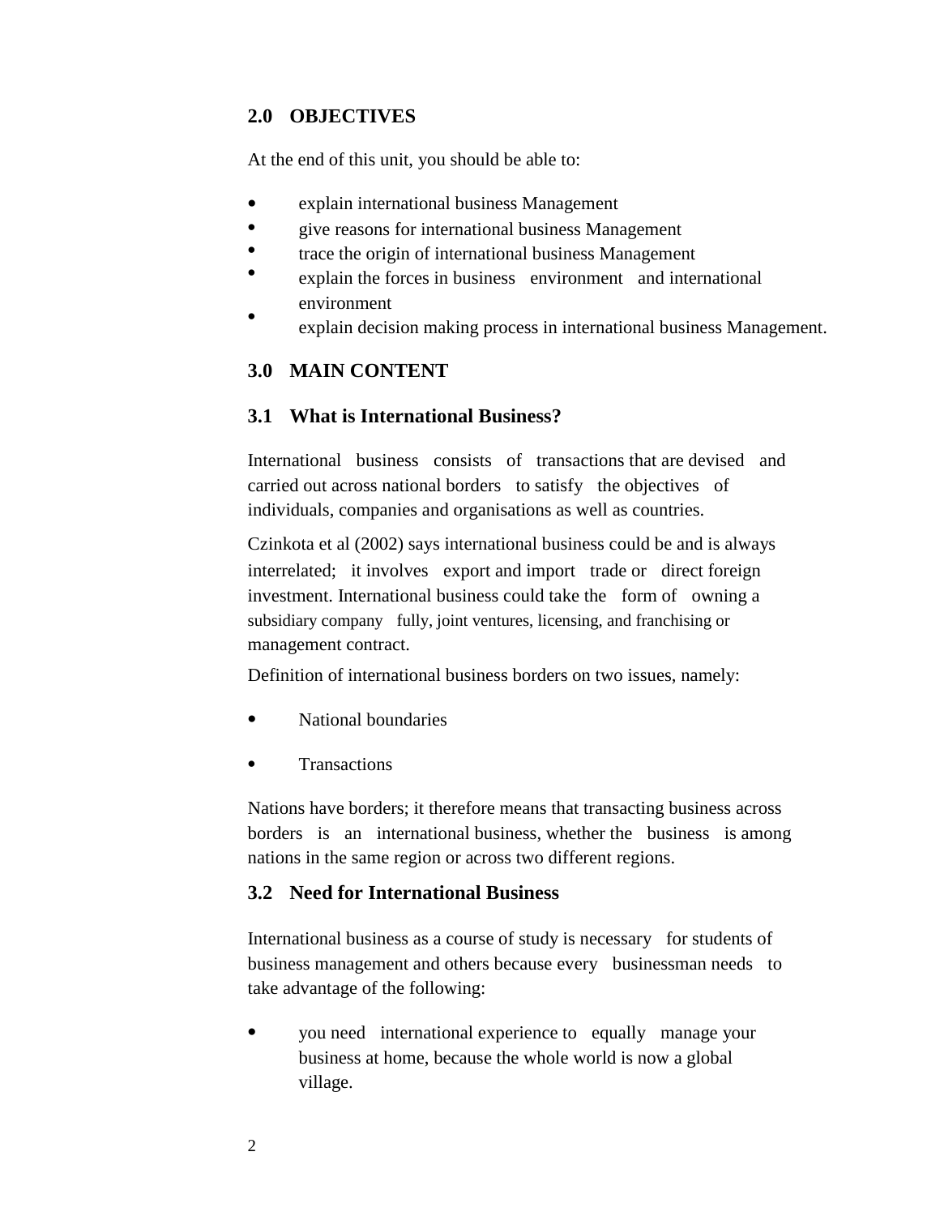## 2.0 OBJECTIVES

At the end of this unit, you should be able to:

- explain international business Management
- give reasons for international business Management
- trace the origin of international business Management
- explain the forces in business environment and international environment
- explain decision making process in international business Management.

## 3.0 MAIN CONTENT

### 3.1 What is International Business?

International business consists of transactions that are devised and carried out across national borders to satisfy the objectives of individuals, companies and organisations as well as countries.

Czinkota et al (2002) says international business could be and is always interrelated; it involves export and import trade or direct foreign investment. International business could take the form of owning a subsidiary company fully, joint ventures, licensing, and franchising or management contract.

Definition of international business borders on two issues, namely:

- National boundaries
- Transactions

Nations have borders; it therefore means that transacting business across borders is an international business, whether the business is among nations in the same region or across two different regions.

### 3.2 Need for International Business

International business as a course of study is necessary for students of business management and others because every businessman needs to take advantage of the following:

- you need international experience to equally manage your business at home, because the whole world is now a global village.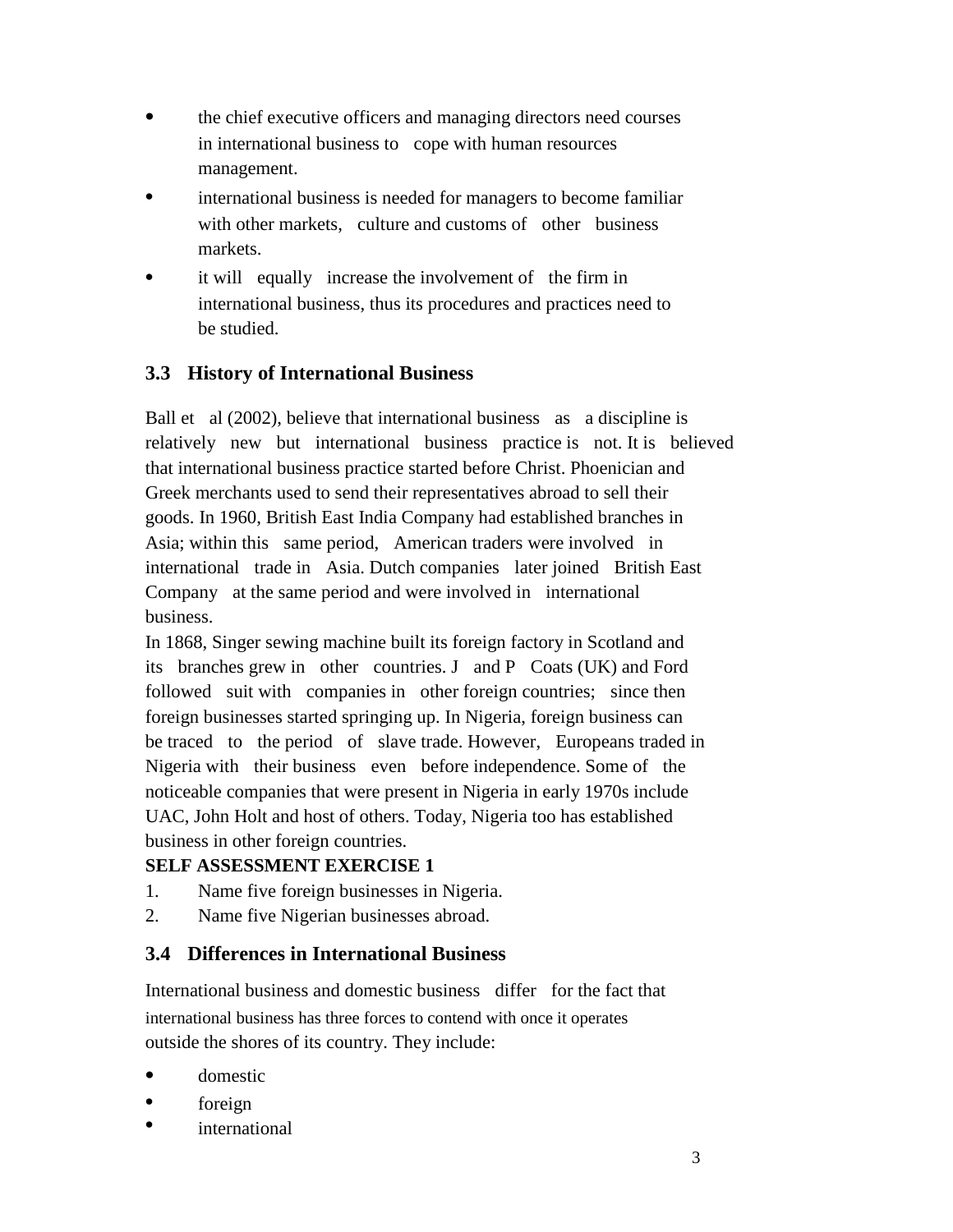- the chief executive officers and managing directors need courses in international business to cope with human resources management.
- international business is needed for managers to become familiar with other markets, culture and customs of other business markets.
- it will equally increase the involvement of the firm in international business, thus its procedures and practices need to be studied.

## 3.3 History of International Business

Ball et al (2002), believe that international business as a discipline is relatively new but international business practice is not. It is believed that international business practice started before Christ. Phoenician and Greek merchants used to send their representatives abroad to sell their goods. In 1960, British East India Company had established branches in Asia; within this same period, American traders were involved in international trade in Asia. Dutch companies later joined British East Company at the same period and were involved in international business.

In 1868, Singer sewing machine built its foreign factory in Scotland and its branches grew in other countries. J and P Coats (UK) and Ford followed suit with companies in other foreign countries; since then foreign businesses started springing up. In Nigeria, foreign business can be traced to the period of slave trade. However, Europeans traded in Nigeria with their business even before independence. Some of the noticeable companies that were present in Nigeria in early 1970s include UAC, John Holt and host of others. Today, Nigeria too has established business in other foreign countries.

**SELF ASSESSMENT EXERCISE 1**

1. Name five foreign businesses in Nigeria.
2. Name five Nigerian businesses abroad.

## 3.4 Differences in International Business

International business and domestic business differ for the fact that international business has three forces to contend with once it operates outside the shores of its country. They include:

- domestic
- foreign
- international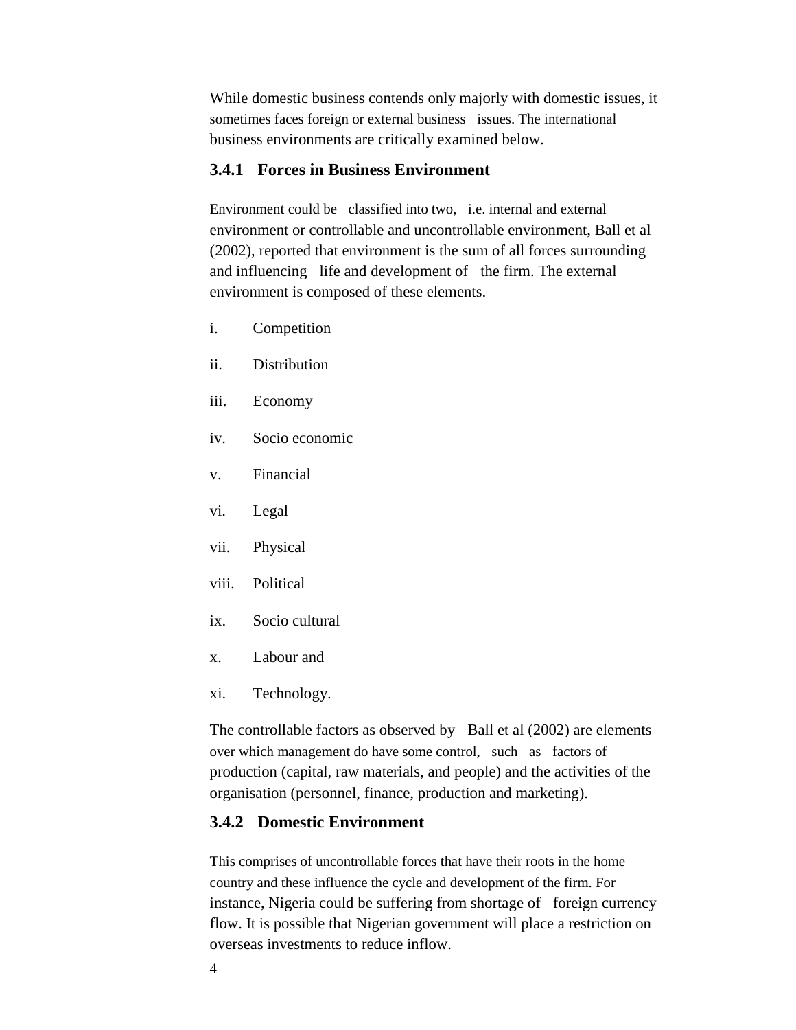While domestic business contends only majorly with domestic issues, it sometimes faces foreign or external business issues. The international business environments are critically examined below.

### 3.4.1 Forces in Business Environment

Environment could be classified into two, i.e. internal and external environment or controllable and uncontrollable environment, Ball et al (2002), reported that environment is the sum of all forces surrounding and influencing life and development of the firm. The external environment is composed of these elements.

i. Competition

ii. Distribution

iii. Economy

iv. Socio economic

v. Financial

vi. Legal

vii. Physical

viii. Political

ix. Socio cultural

x. Labour and

xi. Technology.

The controllable factors as observed by Ball et al (2002) are elements over which management do have some control, such as factors of production (capital, raw materials, and people) and the activities of the organisation (personnel, finance, production and marketing).

### 3.4.2 Domestic Environment

This comprises of uncontrollable forces that have their roots in the home country and these influence the cycle and development of the firm. For instance, Nigeria could be suffering from shortage of foreign currency flow. It is possible that Nigerian government will place a restriction on overseas investments to reduce inflow.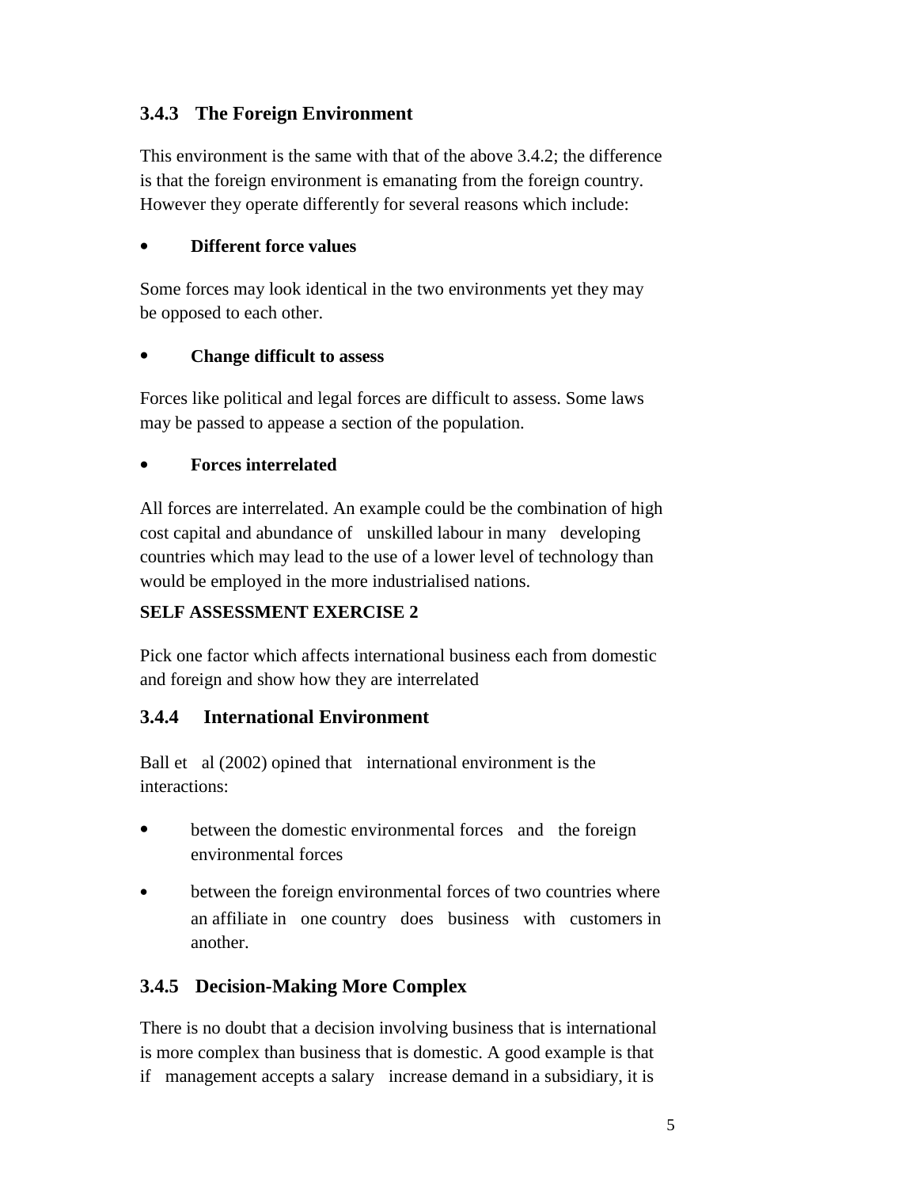### 3.4.3 The Foreign Environment

This environment is the same with that of the above 3.4.2; the difference is that the foreign environment is emanating from the foreign country. However they operate differently for several reasons which include:

- **Different force values**

Some forces may look identical in the two environments yet they may be opposed to each other.

- **Change difficult to assess**

Forces like political and legal forces are difficult to assess. Some laws may be passed to appease a section of the population.

- **Forces interrelated**

All forces are interrelated. An example could be the combination of high cost capital and abundance of unskilled labour in many developing countries which may lead to the use of a lower level of technology than would be employed in the more industrialised nations.

**SELF ASSESSMENT EXERCISE 2**

Pick one factor which affects international business each from domestic and foreign and show how they are interrelated

### 3.4.4 International Environment

Ball et al (2002) opined that international environment is the interactions:

- between the domestic environmental forces and the foreign environmental forces
- between the foreign environmental forces of two countries where an affiliate in one country does business with customers in another.

### 3.4.5 Decision-Making More Complex

There is no doubt that a decision involving business that is international is more complex than business that is domestic. A good example is that if management accepts a salary increase demand in a subsidiary, it is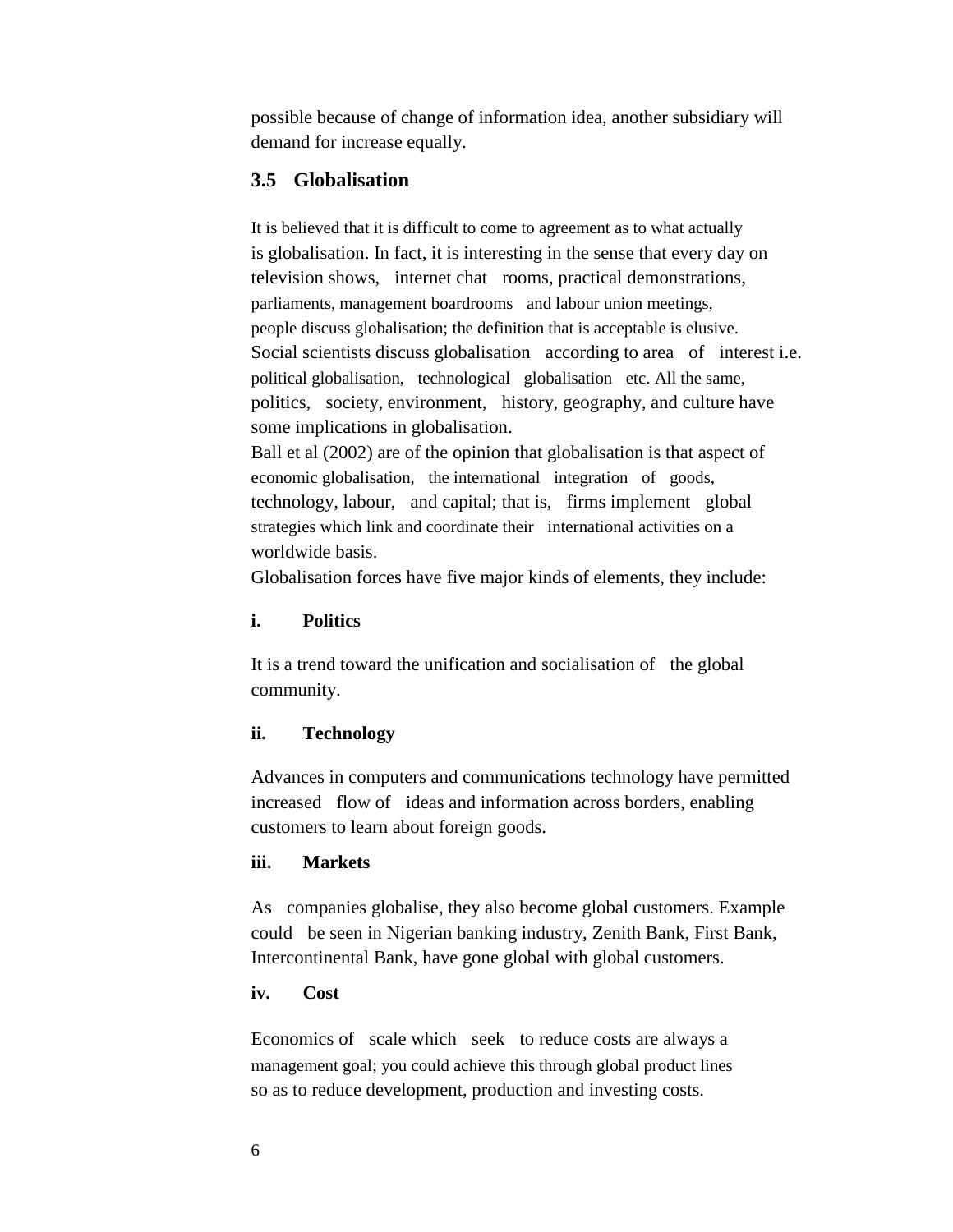possible because of change of information idea, another subsidiary will demand for increase equally.

### 3.5 Globalisation

It is believed that it is difficult to come to agreement as to what actually is globalisation. In fact, it is interesting in the sense that every day on television shows, internet chat rooms, practical demonstrations, parliaments, management boardrooms and labour union meetings, people discuss globalisation; the definition that is acceptable is elusive. Social scientists discuss globalisation according to area of interest i.e. political globalisation, technological globalisation etc. All the same, politics, society, environment, history, geography, and culture have some implications in globalisation.

Ball et al (2002) are of the opinion that globalisation is that aspect of economic globalisation, the international integration of goods, technology, labour, and capital; that is, firms implement global strategies which link and coordinate their international activities on a worldwide basis.

Globalisation forces have five major kinds of elements, they include:

**i. Politics**

It is a trend toward the unification and socialisation of the global community.

**ii. Technology**

Advances in computers and communications technology have permitted increased flow of ideas and information across borders, enabling customers to learn about foreign goods.

**iii. Markets**

As companies globalise, they also become global customers. Example could be seen in Nigerian banking industry, Zenith Bank, First Bank, Intercontinental Bank, have gone global with global customers.

**iv. Cost**

Economics of scale which seek to reduce costs are always a management goal; you could achieve this through global product lines so as to reduce development, production and investing costs.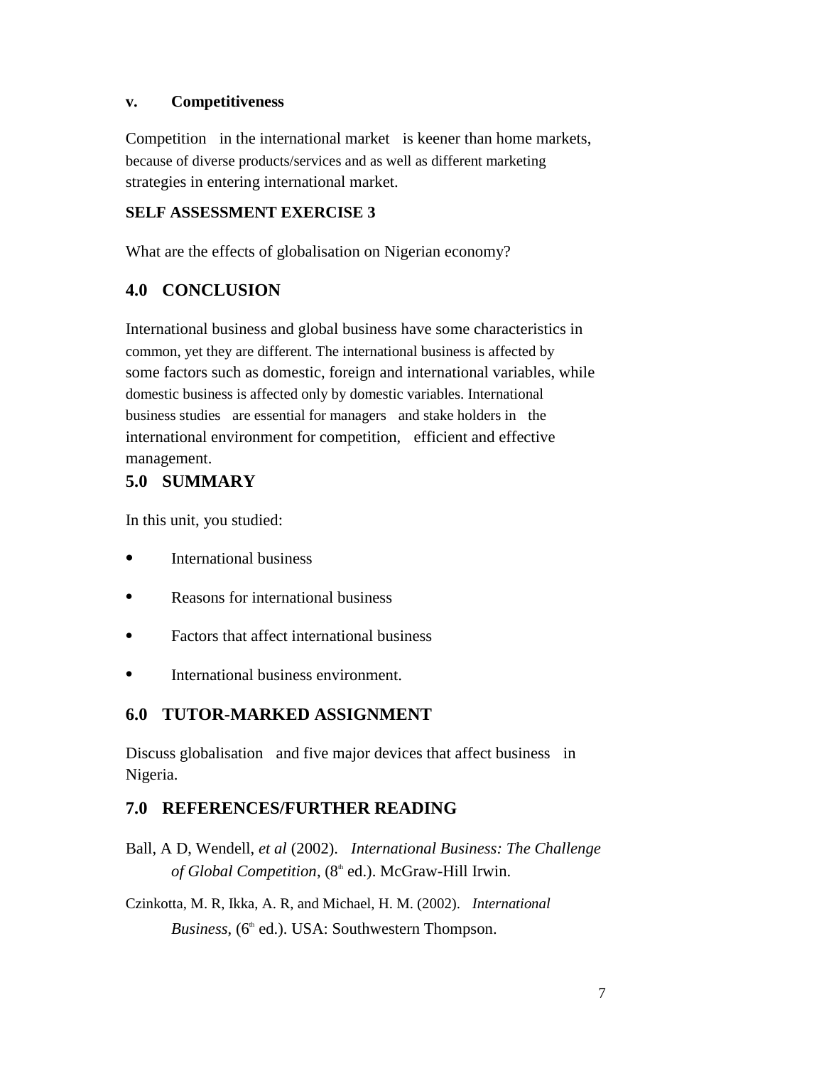**v. Competitiveness**

Competition in the international market is keener than home markets, because of diverse products/services and as well as different marketing strategies in entering international market.

**SELF ASSESSMENT EXERCISE 3**

What are the effects of globalisation on Nigerian economy?

## 4.0 CONCLUSION

International business and global business have some characteristics in common, yet they are different. The international business is affected by some factors such as domestic, foreign and international variables, while domestic business is affected only by domestic variables. International business studies are essential for managers and stake holders in the international environment for competition, efficient and effective management.

## 5.0 SUMMARY

In this unit, you studied:

- International business
- Reasons for international business
- Factors that affect international business
- International business environment.

## 6.0 TUTOR-MARKED ASSIGNMENT

Discuss globalisation and five major devices that affect business in Nigeria.

## 7.0 REFERENCES/FURTHER READING

Ball, A D, Wendell, *et al* (2002). *International Business: The Challenge of Global Competition*, (8th ed.). McGraw-Hill Irwin.

Czinkotta, M. R, Ikka, A. R, and Michael, H. M. (2002). *International Business*, (6th ed.). USA: Southwestern Thompson.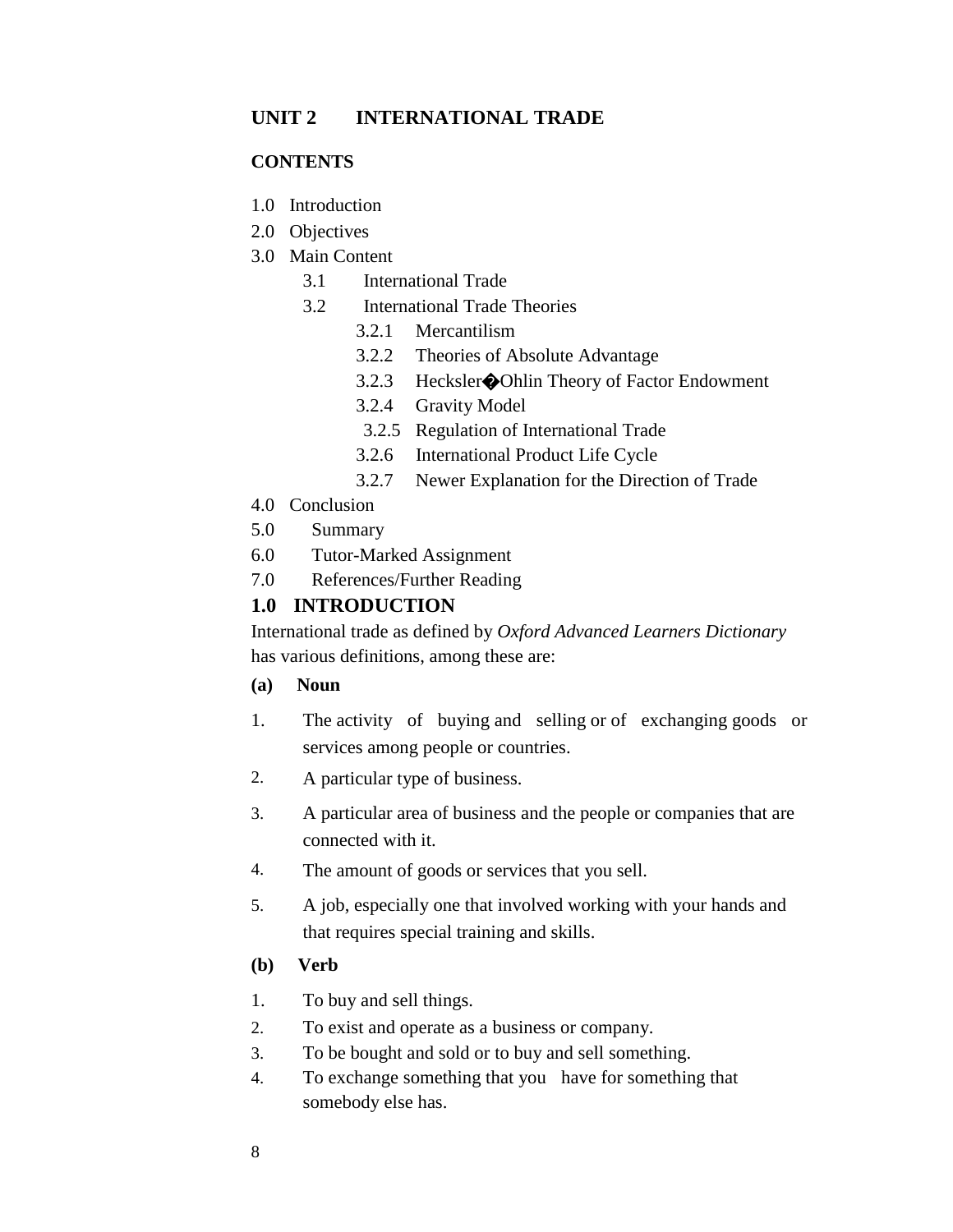## UNIT 2 INTERNATIONAL TRADE

### CONTENTS

1.0 Introduction
2.0 Objectives
3.0 Main Content
 3.1 International Trade
 3.2 International Trade Theories
  3.2.1 Mercantilism
  3.2.2 Theories of Absolute Advantage
  3.2.3 Heckslerآ�Ohlin Theory of Factor Endowment
  3.2.4 Gravity Model
  3.2.5 Regulation of International Trade
  3.2.6 International Product Life Cycle
  3.2.7 Newer Explanation for the Direction of Trade
4.0 Conclusion
5.0 Summary
6.0 Tutor-Marked Assignment
7.0 References/Further Reading

## 1.0 INTRODUCTION

International trade as defined by *Oxford Advanced Learners Dictionary* has various definitions, among these are:

**(a) Noun**

1. The activity of buying and selling or of exchanging goods or services among people or countries.
2. A particular type of business.
3. A particular area of business and the people or companies that are connected with it.
4. The amount of goods or services that you sell.
5. A job, especially one that involved working with your hands and that requires special training and skills.

**(b) Verb**

1. To buy and sell things.
2. To exist and operate as a business or company.
3. To be bought and sold or to buy and sell something.
4. To exchange something that you have for something that somebody else has.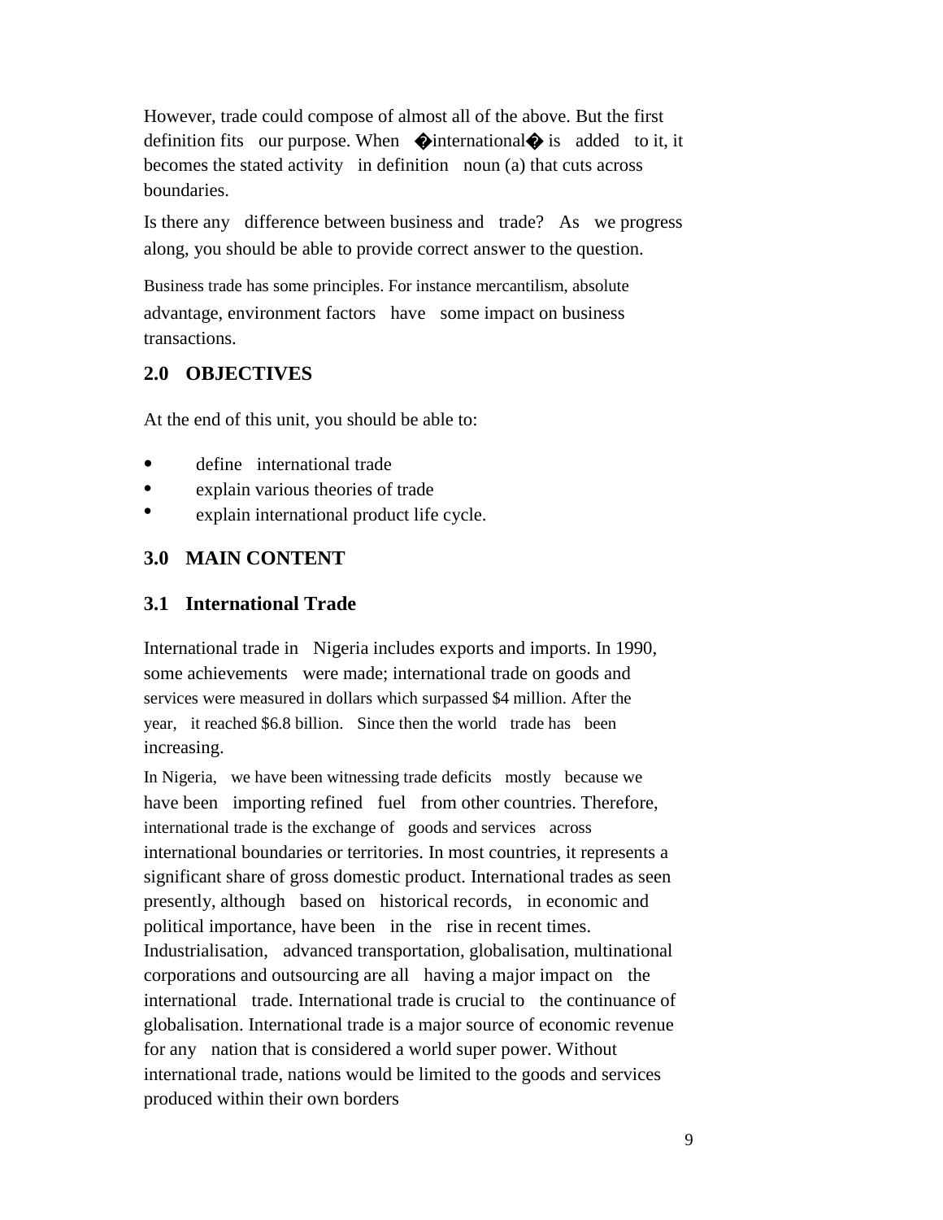However, trade could compose of almost all of the above. But the first definition fits our purpose. When �international� is added to it, it becomes the stated activity in definition noun (a) that cuts across boundaries.

Is there any difference between business and trade? As we progress along, you should be able to provide correct answer to the question.

Business trade has some principles. For instance mercantilism, absolute advantage, environment factors have some impact on business transactions.

## 2.0 OBJECTIVES

At the end of this unit, you should be able to:

- define international trade
- explain various theories of trade
- explain international product life cycle.

## 3.0 MAIN CONTENT

### 3.1 International Trade

International trade in Nigeria includes exports and imports. In 1990, some achievements were made; international trade on goods and services were measured in dollars which surpassed $4 million. After the year, it reached $6.8 billion. Since then the world trade has been increasing.

In Nigeria, we have been witnessing trade deficits mostly because we have been importing refined fuel from other countries. Therefore, international trade is the exchange of goods and services across international boundaries or territories. In most countries, it represents a significant share of gross domestic product. International trades as seen presently, although based on historical records, in economic and political importance, have been in the rise in recent times. Industrialisation, advanced transportation, globalisation, multinational corporations and outsourcing are all having a major impact on the international trade. International trade is crucial to the continuance of globalisation. International trade is a major source of economic revenue for any nation that is considered a world super power. Without international trade, nations would be limited to the goods and services produced within their own borders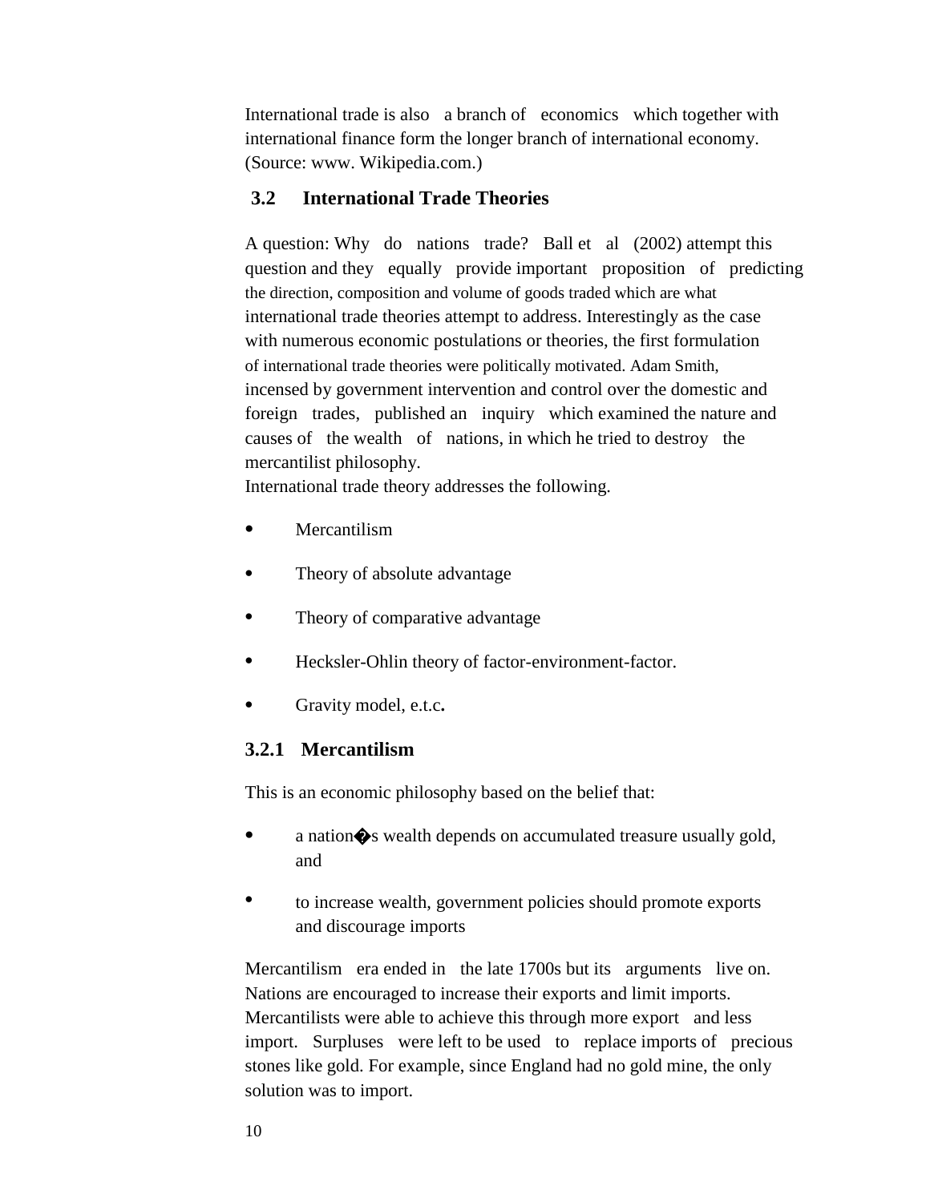International trade is also a branch of economics which together with international finance form the longer branch of international economy. (Source: www. Wikipedia.com.)

## 3.2 International Trade Theories

A question: Why do nations trade? Ball et al (2002) attempt this question and they equally provide important proposition of predicting the direction, composition and volume of goods traded which are what international trade theories attempt to address. Interestingly as the case with numerous economic postulations or theories, the first formulation of international trade theories were politically motivated. Adam Smith, incensed by government intervention and control over the domestic and foreign trades, published an inquiry which examined the nature and causes of the wealth of nations, in which he tried to destroy the mercantilist philosophy.
International trade theory addresses the following.

- Mercantilism
- Theory of absolute advantage
- Theory of comparative advantage
- Hecksler-Ohlin theory of factor-environment-factor.
- Gravity model, e.t.c**.**

### 3.2.1 Mercantilism

This is an economic philosophy based on the belief that:

- a nation�s wealth depends on accumulated treasure usually gold, and
- to increase wealth, government policies should promote exports and discourage imports

Mercantilism era ended in the late 1700s but its arguments live on. Nations are encouraged to increase their exports and limit imports. Mercantilists were able to achieve this through more export and less import. Surpluses were left to be used to replace imports of precious stones like gold. For example, since England had no gold mine, the only solution was to import.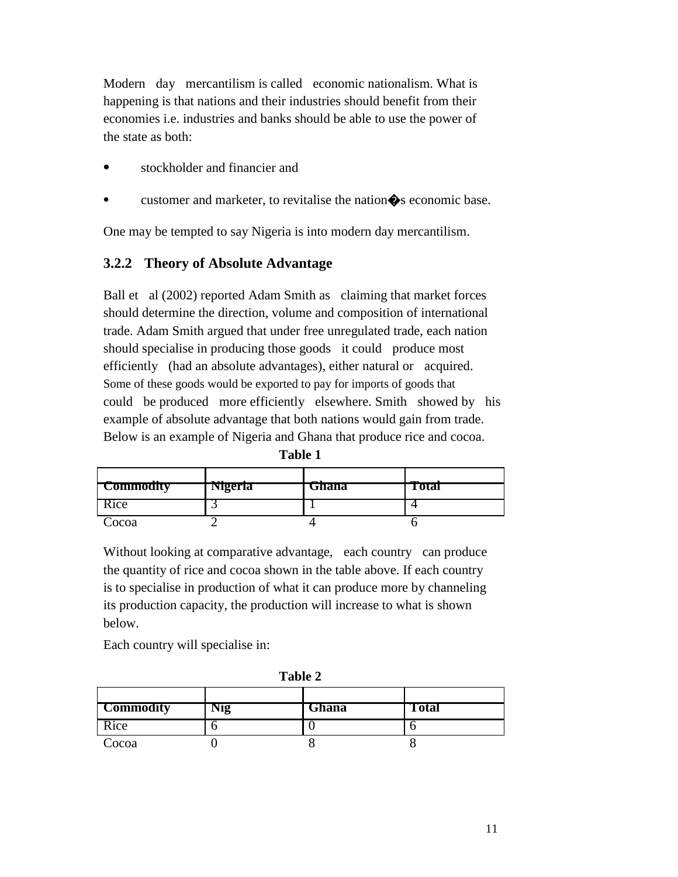Modern day mercantilism is called economic nationalism. What is happening is that nations and their industries should benefit from their economies i.e. industries and banks should be able to use the power of the state as both:

- stockholder and financier and
- customer and marketer, to revitalise the nation�s economic base.

One may be tempted to say Nigeria is into modern day mercantilism.

### 3.2.2 Theory of Absolute Advantage

Ball et al (2002) reported Adam Smith as claiming that market forces should determine the direction, volume and composition of international trade. Adam Smith argued that under free unregulated trade, each nation should specialise in producing those goods it could produce most efficiently (had an absolute advantages), either natural or acquired. Some of these goods would be exported to pay for imports of goods that could be produced more efficiently elsewhere. Smith showed by his example of absolute advantage that both nations would gain from trade. Below is an example of Nigeria and Ghana that produce rice and cocoa.

**Table 1**

| Commodity | Nigeria | Ghana | Total |
|---|---|---|---|
| Rice | 3 | 1 | 4 |
| Cocoa | 2 | 4 | 6 |

Without looking at comparative advantage, each country can produce the quantity of rice and cocoa shown in the table above. If each country is to specialise in production of what it can produce more by channeling its production capacity, the production will increase to what is shown below.

Each country will specialise in:

**Table 2**

| Commodity | Nig | Ghana | Total |
|---|---|---|---|
| Rice | 6 | 0 | 6 |
| Cocoa | 0 | 8 | 8 |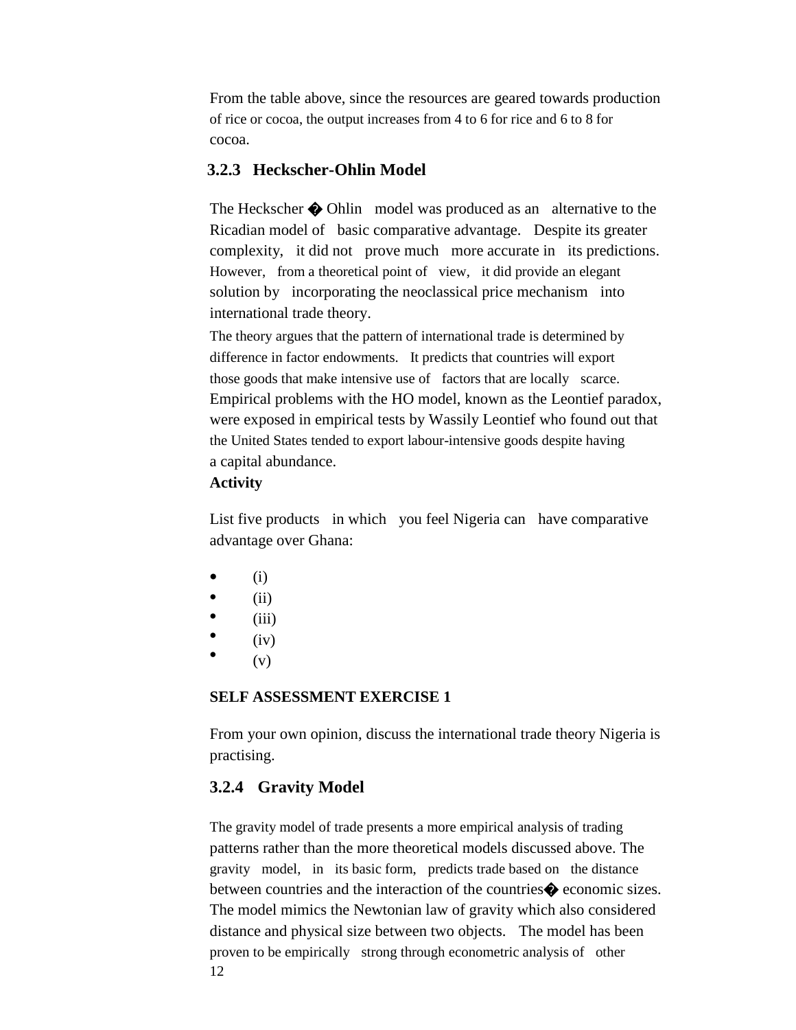From the table above, since the resources are geared towards production of rice or cocoa, the output increases from 4 to 6 for rice and 6 to 8 for cocoa.

### 3.2.3 Heckscher-Ohlin Model

The Heckscher � Ohlin model was produced as an alternative to the Ricadian model of basic comparative advantage. Despite its greater complexity, it did not prove much more accurate in its predictions. However, from a theoretical point of view, it did provide an elegant solution by incorporating the neoclassical price mechanism into international trade theory.

The theory argues that the pattern of international trade is determined by difference in factor endowments. It predicts that countries will export those goods that make intensive use of factors that are locally scarce. Empirical problems with the HO model, known as the Leontief paradox, were exposed in empirical tests by Wassily Leontief who found out that the United States tended to export labour-intensive goods despite having a capital abundance.

**Activity**

List five products in which you feel Nigeria can have comparative advantage over Ghana:

- (i)
- (ii)
- (iii)
- (iv)
- (v)

**SELF ASSESSMENT EXERCISE 1**

From your own opinion, discuss the international trade theory Nigeria is practising.

### 3.2.4 Gravity Model

The gravity model of trade presents a more empirical analysis of trading patterns rather than the more theoretical models discussed above. The gravity model, in its basic form, predicts trade based on the distance between countries and the interaction of the countries� economic sizes. The model mimics the Newtonian law of gravity which also considered distance and physical size between two objects. The model has been proven to be empirically strong through econometric analysis of other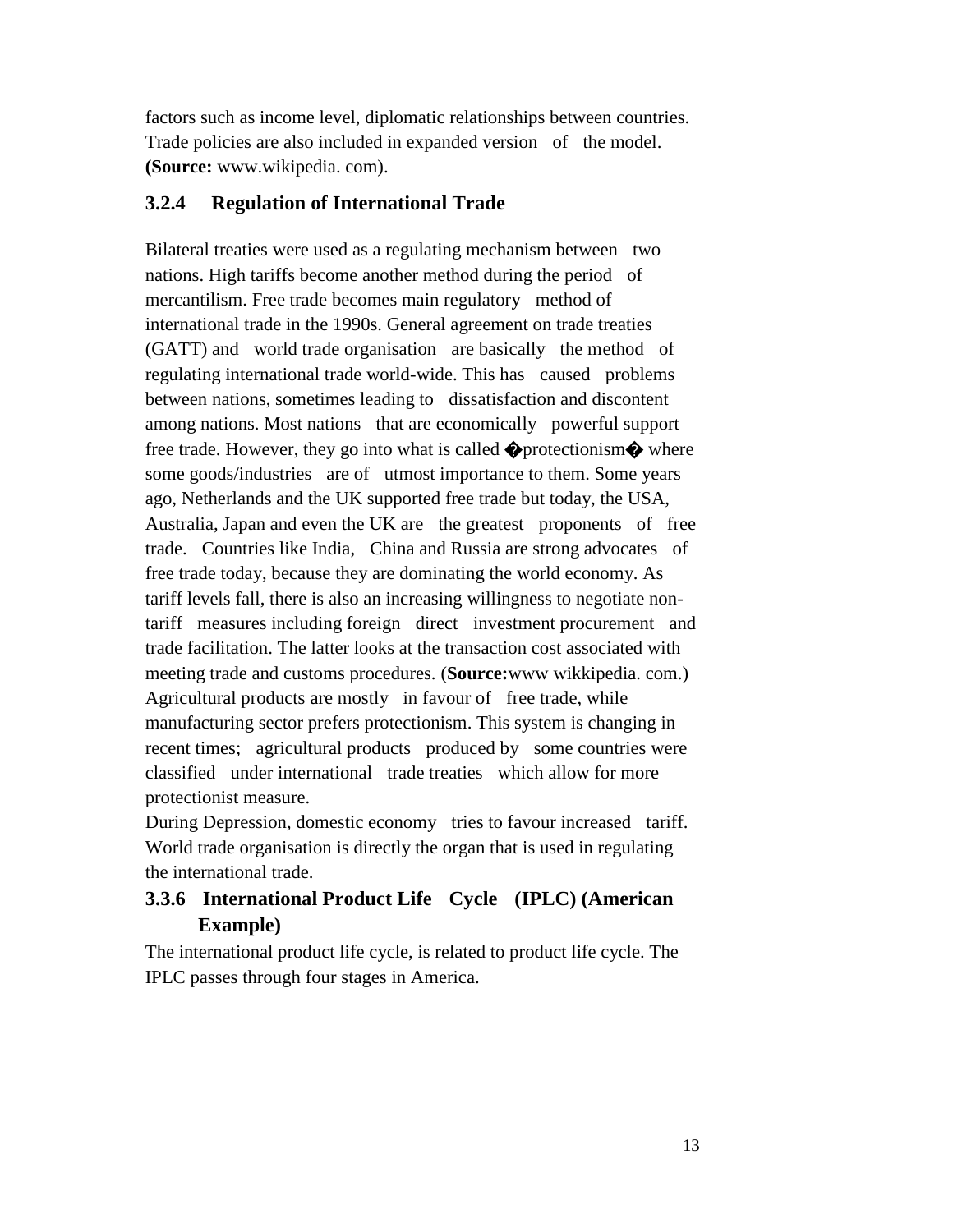factors such as income level, diplomatic relationships between countries. Trade policies are also included in expanded version of the model. **(Source:** www.wikipedia. com).

### 3.2.4 Regulation of International Trade

Bilateral treaties were used as a regulating mechanism between two nations. High tariffs become another method during the period of mercantilism. Free trade becomes main regulatory method of international trade in the 1990s. General agreement on trade treaties (GATT) and world trade organisation are basically the method of regulating international trade world-wide. This has caused problems between nations, sometimes leading to dissatisfaction and discontent among nations. Most nations that are economically powerful support free trade. However, they go into what is called �protectionism� where some goods/industries are of utmost importance to them. Some years ago, Netherlands and the UK supported free trade but today, the USA, Australia, Japan and even the UK are the greatest proponents of free trade. Countries like India, China and Russia are strong advocates of free trade today, because they are dominating the world economy. As tariff levels fall, there is also an increasing willingness to negotiate non-tariff measures including foreign direct investment procurement and trade facilitation. The latter looks at the transaction cost associated with meeting trade and customs procedures. (**Source:**www wikkipedia. com.) Agricultural products are mostly in favour of free trade, while manufacturing sector prefers protectionism. This system is changing in recent times; agricultural products produced by some countries were classified under international trade treaties which allow for more protectionist measure.

During Depression, domestic economy tries to favour increased tariff. World trade organisation is directly the organ that is used in regulating the international trade.

### 3.3.6 International Product Life Cycle (IPLC) (American Example)

The international product life cycle, is related to product life cycle. The IPLC passes through four stages in America.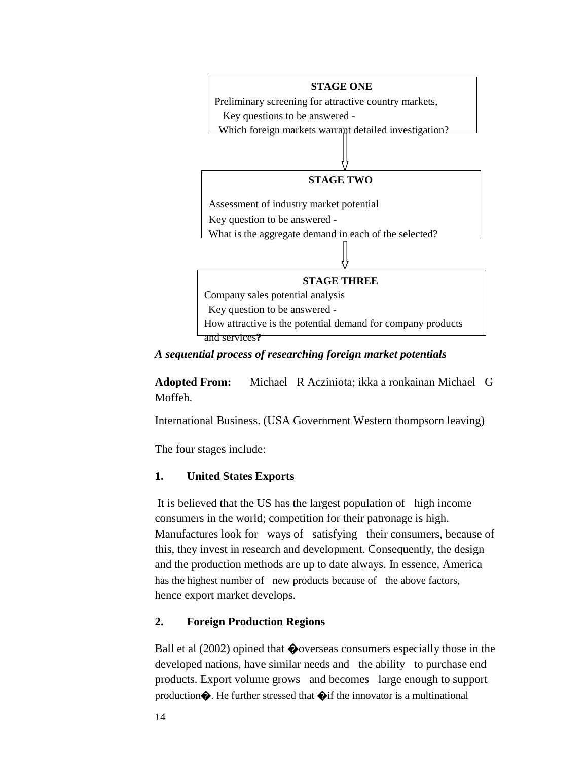**STAGE ONE**

Preliminary screening for attractive country markets,

Key questions to be answered -

Which foreign markets warrant detailed investigation?

↓

**STAGE TWO**

Assessment of industry market potential

Key question to be answered -

What is the aggregate demand in each of the selected?

↓

**STAGE THREE**

Company sales potential analysis

Key question to be answered -

How attractive is the potential demand for company products and services**?**

***A sequential process of researching foreign market potentials***

**Adopted From:** Michael R Acziniota; ikka a ronkainan Michael G Moffeh.

International Business. (USA Government Western thompsorn leaving)

The four stages include:

**1. United States Exports**

It is believed that the US has the largest population of high income consumers in the world; competition for their patronage is high. Manufactures look for ways of satisfying their consumers, because of this, they invest in research and development. Consequently, the design and the production methods are up to date always. In essence, America has the highest number of new products because of the above factors, hence export market develops.

**2. Foreign Production Regions**

Ball et al (2002) opined that �overseas consumers especially those in the developed nations, have similar needs and the ability to purchase end products. Export volume grows and becomes large enough to support production�. He further stressed that �if the innovator is a multinational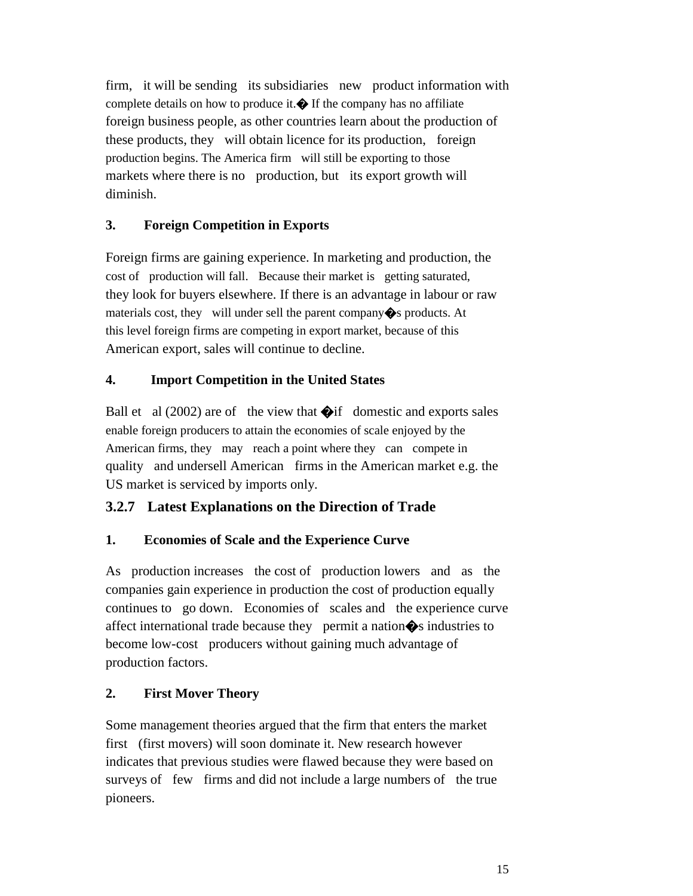firm, it will be sending its subsidiaries new product information with complete details on how to produce it.� If the company has no affiliate foreign business people, as other countries learn about the production of these products, they will obtain licence for its production, foreign production begins. The America firm will still be exporting to those markets where there is no production, but its export growth will diminish.

**3. Foreign Competition in Exports**

Foreign firms are gaining experience. In marketing and production, the cost of production will fall. Because their market is getting saturated, they look for buyers elsewhere. If there is an advantage in labour or raw materials cost, they will under sell the parent company�s products. At this level foreign firms are competing in export market, because of this American export, sales will continue to decline.

**4. Import Competition in the United States**

Ball et al (2002) are of the view that �if domestic and exports sales enable foreign producers to attain the economies of scale enjoyed by the American firms, they may reach a point where they can compete in quality and undersell American firms in the American market e.g. the US market is serviced by imports only.

### 3.2.7 Latest Explanations on the Direction of Trade

**1. Economies of Scale and the Experience Curve**

As production increases the cost of production lowers and as the companies gain experience in production the cost of production equally continues to go down. Economies of scales and the experience curve affect international trade because they permit a nation�s industries to become low-cost producers without gaining much advantage of production factors.

**2. First Mover Theory**

Some management theories argued that the firm that enters the market first (first movers) will soon dominate it. New research however indicates that previous studies were flawed because they were based on surveys of few firms and did not include a large numbers of the true pioneers.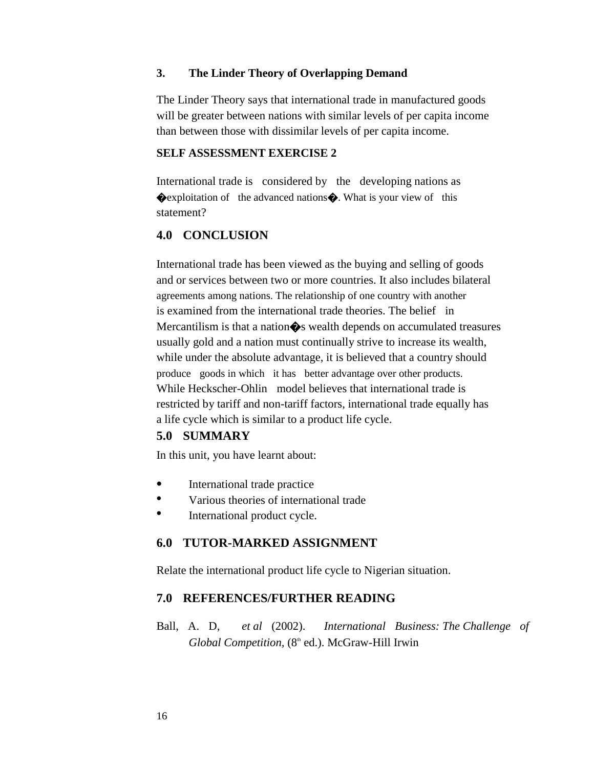### 3. The Linder Theory of Overlapping Demand

The Linder Theory says that international trade in manufactured goods will be greater between nations with similar levels of per capita income than between those with dissimilar levels of per capita income.

**SELF ASSESSMENT EXERCISE 2**

International trade is considered by the developing nations as �exploitation of the advanced nations�. What is your view of this statement?

## 4.0 CONCLUSION

International trade has been viewed as the buying and selling of goods and or services between two or more countries. It also includes bilateral agreements among nations. The relationship of one country with another is examined from the international trade theories. The belief in Mercantilism is that a nation�s wealth depends on accumulated treasures usually gold and a nation must continually strive to increase its wealth, while under the absolute advantage, it is believed that a country should produce goods in which it has better advantage over other products. While Heckscher-Ohlin model believes that international trade is restricted by tariff and non-tariff factors, international trade equally has a life cycle which is similar to a product life cycle.

## 5.0 SUMMARY

In this unit, you have learnt about:

- International trade practice
- Various theories of international trade
- International product cycle.

## 6.0 TUTOR-MARKED ASSIGNMENT

Relate the international product life cycle to Nigerian situation.

## 7.0 REFERENCES/FURTHER READING

Ball, A. D, *et al* (2002). *International Business: The Challenge of Global Competition*, (8th ed.). McGraw-Hill Irwin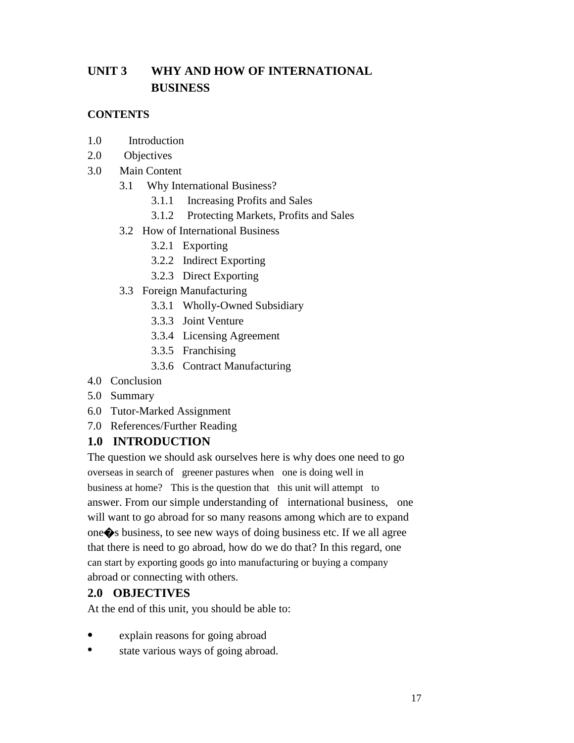# UNIT 3 WHY AND HOW OF INTERNATIONAL BUSINESS

**CONTENTS**

1.0 Introduction
2.0 Objectives
3.0 Main Content
 3.1 Why International Business?
  3.1.1 Increasing Profits and Sales
  3.1.2 Protecting Markets, Profits and Sales
 3.2 How of International Business
  3.2.1 Exporting
  3.2.2 Indirect Exporting
  3.2.3 Direct Exporting
 3.3 Foreign Manufacturing
  3.3.1 Wholly-Owned Subsidiary
  3.3.3 Joint Venture
  3.3.4 Licensing Agreement
  3.3.5 Franchising
  3.3.6 Contract Manufacturing
4.0 Conclusion
5.0 Summary
6.0 Tutor-Marked Assignment
7.0 References/Further Reading

## 1.0 INTRODUCTION

The question we should ask ourselves here is why does one need to go overseas in search of greener pastures when one is doing well in business at home? This is the question that this unit will attempt to answer. From our simple understanding of international business, one will want to go abroad for so many reasons among which are to expand one�s business, to see new ways of doing business etc. If we all agree that there is need to go abroad, how do we do that? In this regard, one can start by exporting goods go into manufacturing or buying a company abroad or connecting with others.

## 2.0 OBJECTIVES

At the end of this unit, you should be able to:

- explain reasons for going abroad
- state various ways of going abroad.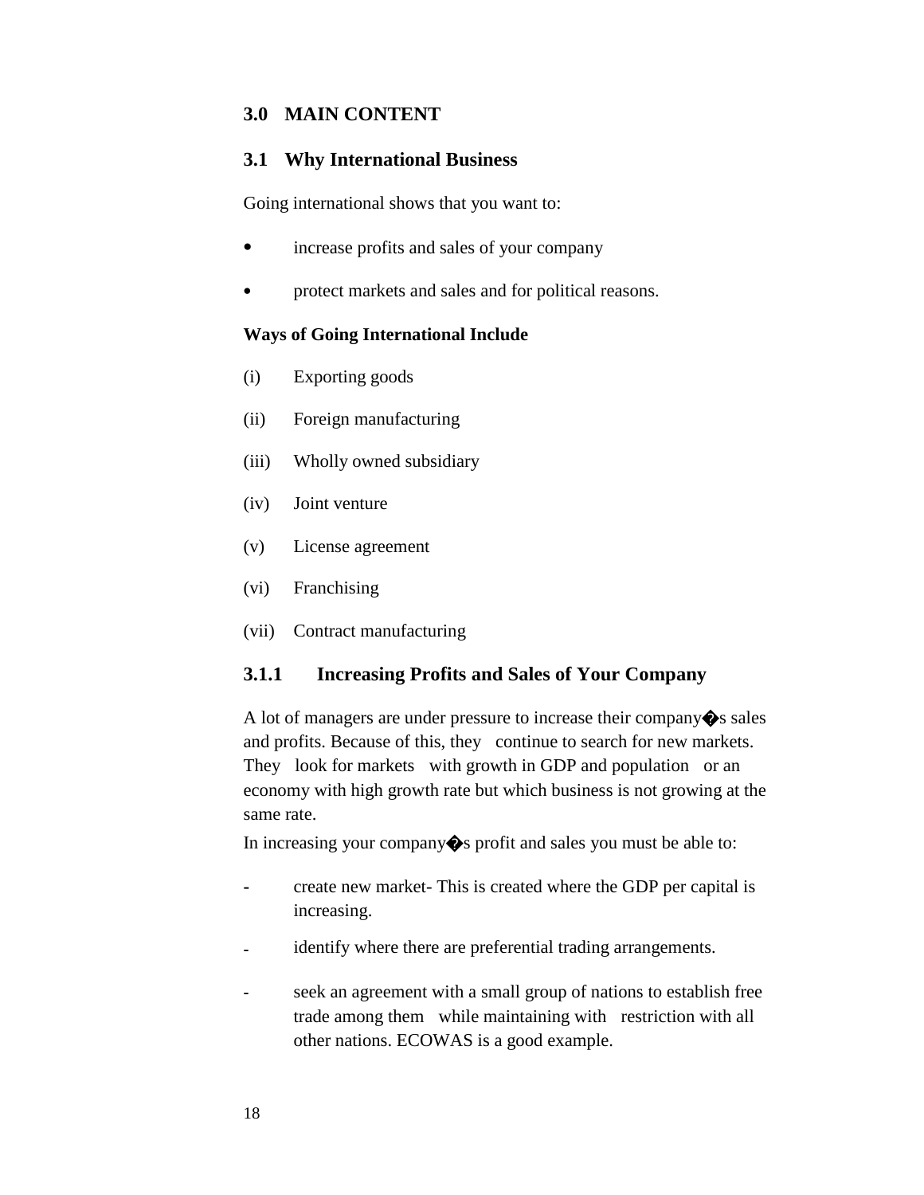## 3.0 MAIN CONTENT

### 3.1 Why International Business

Going international shows that you want to:

- increase profits and sales of your company
- protect markets and sales and for political reasons.

**Ways of Going International Include**

(i) Exporting goods

(ii) Foreign manufacturing

(iii) Wholly owned subsidiary

(iv) Joint venture

(v) License agreement

(vi) Franchising

(vii) Contract manufacturing

#### 3.1.1 Increasing Profits and Sales of Your Company

A lot of managers are under pressure to increase their company�s sales and profits. Because of this, they continue to search for new markets. They look for markets with growth in GDP and population or an economy with high growth rate but which business is not growing at the same rate.

In increasing your company�s profit and sales you must be able to:

- create new market- This is created where the GDP per capital is increasing.
- identify where there are preferential trading arrangements.
- seek an agreement with a small group of nations to establish free trade among them while maintaining with restriction with all other nations. ECOWAS is a good example.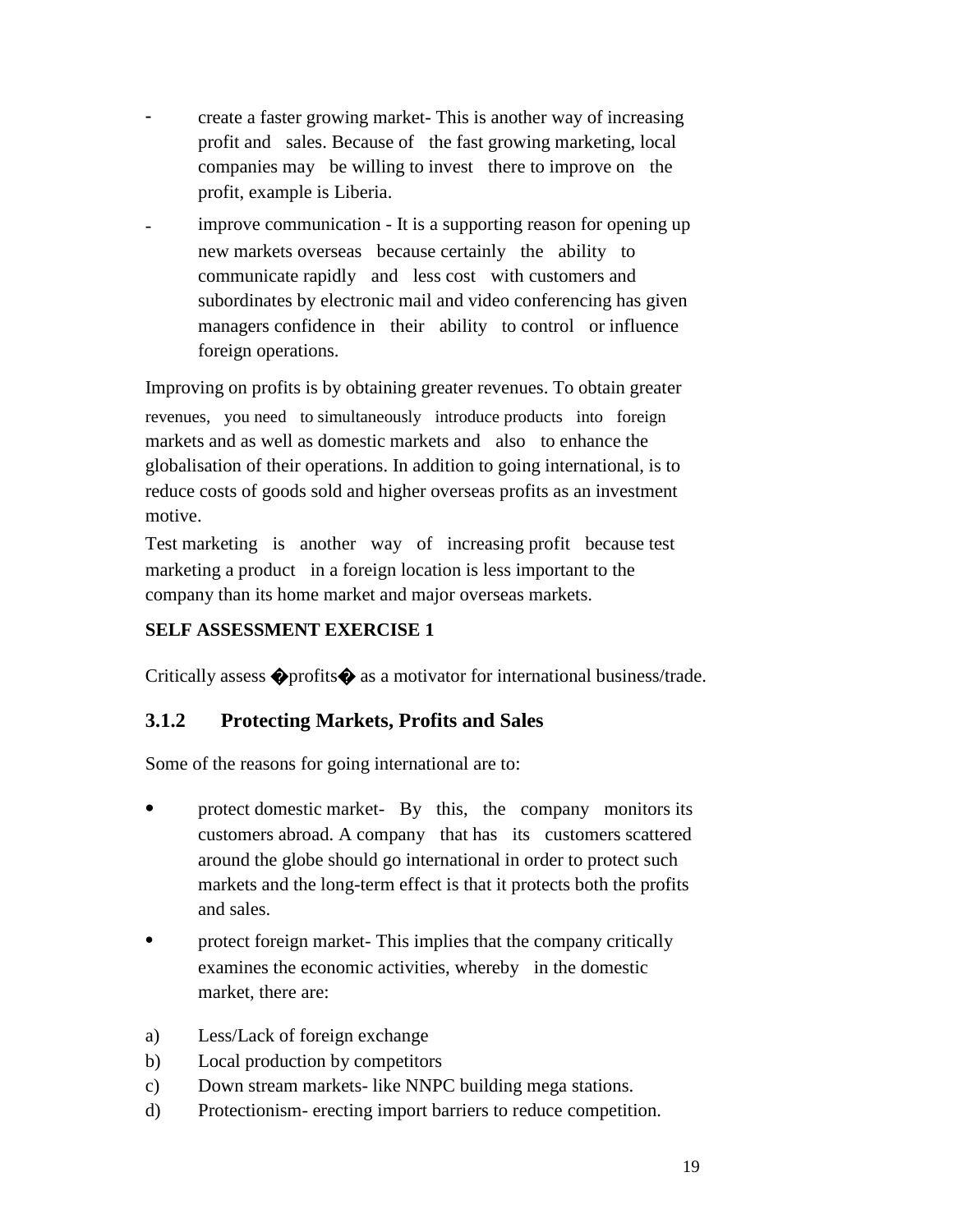- create a faster growing market- This is another way of increasing profit and sales. Because of the fast growing marketing, local companies may be willing to invest there to improve on the profit, example is Liberia.
- improve communication - It is a supporting reason for opening up new markets overseas because certainly the ability to communicate rapidly and less cost with customers and subordinates by electronic mail and video conferencing has given managers confidence in their ability to control or influence foreign operations.

Improving on profits is by obtaining greater revenues. To obtain greater revenues, you need to simultaneously introduce products into foreign markets and as well as domestic markets and also to enhance the globalisation of their operations. In addition to going international, is to reduce costs of goods sold and higher overseas profits as an investment motive.

Test marketing is another way of increasing profit because test marketing a product in a foreign location is less important to the company than its home market and major overseas markets.

**SELF ASSESSMENT EXERCISE 1**

Critically assess �profits� as a motivator for international business/trade.

### 3.1.2 Protecting Markets, Profits and Sales

Some of the reasons for going international are to:

- protect domestic market- By this, the company monitors its customers abroad. A company that has its customers scattered around the globe should go international in order to protect such markets and the long-term effect is that it protects both the profits and sales.
- protect foreign market- This implies that the company critically examines the economic activities, whereby in the domestic market, there are:

a) Less/Lack of foreign exchange
b) Local production by competitors
c) Down stream markets- like NNPC building mega stations.
d) Protectionism- erecting import barriers to reduce competition.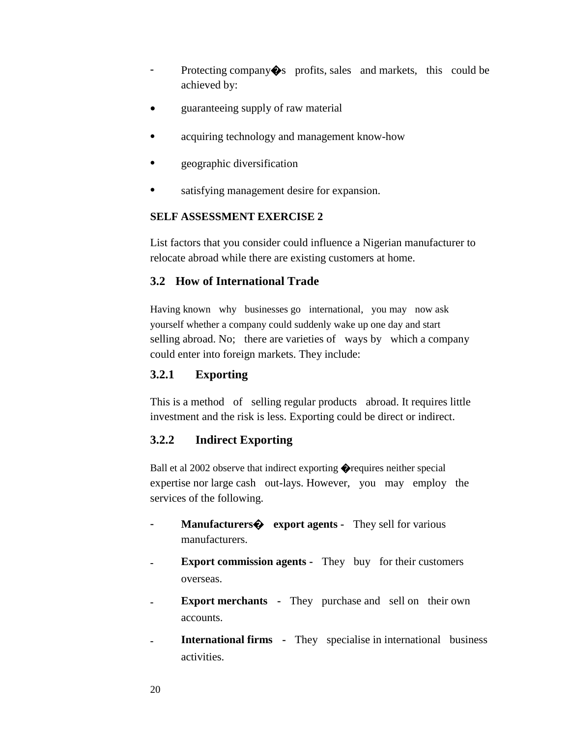- Protecting company�s profits, sales and markets, this could be achieved by:

- guaranteeing supply of raw material
- acquiring technology and management know-how
- geographic diversification
- satisfying management desire for expansion.

**SELF ASSESSMENT EXERCISE 2**

List factors that you consider could influence a Nigerian manufacturer to relocate abroad while there are existing customers at home.

### 3.2 How of International Trade

Having known why businesses go international, you may now ask yourself whether a company could suddenly wake up one day and start selling abroad. No; there are varieties of ways by which a company could enter into foreign markets. They include:

### 3.2.1 Exporting

This is a method of selling regular products abroad. It requires little investment and the risk is less. Exporting could be direct or indirect.

### 3.2.2 Indirect Exporting

Ball et al 2002 observe that indirect exporting �requires neither special expertise nor large cash out-lays. However, you may employ the services of the following.

- **Manufacturers� export agents -** They sell for various manufacturers.
- **Export commission agents -** They buy for their customers overseas.
- **Export merchants -** They purchase and sell on their own accounts.
- **International firms -** They specialise in international business activities.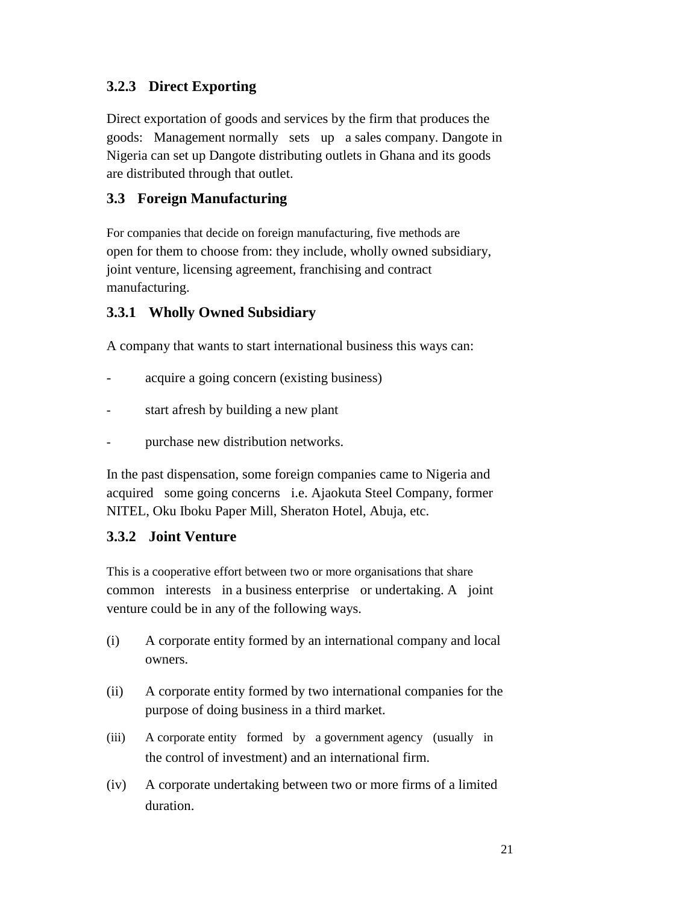### 3.2.3 Direct Exporting

Direct exportation of goods and services by the firm that produces the goods: Management normally sets up a sales company. Dangote in Nigeria can set up Dangote distributing outlets in Ghana and its goods are distributed through that outlet.

## 3.3 Foreign Manufacturing

For companies that decide on foreign manufacturing, five methods are open for them to choose from: they include, wholly owned subsidiary, joint venture, licensing agreement, franchising and contract manufacturing.

### 3.3.1 Wholly Owned Subsidiary

A company that wants to start international business this ways can:

- acquire a going concern (existing business)
- start afresh by building a new plant
- purchase new distribution networks.

In the past dispensation, some foreign companies came to Nigeria and acquired some going concerns i.e. Ajaokuta Steel Company, former NITEL, Oku Iboku Paper Mill, Sheraton Hotel, Abuja, etc.

### 3.3.2 Joint Venture

This is a cooperative effort between two or more organisations that share common interests in a business enterprise or undertaking. A joint venture could be in any of the following ways.

(i) A corporate entity formed by an international company and local owners.

(ii) A corporate entity formed by two international companies for the purpose of doing business in a third market.

(iii) A corporate entity formed by a government agency (usually in the control of investment) and an international firm.

(iv) A corporate undertaking between two or more firms of a limited duration.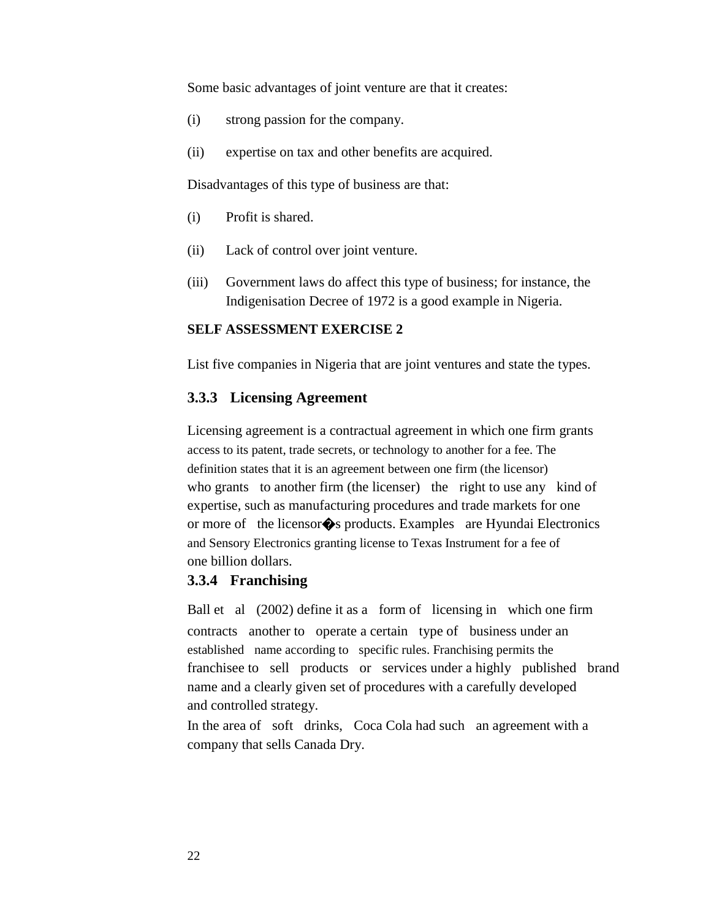Some basic advantages of joint venture are that it creates:

(i) strong passion for the company.

(ii) expertise on tax and other benefits are acquired.

Disadvantages of this type of business are that:

(i) Profit is shared.

(ii) Lack of control over joint venture.

(iii) Government laws do affect this type of business; for instance, the Indigenisation Decree of 1972 is a good example in Nigeria.

**SELF ASSESSMENT EXERCISE 2**

List five companies in Nigeria that are joint ventures and state the types.

### 3.3.3 Licensing Agreement

Licensing agreement is a contractual agreement in which one firm grants access to its patent, trade secrets, or technology to another for a fee. The definition states that it is an agreement between one firm (the licensor) who grants to another firm (the licenser) the right to use any kind of expertise, such as manufacturing procedures and trade markets for one or more of the licensor�s products. Examples are Hyundai Electronics and Sensory Electronics granting license to Texas Instrument for a fee of one billion dollars.

### 3.3.4 Franchising

Ball et al (2002) define it as a form of licensing in which one firm contracts another to operate a certain type of business under an established name according to specific rules. Franchising permits the franchisee to sell products or services under a highly published brand name and a clearly given set of procedures with a carefully developed and controlled strategy.

In the area of soft drinks, Coca Cola had such an agreement with a company that sells Canada Dry.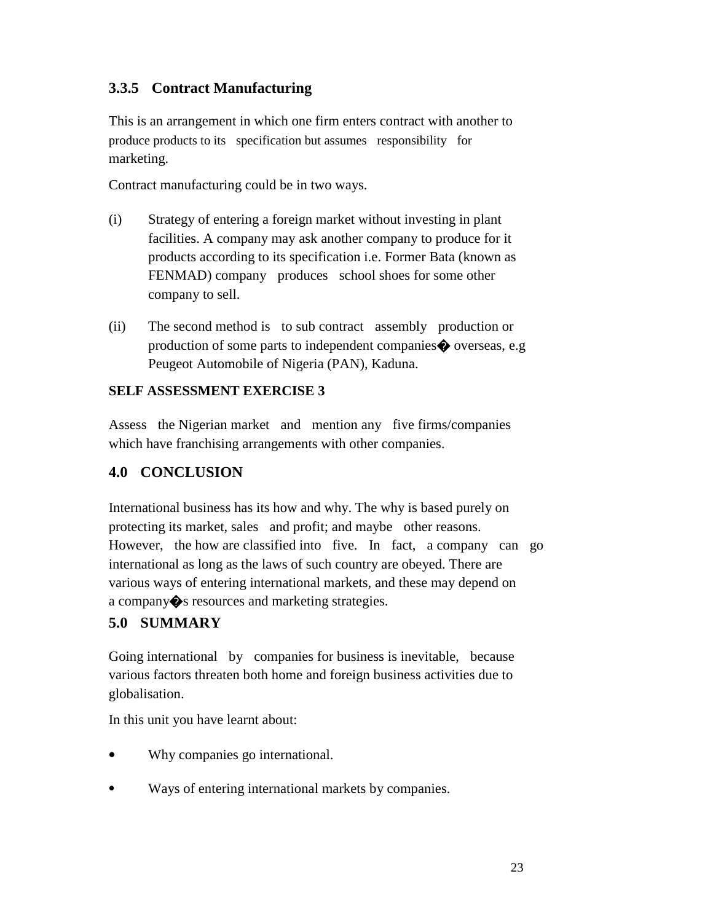### 3.3.5 Contract Manufacturing

This is an arrangement in which one firm enters contract with another to produce products to its specification but assumes responsibility for marketing.

Contract manufacturing could be in two ways.

(i) Strategy of entering a foreign market without investing in plant facilities. A company may ask another company to produce for it products according to its specification i.e. Former Bata (known as FENMAD) company produces school shoes for some other company to sell.

(ii) The second method is to sub contract assembly production or production of some parts to independent companies� overseas, e.g Peugeot Automobile of Nigeria (PAN), Kaduna.

**SELF ASSESSMENT EXERCISE 3**

Assess the Nigerian market and mention any five firms/companies which have franchising arrangements with other companies.

## 4.0 CONCLUSION

International business has its how and why. The why is based purely on protecting its market, sales and profit; and maybe other reasons. However, the how are classified into five. In fact, a company can go international as long as the laws of such country are obeyed. There are various ways of entering international markets, and these may depend on a company�s resources and marketing strategies.

## 5.0 SUMMARY

Going international by companies for business is inevitable, because various factors threaten both home and foreign business activities due to globalisation.

In this unit you have learnt about:

- Why companies go international.
- Ways of entering international markets by companies.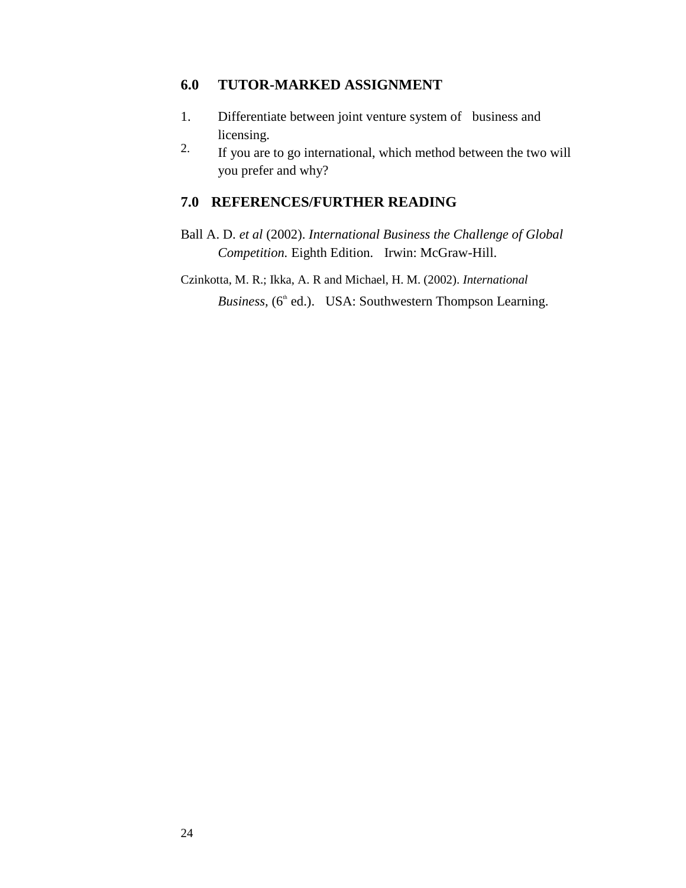## 6.0 TUTOR-MARKED ASSIGNMENT

1. Differentiate between joint venture system of business and licensing.
2. If you are to go international, which method between the two will you prefer and why?

## 7.0 REFERENCES/FURTHER READING

Ball A. D. *et al* (2002). *International Business the Challenge of Global Competition.* Eighth Edition. Irwin: McGraw-Hill.

Czinkotta, M. R.; Ikka, A. R and Michael, H. M. (2002). *International Business*, (6th ed.). USA: Southwestern Thompson Learning.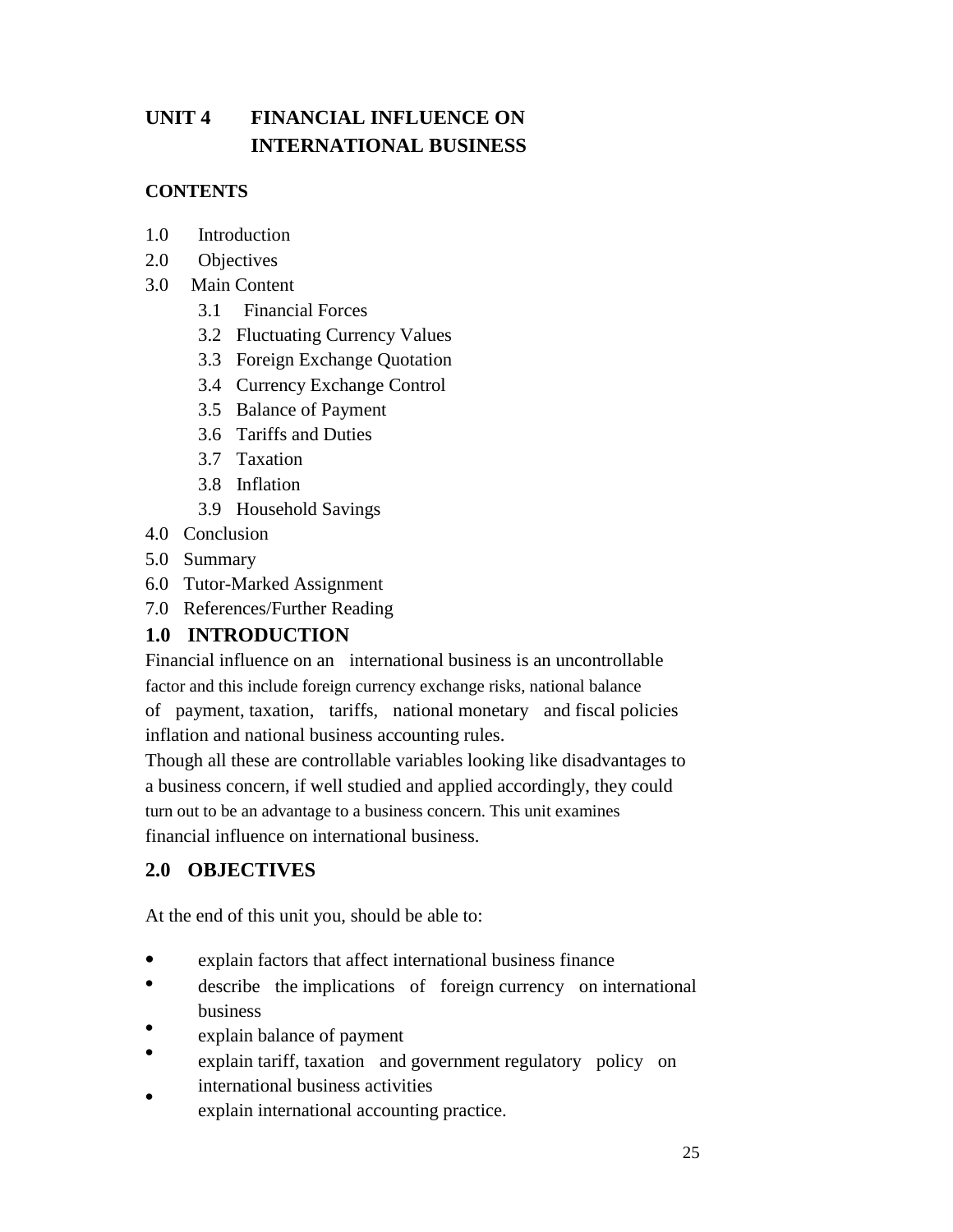# UNIT 4 FINANCIAL INFLUENCE ON INTERNATIONAL BUSINESS

## CONTENTS

1.0 Introduction
2.0 Objectives
3.0 Main Content
   - 3.1 Financial Forces
   - 3.2 Fluctuating Currency Values
   - 3.3 Foreign Exchange Quotation
   - 3.4 Currency Exchange Control
   - 3.5 Balance of Payment
   - 3.6 Tariffs and Duties
   - 3.7 Taxation
   - 3.8 Inflation
   - 3.9 Household Savings

4.0 Conclusion
5.0 Summary
6.0 Tutor-Marked Assignment
7.0 References/Further Reading

## 1.0 INTRODUCTION

Financial influence on an international business is an uncontrollable factor and this include foreign currency exchange risks, national balance of payment, taxation, tariffs, national monetary and fiscal policies inflation and national business accounting rules.

Though all these are controllable variables looking like disadvantages to a business concern, if well studied and applied accordingly, they could turn out to be an advantage to a business concern. This unit examines financial influence on international business.

## 2.0 OBJECTIVES

At the end of this unit you, should be able to:

- explain factors that affect international business finance
- describe the implications of foreign currency on international business
- explain balance of payment
- explain tariff, taxation and government regulatory policy on international business activities
- explain international accounting practice.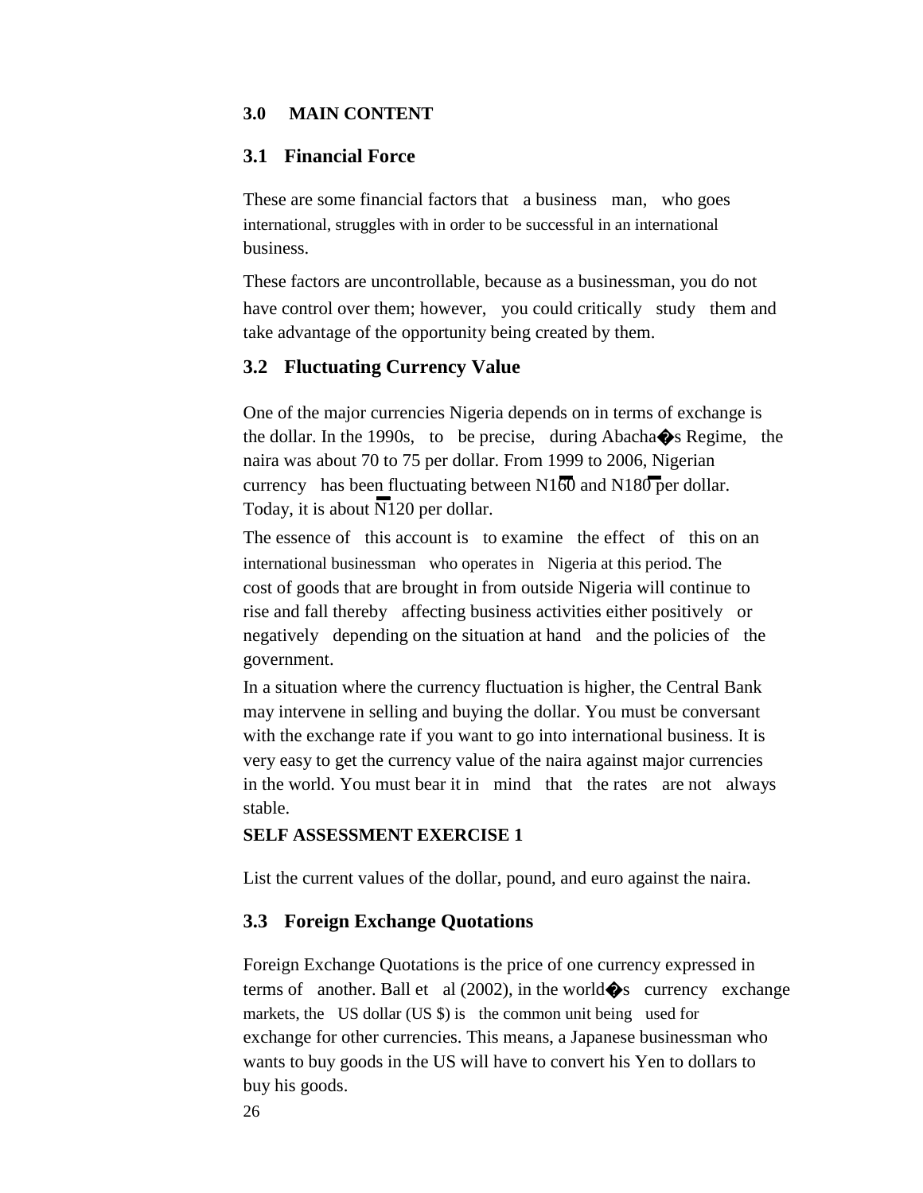## 3.0 MAIN CONTENT

### 3.1 Financial Force

These are some financial factors that a business man, who goes international, struggles with in order to be successful in an international business.

These factors are uncontrollable, because as a businessman, you do not have control over them; however, you could critically study them and take advantage of the opportunity being created by them.

### 3.2 Fluctuating Currency Value

One of the major currencies Nigeria depends on in terms of exchange is the dollar. In the 1990s, to be precise, during Abacha�s Regime, the naira was about 70 to 75 per dollar. From 1999 to 2006, Nigerian currency has been fluctuating between N160 and N180 per dollar. Today, it is about N120 per dollar.

The essence of this account is to examine the effect of this on an international businessman who operates in Nigeria at this period. The cost of goods that are brought in from outside Nigeria will continue to rise and fall thereby affecting business activities either positively or negatively depending on the situation at hand and the policies of the government.

In a situation where the currency fluctuation is higher, the Central Bank may intervene in selling and buying the dollar. You must be conversant with the exchange rate if you want to go into international business. It is very easy to get the currency value of the naira against major currencies in the world. You must bear it in mind that the rates are not always stable.

**SELF ASSESSMENT EXERCISE 1**

List the current values of the dollar, pound, and euro against the naira.

### 3.3 Foreign Exchange Quotations

Foreign Exchange Quotations is the price of one currency expressed in terms of another. Ball et al (2002), in the world�s currency exchange markets, the US dollar (US $) is the common unit being used for exchange for other currencies. This means, a Japanese businessman who wants to buy goods in the US will have to convert his Yen to dollars to buy his goods.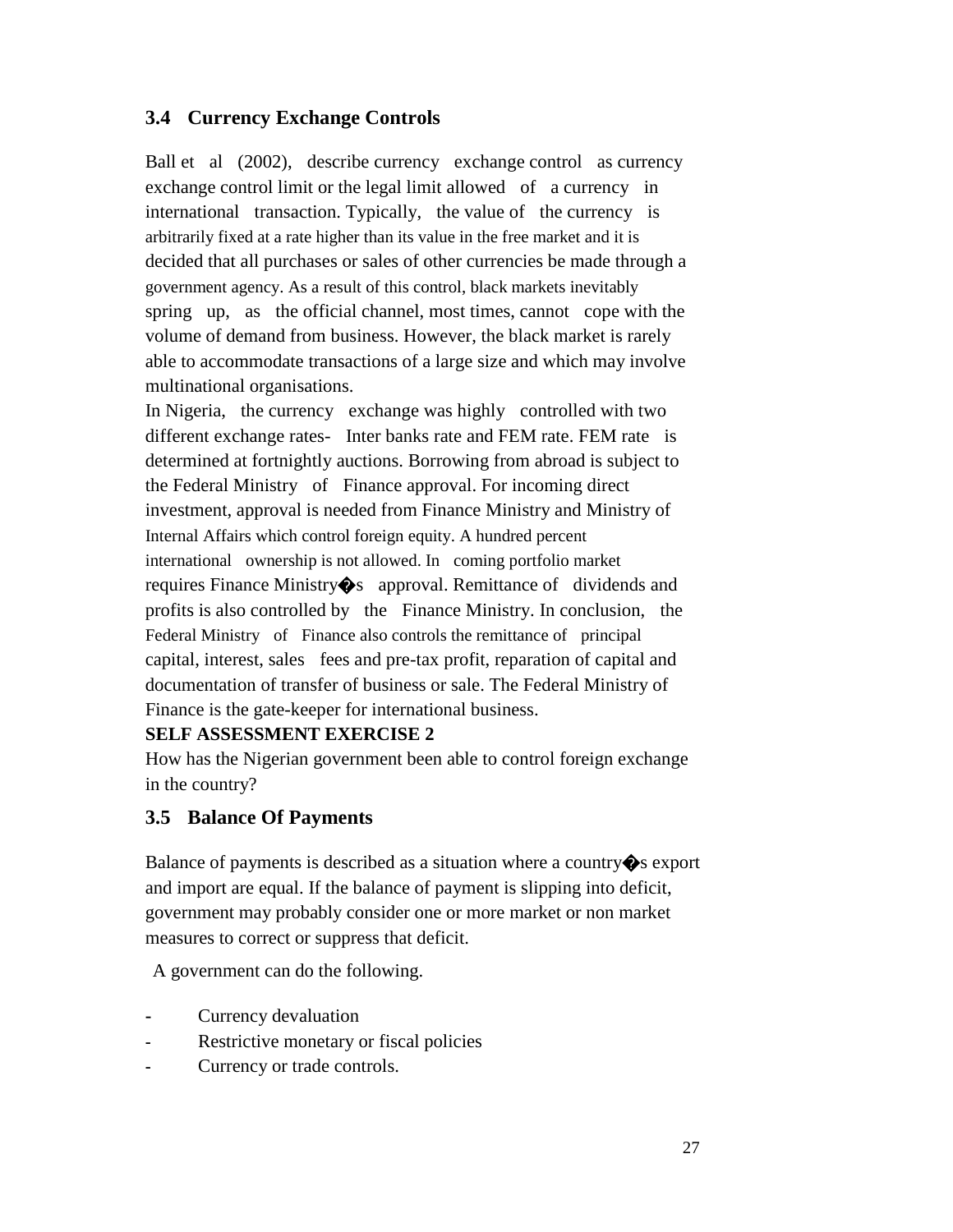## 3.4 Currency Exchange Controls

Ball et al (2002), describe currency exchange control as currency exchange control limit or the legal limit allowed of a currency in international transaction. Typically, the value of the currency is arbitrarily fixed at a rate higher than its value in the free market and it is decided that all purchases or sales of other currencies be made through a government agency. As a result of this control, black markets inevitably spring up, as the official channel, most times, cannot cope with the volume of demand from business. However, the black market is rarely able to accommodate transactions of a large size and which may involve multinational organisations.

In Nigeria, the currency exchange was highly controlled with two different exchange rates- Inter banks rate and FEM rate. FEM rate is determined at fortnightly auctions. Borrowing from abroad is subject to the Federal Ministry of Finance approval. For incoming direct investment, approval is needed from Finance Ministry and Ministry of Internal Affairs which control foreign equity. A hundred percent international ownership is not allowed. In coming portfolio market requires Finance Ministry�s approval. Remittance of dividends and profits is also controlled by the Finance Ministry. In conclusion, the Federal Ministry of Finance also controls the remittance of principal capital, interest, sales fees and pre-tax profit, reparation of capital and documentation of transfer of business or sale. The Federal Ministry of Finance is the gate-keeper for international business.

**SELF ASSESSMENT EXERCISE 2**

How has the Nigerian government been able to control foreign exchange in the country?

## 3.5 Balance Of Payments

Balance of payments is described as a situation where a country�s export and import are equal. If the balance of payment is slipping into deficit, government may probably consider one or more market or non market measures to correct or suppress that deficit.

A government can do the following.

- Currency devaluation
- Restrictive monetary or fiscal policies
- Currency or trade controls.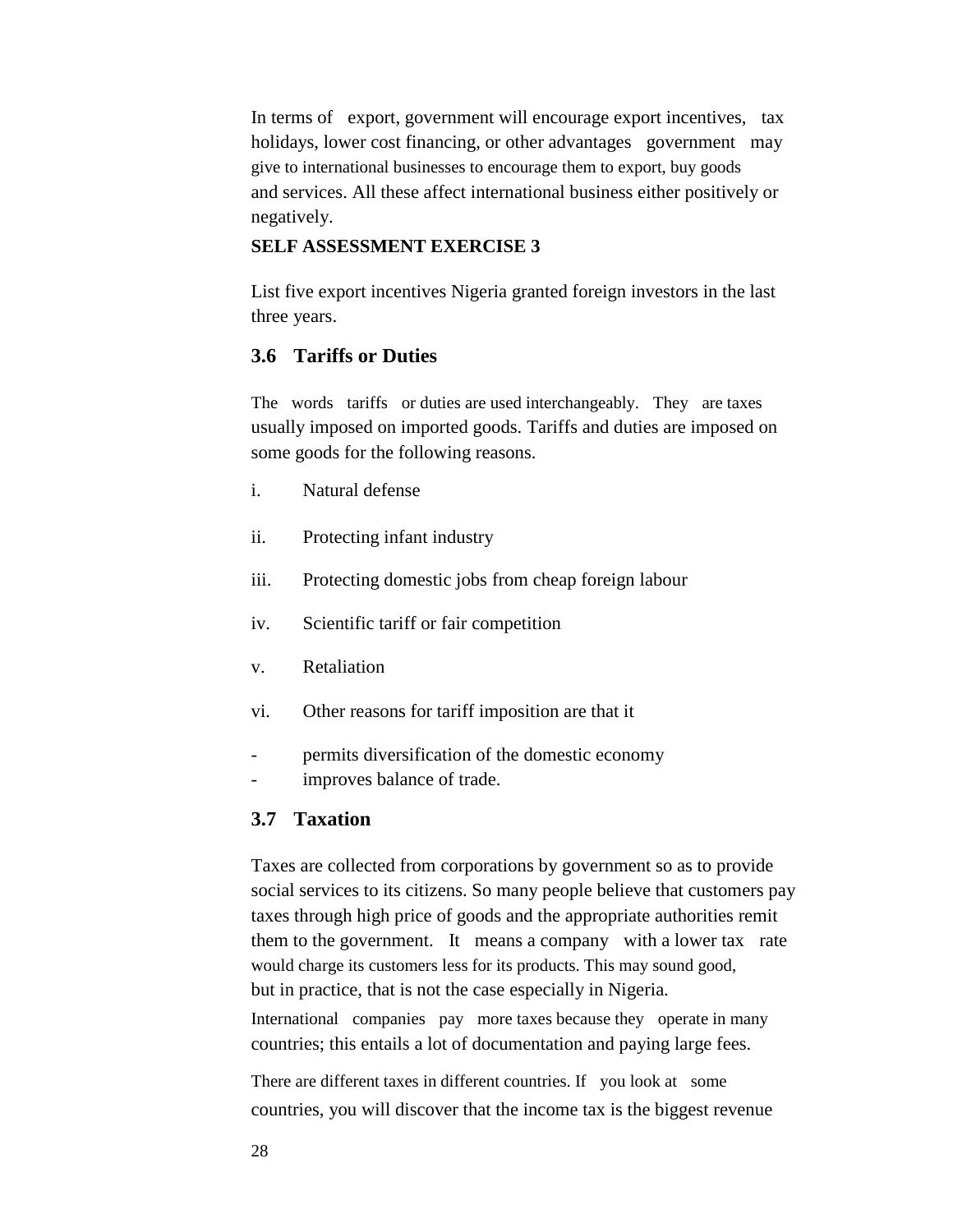In terms of export, government will encourage export incentives, tax holidays, lower cost financing, or other advantages government may give to international businesses to encourage them to export, buy goods and services. All these affect international business either positively or negatively.

**SELF ASSESSMENT EXERCISE 3**

List five export incentives Nigeria granted foreign investors in the last three years.

### 3.6 Tariffs or Duties

The words tariffs or duties are used interchangeably. They are taxes usually imposed on imported goods. Tariffs and duties are imposed on some goods for the following reasons.

i. Natural defense

ii. Protecting infant industry

iii. Protecting domestic jobs from cheap foreign labour

iv. Scientific tariff or fair competition

v. Retaliation

vi. Other reasons for tariff imposition are that it

- permits diversification of the domestic economy
- improves balance of trade.

### 3.7 Taxation

Taxes are collected from corporations by government so as to provide social services to its citizens. So many people believe that customers pay taxes through high price of goods and the appropriate authorities remit them to the government. It means a company with a lower tax rate would charge its customers less for its products. This may sound good, but in practice, that is not the case especially in Nigeria.

International companies pay more taxes because they operate in many countries; this entails a lot of documentation and paying large fees.

There are different taxes in different countries. If you look at some countries, you will discover that the income tax is the biggest revenue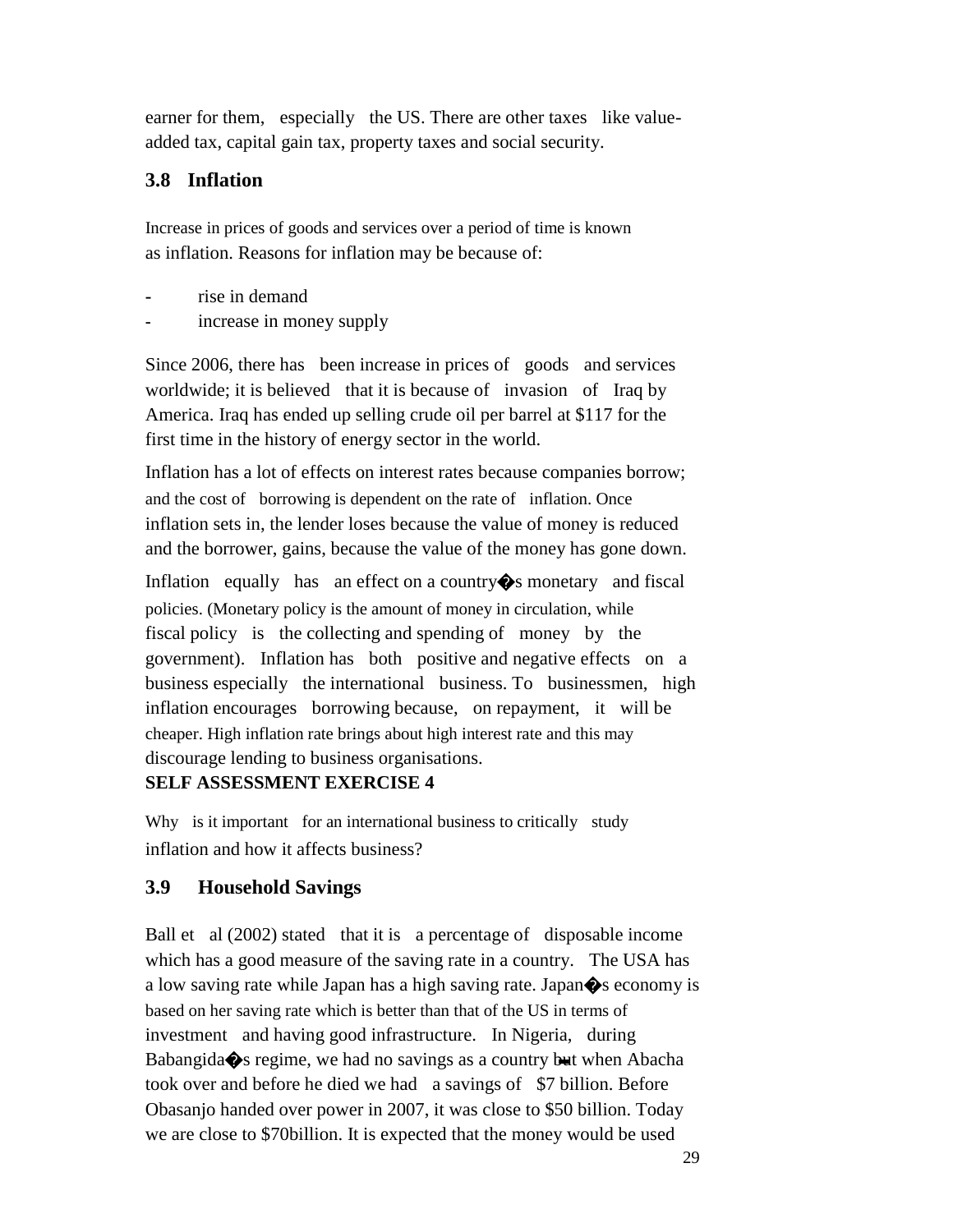earner for them, especially the US. There are other taxes like value-added tax, capital gain tax, property taxes and social security.

## 3.8 Inflation

Increase in prices of goods and services over a period of time is known as inflation. Reasons for inflation may be because of:

- rise in demand
- increase in money supply

Since 2006, there has been increase in prices of goods and services worldwide; it is believed that it is because of invasion of Iraq by America. Iraq has ended up selling crude oil per barrel at $117 for the first time in the history of energy sector in the world.

Inflation has a lot of effects on interest rates because companies borrow; and the cost of borrowing is dependent on the rate of inflation. Once inflation sets in, the lender loses because the value of money is reduced and the borrower, gains, because the value of the money has gone down.

Inflation equally has an effect on a country�s monetary and fiscal policies. (Monetary policy is the amount of money in circulation, while fiscal policy is the collecting and spending of money by the government). Inflation has both positive and negative effects on a business especially the international business. To businessmen, high inflation encourages borrowing because, on repayment, it will be cheaper. High inflation rate brings about high interest rate and this may discourage lending to business organisations.

**SELF ASSESSMENT EXERCISE 4**

Why is it important for an international business to critically study inflation and how it affects business?

## 3.9 Household Savings

Ball et al (2002) stated that it is a percentage of disposable income which has a good measure of the saving rate in a country. The USA has a low saving rate while Japan has a high saving rate. Japan�s economy is based on her saving rate which is better than that of the US in terms of investment and having good infrastructure. In Nigeria, during Babangida�s regime, we had no savings as a country but when Abacha took over and before he died we had a savings of $7 billion. Before Obasanjo handed over power in 2007, it was close to $50 billion. Today we are close to $70billion. It is expected that the money would be used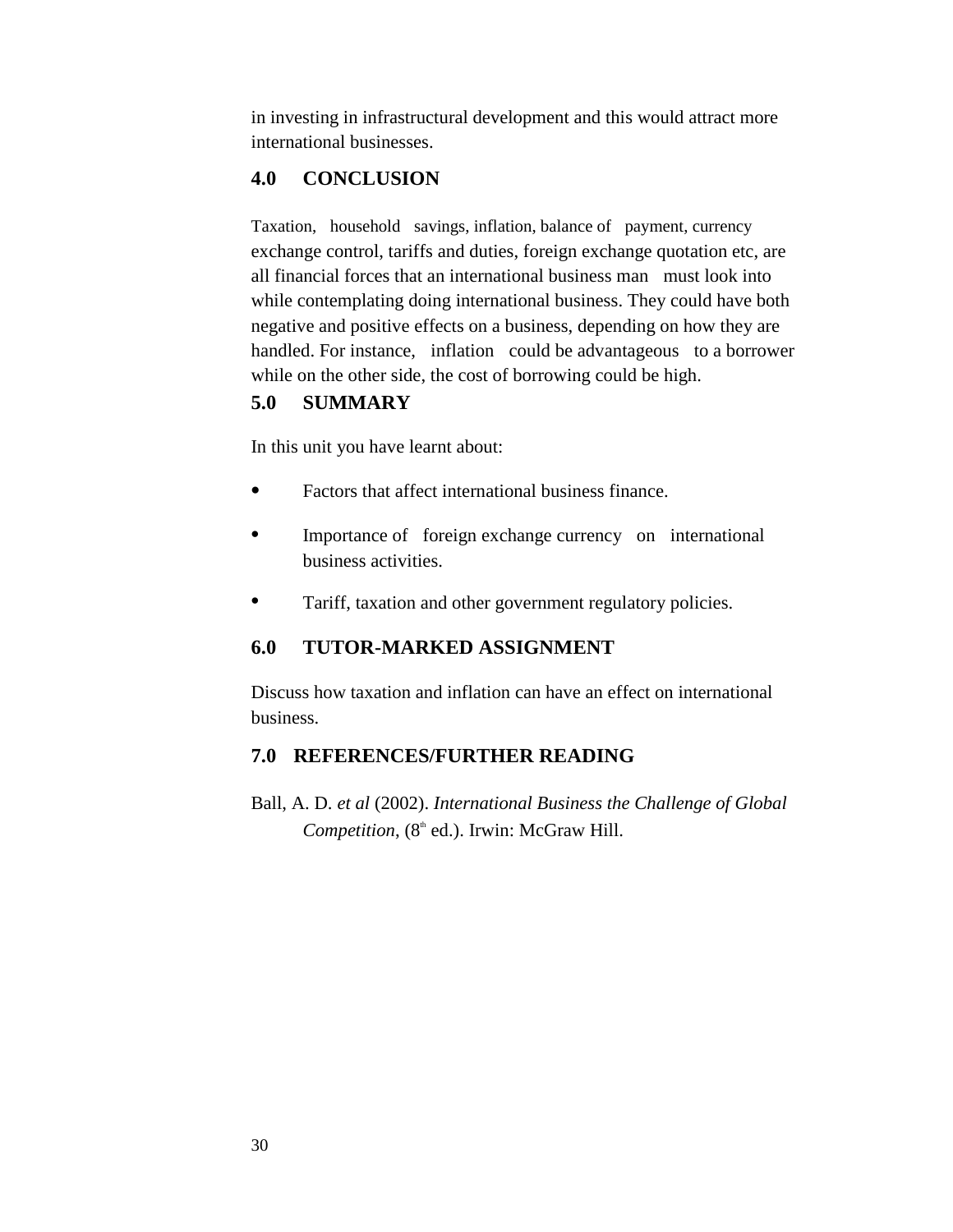in investing in infrastructural development and this would attract more international businesses.

## 4.0 CONCLUSION

Taxation, household savings, inflation, balance of payment, currency exchange control, tariffs and duties, foreign exchange quotation etc, are all financial forces that an international business man must look into while contemplating doing international business. They could have both negative and positive effects on a business, depending on how they are handled. For instance, inflation could be advantageous to a borrower while on the other side, the cost of borrowing could be high.

## 5.0 SUMMARY

In this unit you have learnt about:

- Factors that affect international business finance.
- Importance of foreign exchange currency on international business activities.
- Tariff, taxation and other government regulatory policies.

## 6.0 TUTOR-MARKED ASSIGNMENT

Discuss how taxation and inflation can have an effect on international business.

## 7.0 REFERENCES/FURTHER READING

Ball, A. D. *et al* (2002). *International Business the Challenge of Global Competition*, (8th ed.). Irwin: McGraw Hill.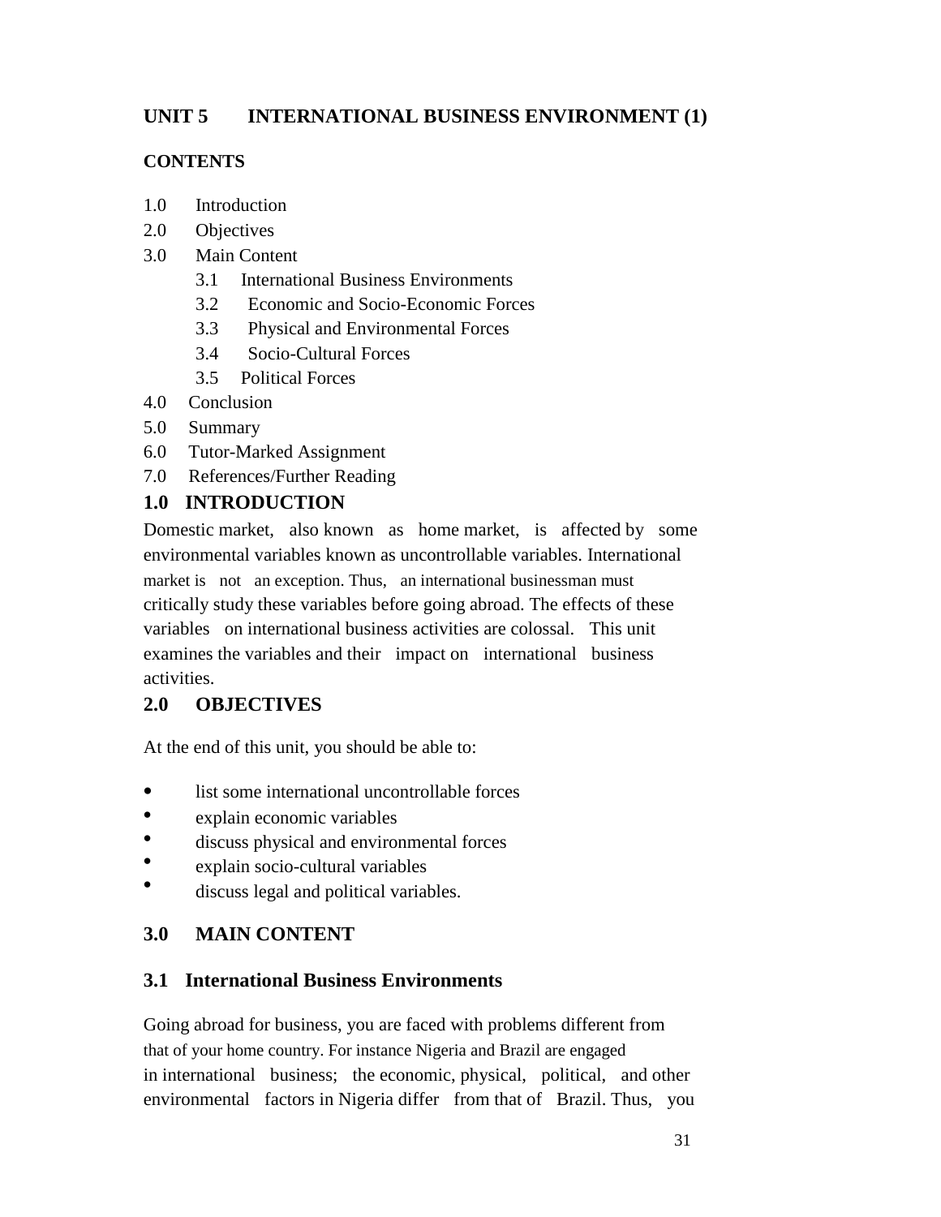# UNIT 5 INTERNATIONAL BUSINESS ENVIRONMENT (1)

**CONTENTS**

1.0 Introduction
2.0 Objectives
3.0 Main Content
  3.1 International Business Environments
  3.2 Economic and Socio-Economic Forces
  3.3 Physical and Environmental Forces
  3.4 Socio-Cultural Forces
  3.5 Political Forces
4.0 Conclusion
5.0 Summary
6.0 Tutor-Marked Assignment
7.0 References/Further Reading

## 1.0 INTRODUCTION

Domestic market, also known as home market, is affected by some environmental variables known as uncontrollable variables. International market is not an exception. Thus, an international businessman must critically study these variables before going abroad. The effects of these variables on international business activities are colossal. This unit examines the variables and their impact on international business activities.

## 2.0 OBJECTIVES

At the end of this unit, you should be able to:

- list some international uncontrollable forces
- explain economic variables
- discuss physical and environmental forces
- explain socio-cultural variables
- discuss legal and political variables.

## 3.0 MAIN CONTENT

### 3.1 International Business Environments

Going abroad for business, you are faced with problems different from that of your home country. For instance Nigeria and Brazil are engaged in international business; the economic, physical, political, and other environmental factors in Nigeria differ from that of Brazil. Thus, you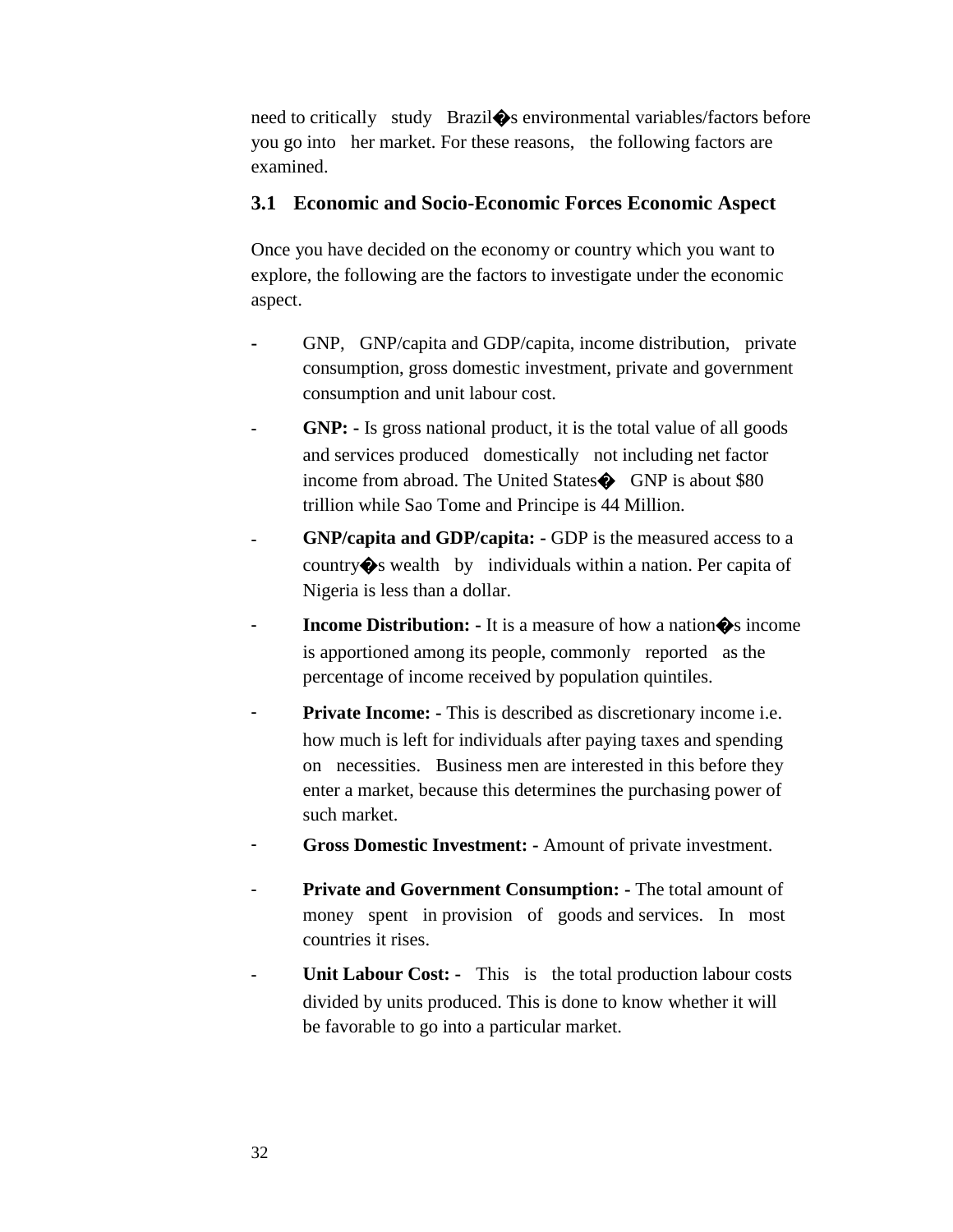need to critically study Brazil�s environmental variables/factors before you go into her market. For these reasons, the following factors are examined.

### 3.1 Economic and Socio-Economic Forces Economic Aspect

Once you have decided on the economy or country which you want to explore, the following are the factors to investigate under the economic aspect.

- GNP, GNP/capita and GDP/capita, income distribution, private consumption, gross domestic investment, private and government consumption and unit labour cost.
- **GNP: -** Is gross national product, it is the total value of all goods and services produced domestically not including net factor income from abroad. The United States� GNP is about $80 trillion while Sao Tome and Principe is 44 Million.
- **GNP/capita and GDP/capita: -** GDP is the measured access to a country�s wealth by individuals within a nation. Per capita of Nigeria is less than a dollar.
- **Income Distribution: -** It is a measure of how a nation�s income is apportioned among its people, commonly reported as the percentage of income received by population quintiles.
- **Private Income: -** This is described as discretionary income i.e. how much is left for individuals after paying taxes and spending on necessities. Business men are interested in this before they enter a market, because this determines the purchasing power of such market.
- **Gross Domestic Investment: -** Amount of private investment.
- **Private and Government Consumption: -** The total amount of money spent in provision of goods and services. In most countries it rises.
- **Unit Labour Cost: -** This is the total production labour costs divided by units produced. This is done to know whether it will be favorable to go into a particular market.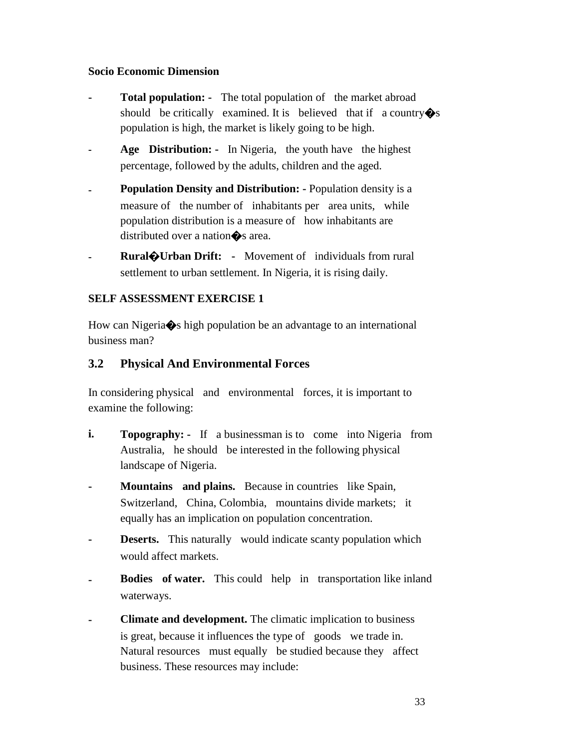**Socio Economic Dimension**

- **Total population:** - The total population of the market abroad should be critically examined. It is believed that if a country�s population is high, the market is likely going to be high.
- **Age Distribution:** - In Nigeria, the youth have the highest percentage, followed by the adults, children and the aged.
- **Population Density and Distribution: -** Population density is a measure of the number of inhabitants per area units, while population distribution is a measure of how inhabitants are distributed over a nation�s area.
- **Rural�Urban Drift:** - Movement of individuals from rural settlement to urban settlement. In Nigeria, it is rising daily.

**SELF ASSESSMENT EXERCISE 1**

How can Nigeria�s high population be an advantage to an international business man?

## 3.2 Physical And Environmental Forces

In considering physical and environmental forces, it is important to examine the following:

**i. Topography:** - If a businessman is to come into Nigeria from Australia, he should be interested in the following physical landscape of Nigeria.

- **Mountains and plains.** Because in countries like Spain, Switzerland, China, Colombia, mountains divide markets; it equally has an implication on population concentration.
- **Deserts.** This naturally would indicate scanty population which would affect markets.
- **Bodies of water.** This could help in transportation like inland waterways.
- **Climate and development.** The climatic implication to business is great, because it influences the type of goods we trade in. Natural resources must equally be studied because they affect business. These resources may include: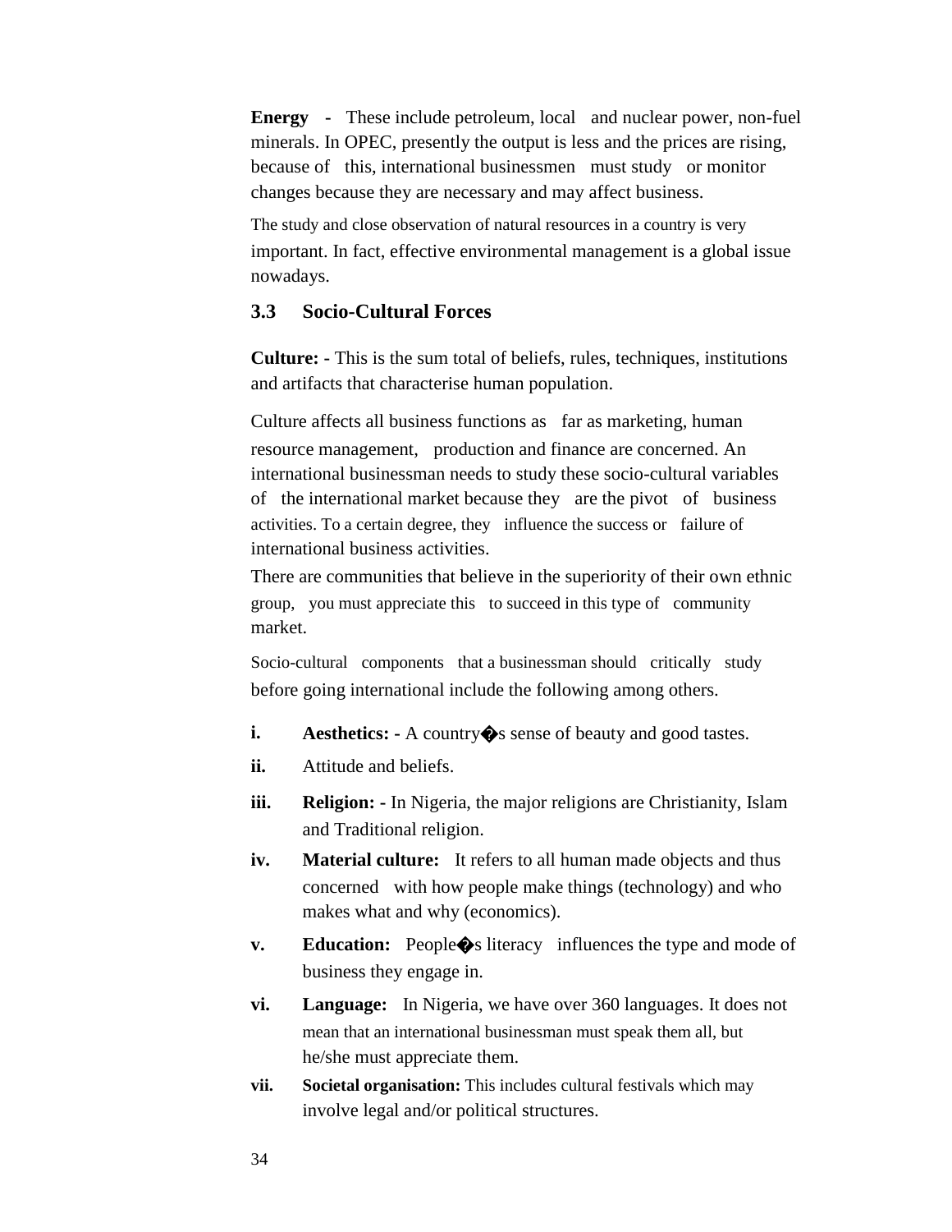**Energy -** These include petroleum, local and nuclear power, non-fuel minerals. In OPEC, presently the output is less and the prices are rising, because of this, international businessmen must study or monitor changes because they are necessary and may affect business.

The study and close observation of natural resources in a country is very important. In fact, effective environmental management is a global issue nowadays.

### 3.3 Socio-Cultural Forces

**Culture: -** This is the sum total of beliefs, rules, techniques, institutions and artifacts that characterise human population.

Culture affects all business functions as far as marketing, human resource management, production and finance are concerned. An international businessman needs to study these socio-cultural variables of the international market because they are the pivot of business activities. To a certain degree, they influence the success or failure of international business activities.

There are communities that believe in the superiority of their own ethnic group, you must appreciate this to succeed in this type of community market.

Socio-cultural components that a businessman should critically study before going international include the following among others.

i. **Aesthetics: -** A country�s sense of beauty and good tastes.

ii. Attitude and beliefs.

iii. **Religion: -** In Nigeria, the major religions are Christianity, Islam and Traditional religion.

iv. **Material culture:** It refers to all human made objects and thus concerned with how people make things (technology) and who makes what and why (economics).

v. **Education:** People�s literacy influences the type and mode of business they engage in.

vi. **Language:** In Nigeria, we have over 360 languages. It does not mean that an international businessman must speak them all, but he/she must appreciate them.

vii. **Societal organisation:** This includes cultural festivals which may involve legal and/or political structures.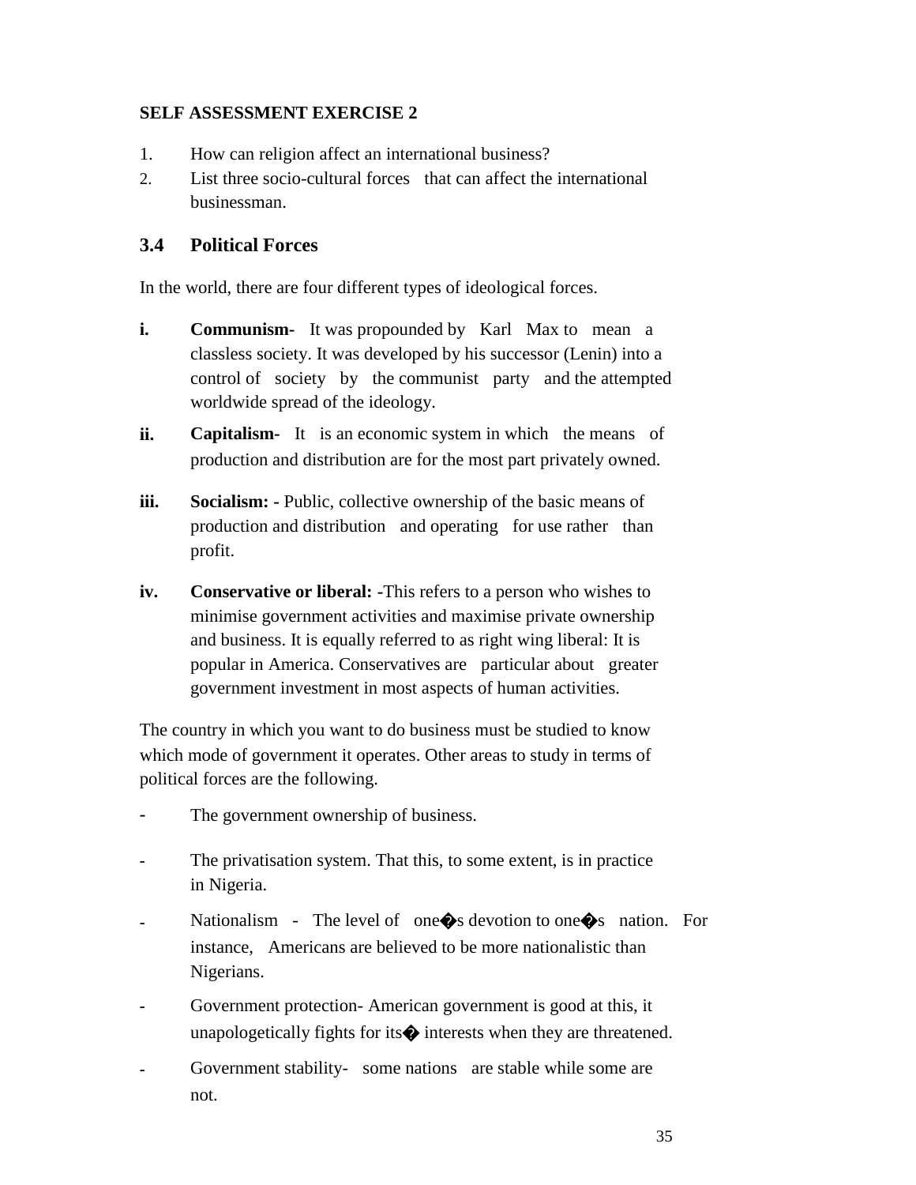**SELF ASSESSMENT EXERCISE 2**

1. How can religion affect an international business?
2. List three socio-cultural forces that can affect the international businessman.

## 3.4 Political Forces

In the world, there are four different types of ideological forces.

**i.** **Communism-** It was propounded by Karl Max to mean a classless society. It was developed by his successor (Lenin) into a control of society by the communist party and the attempted worldwide spread of the ideology.

**ii.** **Capitalism-** It is an economic system in which the means of production and distribution are for the most part privately owned.

**iii.** **Socialism: -** Public, collective ownership of the basic means of production and distribution and operating for use rather than profit.

**iv.** **Conservative or liberal: -**This refers to a person who wishes to minimise government activities and maximise private ownership and business. It is equally referred to as right wing liberal: It is popular in America. Conservatives are particular about greater government investment in most aspects of human activities.

The country in which you want to do business must be studied to know which mode of government it operates. Other areas to study in terms of political forces are the following.

- The government ownership of business.
- The privatisation system. That this, to some extent, is in practice in Nigeria.
- Nationalism - The level of one�s devotion to one�s nation. For instance, Americans are believed to be more nationalistic than Nigerians.
- Government protection- American government is good at this, it unapologetically fights for its� interests when they are threatened.
- Government stability- some nations are stable while some are not.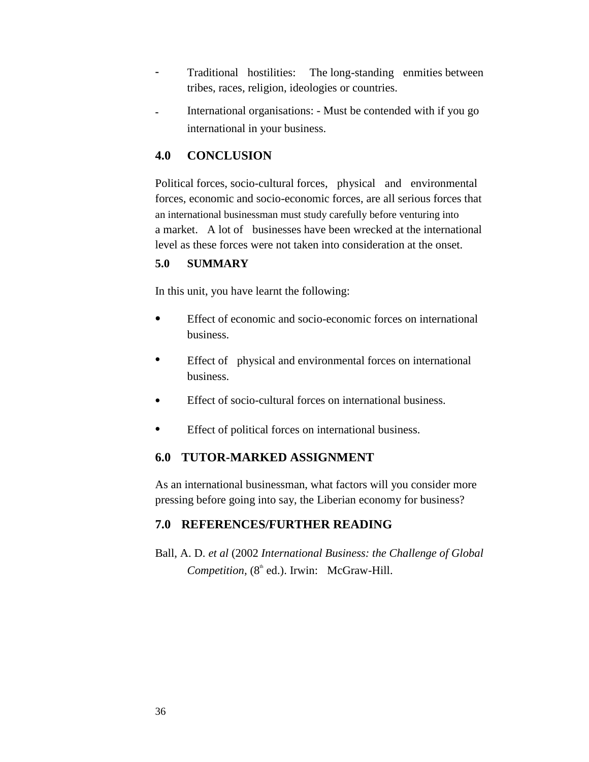- Traditional hostilities: The long-standing enmities between tribes, races, religion, ideologies or countries.
- International organisations: - Must be contended with if you go international in your business.

## 4.0 CONCLUSION

Political forces, socio-cultural forces, physical and environmental forces, economic and socio-economic forces, are all serious forces that an international businessman must study carefully before venturing into a market. A lot of businesses have been wrecked at the international level as these forces were not taken into consideration at the onset.

## 5.0 SUMMARY

In this unit, you have learnt the following:

- Effect of economic and socio-economic forces on international business.
- Effect of physical and environmental forces on international business.
- Effect of socio-cultural forces on international business.
- Effect of political forces on international business.

## 6.0 TUTOR-MARKED ASSIGNMENT

As an international businessman, what factors will you consider more pressing before going into say, the Liberian economy for business?

## 7.0 REFERENCES/FURTHER READING

Ball, A. D. *et al* (2002 *International Business: the Challenge of Global Competition,* (8th ed.). Irwin: McGraw-Hill.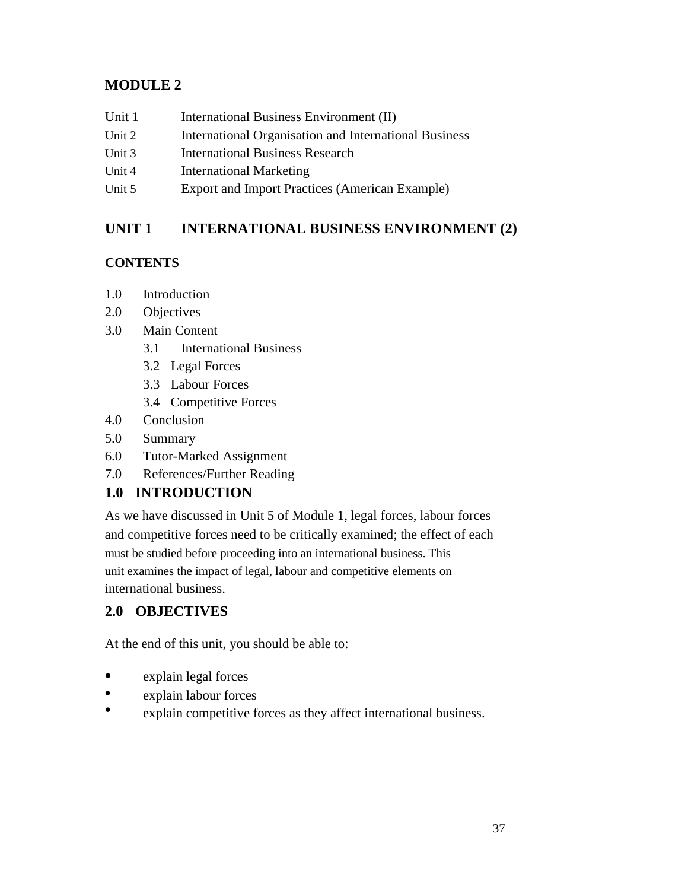# MODULE 2

| | |
|---|---|
| Unit 1 | International Business Environment (II) |
| Unit 2 | International Organisation and International Business |
| Unit 3 | International Business Research |
| Unit 4 | International Marketing |
| Unit 5 | Export and Import Practices (American Example) |

## UNIT 1 INTERNATIONAL BUSINESS ENVIRONMENT (2)

### CONTENTS

- 1.0 Introduction
- 2.0 Objectives
- 3.0 Main Content
  - 3.1 International Business
  - 3.2 Legal Forces
  - 3.3 Labour Forces
  - 3.4 Competitive Forces
- 4.0 Conclusion
- 5.0 Summary
- 6.0 Tutor-Marked Assignment
- 7.0 References/Further Reading

### 1.0 INTRODUCTION

As we have discussed in Unit 5 of Module 1, legal forces, labour forces and competitive forces need to be critically examined; the effect of each must be studied before proceeding into an international business. This unit examines the impact of legal, labour and competitive elements on international business.

### 2.0 OBJECTIVES

At the end of this unit, you should be able to:

- explain legal forces
- explain labour forces
- explain competitive forces as they affect international business.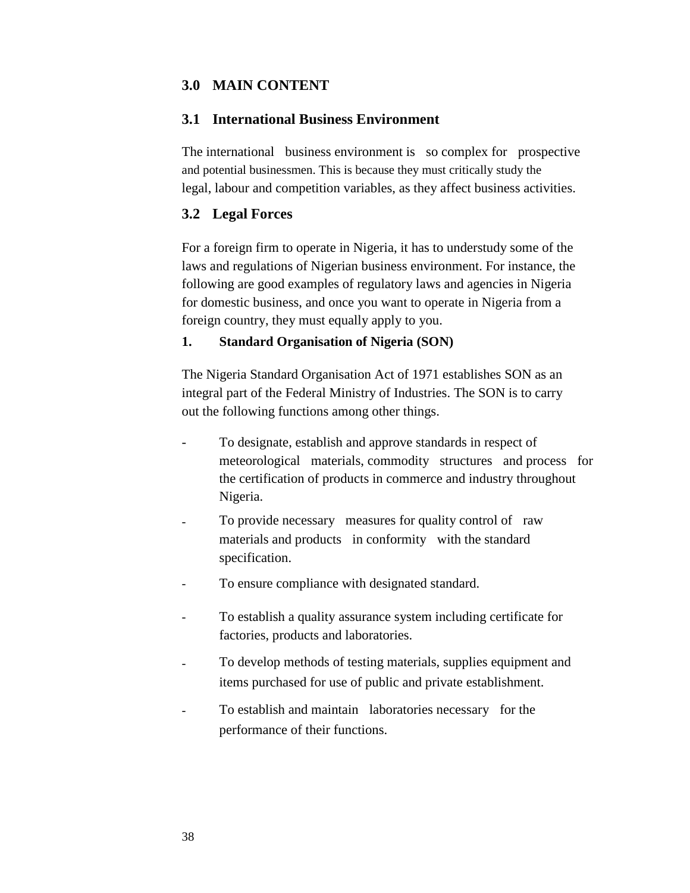## 3.0 MAIN CONTENT

### 3.1 International Business Environment

The international business environment is so complex for prospective and potential businessmen. This is because they must critically study the legal, labour and competition variables, as they affect business activities.

### 3.2 Legal Forces

For a foreign firm to operate in Nigeria, it has to understudy some of the laws and regulations of Nigerian business environment. For instance, the following are good examples of regulatory laws and agencies in Nigeria for domestic business, and once you want to operate in Nigeria from a foreign country, they must equally apply to you.

**1. Standard Organisation of Nigeria (SON)**

The Nigeria Standard Organisation Act of 1971 establishes SON as an integral part of the Federal Ministry of Industries. The SON is to carry out the following functions among other things.

- To designate, establish and approve standards in respect of meteorological materials, commodity structures and process for the certification of products in commerce and industry throughout Nigeria.
- To provide necessary measures for quality control of raw materials and products in conformity with the standard specification.
- To ensure compliance with designated standard.
- To establish a quality assurance system including certificate for factories, products and laboratories.
- To develop methods of testing materials, supplies equipment and items purchased for use of public and private establishment.
- To establish and maintain laboratories necessary for the performance of their functions.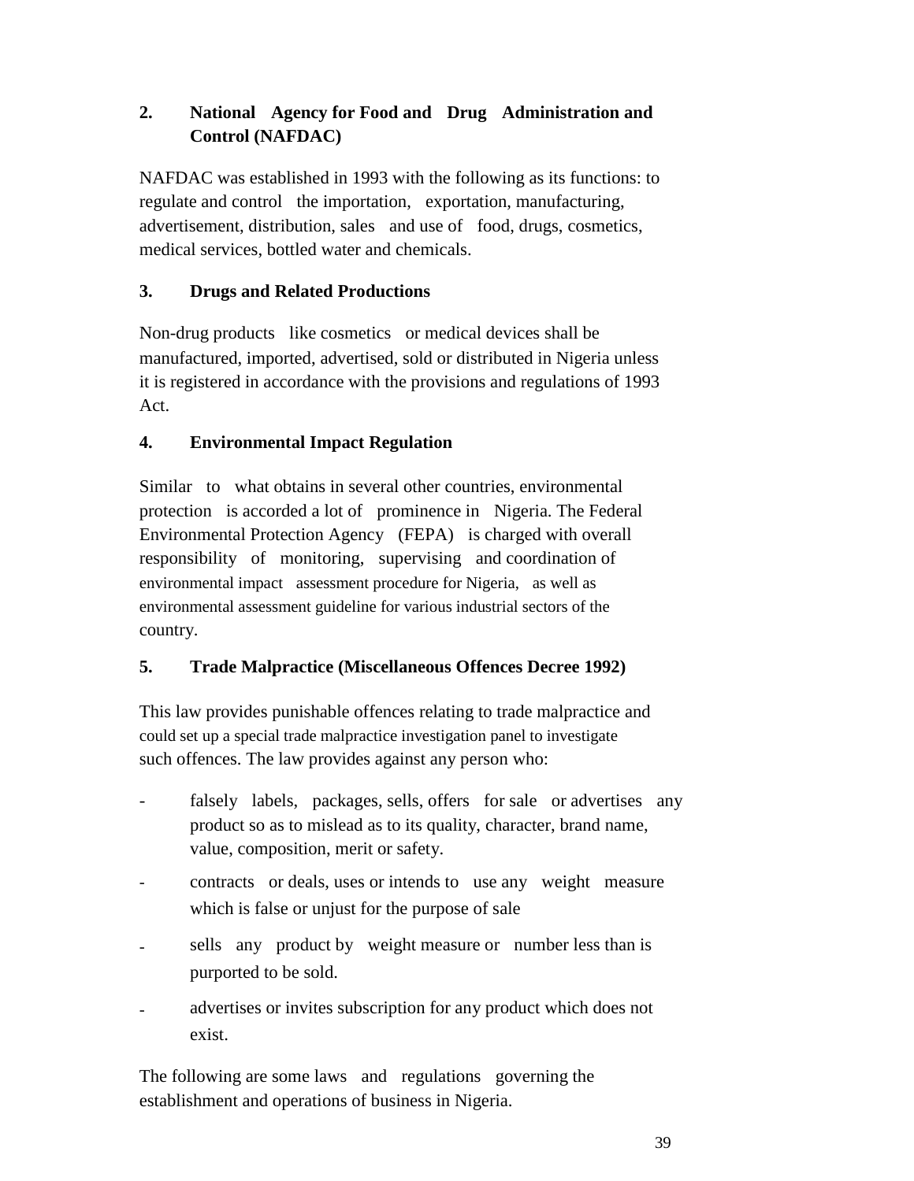## 2. National Agency for Food and Drug Administration and Control (NAFDAC)

NAFDAC was established in 1993 with the following as its functions: to regulate and control the importation, exportation, manufacturing, advertisement, distribution, sales and use of food, drugs, cosmetics, medical services, bottled water and chemicals.

## 3. Drugs and Related Productions

Non-drug products like cosmetics or medical devices shall be manufactured, imported, advertised, sold or distributed in Nigeria unless it is registered in accordance with the provisions and regulations of 1993 Act.

## 4. Environmental Impact Regulation

Similar to what obtains in several other countries, environmental protection is accorded a lot of prominence in Nigeria. The Federal Environmental Protection Agency (FEPA) is charged with overall responsibility of monitoring, supervising and coordination of environmental impact assessment procedure for Nigeria, as well as environmental assessment guideline for various industrial sectors of the country.

## 5. Trade Malpractice (Miscellaneous Offences Decree 1992)

This law provides punishable offences relating to trade malpractice and could set up a special trade malpractice investigation panel to investigate such offences. The law provides against any person who:

- falsely labels, packages, sells, offers for sale or advertises any product so as to mislead as to its quality, character, brand name, value, composition, merit or safety.
- contracts or deals, uses or intends to use any weight measure which is false or unjust for the purpose of sale
- sells any product by weight measure or number less than is purported to be sold.
- advertises or invites subscription for any product which does not exist.

The following are some laws and regulations governing the establishment and operations of business in Nigeria.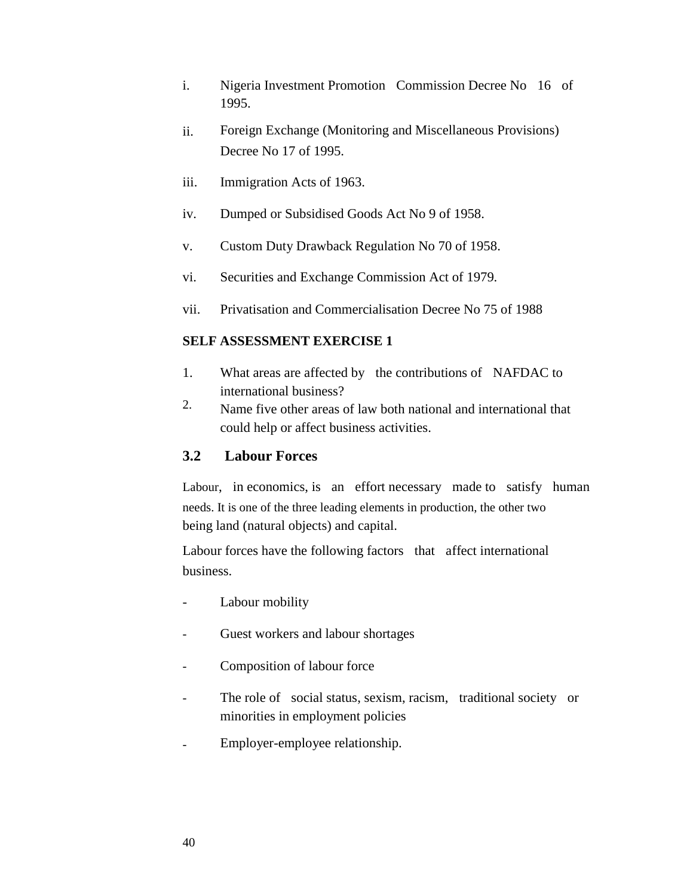i. Nigeria Investment Promotion Commission Decree No 16 of 1995.

ii. Foreign Exchange (Monitoring and Miscellaneous Provisions) Decree No 17 of 1995.

iii. Immigration Acts of 1963.

iv. Dumped or Subsidised Goods Act No 9 of 1958.

v. Custom Duty Drawback Regulation No 70 of 1958.

vi. Securities and Exchange Commission Act of 1979.

vii. Privatisation and Commercialisation Decree No 75 of 1988

**SELF ASSESSMENT EXERCISE 1**

1. What areas are affected by the contributions of NAFDAC to international business?
2. Name five other areas of law both national and international that could help or affect business activities.

## 3.2 Labour Forces

Labour, in economics, is an effort necessary made to satisfy human needs. It is one of the three leading elements in production, the other two being land (natural objects) and capital.

Labour forces have the following factors that affect international business.

- Labour mobility
- Guest workers and labour shortages
- Composition of labour force
- The role of social status, sexism, racism, traditional society or minorities in employment policies
- Employer-employee relationship.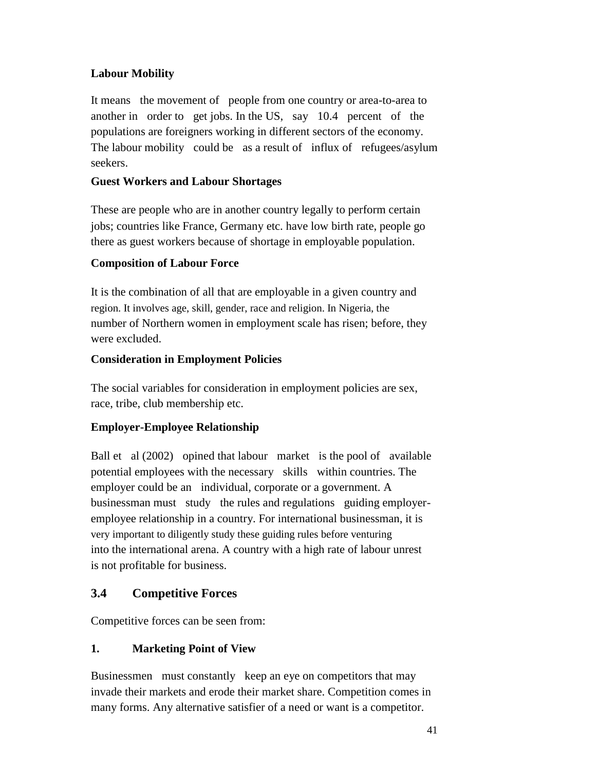**Labour Mobility**

It means the movement of people from one country or area-to-area to another in order to get jobs. In the US, say 10.4 percent of the populations are foreigners working in different sectors of the economy. The labour mobility could be as a result of influx of refugees/asylum seekers.

**Guest Workers and Labour Shortages**

These are people who are in another country legally to perform certain jobs; countries like France, Germany etc. have low birth rate, people go there as guest workers because of shortage in employable population.

**Composition of Labour Force**

It is the combination of all that are employable in a given country and region. It involves age, skill, gender, race and religion. In Nigeria, the number of Northern women in employment scale has risen; before, they were excluded.

**Consideration in Employment Policies**

The social variables for consideration in employment policies are sex, race, tribe, club membership etc.

**Employer-Employee Relationship**

Ball et al (2002) opined that labour market is the pool of available potential employees with the necessary skills within countries. The employer could be an individual, corporate or a government. A businessman must study the rules and regulations guiding employer-employee relationship in a country. For international businessman, it is very important to diligently study these guiding rules before venturing into the international arena. A country with a high rate of labour unrest is not profitable for business.

## 3.4 Competitive Forces

Competitive forces can be seen from:

### 1. Marketing Point of View

Businessmen must constantly keep an eye on competitors that may invade their markets and erode their market share. Competition comes in many forms. Any alternative satisfier of a need or want is a competitor.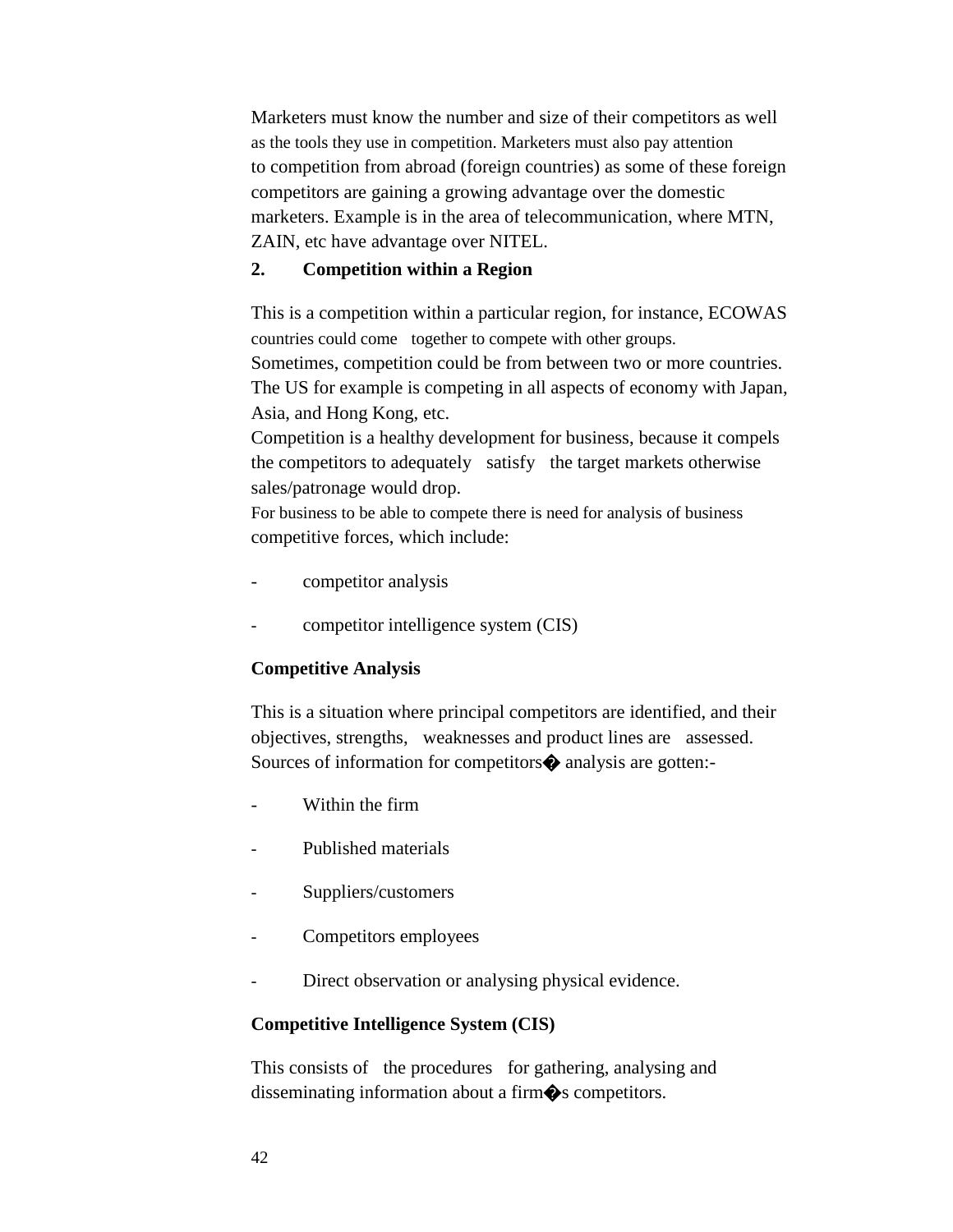Marketers must know the number and size of their competitors as well as the tools they use in competition. Marketers must also pay attention to competition from abroad (foreign countries) as some of these foreign competitors are gaining a growing advantage over the domestic marketers. Example is in the area of telecommunication, where MTN, ZAIN, etc have advantage over NITEL.

**2. Competition within a Region**

This is a competition within a particular region, for instance, ECOWAS countries could come together to compete with other groups.
Sometimes, competition could be from between two or more countries. The US for example is competing in all aspects of economy with Japan, Asia, and Hong Kong, etc.
Competition is a healthy development for business, because it compels the competitors to adequately satisfy the target markets otherwise sales/patronage would drop.
For business to be able to compete there is need for analysis of business competitive forces, which include:

- competitor analysis
- competitor intelligence system (CIS)

**Competitive Analysis**

This is a situation where principal competitors are identified, and their objectives, strengths, weaknesses and product lines are assessed. Sources of information for competitors� analysis are gotten:-

- Within the firm
- Published materials
- Suppliers/customers
- Competitors employees
- Direct observation or analysing physical evidence.

**Competitive Intelligence System (CIS)**

This consists of the procedures for gathering, analysing and disseminating information about a firm�s competitors.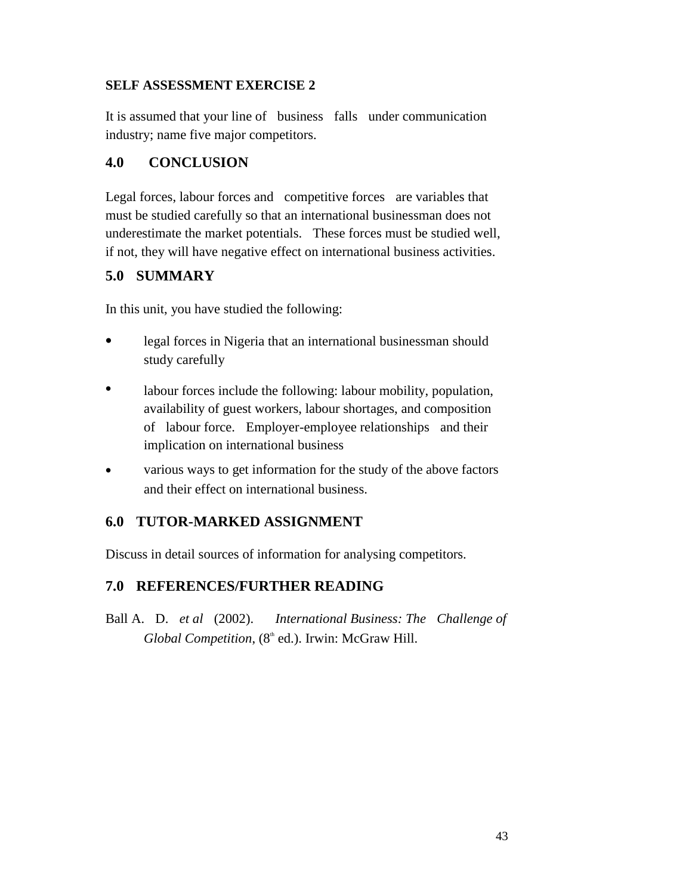**SELF ASSESSMENT EXERCISE 2**

It is assumed that your line of business falls under communication industry; name five major competitors.

## 4.0 CONCLUSION

Legal forces, labour forces and competitive forces are variables that must be studied carefully so that an international businessman does not underestimate the market potentials. These forces must be studied well, if not, they will have negative effect on international business activities.

## 5.0 SUMMARY

In this unit, you have studied the following:

- legal forces in Nigeria that an international businessman should study carefully
- labour forces include the following: labour mobility, population, availability of guest workers, labour shortages, and composition of labour force. Employer-employee relationships and their implication on international business
- various ways to get information for the study of the above factors and their effect on international business.

## 6.0 TUTOR-MARKED ASSIGNMENT

Discuss in detail sources of information for analysing competitors.

## 7.0 REFERENCES/FURTHER READING

Ball A. D. *et al* (2002). *International Business: The Challenge of Global Competition*, (8th ed.). Irwin: McGraw Hill.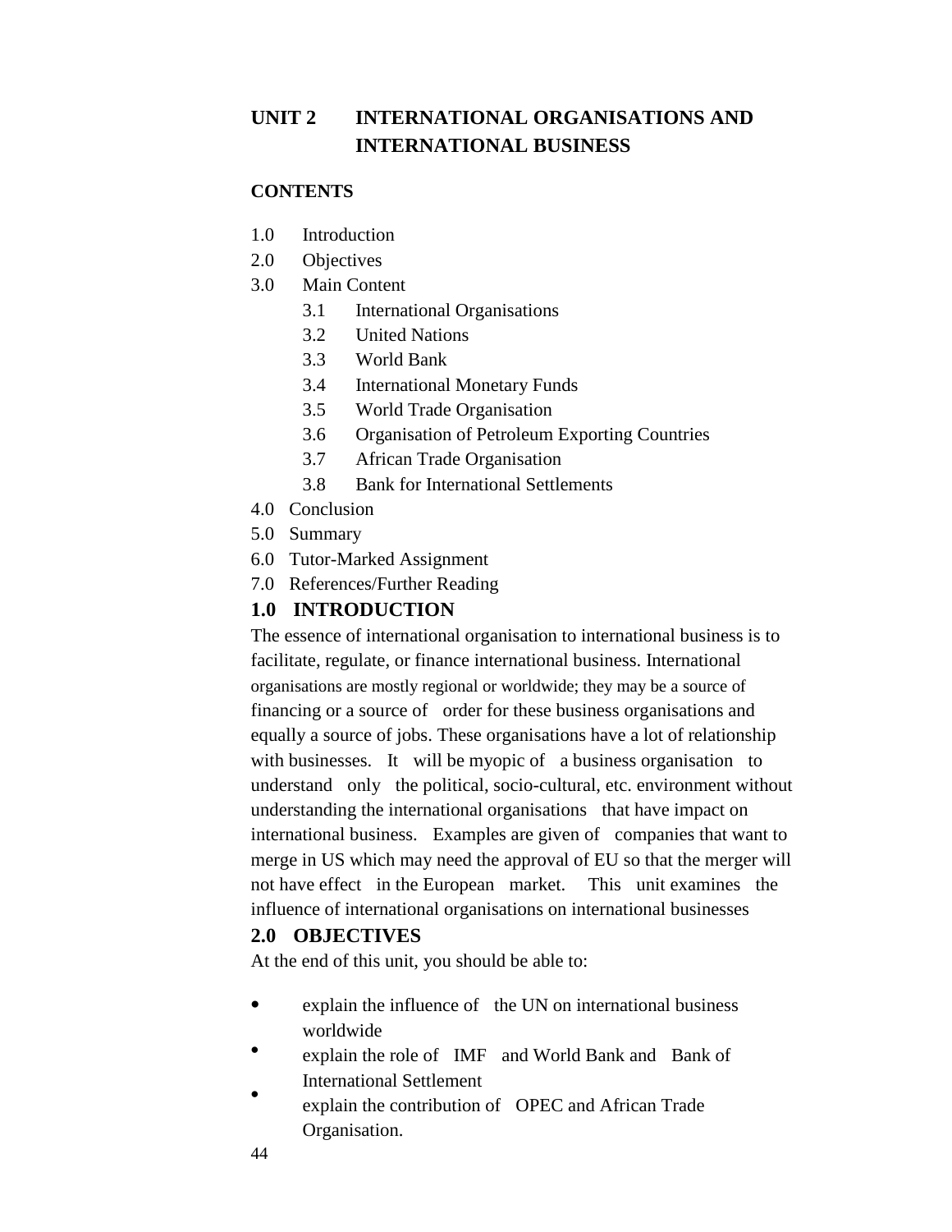# UNIT 2 INTERNATIONAL ORGANISATIONS AND INTERNATIONAL BUSINESS

**CONTENTS**

1.0 Introduction
2.0 Objectives
3.0 Main Content
    3.1 International Organisations
    3.2 United Nations
    3.3 World Bank
    3.4 International Monetary Funds
    3.5 World Trade Organisation
    3.6 Organisation of Petroleum Exporting Countries
    3.7 African Trade Organisation
    3.8 Bank for International Settlements
4.0 Conclusion
5.0 Summary
6.0 Tutor-Marked Assignment
7.0 References/Further Reading

## 1.0 INTRODUCTION

The essence of international organisation to international business is to facilitate, regulate, or finance international business. International organisations are mostly regional or worldwide; they may be a source of financing or a source of order for these business organisations and equally a source of jobs. These organisations have a lot of relationship with businesses. It will be myopic of a business organisation to understand only the political, socio-cultural, etc. environment without understanding the international organisations that have impact on international business. Examples are given of companies that want to merge in US which may need the approval of EU so that the merger will not have effect in the European market. This unit examines the influence of international organisations on international businesses

## 2.0 OBJECTIVES

At the end of this unit, you should be able to:

- explain the influence of the UN on international business worldwide
- explain the role of IMF and World Bank and Bank of International Settlement
- explain the contribution of OPEC and African Trade Organisation.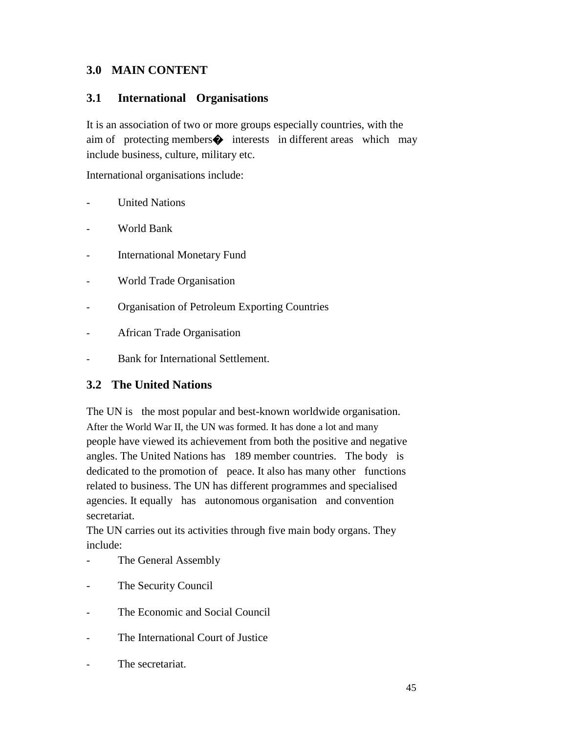## 3.0 MAIN CONTENT

### 3.1 International Organisations

It is an association of two or more groups especially countries, with the aim of protecting members� interests in different areas which may include business, culture, military etc.

International organisations include:

- United Nations
- World Bank
- International Monetary Fund
- World Trade Organisation
- Organisation of Petroleum Exporting Countries
- African Trade Organisation
- Bank for International Settlement.

### 3.2 The United Nations

The UN is the most popular and best-known worldwide organisation. After the World War II, the UN was formed. It has done a lot and many people have viewed its achievement from both the positive and negative angles. The United Nations has 189 member countries. The body is dedicated to the promotion of peace. It also has many other functions related to business. The UN has different programmes and specialised agencies. It equally has autonomous organisation and convention secretariat.

The UN carries out its activities through five main body organs. They include:

- The General Assembly
- The Security Council
- The Economic and Social Council
- The International Court of Justice
- The secretariat.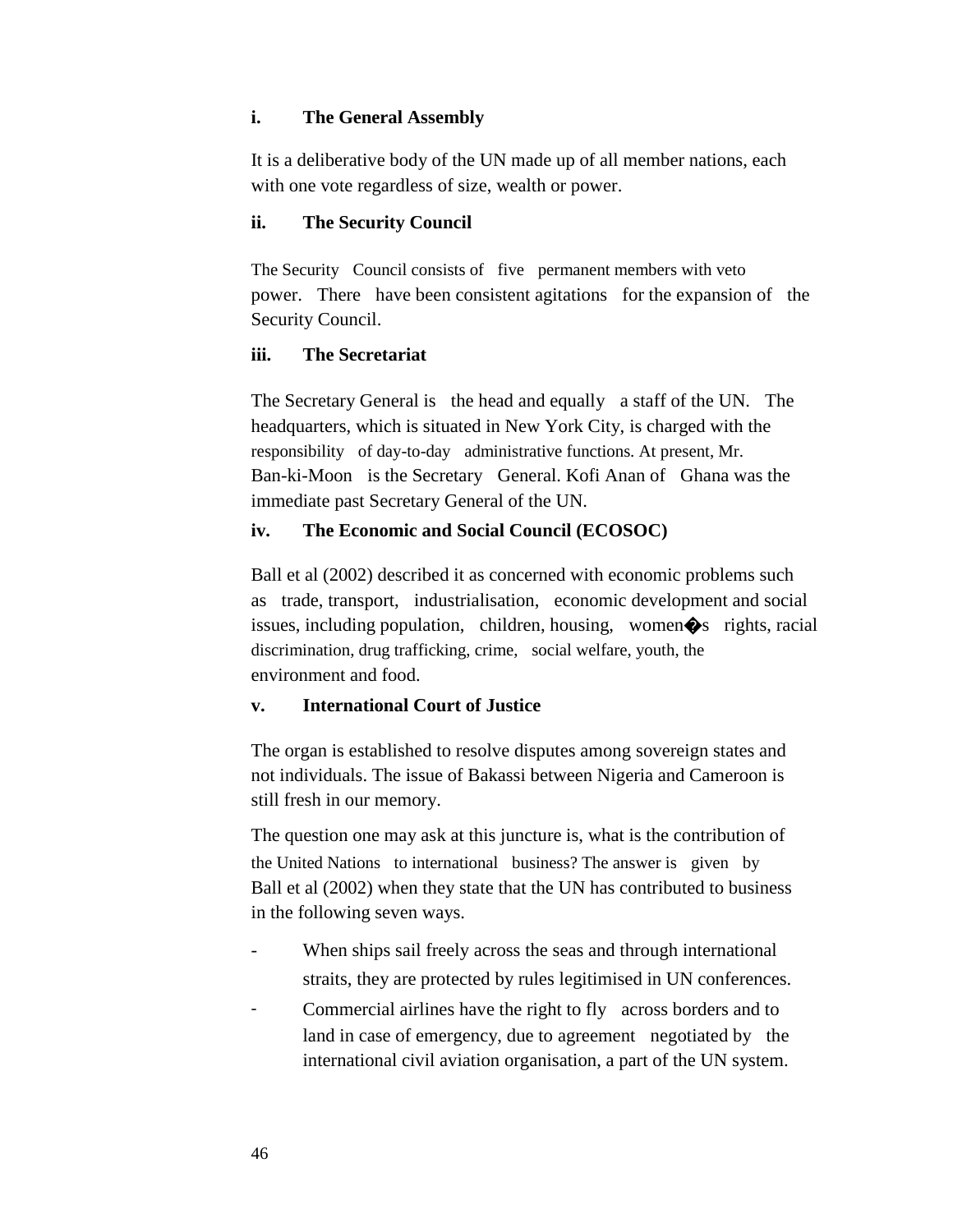**i. The General Assembly**

It is a deliberative body of the UN made up of all member nations, each with one vote regardless of size, wealth or power.

**ii. The Security Council**

The Security Council consists of five permanent members with veto power. There have been consistent agitations for the expansion of the Security Council.

**iii. The Secretariat**

The Secretary General is the head and equally a staff of the UN. The headquarters, which is situated in New York City, is charged with the responsibility of day-to-day administrative functions. At present, Mr. Ban-ki-Moon is the Secretary General. Kofi Anan of Ghana was the immediate past Secretary General of the UN.

**iv. The Economic and Social Council (ECOSOC)**

Ball et al (2002) described it as concerned with economic problems such as trade, transport, industrialisation, economic development and social issues, including population, children, housing, women�s rights, racial discrimination, drug trafficking, crime, social welfare, youth, the environment and food.

**v. International Court of Justice**

The organ is established to resolve disputes among sovereign states and not individuals. The issue of Bakassi between Nigeria and Cameroon is still fresh in our memory.

The question one may ask at this juncture is, what is the contribution of the United Nations to international business? The answer is given by Ball et al (2002) when they state that the UN has contributed to business in the following seven ways.

- When ships sail freely across the seas and through international straits, they are protected by rules legitimised in UN conferences.
- Commercial airlines have the right to fly across borders and to land in case of emergency, due to agreement negotiated by the international civil aviation organisation, a part of the UN system.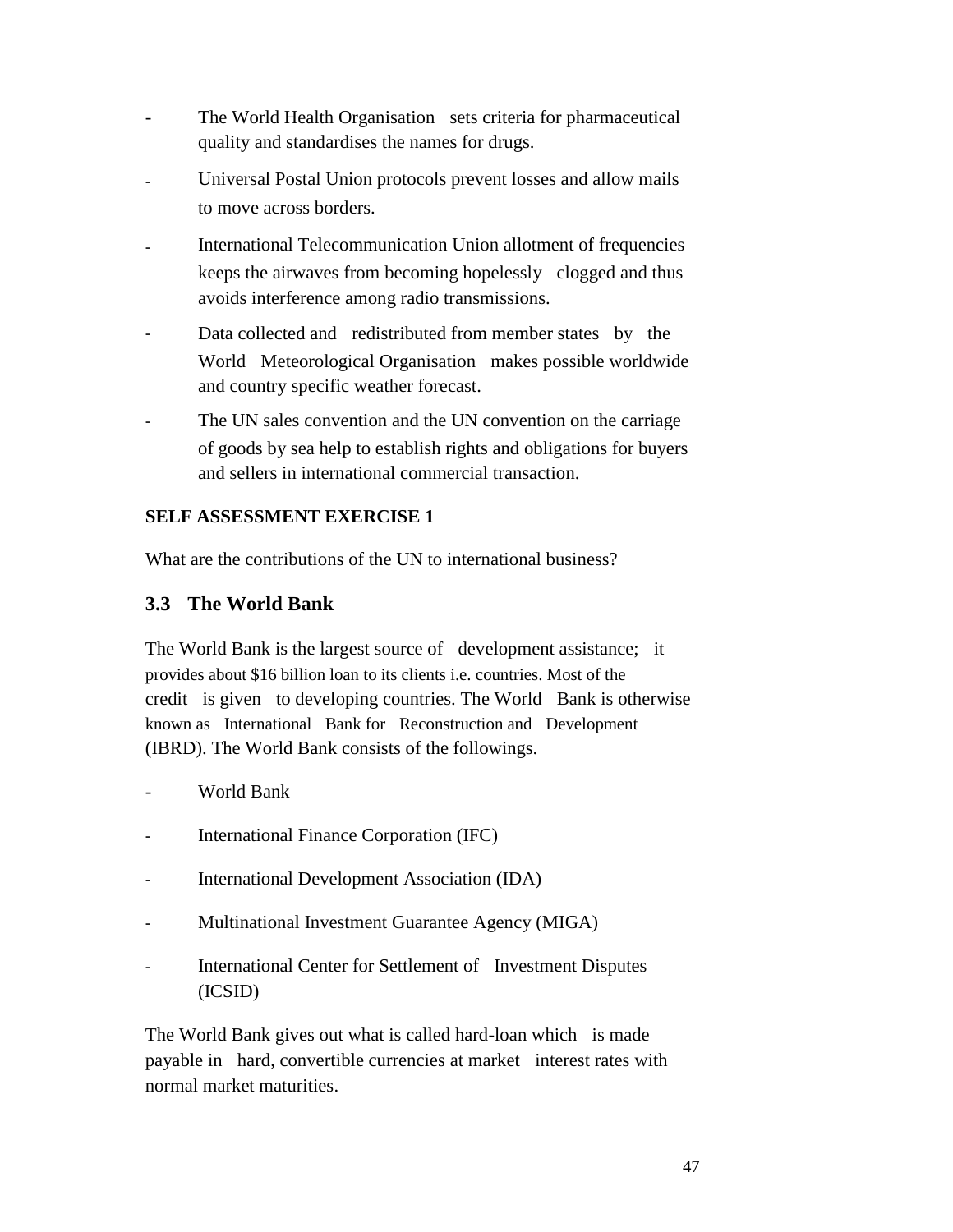- The World Health Organisation sets criteria for pharmaceutical quality and standardises the names for drugs.
- Universal Postal Union protocols prevent losses and allow mails to move across borders.
- International Telecommunication Union allotment of frequencies keeps the airwaves from becoming hopelessly clogged and thus avoids interference among radio transmissions.
- Data collected and redistributed from member states by the World Meteorological Organisation makes possible worldwide and country specific weather forecast.
- The UN sales convention and the UN convention on the carriage of goods by sea help to establish rights and obligations for buyers and sellers in international commercial transaction.

**SELF ASSESSMENT EXERCISE 1**

What are the contributions of the UN to international business?

## 3.3 The World Bank

The World Bank is the largest source of development assistance; it provides about $16 billion loan to its clients i.e. countries. Most of the credit is given to developing countries. The World Bank is otherwise known as International Bank for Reconstruction and Development (IBRD). The World Bank consists of the followings.

- World Bank
- International Finance Corporation (IFC)
- International Development Association (IDA)
- Multinational Investment Guarantee Agency (MIGA)
- International Center for Settlement of Investment Disputes (ICSID)

The World Bank gives out what is called hard-loan which is made payable in hard, convertible currencies at market interest rates with normal market maturities.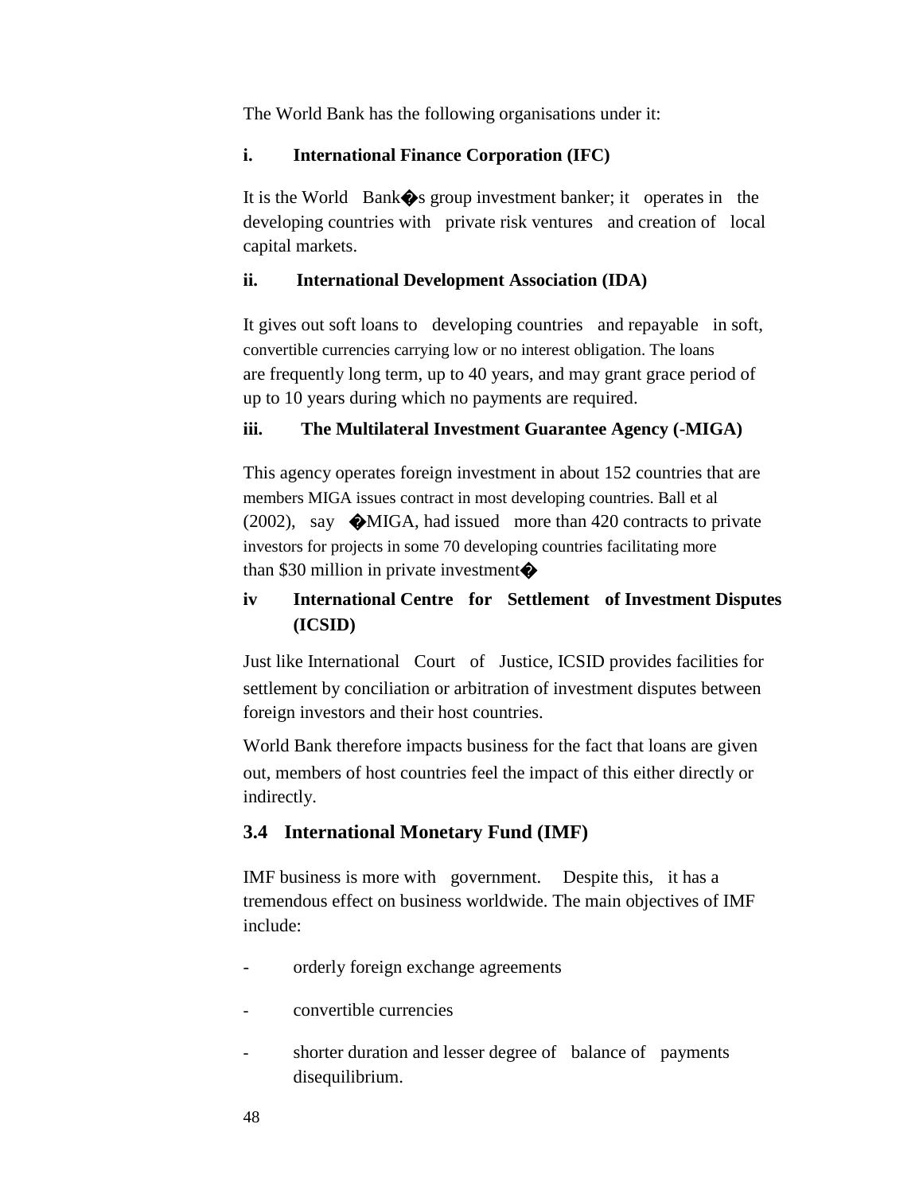The World Bank has the following organisations under it:

**i. International Finance Corporation (IFC)**

It is the World Bank�s group investment banker; it operates in the developing countries with private risk ventures and creation of local capital markets.

**ii. International Development Association (IDA)**

It gives out soft loans to developing countries and repayable in soft, convertible currencies carrying low or no interest obligation. The loans are frequently long term, up to 40 years, and may grant grace period of up to 10 years during which no payments are required.

**iii. The Multilateral Investment Guarantee Agency (-MIGA)**

This agency operates foreign investment in about 152 countries that are members MIGA issues contract in most developing countries. Ball et al (2002), say �MIGA, had issued more than 420 contracts to private investors for projects in some 70 developing countries facilitating more than $30 million in private investment�

**iv International Centre for Settlement of Investment Disputes (ICSID)**

Just like International Court of Justice, ICSID provides facilities for settlement by conciliation or arbitration of investment disputes between foreign investors and their host countries.

World Bank therefore impacts business for the fact that loans are given out, members of host countries feel the impact of this either directly or indirectly.

## 3.4 International Monetary Fund (IMF)

IMF business is more with government. Despite this, it has a tremendous effect on business worldwide. The main objectives of IMF include:

- orderly foreign exchange agreements
- convertible currencies
- shorter duration and lesser degree of balance of payments disequilibrium.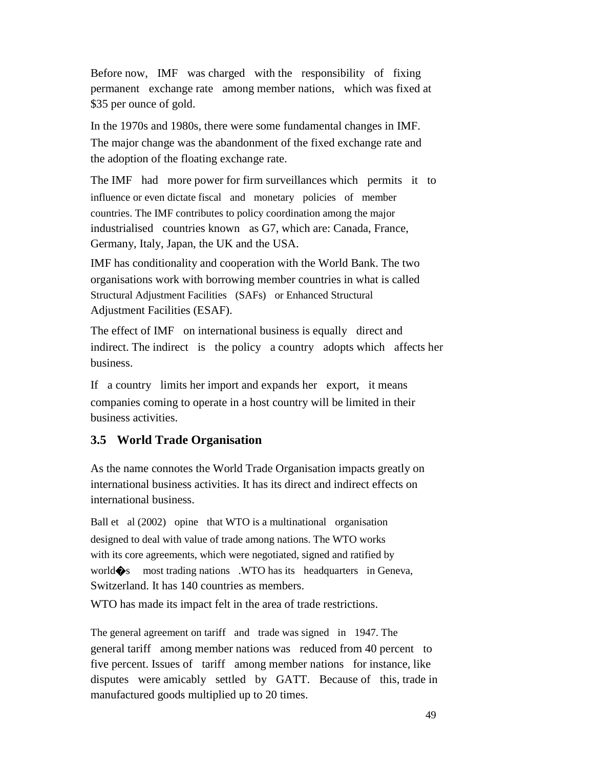Before now, IMF was charged with the responsibility of fixing permanent exchange rate among member nations, which was fixed at $35 per ounce of gold.

In the 1970s and 1980s, there were some fundamental changes in IMF. The major change was the abandonment of the fixed exchange rate and the adoption of the floating exchange rate.

The IMF had more power for firm surveillances which permits it to influence or even dictate fiscal and monetary policies of member countries. The IMF contributes to policy coordination among the major industrialised countries known as G7, which are: Canada, France, Germany, Italy, Japan, the UK and the USA.

IMF has conditionality and cooperation with the World Bank. The two organisations work with borrowing member countries in what is called Structural Adjustment Facilities (SAFs) or Enhanced Structural Adjustment Facilities (ESAF).

The effect of IMF on international business is equally direct and indirect. The indirect is the policy a country adopts which affects her business.

If a country limits her import and expands her export, it means companies coming to operate in a host country will be limited in their business activities.

### 3.5 World Trade Organisation

As the name connotes the World Trade Organisation impacts greatly on international business activities. It has its direct and indirect effects on international business.

Ball et al (2002) opine that WTO is a multinational organisation designed to deal with value of trade among nations. The WTO works with its core agreements, which were negotiated, signed and ratified by world�s most trading nations .WTO has its headquarters in Geneva, Switzerland. It has 140 countries as members.

WTO has made its impact felt in the area of trade restrictions.

The general agreement on tariff and trade was signed in 1947. The general tariff among member nations was reduced from 40 percent to five percent. Issues of tariff among member nations for instance, like disputes were amicably settled by GATT. Because of this, trade in manufactured goods multiplied up to 20 times.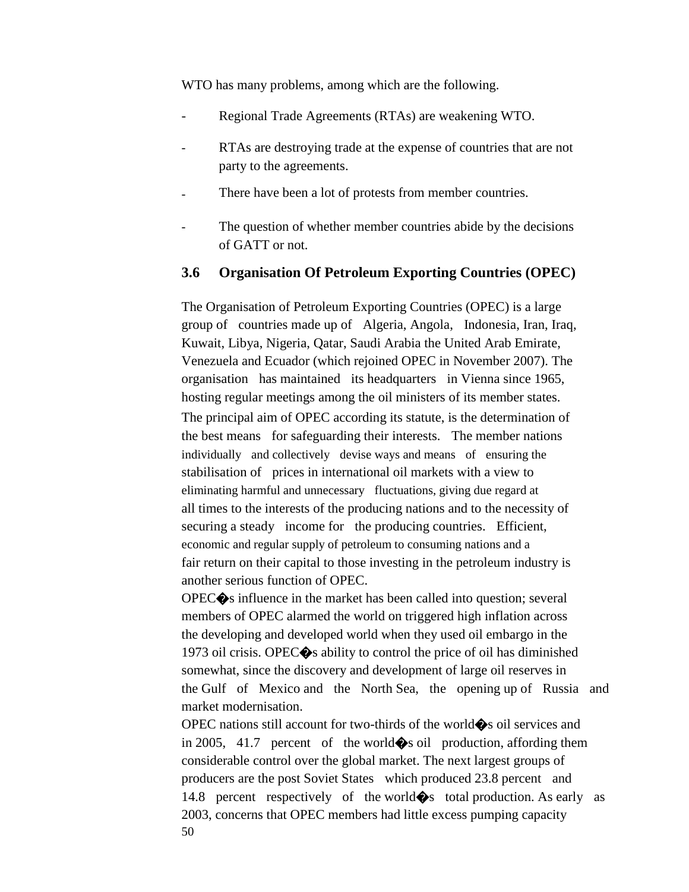WTO has many problems, among which are the following.

- Regional Trade Agreements (RTAs) are weakening WTO.
- RTAs are destroying trade at the expense of countries that are not party to the agreements.
- There have been a lot of protests from member countries.
- The question of whether member countries abide by the decisions of GATT or not.

## 3.6 Organisation Of Petroleum Exporting Countries (OPEC)

The Organisation of Petroleum Exporting Countries (OPEC) is a large group of countries made up of Algeria, Angola, Indonesia, Iran, Iraq, Kuwait, Libya, Nigeria, Qatar, Saudi Arabia the United Arab Emirate, Venezuela and Ecuador (which rejoined OPEC in November 2007). The organisation has maintained its headquarters in Vienna since 1965, hosting regular meetings among the oil ministers of its member states. The principal aim of OPEC according its statute, is the determination of the best means for safeguarding their interests. The member nations individually and collectively devise ways and means of ensuring the stabilisation of prices in international oil markets with a view to eliminating harmful and unnecessary fluctuations, giving due regard at all times to the interests of the producing nations and to the necessity of securing a steady income for the producing countries. Efficient, economic and regular supply of petroleum to consuming nations and a fair return on their capital to those investing in the petroleum industry is another serious function of OPEC.

OPEC�s influence in the market has been called into question; several members of OPEC alarmed the world on triggered high inflation across the developing and developed world when they used oil embargo in the 1973 oil crisis. OPEC�s ability to control the price of oil has diminished somewhat, since the discovery and development of large oil reserves in the Gulf of Mexico and the North Sea, the opening up of Russia and market modernisation.

OPEC nations still account for two-thirds of the world�s oil services and in 2005, 41.7 percent of the world�s oil production, affording them considerable control over the global market. The next largest groups of producers are the post Soviet States which produced 23.8 percent and 14.8 percent respectively of the world�s total production. As early as 2003, concerns that OPEC members had little excess pumping capacity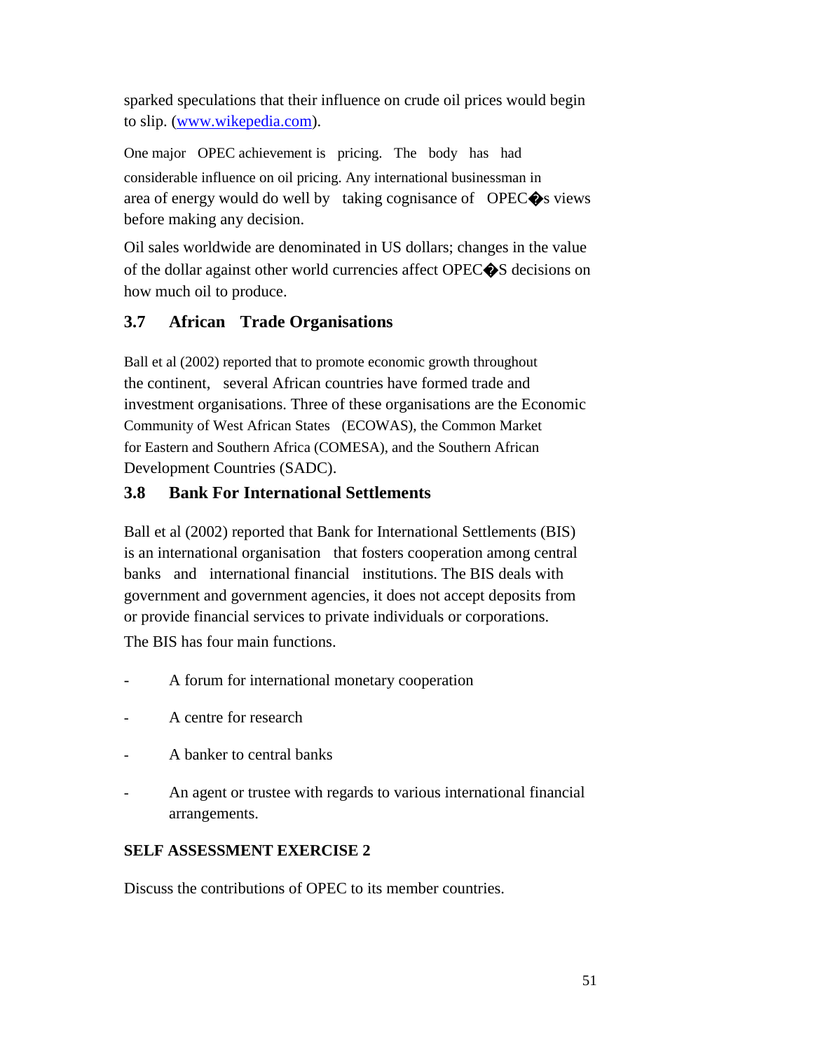sparked speculations that their influence on crude oil prices would begin to slip. ([www.wikepedia.com](www.wikepedia.com)).

One major OPEC achievement is pricing. The body has had considerable influence on oil pricing. Any international businessman in area of energy would do well by taking cognisance of OPEC�s views before making any decision.

Oil sales worldwide are denominated in US dollars; changes in the value of the dollar against other world currencies affect OPEC�S decisions on how much oil to produce.

### 3.7 African Trade Organisations

Ball et al (2002) reported that to promote economic growth throughout the continent, several African countries have formed trade and investment organisations. Three of these organisations are the Economic Community of West African States (ECOWAS), the Common Market for Eastern and Southern Africa (COMESA), and the Southern African Development Countries (SADC).

### 3.8 Bank For International Settlements

Ball et al (2002) reported that Bank for International Settlements (BIS) is an international organisation that fosters cooperation among central banks and international financial institutions. The BIS deals with government and government agencies, it does not accept deposits from or provide financial services to private individuals or corporations.

The BIS has four main functions.

- A forum for international monetary cooperation
- A centre for research
- A banker to central banks
- An agent or trustee with regards to various international financial arrangements.

**SELF ASSESSMENT EXERCISE 2**

Discuss the contributions of OPEC to its member countries.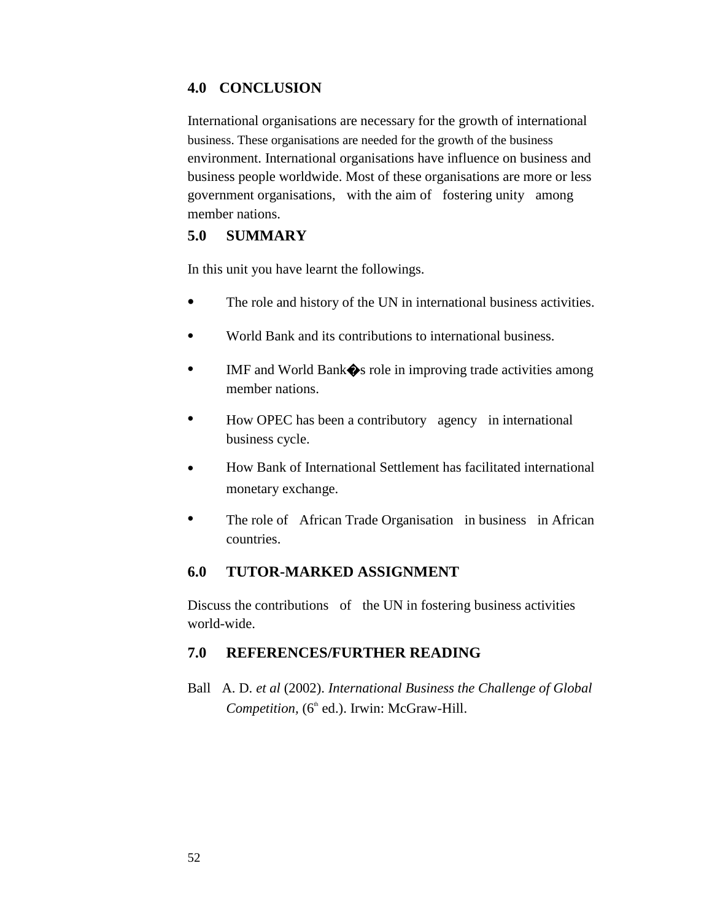## 4.0 CONCLUSION

International organisations are necessary for the growth of international business. These organisations are needed for the growth of the business environment. International organisations have influence on business and business people worldwide. Most of these organisations are more or less government organisations, with the aim of fostering unity among member nations.

## 5.0 SUMMARY

In this unit you have learnt the followings.

- The role and history of the UN in international business activities.
- World Bank and its contributions to international business.
- IMF and World Bank�s role in improving trade activities among member nations.
- How OPEC has been a contributory agency in international business cycle.
- How Bank of International Settlement has facilitated international monetary exchange.
- The role of African Trade Organisation in business in African countries.

## 6.0 TUTOR-MARKED ASSIGNMENT

Discuss the contributions of the UN in fostering business activities world-wide.

## 7.0 REFERENCES/FURTHER READING

Ball A. D. *et al* (2002). *International Business the Challenge of Global Competition,* (6th ed.). Irwin: McGraw-Hill.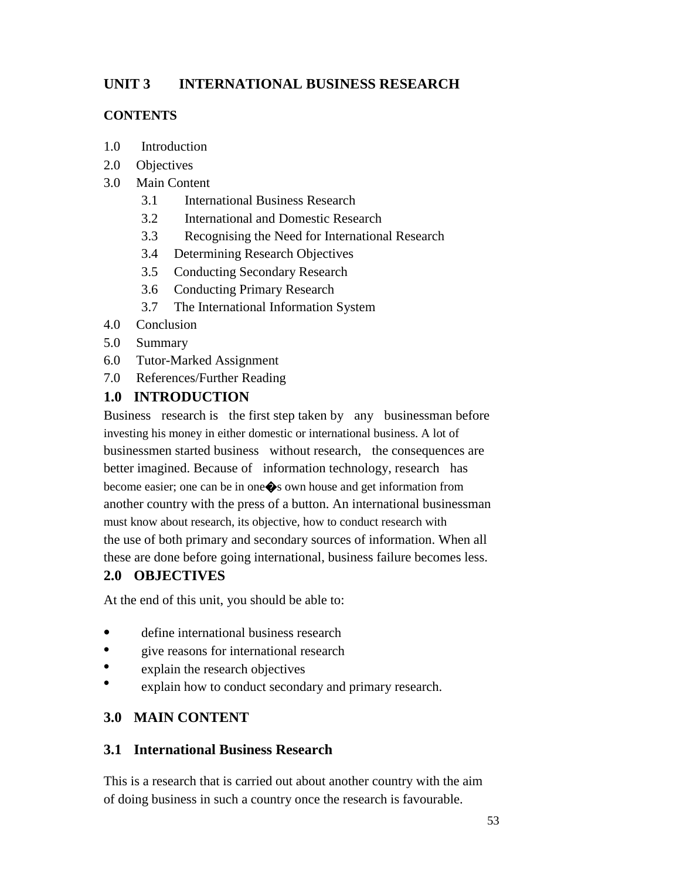# UNIT 3 INTERNATIONAL BUSINESS RESEARCH

**CONTENTS**

1.0 Introduction
2.0 Objectives
3.0 Main Content
    3.1 International Business Research
    3.2 International and Domestic Research
    3.3 Recognising the Need for International Research
    3.4 Determining Research Objectives
    3.5 Conducting Secondary Research
    3.6 Conducting Primary Research
    3.7 The International Information System
4.0 Conclusion
5.0 Summary
6.0 Tutor-Marked Assignment
7.0 References/Further Reading

## 1.0 INTRODUCTION

Business research is the first step taken by any businessman before investing his money in either domestic or international business. A lot of businessmen started business without research, the consequences are better imagined. Because of information technology, research has become easier; one can be in one�s own house and get information from another country with the press of a button. An international businessman must know about research, its objective, how to conduct research with the use of both primary and secondary sources of information. When all these are done before going international, business failure becomes less.

## 2.0 OBJECTIVES

At the end of this unit, you should be able to:

- define international business research
- give reasons for international research
- explain the research objectives
- explain how to conduct secondary and primary research.

## 3.0 MAIN CONTENT

### 3.1 International Business Research

This is a research that is carried out about another country with the aim of doing business in such a country once the research is favourable.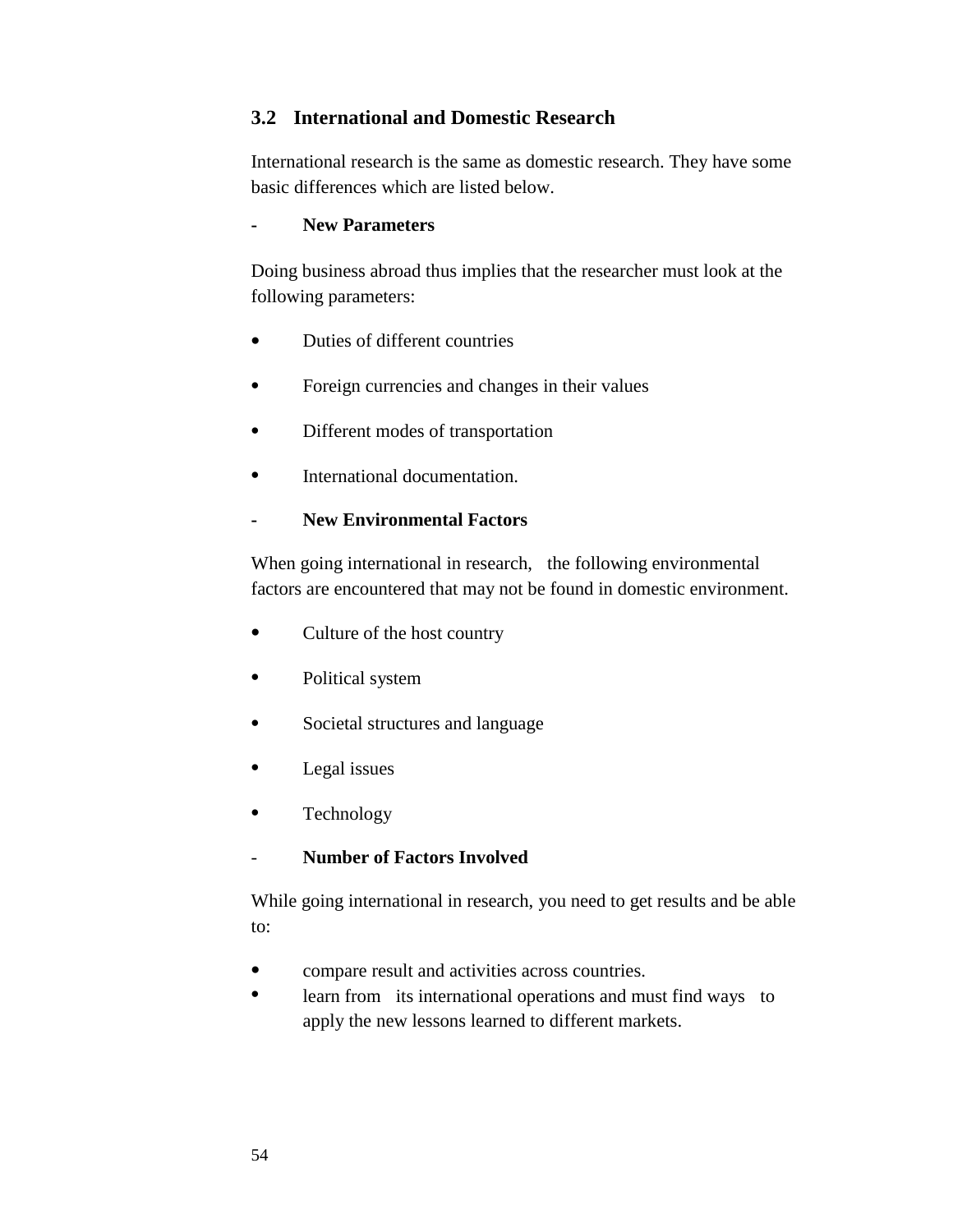## 3.2 International and Domestic Research

International research is the same as domestic research. They have some basic differences which are listed below.

- **New Parameters**

Doing business abroad thus implies that the researcher must look at the following parameters:

- Duties of different countries
- Foreign currencies and changes in their values
- Different modes of transportation
- International documentation.

- **New Environmental Factors**

When going international in research, the following environmental factors are encountered that may not be found in domestic environment.

- Culture of the host country
- Political system
- Societal structures and language
- Legal issues
- Technology

- **Number of Factors Involved**

While going international in research, you need to get results and be able to:

- compare result and activities across countries.
- learn from its international operations and must find ways to apply the new lessons learned to different markets.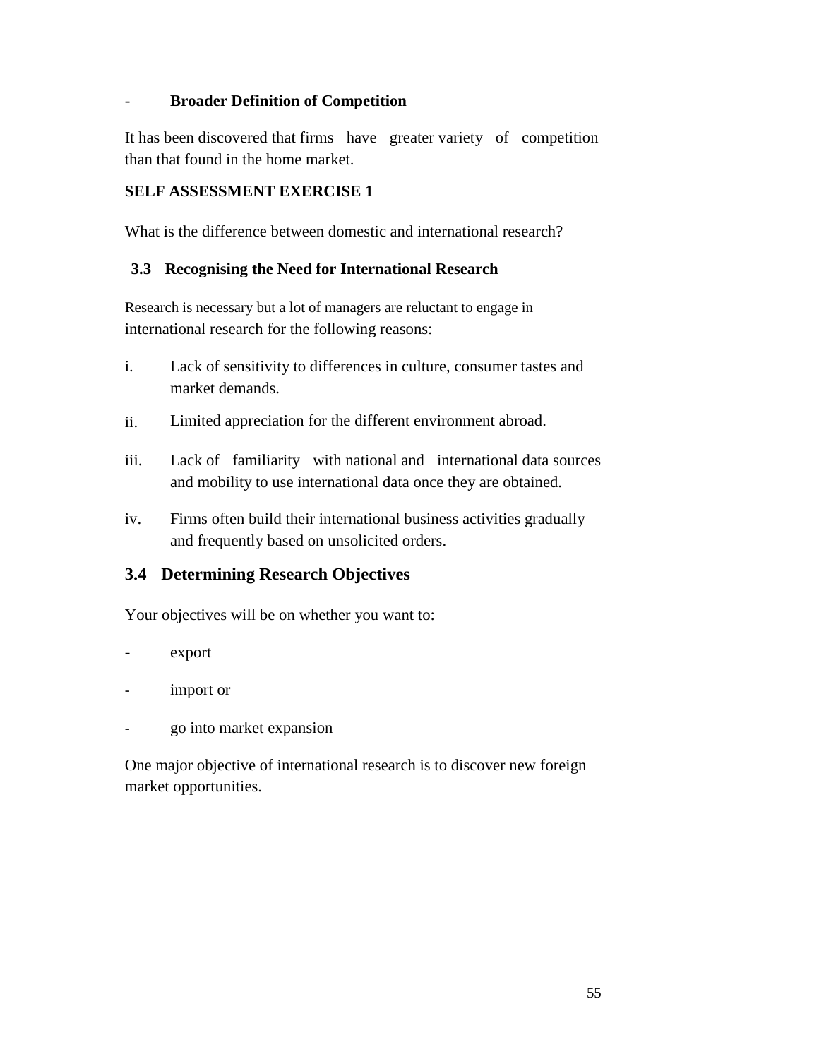- **Broader Definition of Competition**

It has been discovered that firms have greater variety of competition than that found in the home market.

**SELF ASSESSMENT EXERCISE 1**

What is the difference between domestic and international research?

### 3.3 Recognising the Need for International Research

Research is necessary but a lot of managers are reluctant to engage in international research for the following reasons:

i. Lack of sensitivity to differences in culture, consumer tastes and market demands.

ii. Limited appreciation for the different environment abroad.

iii. Lack of familiarity with national and international data sources and mobility to use international data once they are obtained.

iv. Firms often build their international business activities gradually and frequently based on unsolicited orders.

### 3.4 Determining Research Objectives

Your objectives will be on whether you want to:

- export
- import or
- go into market expansion

One major objective of international research is to discover new foreign market opportunities.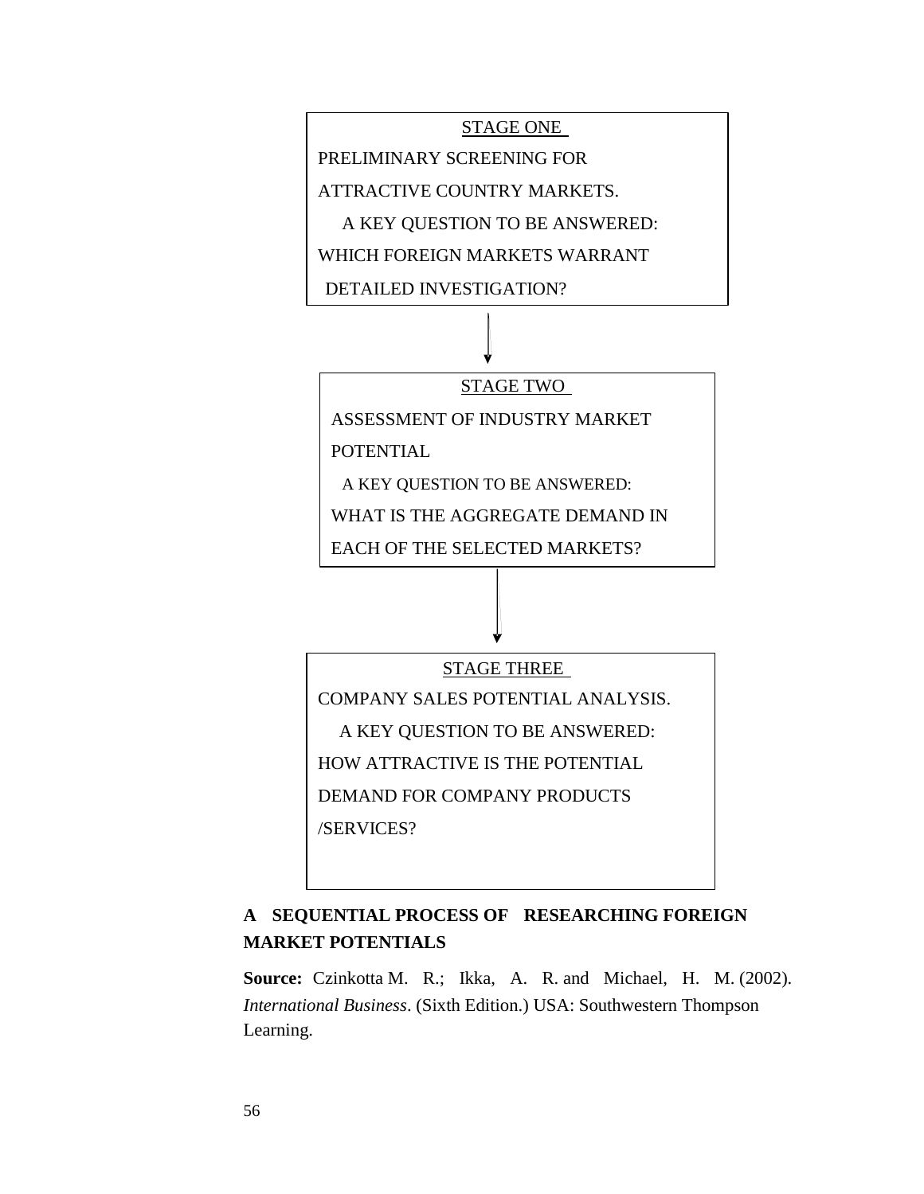STAGE ONE

PRELIMINARY SCREENING FOR ATTRACTIVE COUNTRY MARKETS.

A KEY QUESTION TO BE ANSWERED: WHICH FOREIGN MARKETS WARRANT DETAILED INVESTIGATION?

↓

STAGE TWO

ASSESSMENT OF INDUSTRY MARKET POTENTIAL

A KEY QUESTION TO BE ANSWERED: WHAT IS THE AGGREGATE DEMAND IN EACH OF THE SELECTED MARKETS?

↓

STAGE THREE

COMPANY SALES POTENTIAL ANALYSIS.

A KEY QUESTION TO BE ANSWERED: HOW ATTRACTIVE IS THE POTENTIAL DEMAND FOR COMPANY PRODUCTS /SERVICES?

**A SEQUENTIAL PROCESS OF RESEARCHING FOREIGN MARKET POTENTIALS**

**Source:** Czinkotta M. R.; Ikka, A. R. and Michael, H. M. (2002). *International Business*. (Sixth Edition.) USA: Southwestern Thompson Learning.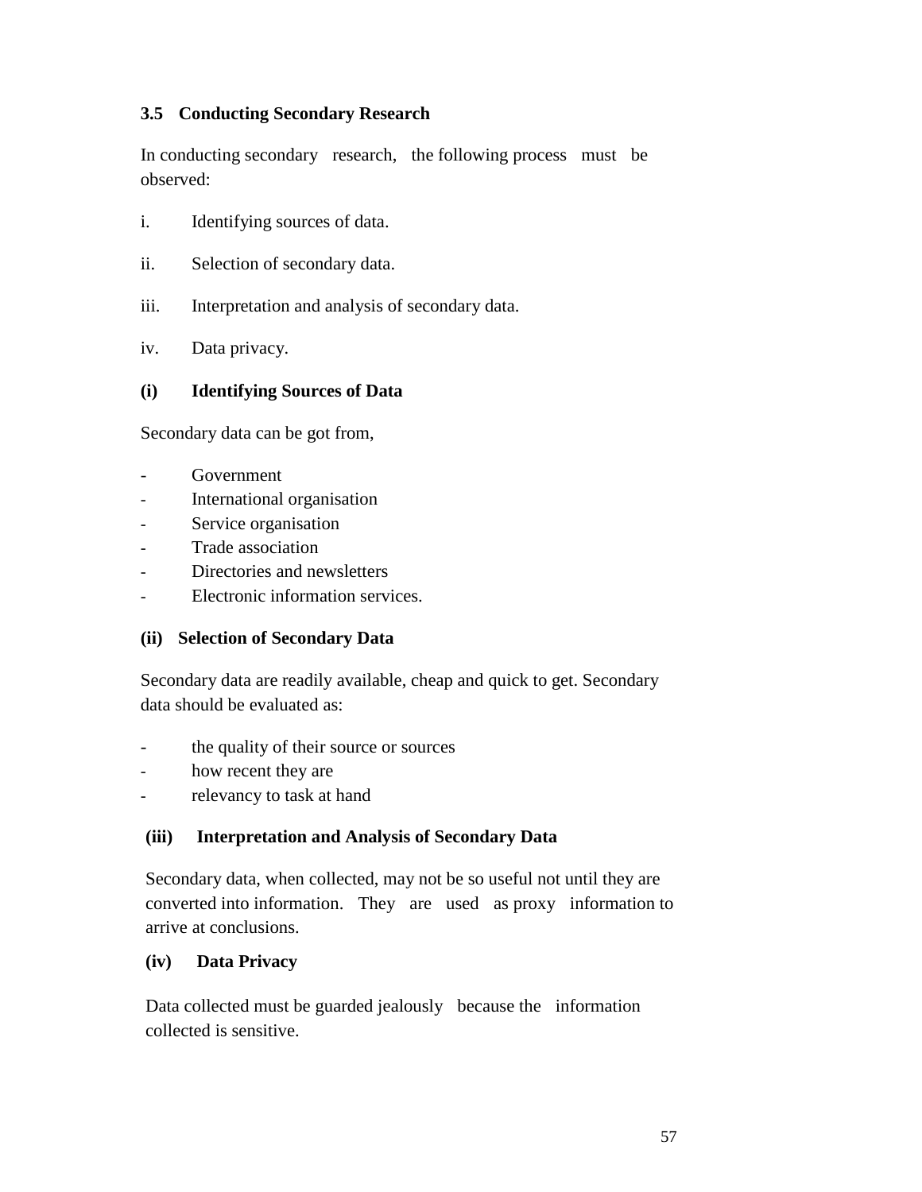### 3.5 Conducting Secondary Research

In conducting secondary research, the following process must be observed:

i. Identifying sources of data.

ii. Selection of secondary data.

iii. Interpretation and analysis of secondary data.

iv. Data privacy.

**(i) Identifying Sources of Data**

Secondary data can be got from,

- Government
- International organisation
- Service organisation
- Trade association
- Directories and newsletters
- Electronic information services.

**(ii) Selection of Secondary Data**

Secondary data are readily available, cheap and quick to get. Secondary data should be evaluated as:

- the quality of their source or sources
- how recent they are
- relevancy to task at hand

**(iii) Interpretation and Analysis of Secondary Data**

Secondary data, when collected, may not be so useful not until they are converted into information. They are used as proxy information to arrive at conclusions.

**(iv) Data Privacy**

Data collected must be guarded jealously because the information collected is sensitive.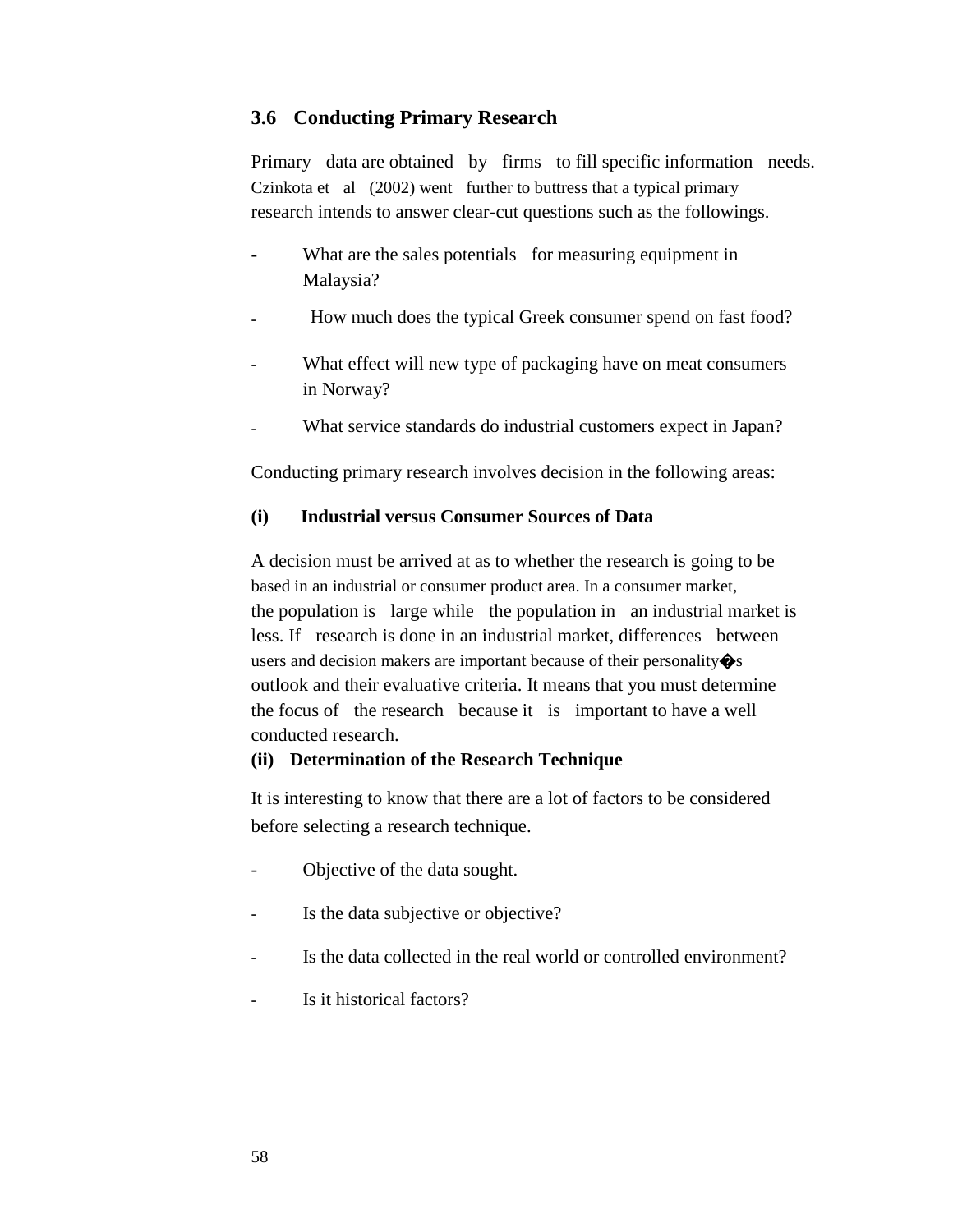### 3.6 Conducting Primary Research

Primary data are obtained by firms to fill specific information needs. Czinkota et al (2002) went further to buttress that a typical primary research intends to answer clear-cut questions such as the followings.

- What are the sales potentials for measuring equipment in Malaysia?
- How much does the typical Greek consumer spend on fast food?
- What effect will new type of packaging have on meat consumers in Norway?
- What service standards do industrial customers expect in Japan?

Conducting primary research involves decision in the following areas:

**(i) Industrial versus Consumer Sources of Data**

A decision must be arrived at as to whether the research is going to be based in an industrial or consumer product area. In a consumer market, the population is large while the population in an industrial market is less. If research is done in an industrial market, differences between users and decision makers are important because of their personality�s outlook and their evaluative criteria. It means that you must determine the focus of the research because it is important to have a well conducted research.

**(ii) Determination of the Research Technique**

It is interesting to know that there are a lot of factors to be considered before selecting a research technique.

- Objective of the data sought.
- Is the data subjective or objective?
- Is the data collected in the real world or controlled environment?
- Is it historical factors?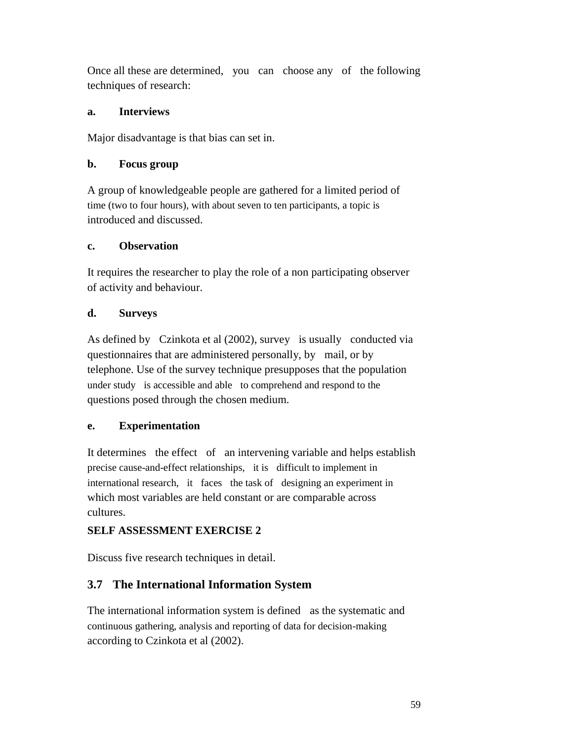Once all these are determined, you can choose any of the following techniques of research:

**a. Interviews**

Major disadvantage is that bias can set in.

**b. Focus group**

A group of knowledgeable people are gathered for a limited period of time (two to four hours), with about seven to ten participants, a topic is introduced and discussed.

**c. Observation**

It requires the researcher to play the role of a non participating observer of activity and behaviour.

**d. Surveys**

As defined by Czinkota et al (2002), survey is usually conducted via questionnaires that are administered personally, by mail, or by telephone. Use of the survey technique presupposes that the population under study is accessible and able to comprehend and respond to the questions posed through the chosen medium.

**e. Experimentation**

It determines the effect of an intervening variable and helps establish precise cause-and-effect relationships, it is difficult to implement in international research, it faces the task of designing an experiment in which most variables are held constant or are comparable across cultures.

**SELF ASSESSMENT EXERCISE 2**

Discuss five research techniques in detail.

## 3.7 The International Information System

The international information system is defined as the systematic and continuous gathering, analysis and reporting of data for decision-making according to Czinkota et al (2002).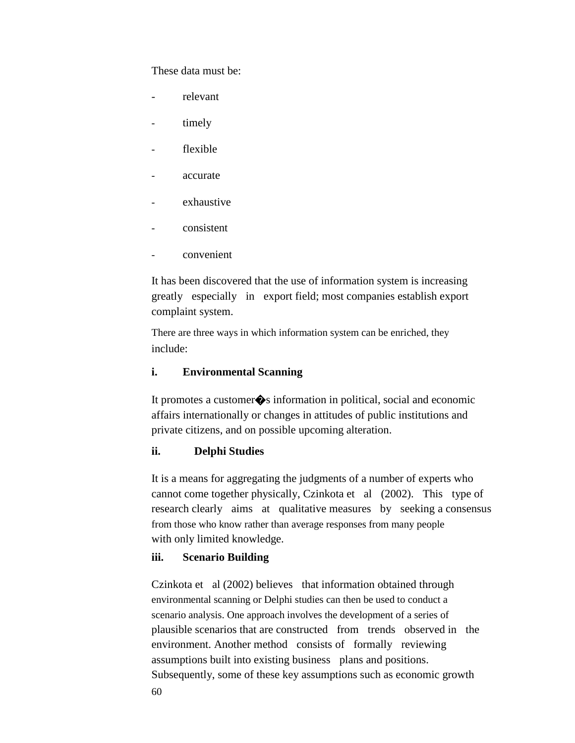These data must be:

- relevant
- timely
- flexible
- accurate
- exhaustive
- consistent
- convenient

It has been discovered that the use of information system is increasing greatly especially in export field; most companies establish export complaint system.

There are three ways in which information system can be enriched, they include:

**i. Environmental Scanning**

It promotes a customer�s information in political, social and economic affairs internationally or changes in attitudes of public institutions and private citizens, and on possible upcoming alteration.

**ii. Delphi Studies**

It is a means for aggregating the judgments of a number of experts who cannot come together physically, Czinkota et al (2002). This type of research clearly aims at qualitative measures by seeking a consensus from those who know rather than average responses from many people with only limited knowledge.

**iii. Scenario Building**

Czinkota et al (2002) believes that information obtained through environmental scanning or Delphi studies can then be used to conduct a scenario analysis. One approach involves the development of a series of plausible scenarios that are constructed from trends observed in the environment. Another method consists of formally reviewing assumptions built into existing business plans and positions. Subsequently, some of these key assumptions such as economic growth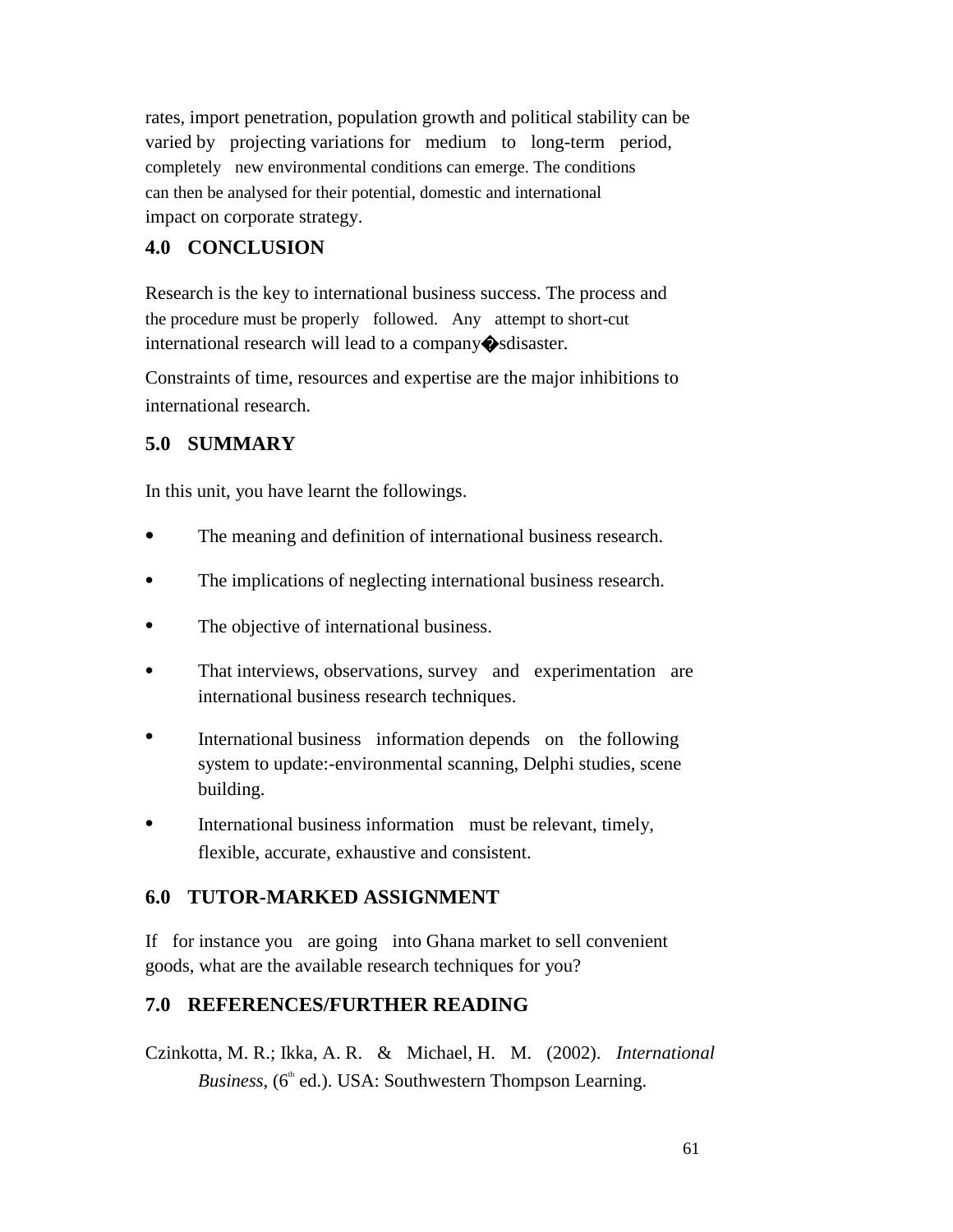rates, import penetration, population growth and political stability can be varied by projecting variations for medium to long-term period, completely new environmental conditions can emerge. The conditions can then be analysed for their potential, domestic and international impact on corporate strategy.

## 4.0 CONCLUSION

Research is the key to international business success. The process and the procedure must be properly followed. Any attempt to short-cut international research will lead to a company�sdisaster.

Constraints of time, resources and expertise are the major inhibitions to international research.

## 5.0 SUMMARY

In this unit, you have learnt the followings.

- The meaning and definition of international business research.
- The implications of neglecting international business research.
- The objective of international business.
- That interviews, observations, survey and experimentation are international business research techniques.
- International business information depends on the following system to update:-environmental scanning, Delphi studies, scene building.
- International business information must be relevant, timely, flexible, accurate, exhaustive and consistent.

## 6.0 TUTOR-MARKED ASSIGNMENT

If for instance you are going into Ghana market to sell convenient goods, what are the available research techniques for you?

## 7.0 REFERENCES/FURTHER READING

Czinkotta, M. R.; Ikka, A. R. & Michael, H. M. (2002). *International Business*, (6th ed.). USA: Southwestern Thompson Learning.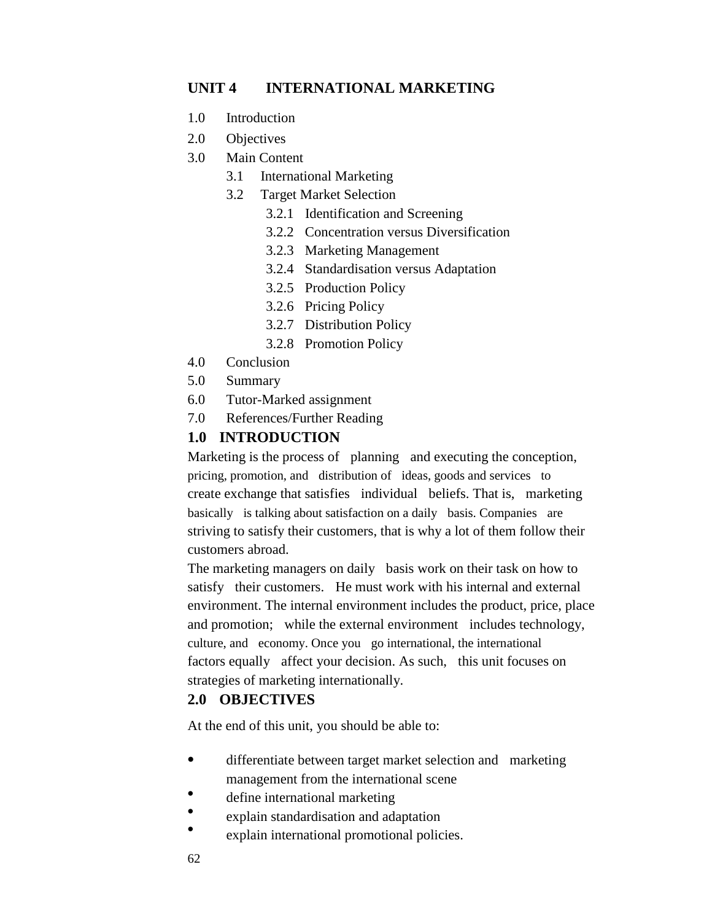## UNIT 4 INTERNATIONAL MARKETING

1.0 Introduction
2.0 Objectives
3.0 Main Content
 3.1 International Marketing
 3.2 Target Market Selection
  3.2.1 Identification and Screening
  3.2.2 Concentration versus Diversification
  3.2.3 Marketing Management
  3.2.4 Standardisation versus Adaptation
  3.2.5 Production Policy
  3.2.6 Pricing Policy
  3.2.7 Distribution Policy
  3.2.8 Promotion Policy
4.0 Conclusion
5.0 Summary
6.0 Tutor-Marked assignment
7.0 References/Further Reading

### 1.0 INTRODUCTION

Marketing is the process of planning and executing the conception, pricing, promotion, and distribution of ideas, goods and services to create exchange that satisfies individual beliefs. That is, marketing basically is talking about satisfaction on a daily basis. Companies are striving to satisfy their customers, that is why a lot of them follow their customers abroad.

The marketing managers on daily basis work on their task on how to satisfy their customers. He must work with his internal and external environment. The internal environment includes the product, price, place and promotion; while the external environment includes technology, culture, and economy. Once you go international, the international factors equally affect your decision. As such, this unit focuses on strategies of marketing internationally.

### 2.0 OBJECTIVES

At the end of this unit, you should be able to:

- differentiate between target market selection and marketing management from the international scene
- define international marketing
- explain standardisation and adaptation
- explain international promotional policies.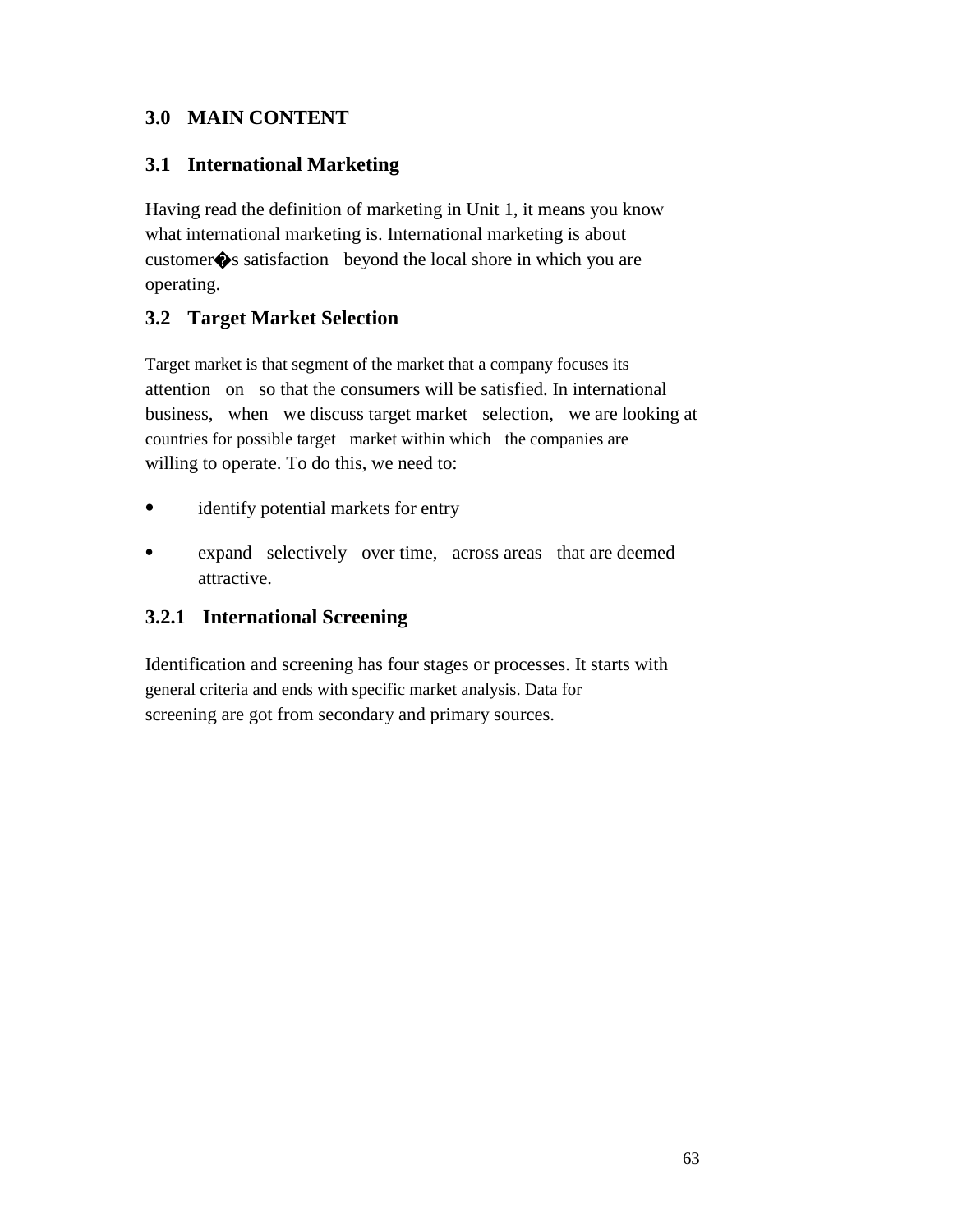## 3.0 MAIN CONTENT

### 3.1 International Marketing

Having read the definition of marketing in Unit 1, it means you know what international marketing is. International marketing is about customer�s satisfaction beyond the local shore in which you are operating.

### 3.2 Target Market Selection

Target market is that segment of the market that a company focuses its attention on so that the consumers will be satisfied. In international business, when we discuss target market selection, we are looking at countries for possible target market within which the companies are willing to operate. To do this, we need to:

- identify potential markets for entry
- expand selectively over time, across areas that are deemed attractive.

#### 3.2.1 International Screening

Identification and screening has four stages or processes. It starts with general criteria and ends with specific market analysis. Data for screening are got from secondary and primary sources.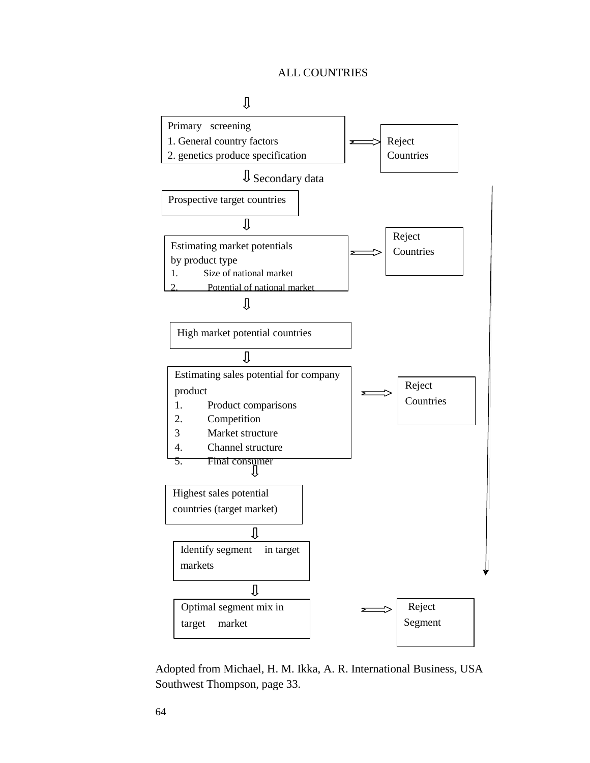ALL COUNTRIES

⇩

Primary screening
1. General country factors
2. genetics produce specification

⇒ Reject Countries

⇩ Secondary data

Prospective target countries

⇩

Estimating market potentials by product type
1. Size of national market
2. Potential of national market

⇒ Reject Countries

⇩

High market potential countries

⇩

Estimating sales potential for company product
1. Product comparisons
2. Competition
3 Market structure
4. Channel structure
5. Final consumer

⇒ Reject Countries

⇩

Highest sales potential countries (target market)

⇩

Identify segment in target markets

⇩

Optimal segment mix in target market

⇒ Reject Segment

Adopted from Michael, H. M. Ikka, A. R. International Business, USA Southwest Thompson, page 33.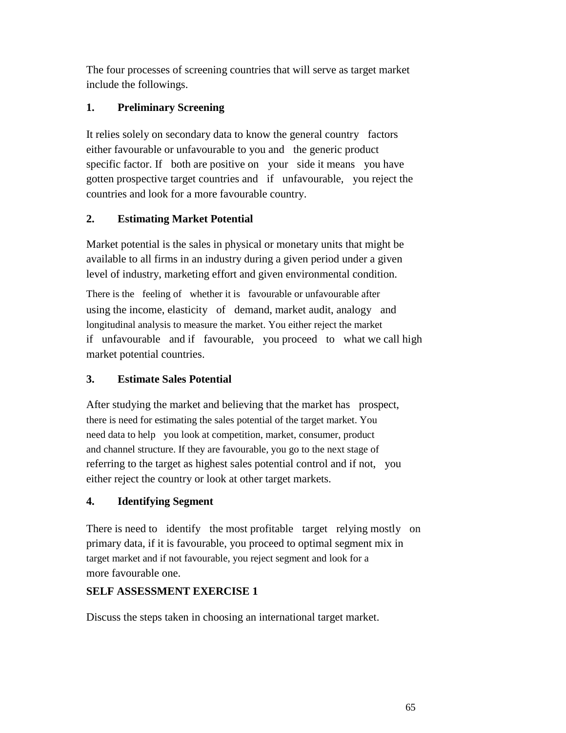The four processes of screening countries that will serve as target market include the followings.

**1. Preliminary Screening**

It relies solely on secondary data to know the general country factors either favourable or unfavourable to you and the generic product specific factor. If both are positive on your side it means you have gotten prospective target countries and if unfavourable, you reject the countries and look for a more favourable country.

**2. Estimating Market Potential**

Market potential is the sales in physical or monetary units that might be available to all firms in an industry during a given period under a given level of industry, marketing effort and given environmental condition.

There is the feeling of whether it is favourable or unfavourable after using the income, elasticity of demand, market audit, analogy and longitudinal analysis to measure the market. You either reject the market if unfavourable and if favourable, you proceed to what we call high market potential countries.

**3. Estimate Sales Potential**

After studying the market and believing that the market has prospect, there is need for estimating the sales potential of the target market. You need data to help you look at competition, market, consumer, product and channel structure. If they are favourable, you go to the next stage of referring to the target as highest sales potential control and if not, you either reject the country or look at other target markets.

**4. Identifying Segment**

There is need to identify the most profitable target relying mostly on primary data, if it is favourable, you proceed to optimal segment mix in target market and if not favourable, you reject segment and look for a more favourable one.

**SELF ASSESSMENT EXERCISE 1**

Discuss the steps taken in choosing an international target market.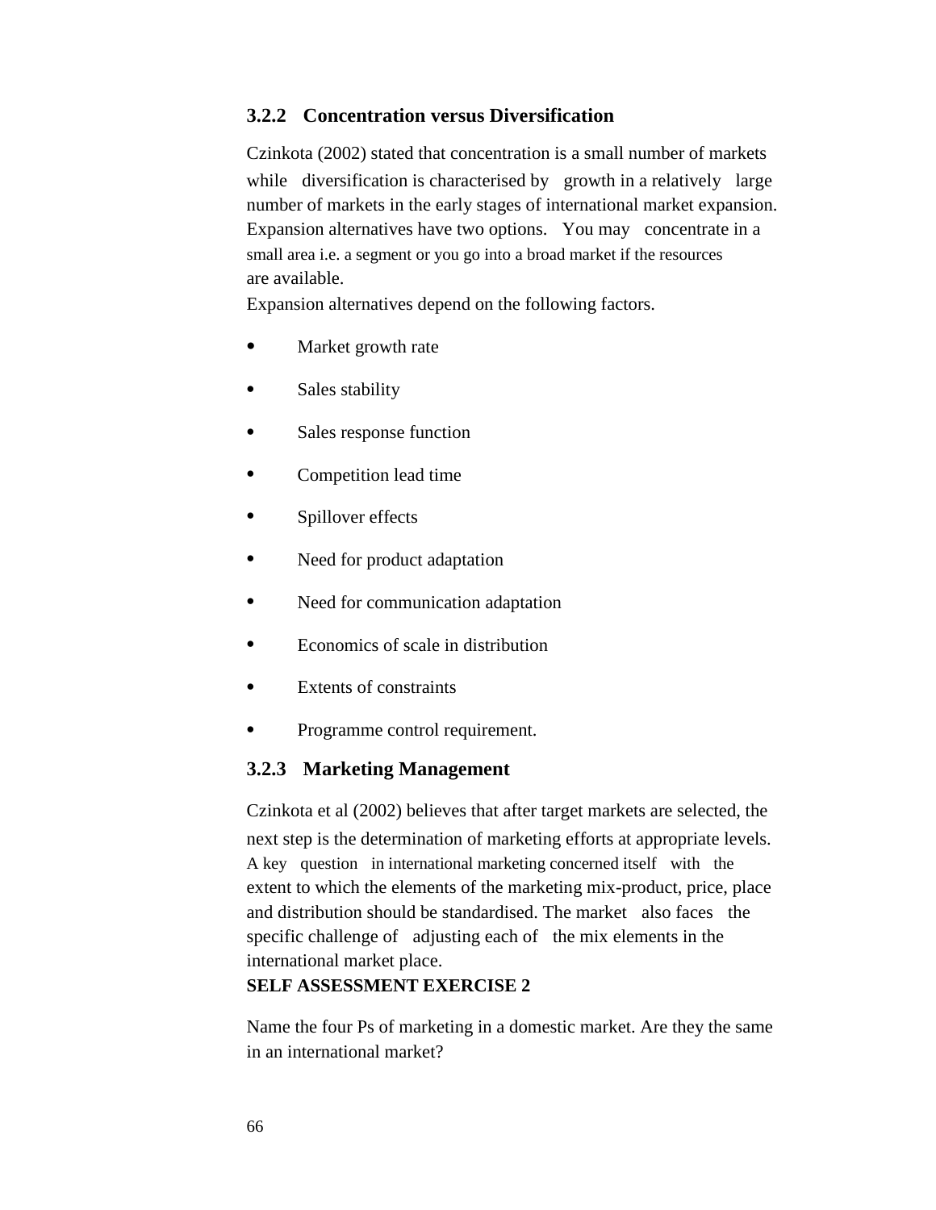### 3.2.2 Concentration versus Diversification

Czinkota (2002) stated that concentration is a small number of markets while diversification is characterised by growth in a relatively large number of markets in the early stages of international market expansion. Expansion alternatives have two options. You may concentrate in a small area i.e. a segment or you go into a broad market if the resources are available.

Expansion alternatives depend on the following factors.

- Market growth rate
- Sales stability
- Sales response function
- Competition lead time
- Spillover effects
- Need for product adaptation
- Need for communication adaptation
- Economics of scale in distribution
- Extents of constraints
- Programme control requirement.

### 3.2.3 Marketing Management

Czinkota et al (2002) believes that after target markets are selected, the next step is the determination of marketing efforts at appropriate levels. A key question in international marketing concerned itself with the extent to which the elements of the marketing mix-product, price, place and distribution should be standardised. The market also faces the specific challenge of adjusting each of the mix elements in the international market place.

**SELF ASSESSMENT EXERCISE 2**

Name the four Ps of marketing in a domestic market. Are they the same in an international market?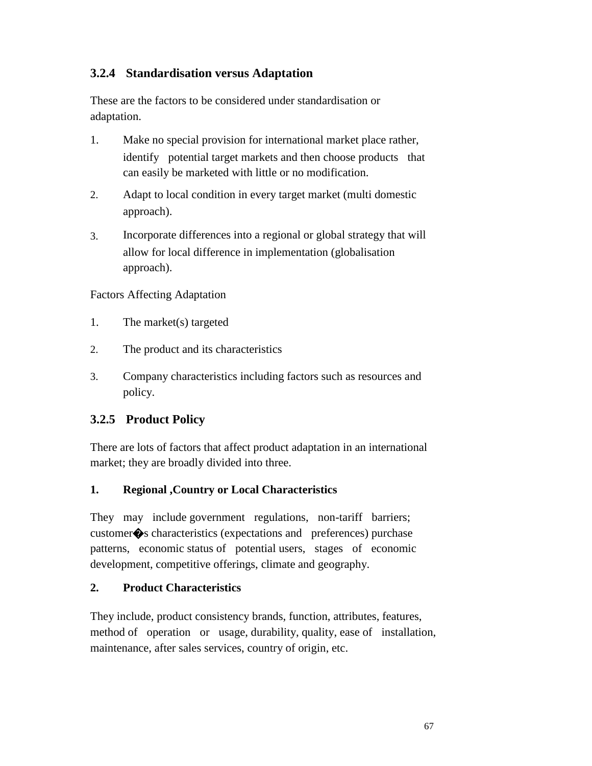### 3.2.4 Standardisation versus Adaptation

These are the factors to be considered under standardisation or adaptation.

1. Make no special provision for international market place rather, identify potential target markets and then choose products that can easily be marketed with little or no modification.
2. Adapt to local condition in every target market (multi domestic approach).
3. Incorporate differences into a regional or global strategy that will allow for local difference in implementation (globalisation approach).

Factors Affecting Adaptation

1. The market(s) targeted
2. The product and its characteristics
3. Company characteristics including factors such as resources and policy.

### 3.2.5 Product Policy

There are lots of factors that affect product adaptation in an international market; they are broadly divided into three.

**1. Regional ,Country or Local Characteristics**

They may include government regulations, non-tariff barriers; customer�s characteristics (expectations and preferences) purchase patterns, economic status of potential users, stages of economic development, competitive offerings, climate and geography.

**2. Product Characteristics**

They include, product consistency brands, function, attributes, features, method of operation or usage, durability, quality, ease of installation, maintenance, after sales services, country of origin, etc.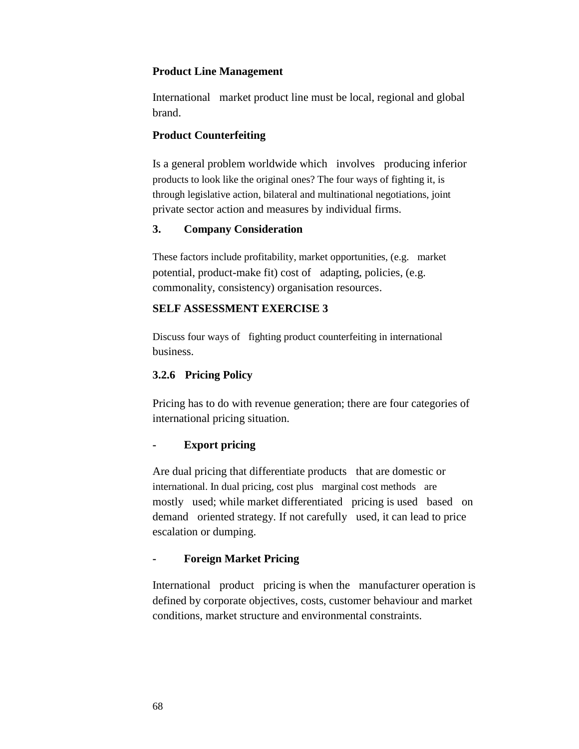**Product Line Management**

International market product line must be local, regional and global brand.

**Product Counterfeiting**

Is a general problem worldwide which involves producing inferior products to look like the original ones? The four ways of fighting it, is through legislative action, bilateral and multinational negotiations, joint private sector action and measures by individual firms.

**3. Company Consideration**

These factors include profitability, market opportunities, (e.g. market potential, product-make fit) cost of adapting, policies, (e.g. commonality, consistency) organisation resources.

**SELF ASSESSMENT EXERCISE 3**

Discuss four ways of fighting product counterfeiting in international business.

### 3.2.6 Pricing Policy

Pricing has to do with revenue generation; there are four categories of international pricing situation.

- **Export pricing**

Are dual pricing that differentiate products that are domestic or international. In dual pricing, cost plus marginal cost methods are mostly used; while market differentiated pricing is used based on demand oriented strategy. If not carefully used, it can lead to price escalation or dumping.

- **Foreign Market Pricing**

International product pricing is when the manufacturer operation is defined by corporate objectives, costs, customer behaviour and market conditions, market structure and environmental constraints.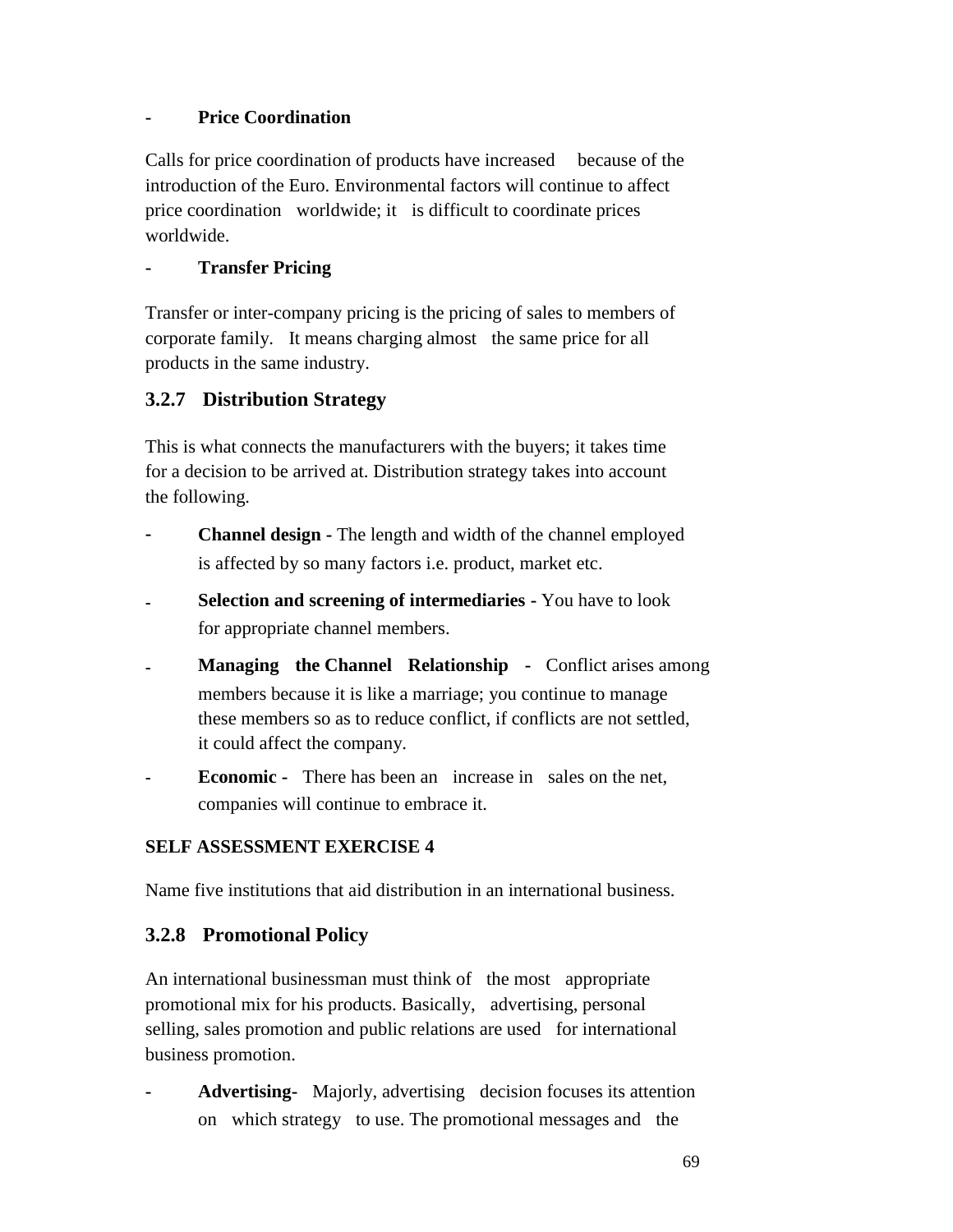- **Price Coordination**

Calls for price coordination of products have increased because of the introduction of the Euro. Environmental factors will continue to affect price coordination worldwide; it is difficult to coordinate prices worldwide.

- **Transfer Pricing**

Transfer or inter-company pricing is the pricing of sales to members of corporate family. It means charging almost the same price for all products in the same industry.

### 3.2.7 Distribution Strategy

This is what connects the manufacturers with the buyers; it takes time for a decision to be arrived at. Distribution strategy takes into account the following.

- **Channel design -** The length and width of the channel employed is affected by so many factors i.e. product, market etc.
- **Selection and screening of intermediaries -** You have to look for appropriate channel members.
- **Managing the Channel Relationship -** Conflict arises among members because it is like a marriage; you continue to manage these members so as to reduce conflict, if conflicts are not settled, it could affect the company.
- **Economic -** There has been an increase in sales on the net, companies will continue to embrace it.

**SELF ASSESSMENT EXERCISE 4**

Name five institutions that aid distribution in an international business.

### 3.2.8 Promotional Policy

An international businessman must think of the most appropriate promotional mix for his products. Basically, advertising, personal selling, sales promotion and public relations are used for international business promotion.

- **Advertising-** Majorly, advertising decision focuses its attention on which strategy to use. The promotional messages and the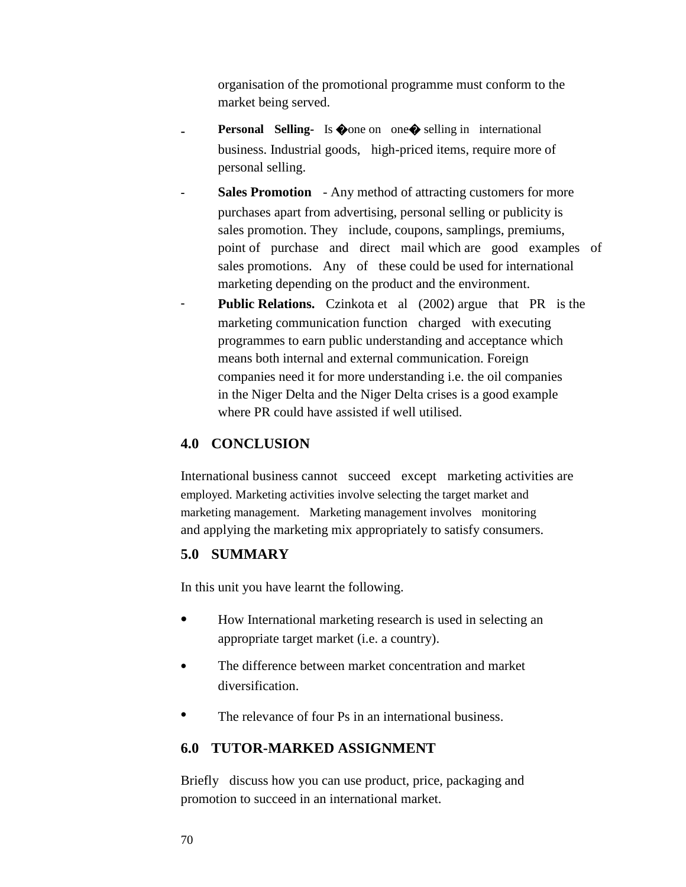organisation of the promotional programme must conform to the market being served.

- **Personal Selling-** Is �one on one� selling in international business. Industrial goods, high-priced items, require more of personal selling.
- **Sales Promotion** - Any method of attracting customers for more purchases apart from advertising, personal selling or publicity is sales promotion. They include, coupons, samplings, premiums, point of purchase and direct mail which are good examples of sales promotions. Any of these could be used for international marketing depending on the product and the environment.
- **Public Relations.** Czinkota et al (2002) argue that PR is the marketing communication function charged with executing programmes to earn public understanding and acceptance which means both internal and external communication. Foreign companies need it for more understanding i.e. the oil companies in the Niger Delta and the Niger Delta crises is a good example where PR could have assisted if well utilised.

## 4.0 CONCLUSION

International business cannot succeed except marketing activities are employed. Marketing activities involve selecting the target market and marketing management. Marketing management involves monitoring and applying the marketing mix appropriately to satisfy consumers.

## 5.0 SUMMARY

In this unit you have learnt the following.

- How International marketing research is used in selecting an appropriate target market (i.e. a country).
- The difference between market concentration and market diversification.
- The relevance of four Ps in an international business.

## 6.0 TUTOR-MARKED ASSIGNMENT

Briefly discuss how you can use product, price, packaging and promotion to succeed in an international market.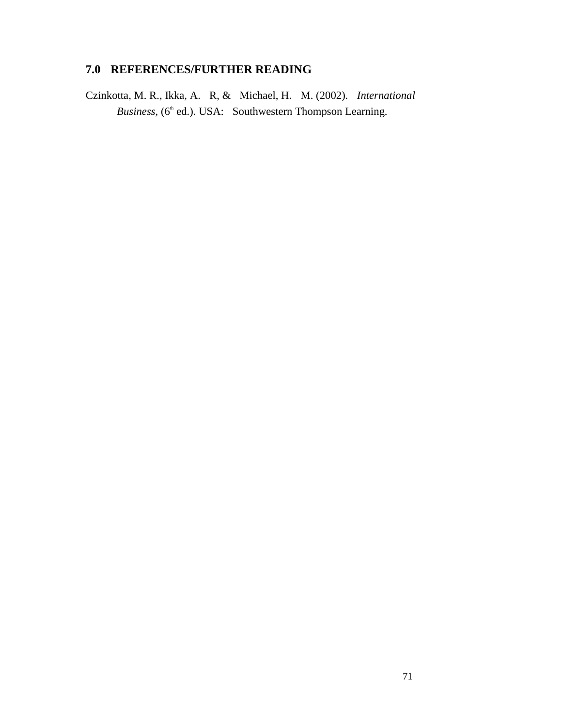## 7.0 REFERENCES/FURTHER READING

Czinkotta, M. R., Ikka, A. R, & Michael, H. M. (2002). *International Business*, (6th ed.). USA: Southwestern Thompson Learning.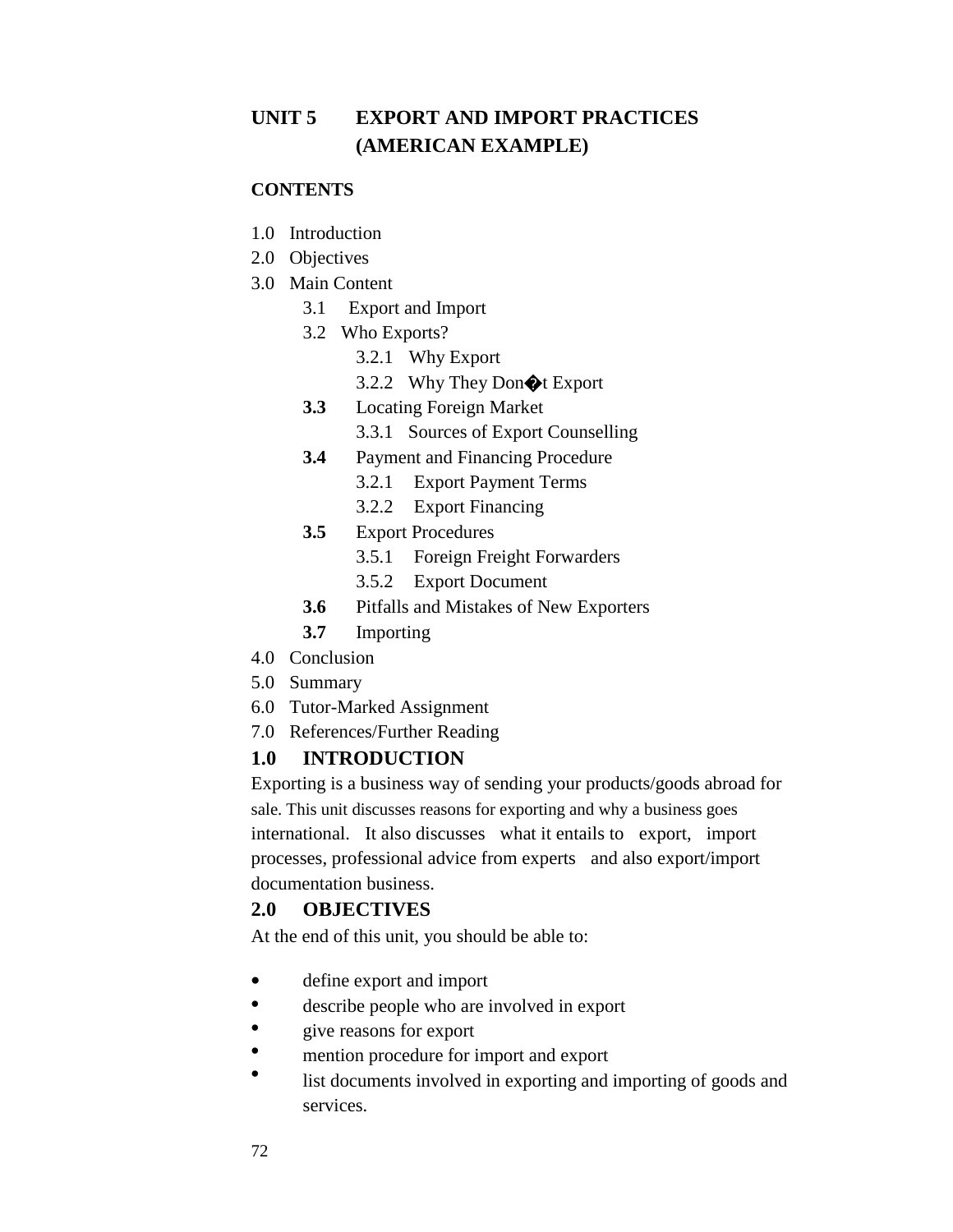# UNIT 5 EXPORT AND IMPORT PRACTICES (AMERICAN EXAMPLE)

**CONTENTS**

1.0 Introduction
2.0 Objectives
3.0 Main Content
   - 3.1 Export and Import
   - 3.2 Who Exports?
      - 3.2.1 Why Export
      - 3.2.2 Why They Don�t Export
   - **3.3** Locating Foreign Market
      - 3.3.1 Sources of Export Counselling
   - **3.4** Payment and Financing Procedure
      - 3.2.1 Export Payment Terms
      - 3.2.2 Export Financing
   - **3.5** Export Procedures
      - 3.5.1 Foreign Freight Forwarders
      - 3.5.2 Export Document
   - **3.6** Pitfalls and Mistakes of New Exporters
   - **3.7** Importing

4.0 Conclusion
5.0 Summary
6.0 Tutor-Marked Assignment
7.0 References/Further Reading

## 1.0 INTRODUCTION

Exporting is a business way of sending your products/goods abroad for sale. This unit discusses reasons for exporting and why a business goes international. It also discusses what it entails to export, import processes, professional advice from experts and also export/import documentation business.

## 2.0 OBJECTIVES

At the end of this unit, you should be able to:

- define export and import
- describe people who are involved in export
- give reasons for export
- mention procedure for import and export
- list documents involved in exporting and importing of goods and services.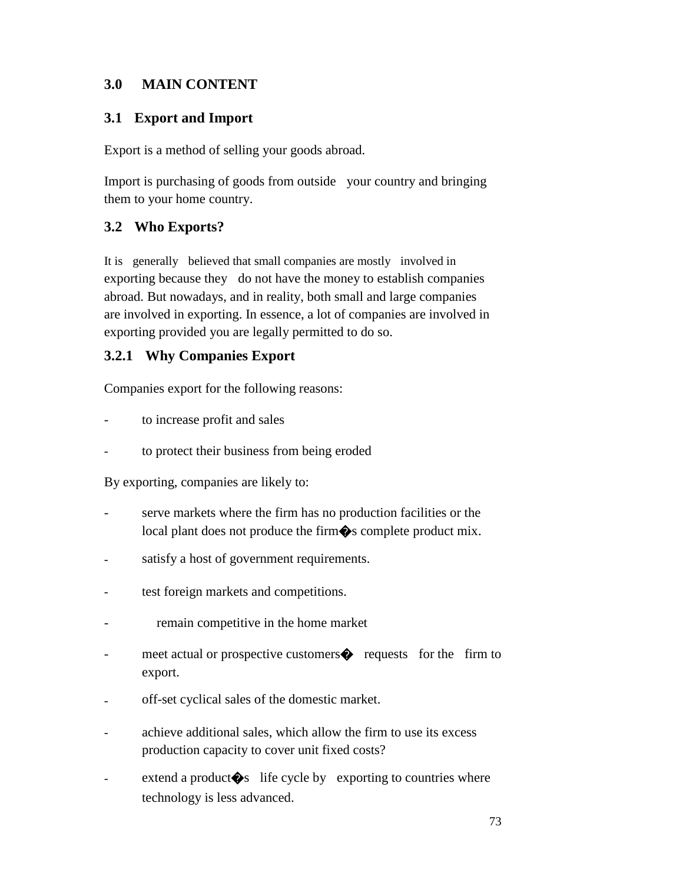## 3.0 MAIN CONTENT

### 3.1 Export and Import

Export is a method of selling your goods abroad.

Import is purchasing of goods from outside your country and bringing them to your home country.

### 3.2 Who Exports?

It is generally believed that small companies are mostly involved in exporting because they do not have the money to establish companies abroad. But nowadays, and in reality, both small and large companies are involved in exporting. In essence, a lot of companies are involved in exporting provided you are legally permitted to do so.

#### 3.2.1 Why Companies Export

Companies export for the following reasons:

- to increase profit and sales
- to protect their business from being eroded

By exporting, companies are likely to:

- serve markets where the firm has no production facilities or the local plant does not produce the firm�s complete product mix.
- satisfy a host of government requirements.
- test foreign markets and competitions.
- remain competitive in the home market
- meet actual or prospective customers� requests for the firm to export.
- off-set cyclical sales of the domestic market.
- achieve additional sales, which allow the firm to use its excess production capacity to cover unit fixed costs?
- extend a product�s life cycle by exporting to countries where technology is less advanced.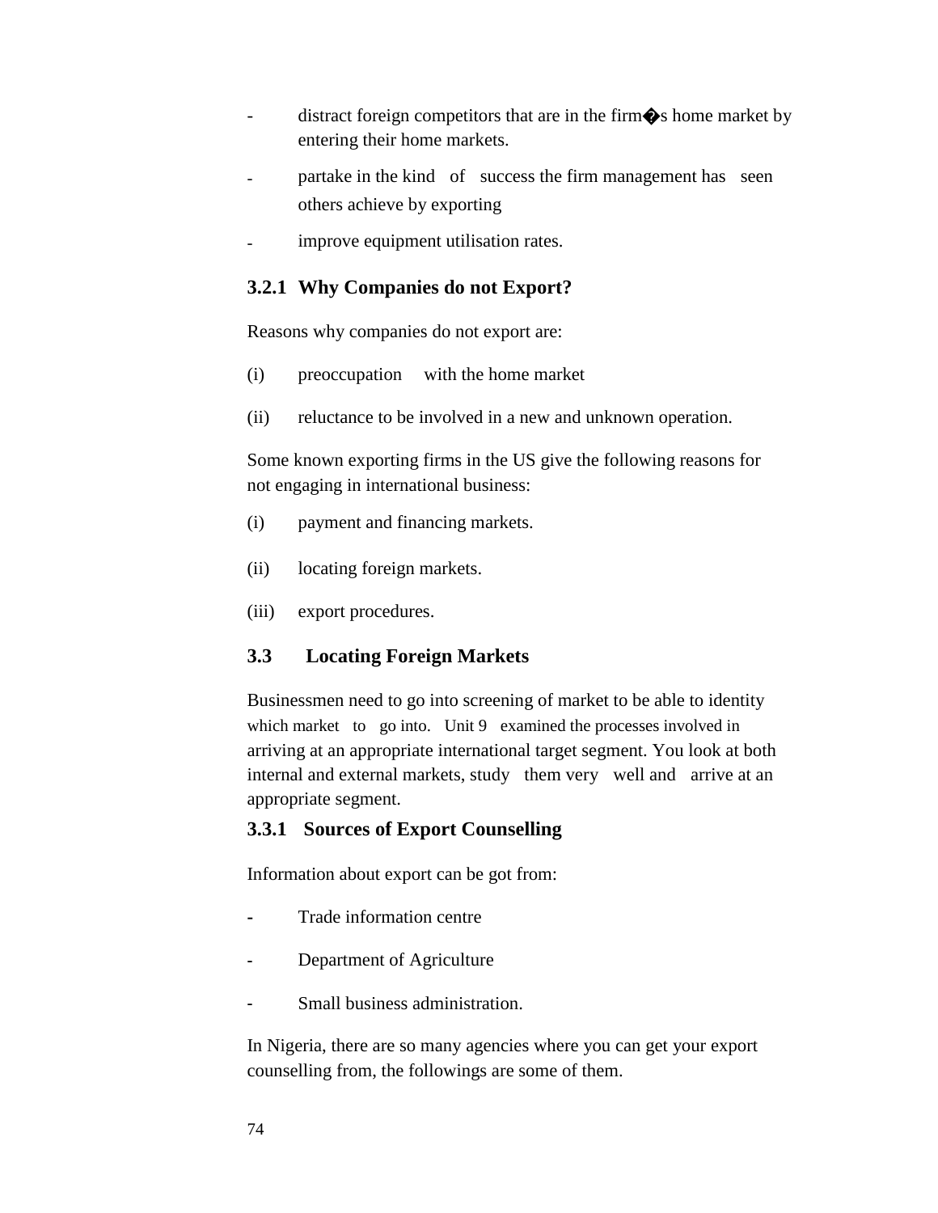- distract foreign competitors that are in the firm�s home market by entering their home markets.
- partake in the kind of success the firm management has seen others achieve by exporting
- improve equipment utilisation rates.

### 3.2.1 Why Companies do not Export?

Reasons why companies do not export are:

(i) preoccupation with the home market

(ii) reluctance to be involved in a new and unknown operation.

Some known exporting firms in the US give the following reasons for not engaging in international business:

(i) payment and financing markets.

(ii) locating foreign markets.

(iii) export procedures.

## 3.3 Locating Foreign Markets

Businessmen need to go into screening of market to be able to identity which market to go into. Unit 9 examined the processes involved in arriving at an appropriate international target segment. You look at both internal and external markets, study them very well and arrive at an appropriate segment.

### 3.3.1 Sources of Export Counselling

Information about export can be got from:

- Trade information centre
- Department of Agriculture
- Small business administration.

In Nigeria, there are so many agencies where you can get your export counselling from, the followings are some of them.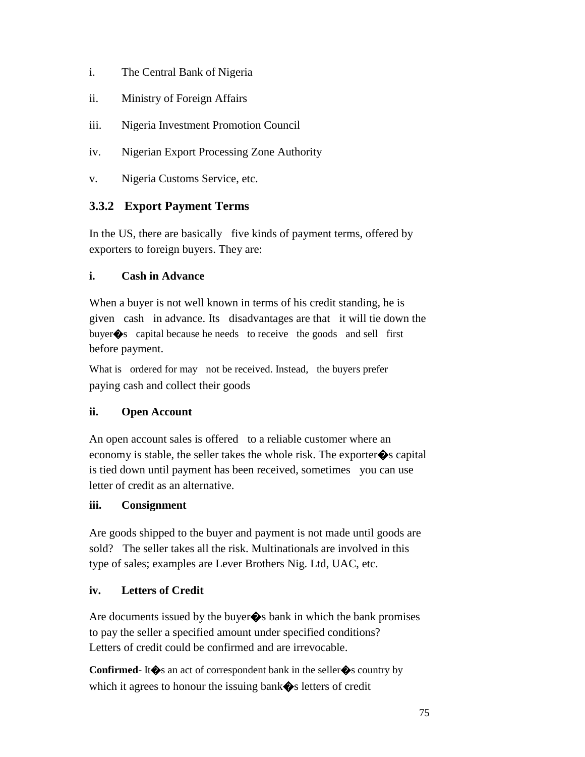i. The Central Bank of Nigeria

ii. Ministry of Foreign Affairs

iii. Nigeria Investment Promotion Council

iv. Nigerian Export Processing Zone Authority

v. Nigeria Customs Service, etc.

### 3.3.2 Export Payment Terms

In the US, there are basically five kinds of payment terms, offered by exporters to foreign buyers. They are:

**i. Cash in Advance**

When a buyer is not well known in terms of his credit standing, he is given cash in advance. Its disadvantages are that it will tie down the buyer�s capital because he needs to receive the goods and sell first before payment.

What is ordered for may not be received. Instead, the buyers prefer paying cash and collect their goods

**ii. Open Account**

An open account sales is offered to a reliable customer where an economy is stable, the seller takes the whole risk. The exporter�s capital is tied down until payment has been received, sometimes you can use letter of credit as an alternative.

**iii. Consignment**

Are goods shipped to the buyer and payment is not made until goods are sold? The seller takes all the risk. Multinationals are involved in this type of sales; examples are Lever Brothers Nig. Ltd, UAC, etc.

**iv. Letters of Credit**

Are documents issued by the buyer�s bank in which the bank promises to pay the seller a specified amount under specified conditions? Letters of credit could be confirmed and are irrevocable.

**Confirmed**- It�s an act of correspondent bank in the seller�s country by which it agrees to honour the issuing bank�s letters of credit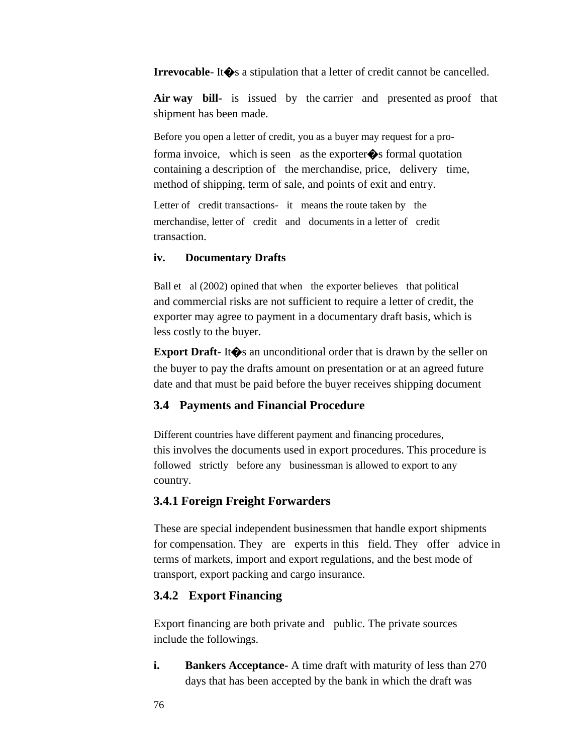**Irrevocable**- It�s a stipulation that a letter of credit cannot be cancelled.

**Air way bill**- is issued by the carrier and presented as proof that shipment has been made.

Before you open a letter of credit, you as a buyer may request for a pro-forma invoice, which is seen as the exporter�s formal quotation containing a description of the merchandise, price, delivery time, method of shipping, term of sale, and points of exit and entry.

Letter of credit transactions- it means the route taken by the merchandise, letter of credit and documents in a letter of credit transaction.

**iv. Documentary Drafts**

Ball et al (2002) opined that when the exporter believes that political and commercial risks are not sufficient to require a letter of credit, the exporter may agree to payment in a documentary draft basis, which is less costly to the buyer.

**Export Draft**- It�s an unconditional order that is drawn by the seller on the buyer to pay the drafts amount on presentation or at an agreed future date and that must be paid before the buyer receives shipping document

## 3.4 Payments and Financial Procedure

Different countries have different payment and financing procedures, this involves the documents used in export procedures. This procedure is followed strictly before any businessman is allowed to export to any country.

### 3.4.1 Foreign Freight Forwarders

These are special independent businessmen that handle export shipments for compensation. They are experts in this field. They offer advice in terms of markets, import and export regulations, and the best mode of transport, export packing and cargo insurance.

### 3.4.2 Export Financing

Export financing are both private and public. The private sources include the followings.

i. **Bankers Acceptance**- A time draft with maturity of less than 270 days that has been accepted by the bank in which the draft was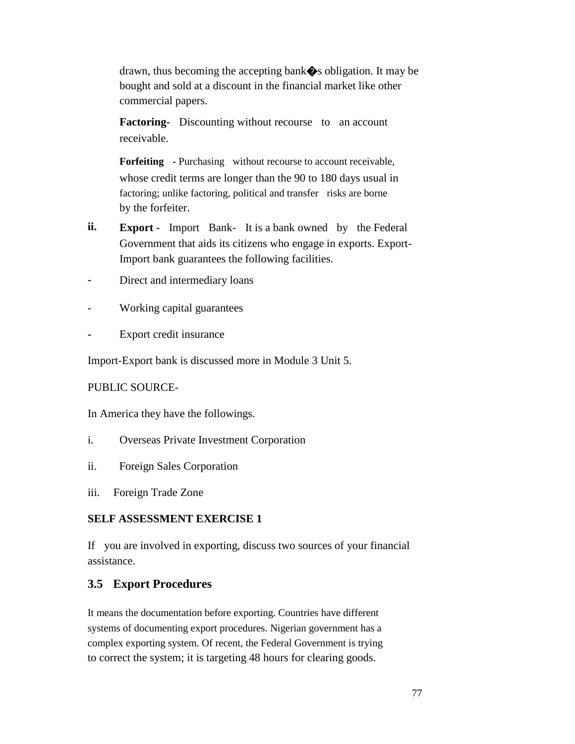drawn, thus becoming the accepting bank�s obligation. It may be bought and sold at a discount in the financial market like other commercial papers.

**Factoring-** Discounting without recourse to an account receivable.

**Forfeiting** - Purchasing without recourse to account receivable, whose credit terms are longer than the 90 to 180 days usual in factoring; unlike factoring, political and transfer risks are borne by the forfeiter.

**ii.** **Export** - Import Bank- It is a bank owned by the Federal Government that aids its citizens who engage in exports. Export-Import bank guarantees the following facilities.

- Direct and intermediary loans
- Working capital guarantees
- Export credit insurance

Import-Export bank is discussed more in Module 3 Unit 5.

PUBLIC SOURCE-

In America they have the followings.

i. Overseas Private Investment Corporation

ii. Foreign Sales Corporation

iii. Foreign Trade Zone

**SELF ASSESSMENT EXERCISE 1**

If you are involved in exporting, discuss two sources of your financial assistance.

## 3.5 Export Procedures

It means the documentation before exporting. Countries have different systems of documenting export procedures. Nigerian government has a complex exporting system. Of recent, the Federal Government is trying to correct the system; it is targeting 48 hours for clearing goods.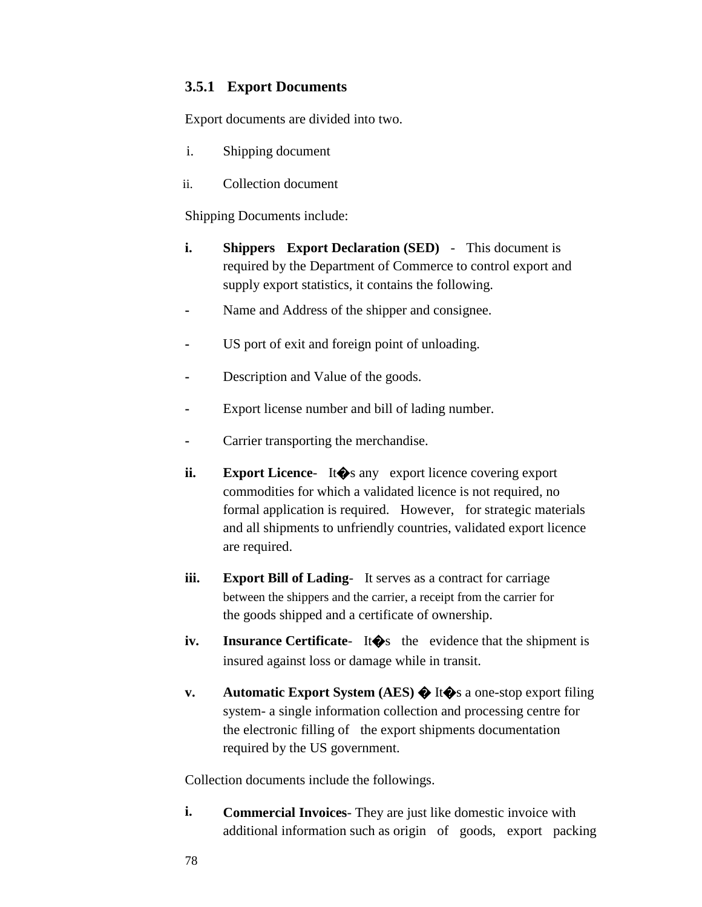### 3.5.1 Export Documents

Export documents are divided into two.

i. Shipping document

ii. Collection document

Shipping Documents include:

**i. Shippers Export Declaration (SED)** - This document is required by the Department of Commerce to control export and supply export statistics, it contains the following.

- Name and Address of the shipper and consignee.
- US port of exit and foreign point of unloading.
- Description and Value of the goods.
- Export license number and bill of lading number.
- Carrier transporting the merchandise.

**ii. Export Licence**- It�s any export licence covering export commodities for which a validated licence is not required, no formal application is required. However, for strategic materials and all shipments to unfriendly countries, validated export licence are required.

**iii. Export Bill of Lading**- It serves as a contract for carriage between the shippers and the carrier, a receipt from the carrier for the goods shipped and a certificate of ownership.

**iv. Insurance Certificate**- It�s the evidence that the shipment is insured against loss or damage while in transit.

**v. Automatic Export System (AES)** � It�s a one-stop export filing system- a single information collection and processing centre for the electronic filling of the export shipments documentation required by the US government.

Collection documents include the followings.

**i. Commercial Invoices**- They are just like domestic invoice with additional information such as origin of goods, export packing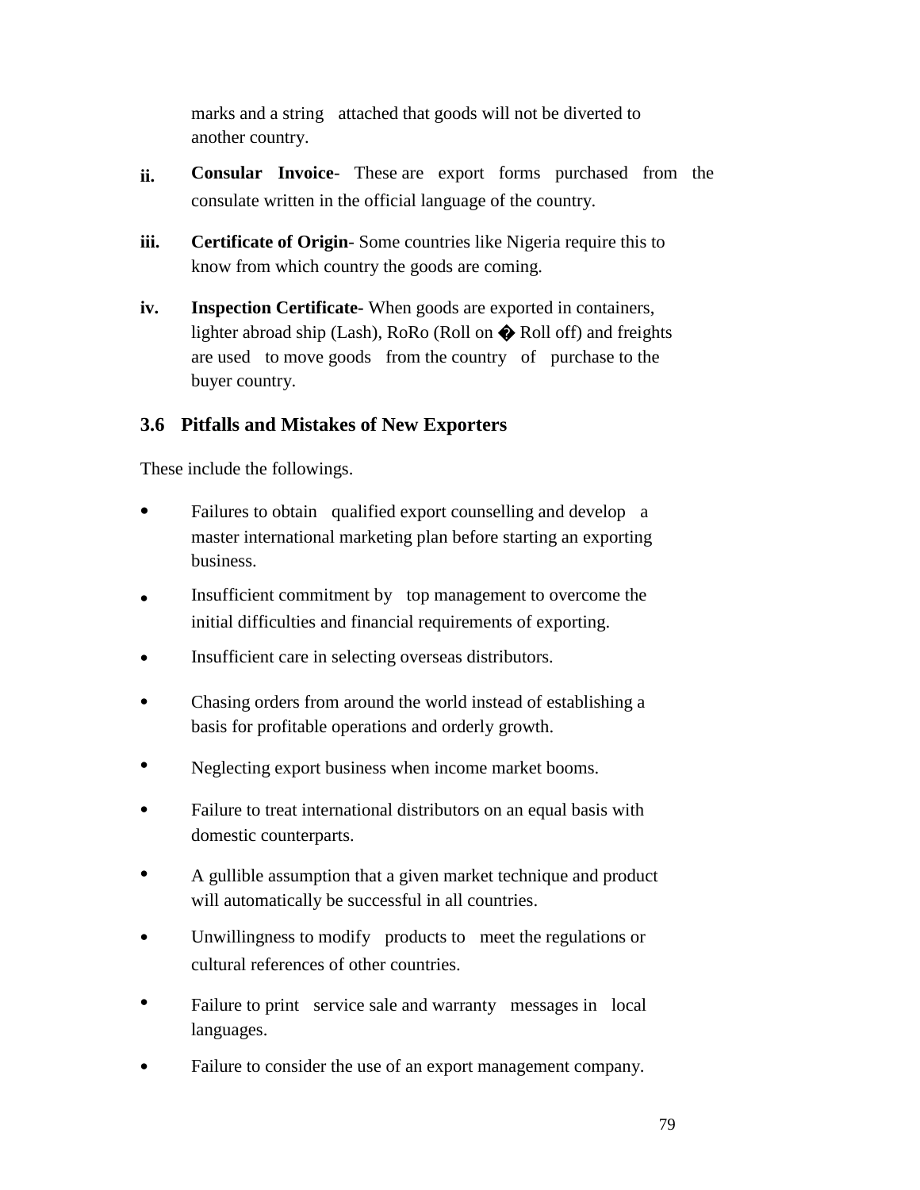marks and a string attached that goods will not be diverted to another country.

ii. **Consular Invoice**- These are export forms purchased from the consulate written in the official language of the country.

iii. **Certificate of Origin**- Some countries like Nigeria require this to know from which country the goods are coming.

iv. **Inspection Certificate-** When goods are exported in containers, lighter abroad ship (Lash), RoRo (Roll on � Roll off) and freights are used to move goods from the country of purchase to the buyer country.

### 3.6 Pitfalls and Mistakes of New Exporters

These include the followings.

- Failures to obtain qualified export counselling and develop a master international marketing plan before starting an exporting business.
- Insufficient commitment by top management to overcome the initial difficulties and financial requirements of exporting.
- Insufficient care in selecting overseas distributors.
- Chasing orders from around the world instead of establishing a basis for profitable operations and orderly growth.
- Neglecting export business when income market booms.
- Failure to treat international distributors on an equal basis with domestic counterparts.
- A gullible assumption that a given market technique and product will automatically be successful in all countries.
- Unwillingness to modify products to meet the regulations or cultural references of other countries.
- Failure to print service sale and warranty messages in local languages.
- Failure to consider the use of an export management company.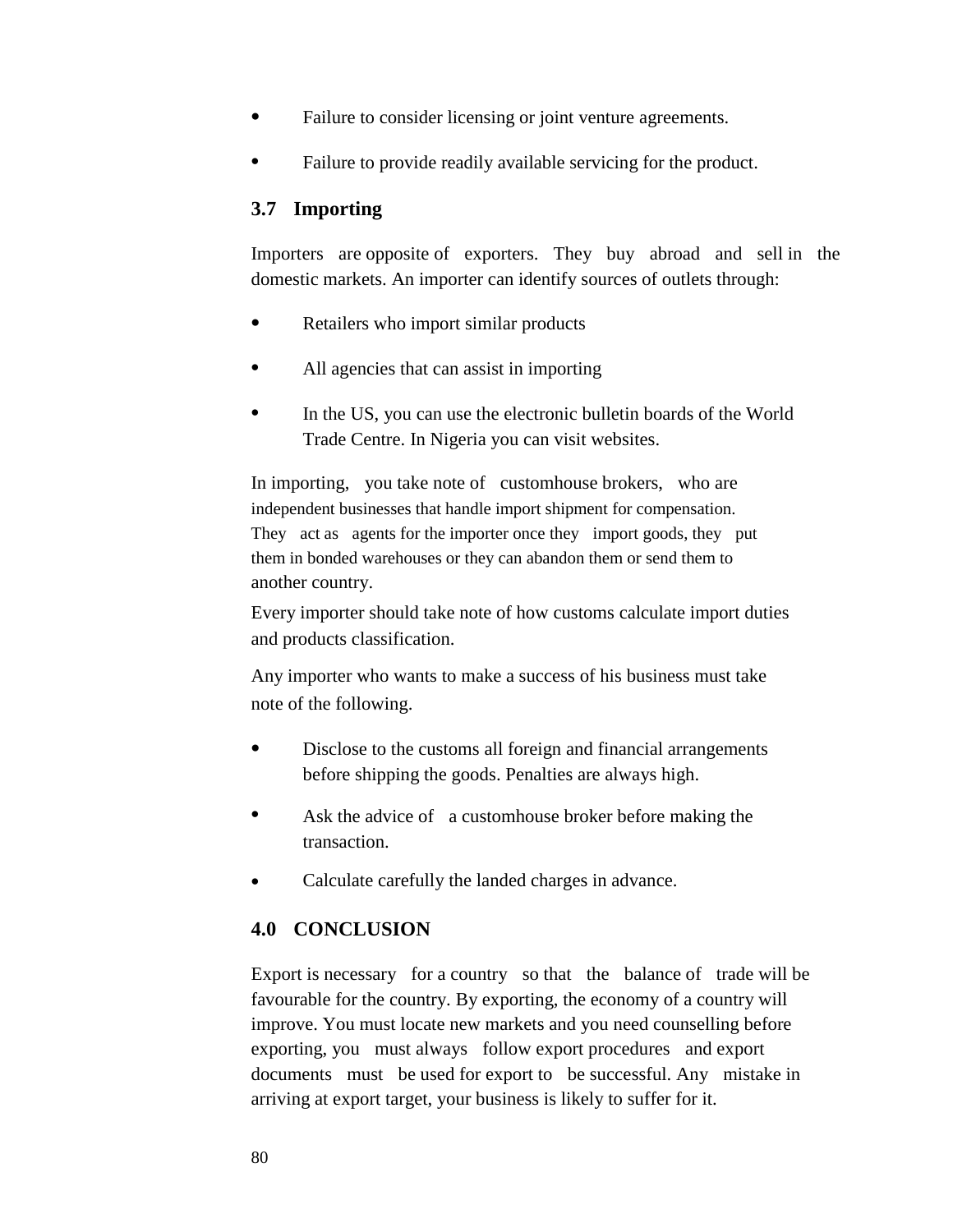- Failure to consider licensing or joint venture agreements.
- Failure to provide readily available servicing for the product.

## 3.7 Importing

Importers are opposite of exporters. They buy abroad and sell in the domestic markets. An importer can identify sources of outlets through:

- Retailers who import similar products
- All agencies that can assist in importing
- In the US, you can use the electronic bulletin boards of the World Trade Centre. In Nigeria you can visit websites.

In importing, you take note of customhouse brokers, who are independent businesses that handle import shipment for compensation. They act as agents for the importer once they import goods, they put them in bonded warehouses or they can abandon them or send them to another country.

Every importer should take note of how customs calculate import duties and products classification.

Any importer who wants to make a success of his business must take note of the following.

- Disclose to the customs all foreign and financial arrangements before shipping the goods. Penalties are always high.
- Ask the advice of a customhouse broker before making the transaction.
- Calculate carefully the landed charges in advance.

## 4.0 CONCLUSION

Export is necessary for a country so that the balance of trade will be favourable for the country. By exporting, the economy of a country will improve. You must locate new markets and you need counselling before exporting, you must always follow export procedures and export documents must be used for export to be successful. Any mistake in arriving at export target, your business is likely to suffer for it.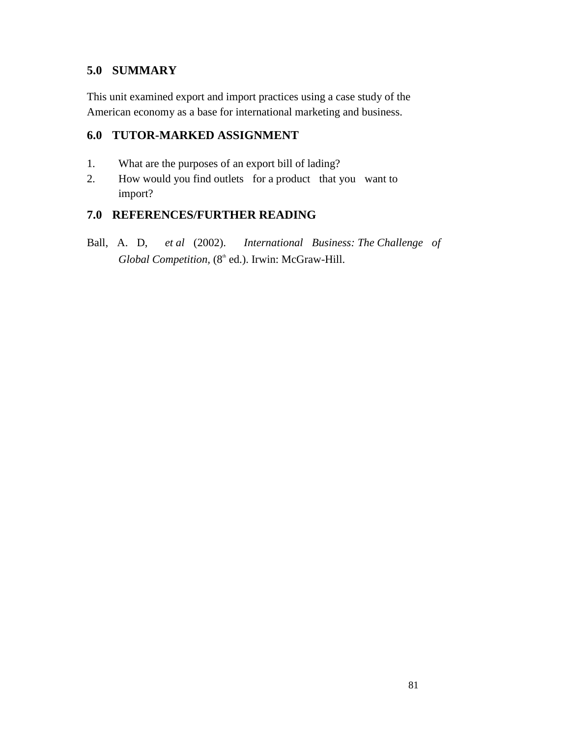## 5.0 SUMMARY

This unit examined export and import practices using a case study of the American economy as a base for international marketing and business.

## 6.0 TUTOR-MARKED ASSIGNMENT

1. What are the purposes of an export bill of lading?
2. How would you find outlets for a product that you want to import?

## 7.0 REFERENCES/FURTHER READING

Ball, A. D, *et al* (2002). *International Business: The Challenge of Global Competition*, (8th ed.). Irwin: McGraw-Hill.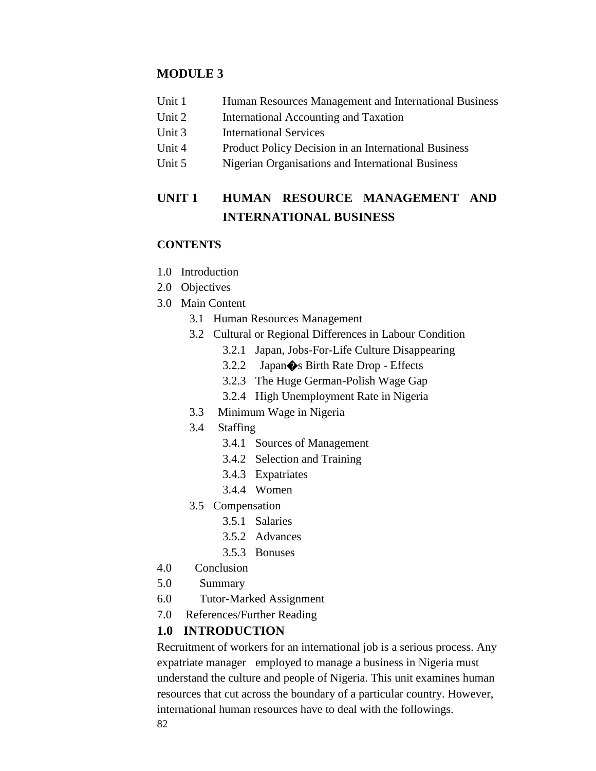# MODULE 3

| | |
|---|---|
| Unit 1 | Human Resources Management and International Business |
| Unit 2 | International Accounting and Taxation |
| Unit 3 | International Services |
| Unit 4 | Product Policy Decision in an International Business |
| Unit 5 | Nigerian Organisations and International Business |

## UNIT 1 HUMAN RESOURCE MANAGEMENT AND INTERNATIONAL BUSINESS

### CONTENTS

- 1.0 Introduction
- 2.0 Objectives
- 3.0 Main Content
  - 3.1 Human Resources Management
  - 3.2 Cultural or Regional Differences in Labour Condition
    - 3.2.1 Japan, Jobs-For-Life Culture Disappearing
    - 3.2.2 Japan�s Birth Rate Drop - Effects
    - 3.2.3 The Huge German-Polish Wage Gap
    - 3.2.4 High Unemployment Rate in Nigeria
  - 3.3 Minimum Wage in Nigeria
  - 3.4 Staffing
    - 3.4.1 Sources of Management
    - 3.4.2 Selection and Training
    - 3.4.3 Expatriates
    - 3.4.4 Women
  - 3.5 Compensation
    - 3.5.1 Salaries
    - 3.5.2 Advances
    - 3.5.3 Bonuses
- 4.0 Conclusion
- 5.0 Summary
- 6.0 Tutor-Marked Assignment
- 7.0 References/Further Reading

### 1.0 INTRODUCTION

Recruitment of workers for an international job is a serious process. Any expatriate manager employed to manage a business in Nigeria must understand the culture and people of Nigeria. This unit examines human resources that cut across the boundary of a particular country. However, international human resources have to deal with the followings.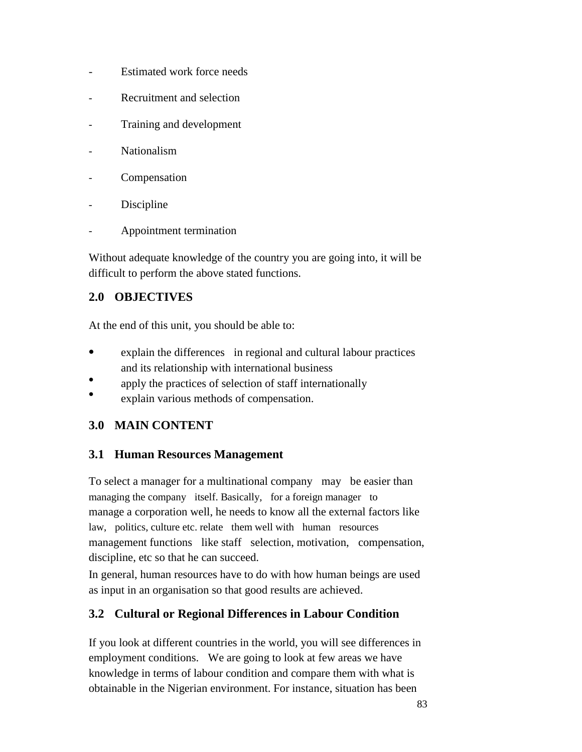- Estimated work force needs
- Recruitment and selection
- Training and development
- Nationalism
- Compensation
- Discipline
- Appointment termination

Without adequate knowledge of the country you are going into, it will be difficult to perform the above stated functions.

## 2.0 OBJECTIVES

At the end of this unit, you should be able to:

- explain the differences in regional and cultural labour practices and its relationship with international business
- apply the practices of selection of staff internationally
- explain various methods of compensation.

## 3.0 MAIN CONTENT

### 3.1 Human Resources Management

To select a manager for a multinational company may be easier than managing the company itself. Basically, for a foreign manager to manage a corporation well, he needs to know all the external factors like law, politics, culture etc. relate them well with human resources management functions like staff selection, motivation, compensation, discipline, etc so that he can succeed.

In general, human resources have to do with how human beings are used as input in an organisation so that good results are achieved.

### 3.2 Cultural or Regional Differences in Labour Condition

If you look at different countries in the world, you will see differences in employment conditions. We are going to look at few areas we have knowledge in terms of labour condition and compare them with what is obtainable in the Nigerian environment. For instance, situation has been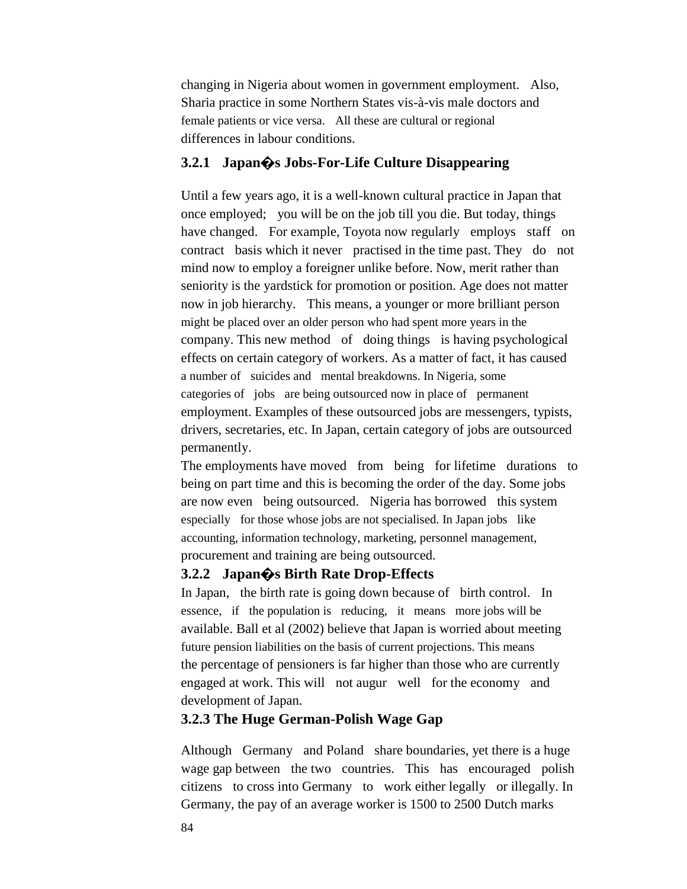changing in Nigeria about women in government employment. Also, Sharia practice in some Northern States vis-à-vis male doctors and female patients or vice versa. All these are cultural or regional differences in labour conditions.

### 3.2.1 Japan�s Jobs-For-Life Culture Disappearing

Until a few years ago, it is a well-known cultural practice in Japan that once employed; you will be on the job till you die. But today, things have changed. For example, Toyota now regularly employs staff on contract basis which it never practised in the time past. They do not mind now to employ a foreigner unlike before. Now, merit rather than seniority is the yardstick for promotion or position. Age does not matter now in job hierarchy. This means, a younger or more brilliant person might be placed over an older person who had spent more years in the company. This new method of doing things is having psychological effects on certain category of workers. As a matter of fact, it has caused a number of suicides and mental breakdowns. In Nigeria, some categories of jobs are being outsourced now in place of permanent employment. Examples of these outsourced jobs are messengers, typists, drivers, secretaries, etc. In Japan, certain category of jobs are outsourced permanently.

The employments have moved from being for lifetime durations to being on part time and this is becoming the order of the day. Some jobs are now even being outsourced. Nigeria has borrowed this system especially for those whose jobs are not specialised. In Japan jobs like accounting, information technology, marketing, personnel management, procurement and training are being outsourced.

### 3.2.2 Japan�s Birth Rate Drop-Effects

In Japan, the birth rate is going down because of birth control. In essence, if the population is reducing, it means more jobs will be available. Ball et al (2002) believe that Japan is worried about meeting future pension liabilities on the basis of current projections. This means the percentage of pensioners is far higher than those who are currently engaged at work. This will not augur well for the economy and development of Japan.

### 3.2.3 The Huge German-Polish Wage Gap

Although Germany and Poland share boundaries, yet there is a huge wage gap between the two countries. This has encouraged polish citizens to cross into Germany to work either legally or illegally. In Germany, the pay of an average worker is 1500 to 2500 Dutch marks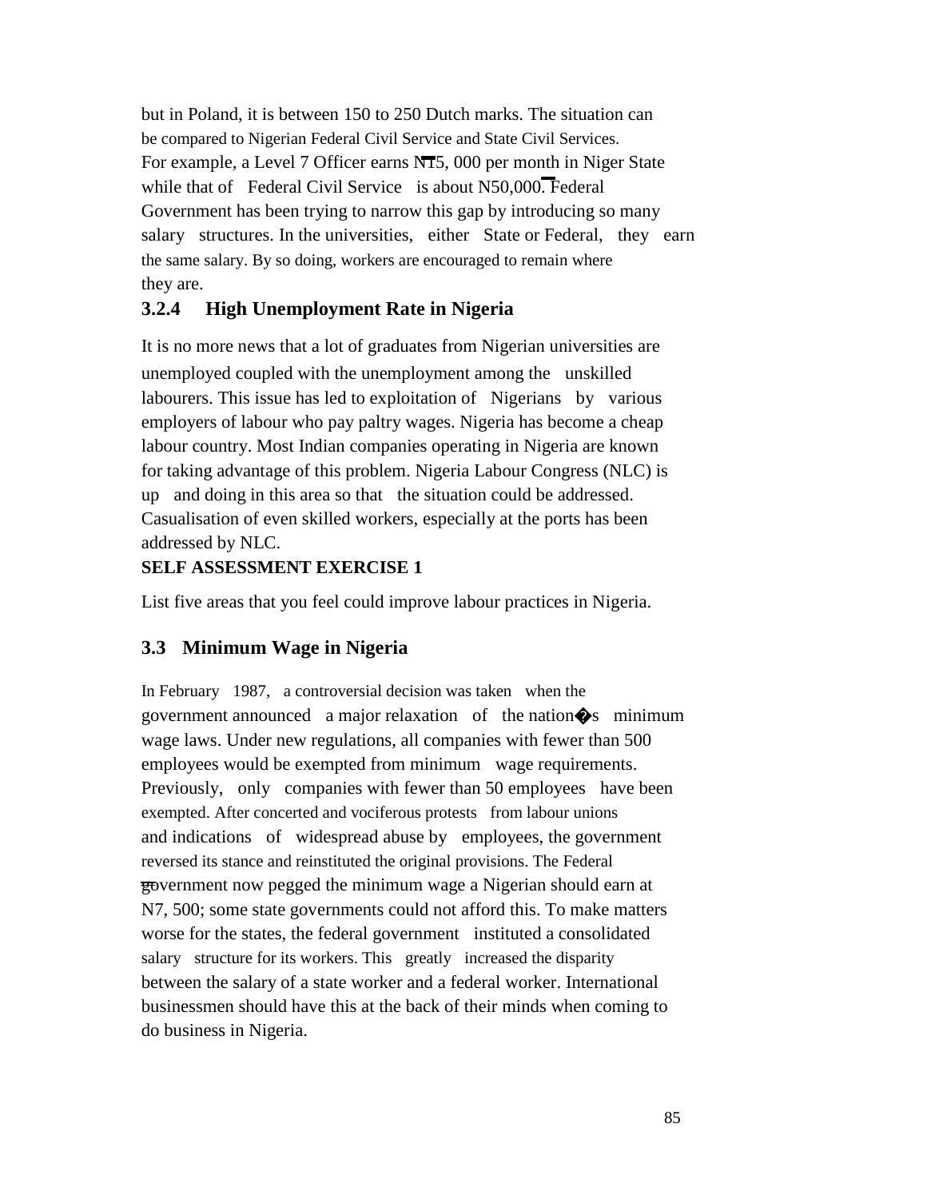but in Poland, it is between 150 to 250 Dutch marks. The situation can be compared to Nigerian Federal Civil Service and State Civil Services. For example, a Level 7 Officer earns N15, 000 per month in Niger State while that of Federal Civil Service is about N50,000. Federal Government has been trying to narrow this gap by introducing so many salary structures. In the universities, either State or Federal, they earn the same salary. By so doing, workers are encouraged to remain where they are.

### 3.2.4 High Unemployment Rate in Nigeria

It is no more news that a lot of graduates from Nigerian universities are unemployed coupled with the unemployment among the unskilled labourers. This issue has led to exploitation of Nigerians by various employers of labour who pay paltry wages. Nigeria has become a cheap labour country. Most Indian companies operating in Nigeria are known for taking advantage of this problem. Nigeria Labour Congress (NLC) is up and doing in this area so that the situation could be addressed. Casualisation of even skilled workers, especially at the ports has been addressed by NLC.

**SELF ASSESSMENT EXERCISE 1**

List five areas that you feel could improve labour practices in Nigeria.

## 3.3 Minimum Wage in Nigeria

In February 1987, a controversial decision was taken when the government announced a major relaxation of the nation�s minimum wage laws. Under new regulations, all companies with fewer than 500 employees would be exempted from minimum wage requirements. Previously, only companies with fewer than 50 employees have been exempted. After concerted and vociferous protests from labour unions and indications of widespread abuse by employees, the government reversed its stance and reinstituted the original provisions. The Federal government now pegged the minimum wage a Nigerian should earn at N7, 500; some state governments could not afford this. To make matters worse for the states, the federal government instituted a consolidated salary structure for its workers. This greatly increased the disparity between the salary of a state worker and a federal worker. International businessmen should have this at the back of their minds when coming to do business in Nigeria.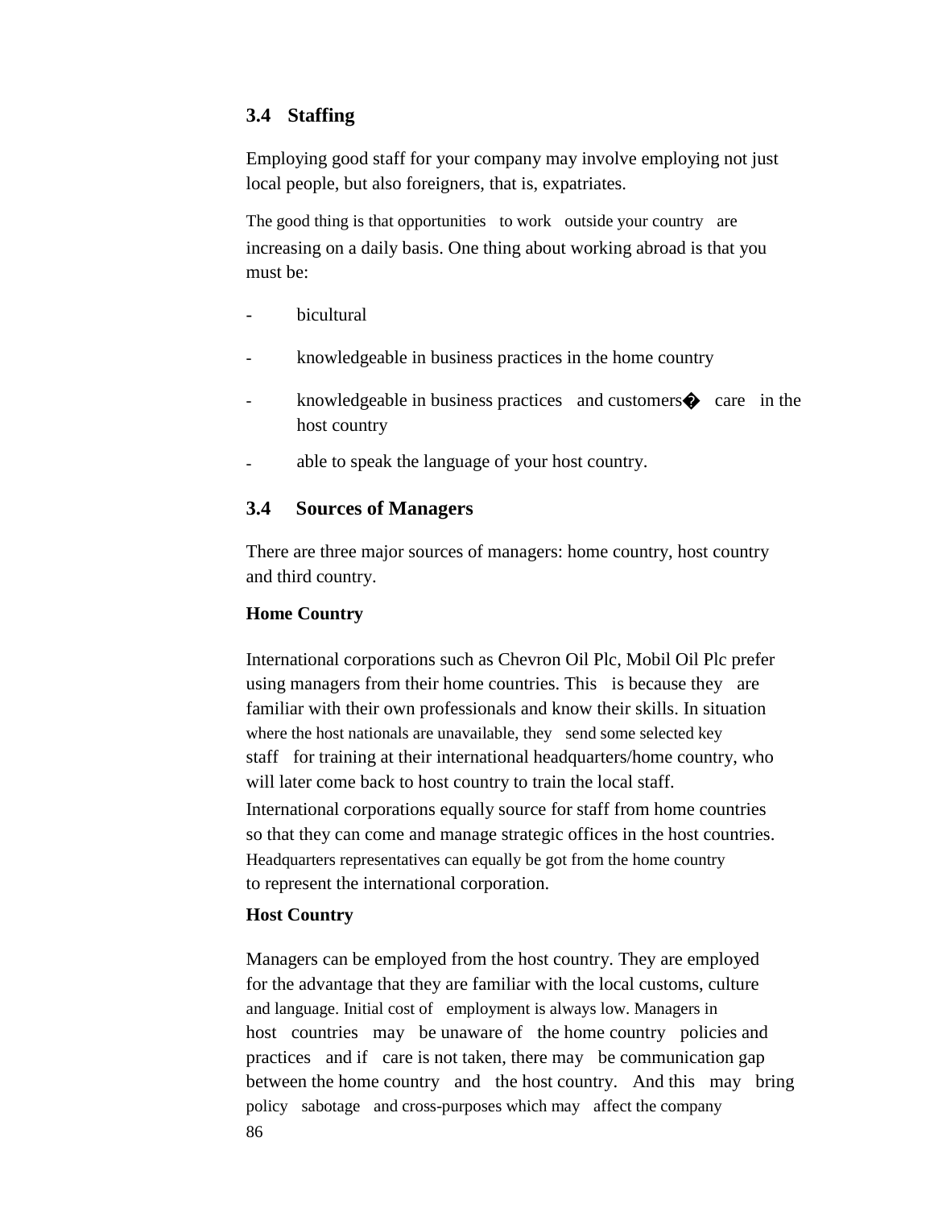## 3.4 Staffing

Employing good staff for your company may involve employing not just local people, but also foreigners, that is, expatriates.

The good thing is that opportunities to work outside your country are increasing on a daily basis. One thing about working abroad is that you must be:

- bicultural
- knowledgeable in business practices in the home country
- knowledgeable in business practices and customers� care in the host country
- able to speak the language of your host country.

## 3.4 Sources of Managers

There are three major sources of managers: home country, host country and third country.

**Home Country**

International corporations such as Chevron Oil Plc, Mobil Oil Plc prefer using managers from their home countries. This is because they are familiar with their own professionals and know their skills. In situation where the host nationals are unavailable, they send some selected key staff for training at their international headquarters/home country, who will later come back to host country to train the local staff. International corporations equally source for staff from home countries so that they can come and manage strategic offices in the host countries. Headquarters representatives can equally be got from the home country to represent the international corporation.

**Host Country**

Managers can be employed from the host country. They are employed for the advantage that they are familiar with the local customs, culture and language. Initial cost of employment is always low. Managers in host countries may be unaware of the home country policies and practices and if care is not taken, there may be communication gap between the home country and the host country. And this may bring policy sabotage and cross-purposes which may affect the company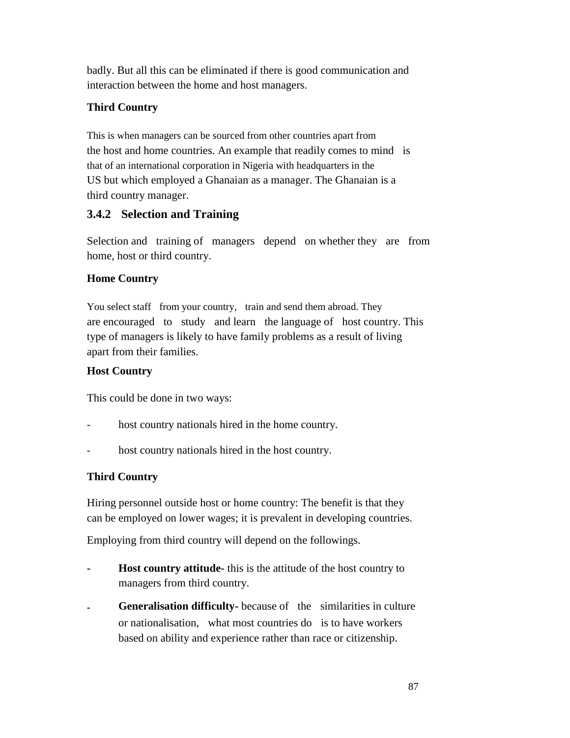badly. But all this can be eliminated if there is good communication and interaction between the home and host managers.

**Third Country**

This is when managers can be sourced from other countries apart from the host and home countries. An example that readily comes to mind is that of an international corporation in Nigeria with headquarters in the US but which employed a Ghanaian as a manager. The Ghanaian is a third country manager.

### 3.4.2 Selection and Training

Selection and training of managers depend on whether they are from home, host or third country.

**Home Country**

You select staff from your country, train and send them abroad. They are encouraged to study and learn the language of host country. This type of managers is likely to have family problems as a result of living apart from their families.

**Host Country**

This could be done in two ways:

- host country nationals hired in the home country.
- host country nationals hired in the host country.

**Third Country**

Hiring personnel outside host or home country: The benefit is that they can be employed on lower wages; it is prevalent in developing countries.

Employing from third country will depend on the followings.

- **Host country attitude-** this is the attitude of the host country to managers from third country.
- **Generalisation difficulty-** because of the similarities in culture or nationalisation, what most countries do is to have workers based on ability and experience rather than race or citizenship.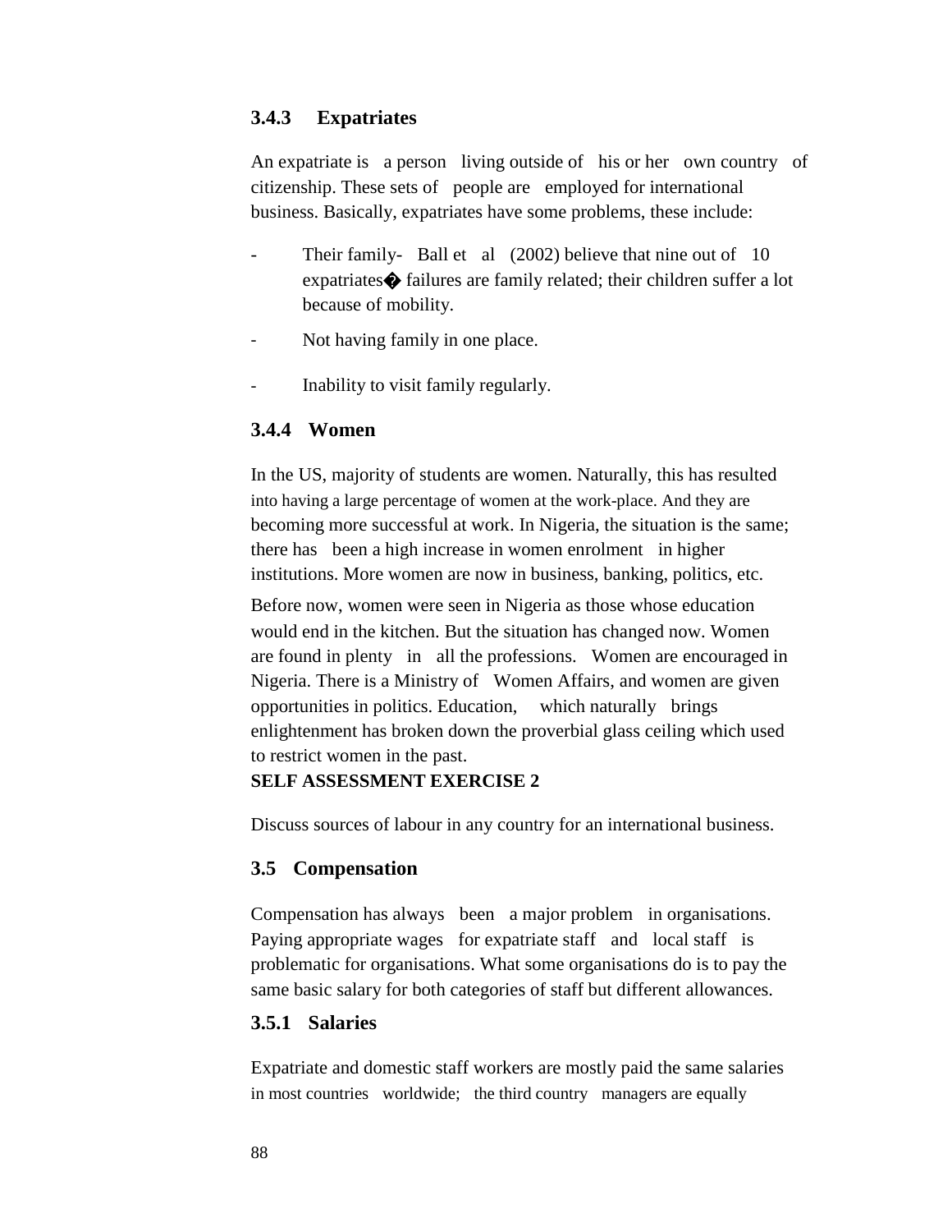### 3.4.3 Expatriates

An expatriate is a person living outside of his or her own country of citizenship. These sets of people are employed for international business. Basically, expatriates have some problems, these include:

- Their family- Ball et al (2002) believe that nine out of 10 expatriates� failures are family related; their children suffer a lot because of mobility.
- Not having family in one place.
- Inability to visit family regularly.

### 3.4.4 Women

In the US, majority of students are women. Naturally, this has resulted into having a large percentage of women at the work-place. And they are becoming more successful at work. In Nigeria, the situation is the same; there has been a high increase in women enrolment in higher institutions. More women are now in business, banking, politics, etc.

Before now, women were seen in Nigeria as those whose education would end in the kitchen. But the situation has changed now. Women are found in plenty in all the professions. Women are encouraged in Nigeria. There is a Ministry of Women Affairs, and women are given opportunities in politics. Education, which naturally brings enlightenment has broken down the proverbial glass ceiling which used to restrict women in the past.

**SELF ASSESSMENT EXERCISE 2**

Discuss sources of labour in any country for an international business.

## 3.5 Compensation

Compensation has always been a major problem in organisations. Paying appropriate wages for expatriate staff and local staff is problematic for organisations. What some organisations do is to pay the same basic salary for both categories of staff but different allowances.

### 3.5.1 Salaries

Expatriate and domestic staff workers are mostly paid the same salaries in most countries worldwide; the third country managers are equally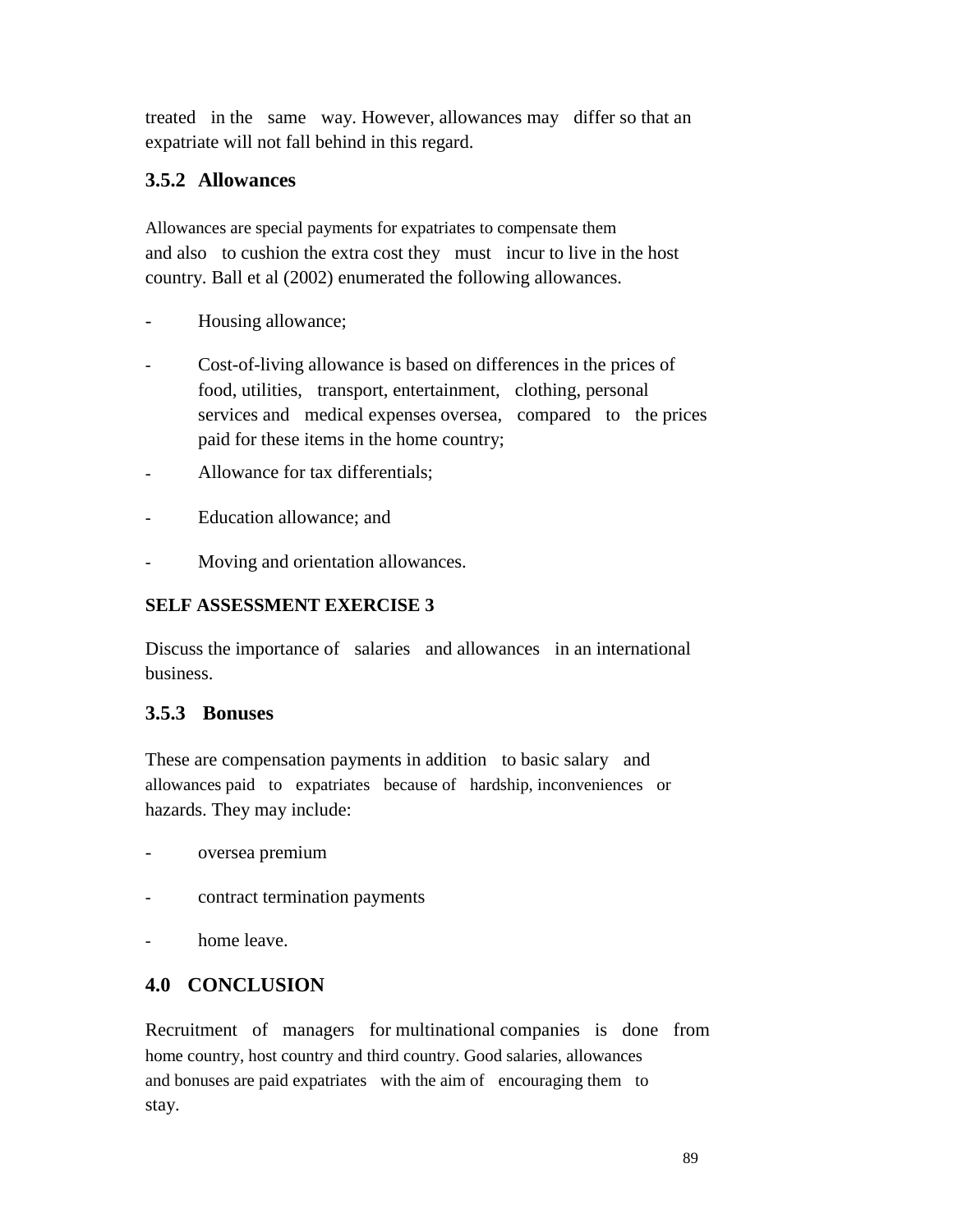treated in the same way. However, allowances may differ so that an expatriate will not fall behind in this regard.

### 3.5.2 Allowances

Allowances are special payments for expatriates to compensate them and also to cushion the extra cost they must incur to live in the host country. Ball et al (2002) enumerated the following allowances.

- Housing allowance;
- Cost-of-living allowance is based on differences in the prices of food, utilities, transport, entertainment, clothing, personal services and medical expenses oversea, compared to the prices paid for these items in the home country;
- Allowance for tax differentials;
- Education allowance; and
- Moving and orientation allowances.

**SELF ASSESSMENT EXERCISE 3**

Discuss the importance of salaries and allowances in an international business.

### 3.5.3 Bonuses

These are compensation payments in addition to basic salary and allowances paid to expatriates because of hardship, inconveniences or hazards. They may include:

- oversea premium
- contract termination payments
- home leave.

## 4.0 CONCLUSION

Recruitment of managers for multinational companies is done from home country, host country and third country. Good salaries, allowances and bonuses are paid expatriates with the aim of encouraging them to stay.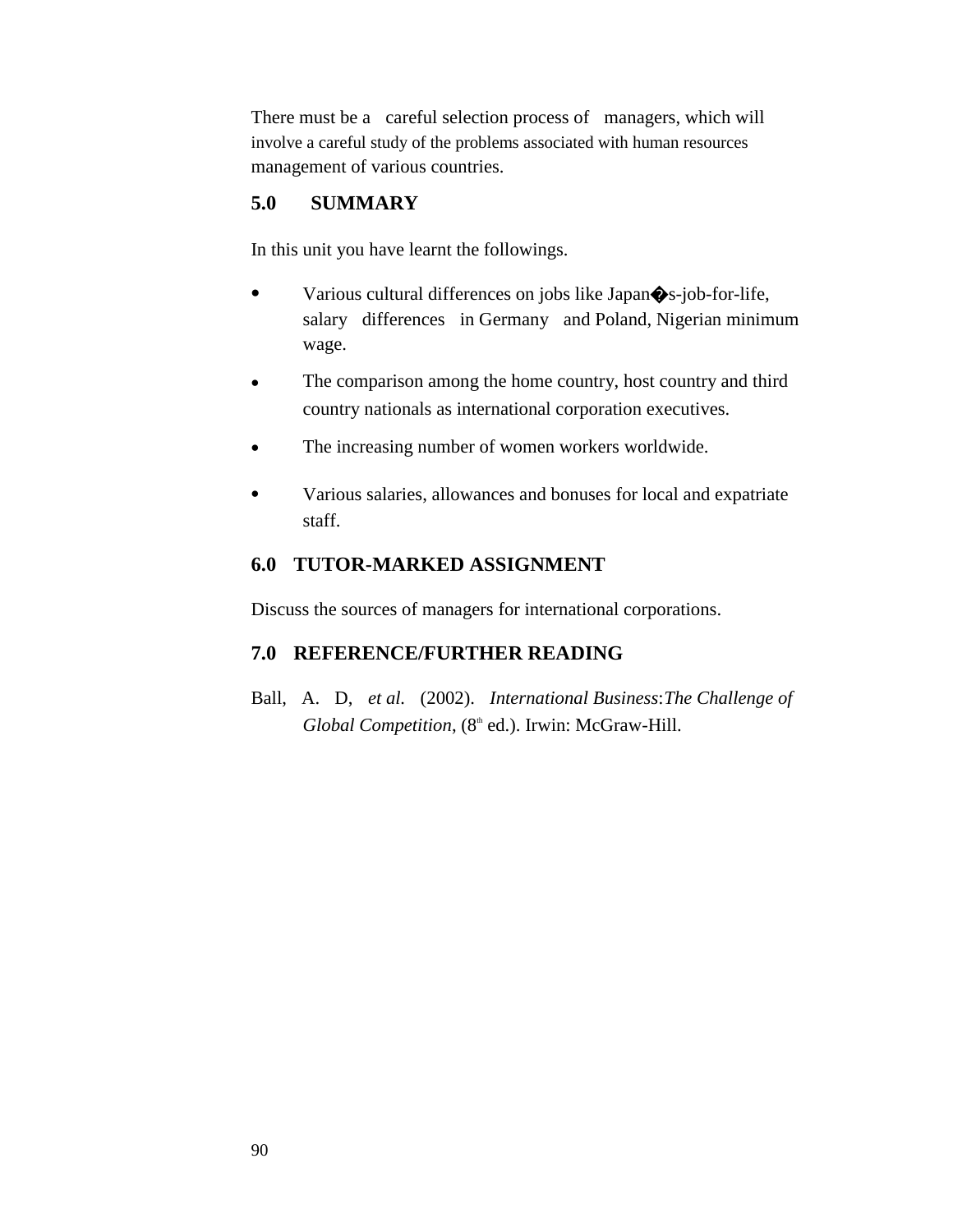There must be a careful selection process of managers, which will involve a careful study of the problems associated with human resources management of various countries.

## 5.0 SUMMARY

In this unit you have learnt the followings.

- Various cultural differences on jobs like Japan�s-job-for-life, salary differences in Germany and Poland, Nigerian minimum wage.
- The comparison among the home country, host country and third country nationals as international corporation executives.
- The increasing number of women workers worldwide.
- Various salaries, allowances and bonuses for local and expatriate staff.

## 6.0 TUTOR-MARKED ASSIGNMENT

Discuss the sources of managers for international corporations.

## 7.0 REFERENCE/FURTHER READING

Ball, A. D, *et al.* (2002). *International Business*:*The Challenge of Global Competition*, (8th ed.). Irwin: McGraw-Hill.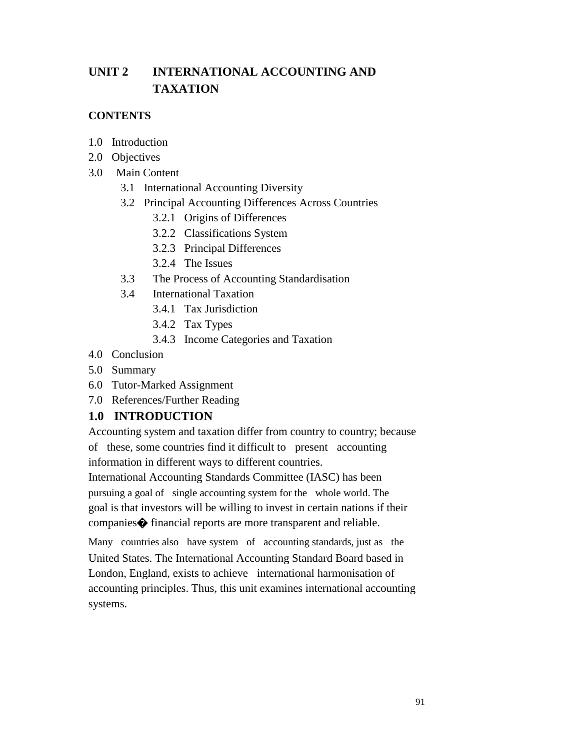# UNIT 2 INTERNATIONAL ACCOUNTING AND TAXATION

**CONTENTS**

1.0 Introduction
2.0 Objectives
3.0 Main Content
   3.1 International Accounting Diversity
   3.2 Principal Accounting Differences Across Countries
      3.2.1 Origins of Differences
      3.2.2 Classifications System
      3.2.3 Principal Differences
      3.2.4 The Issues
   3.3 The Process of Accounting Standardisation
   3.4 International Taxation
      3.4.1 Tax Jurisdiction
      3.4.2 Tax Types
      3.4.3 Income Categories and Taxation
4.0 Conclusion
5.0 Summary
6.0 Tutor-Marked Assignment
7.0 References/Further Reading

## 1.0 INTRODUCTION

Accounting system and taxation differ from country to country; because of these, some countries find it difficult to present accounting information in different ways to different countries.

International Accounting Standards Committee (IASC) has been pursuing a goal of single accounting system for the whole world. The goal is that investors will be willing to invest in certain nations if their companies� financial reports are more transparent and reliable.

Many countries also have system of accounting standards, just as the United States. The International Accounting Standard Board based in London, England, exists to achieve international harmonisation of accounting principles. Thus, this unit examines international accounting systems.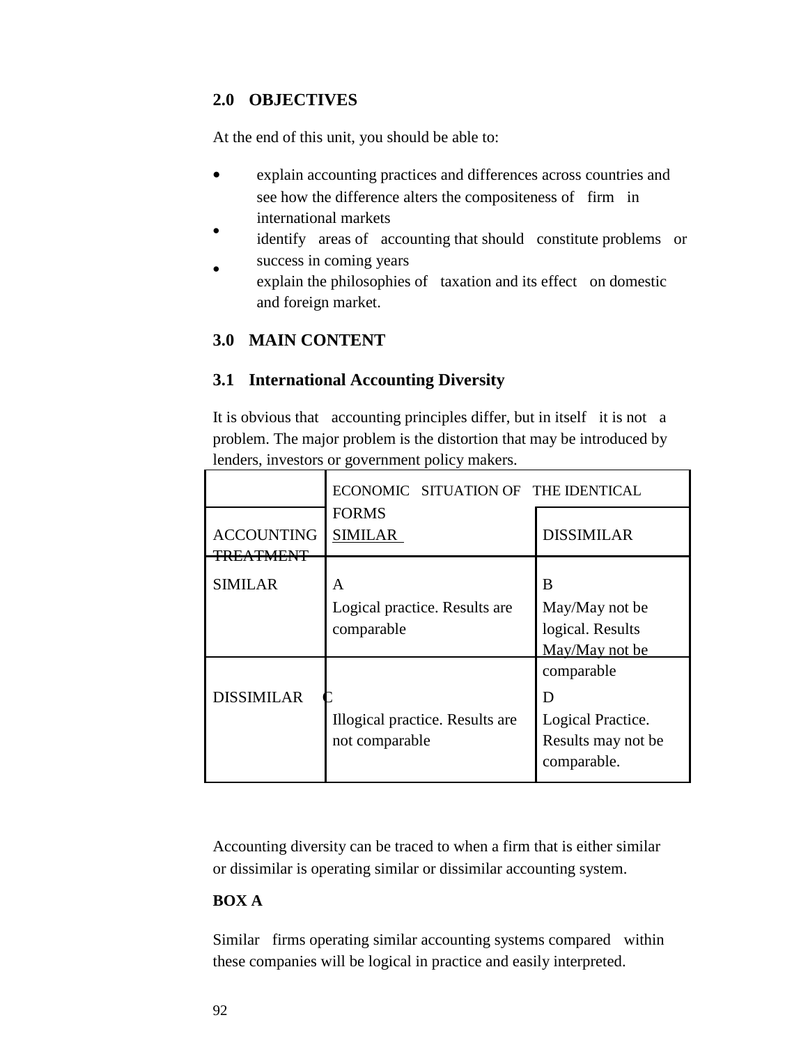## 2.0 OBJECTIVES

At the end of this unit, you should be able to:

- explain accounting practices and differences across countries and see how the difference alters the compositeness of firm in international markets
- identify areas of accounting that should constitute problems or success in coming years
- explain the philosophies of taxation and its effect on domestic and foreign market.

## 3.0 MAIN CONTENT

### 3.1 International Accounting Diversity

It is obvious that accounting principles differ, but in itself it is not a problem. The major problem is the distortion that may be introduced by lenders, investors or government policy makers.

| | ECONOMIC SITUATION OF THE IDENTICAL FORMS | |
|---|---|---|
| ACCOUNTING TREATMENT | SIMILAR | DISSIMILAR |
| SIMILAR | A<br>Logical practice. Results are comparable | B<br>May/May not be logical. Results May/May not be comparable |
| DISSIMILAR | C<br>Illogical practice. Results are not comparable | D<br>Logical Practice. Results may not be comparable. |

Accounting diversity can be traced to when a firm that is either similar or dissimilar is operating similar or dissimilar accounting system.

**BOX A**

Similar firms operating similar accounting systems compared within these companies will be logical in practice and easily interpreted.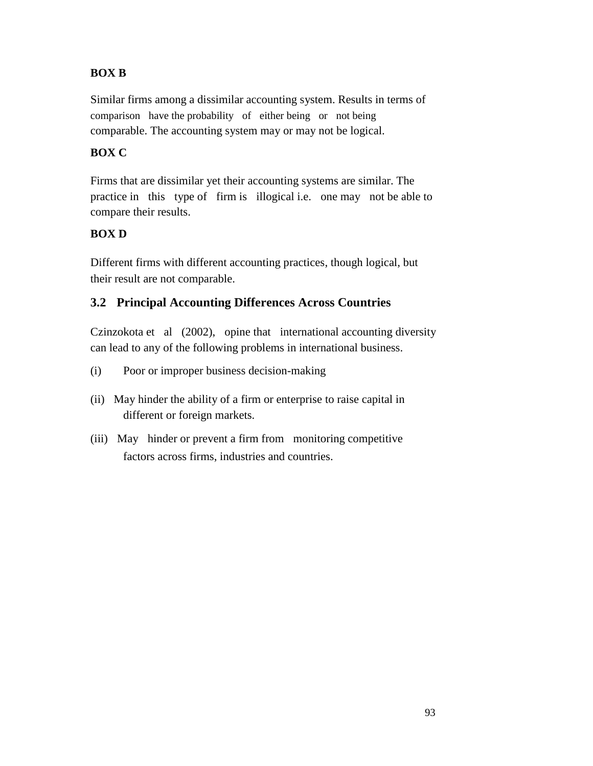**BOX B**

Similar firms among a dissimilar accounting system. Results in terms of comparison have the probability of either being or not being comparable. The accounting system may or may not be logical.

**BOX C**

Firms that are dissimilar yet their accounting systems are similar. The practice in this type of firm is illogical i.e. one may not be able to compare their results.

**BOX D**

Different firms with different accounting practices, though logical, but their result are not comparable.

## 3.2 Principal Accounting Differences Across Countries

Czinzokota et al (2002), opine that international accounting diversity can lead to any of the following problems in international business.

(i) Poor or improper business decision-making

(ii) May hinder the ability of a firm or enterprise to raise capital in different or foreign markets.

(iii) May hinder or prevent a firm from monitoring competitive factors across firms, industries and countries.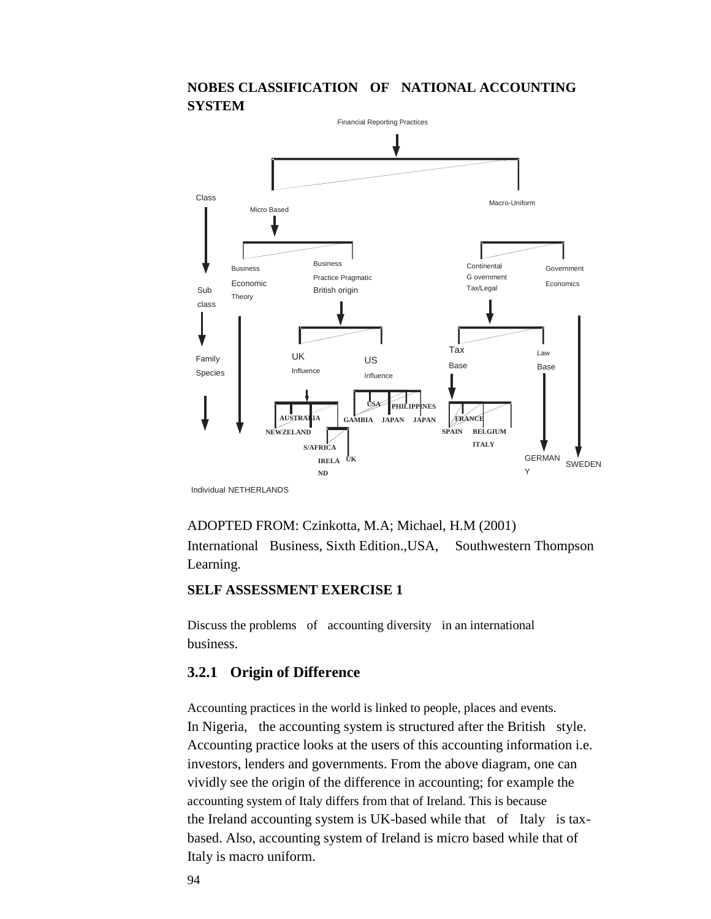**NOBES CLASSIFICATION OF NATIONAL ACCOUNTING SYSTEM**

Financial Reporting Practices

Class

Micro Based

Macro-Uniform

Business Economic Theory

Business Practice Pragmatic British origin

Continental G overnment Tax/Legal

Government Economics

Sub class

UK Influence

US Influence

Tax Base

Law Base

Family Species

AUSTRALIA

NEWZELAND

S/AFRICA

IRELAND

UK

USA

PHILIPPINES

GAMBIA

JAPAN

JAPAN

FRANCE

SPAIN

BELGIUM

ITALY

GERMANY

SWEDEN

Individual NETHERLANDS

ADOPTED FROM: Czinkotta, M.A; Michael, H.M (2001) International Business, Sixth Edition.,USA, Southwestern Thompson Learning.

**SELF ASSESSMENT EXERCISE 1**

Discuss the problems of accounting diversity in an international business.

### 3.2.1 Origin of Difference

Accounting practices in the world is linked to people, places and events. In Nigeria, the accounting system is structured after the British style. Accounting practice looks at the users of this accounting information i.e. investors, lenders and governments. From the above diagram, one can vividly see the origin of the difference in accounting; for example the accounting system of Italy differs from that of Ireland. This is because the Ireland accounting system is UK-based while that of Italy is tax-based. Also, accounting system of Ireland is micro based while that of Italy is macro uniform.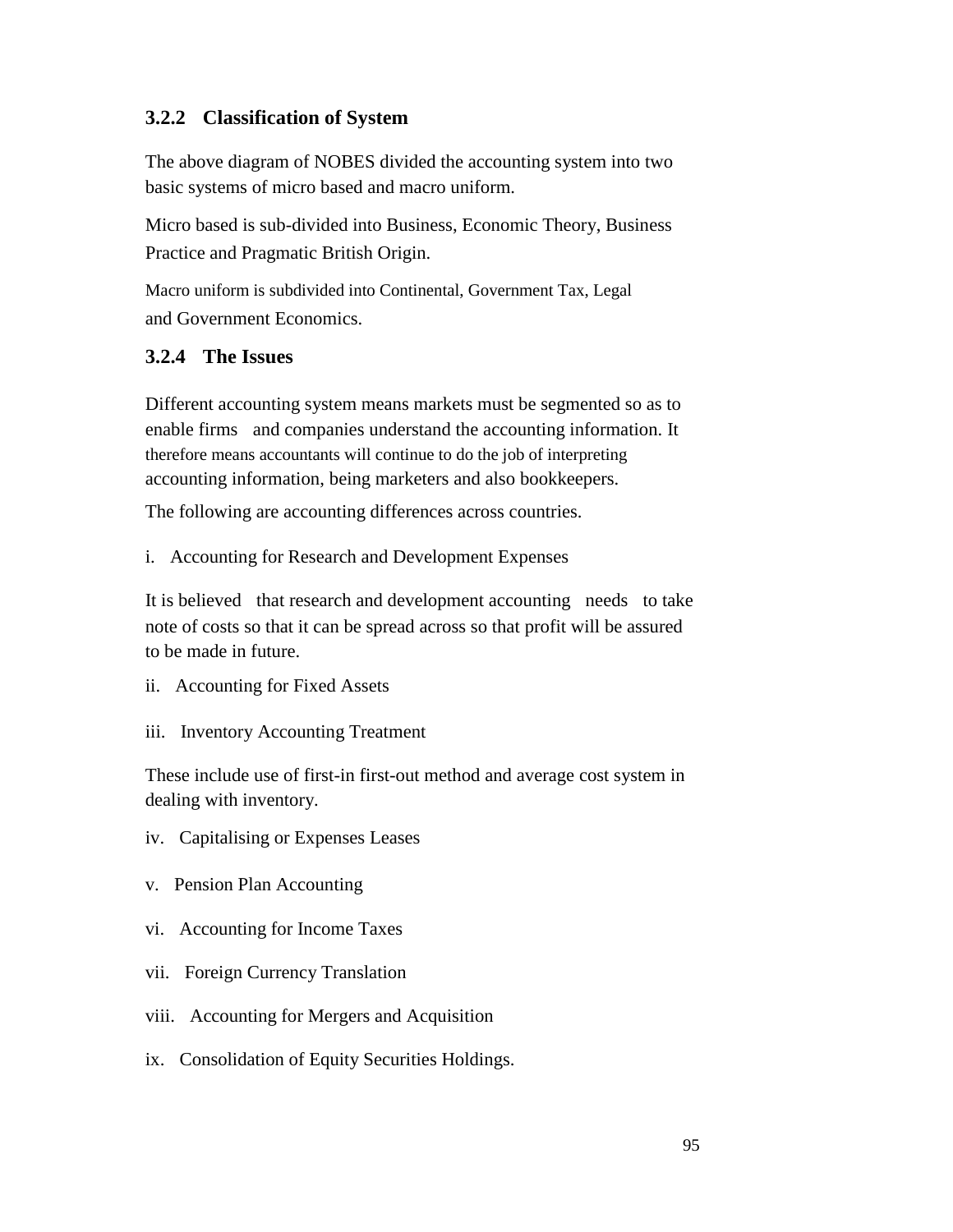### 3.2.2 Classification of System

The above diagram of NOBES divided the accounting system into two basic systems of micro based and macro uniform.

Micro based is sub-divided into Business, Economic Theory, Business Practice and Pragmatic British Origin.

Macro uniform is subdivided into Continental, Government Tax, Legal and Government Economics.

### 3.2.4 The Issues

Different accounting system means markets must be segmented so as to enable firms and companies understand the accounting information. It therefore means accountants will continue to do the job of interpreting accounting information, being marketers and also bookkeepers.

The following are accounting differences across countries.

i. Accounting for Research and Development Expenses

It is believed that research and development accounting needs to take note of costs so that it can be spread across so that profit will be assured to be made in future.

ii. Accounting for Fixed Assets

iii. Inventory Accounting Treatment

These include use of first-in first-out method and average cost system in dealing with inventory.

iv. Capitalising or Expenses Leases

v. Pension Plan Accounting

vi. Accounting for Income Taxes

vii. Foreign Currency Translation

viii. Accounting for Mergers and Acquisition

ix. Consolidation of Equity Securities Holdings.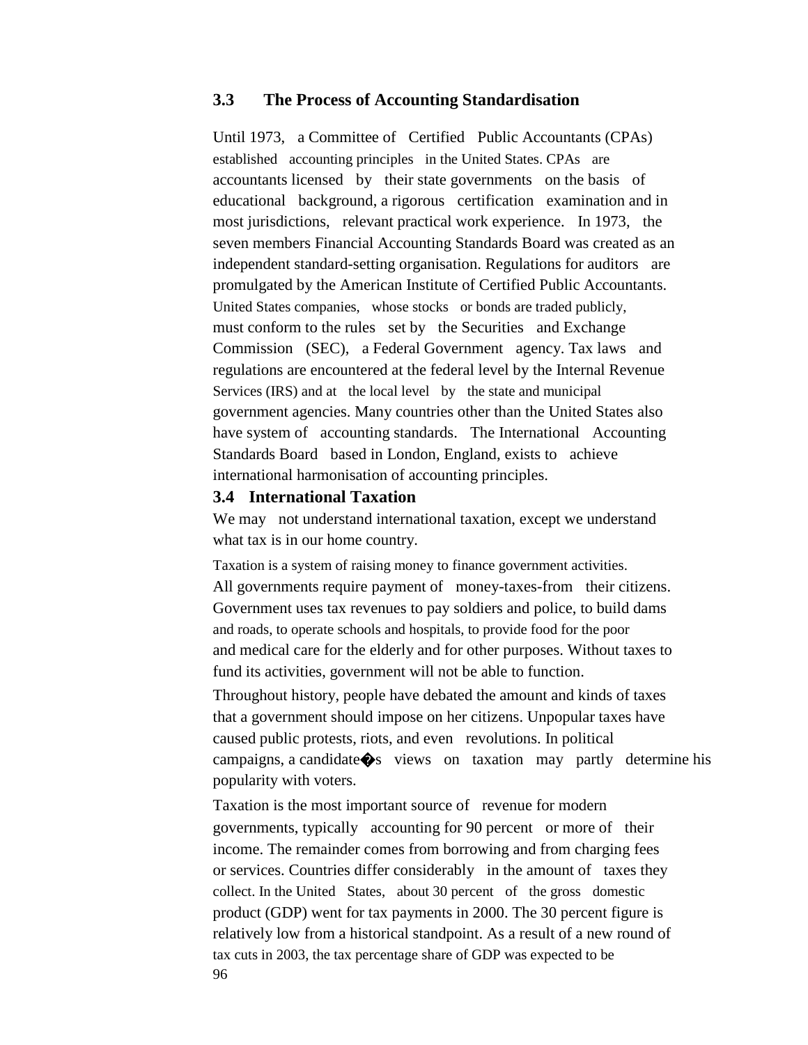## 3.3 The Process of Accounting Standardisation

Until 1973, a Committee of Certified Public Accountants (CPAs) established accounting principles in the United States. CPAs are accountants licensed by their state governments on the basis of educational background, a rigorous certification examination and in most jurisdictions, relevant practical work experience. In 1973, the seven members Financial Accounting Standards Board was created as an independent standard-setting organisation. Regulations for auditors are promulgated by the American Institute of Certified Public Accountants. United States companies, whose stocks or bonds are traded publicly, must conform to the rules set by the Securities and Exchange Commission (SEC), a Federal Government agency. Tax laws and regulations are encountered at the federal level by the Internal Revenue Services (IRS) and at the local level by the state and municipal government agencies. Many countries other than the United States also have system of accounting standards. The International Accounting Standards Board based in London, England, exists to achieve international harmonisation of accounting principles.

## 3.4 International Taxation

We may not understand international taxation, except we understand what tax is in our home country.

Taxation is a system of raising money to finance government activities. All governments require payment of money-taxes-from their citizens. Government uses tax revenues to pay soldiers and police, to build dams and roads, to operate schools and hospitals, to provide food for the poor and medical care for the elderly and for other purposes. Without taxes to fund its activities, government will not be able to function.

Throughout history, people have debated the amount and kinds of taxes that a government should impose on her citizens. Unpopular taxes have caused public protests, riots, and even revolutions. In political campaigns, a candidate�s views on taxation may partly determine his popularity with voters.

Taxation is the most important source of revenue for modern governments, typically accounting for 90 percent or more of their income. The remainder comes from borrowing and from charging fees or services. Countries differ considerably in the amount of taxes they collect. In the United States, about 30 percent of the gross domestic product (GDP) went for tax payments in 2000. The 30 percent figure is relatively low from a historical standpoint. As a result of a new round of tax cuts in 2003, the tax percentage share of GDP was expected to be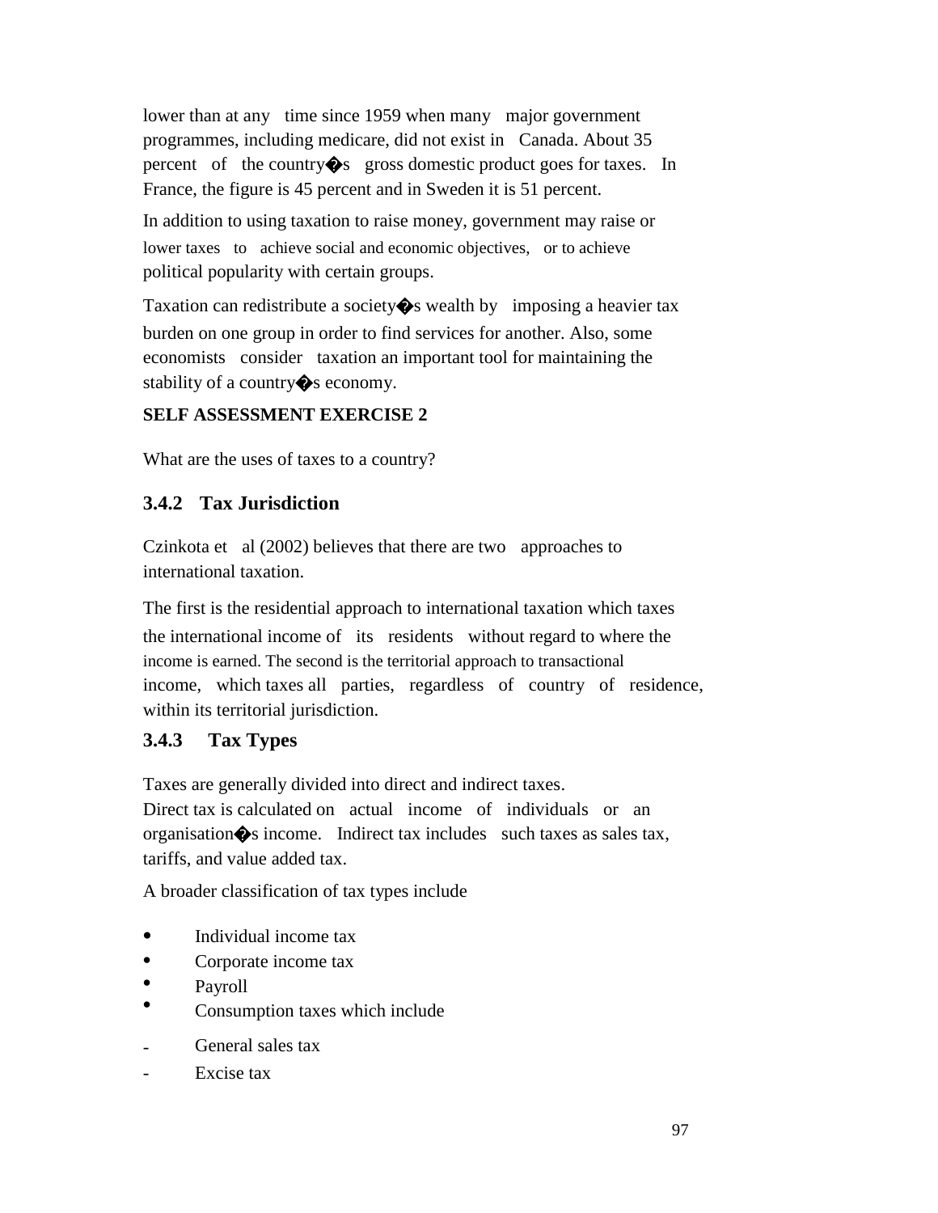lower than at any time since 1959 when many major government programmes, including medicare, did not exist in Canada. About 35 percent of the country�s gross domestic product goes for taxes. In France, the figure is 45 percent and in Sweden it is 51 percent.

In addition to using taxation to raise money, government may raise or lower taxes to achieve social and economic objectives, or to achieve political popularity with certain groups.

Taxation can redistribute a society�s wealth by imposing a heavier tax burden on one group in order to find services for another. Also, some economists consider taxation an important tool for maintaining the stability of a country�s economy.

**SELF ASSESSMENT EXERCISE 2**

What are the uses of taxes to a country?

### 3.4.2 Tax Jurisdiction

Czinkota et al (2002) believes that there are two approaches to international taxation.

The first is the residential approach to international taxation which taxes the international income of its residents without regard to where the income is earned. The second is the territorial approach to transactional income, which taxes all parties, regardless of country of residence, within its territorial jurisdiction.

### 3.4.3 Tax Types

Taxes are generally divided into direct and indirect taxes.
Direct tax is calculated on actual income of individuals or an organisation�s income. Indirect tax includes such taxes as sales tax, tariffs, and value added tax.

A broader classification of tax types include

- Individual income tax
- Corporate income tax
- Payroll
- Consumption taxes which include

- General sales tax
- Excise tax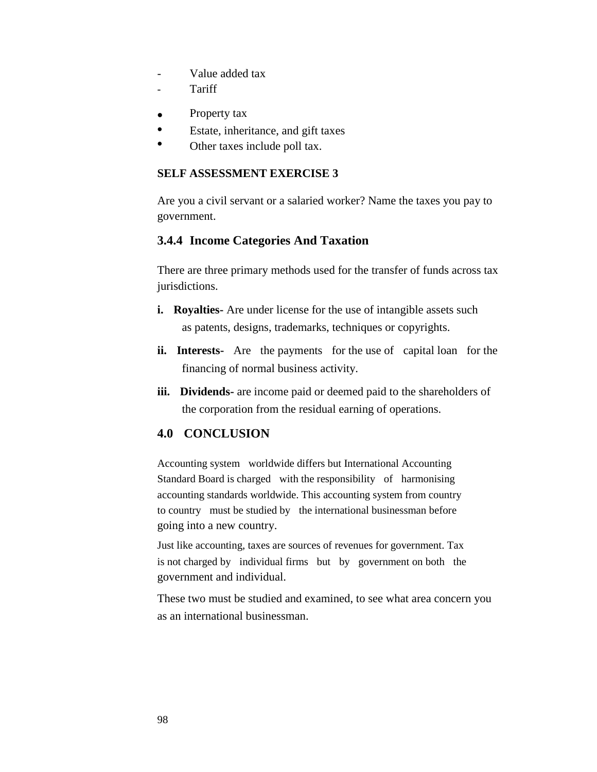- Value added tax
- Tariff

- Property tax
- Estate, inheritance, and gift taxes
- Other taxes include poll tax.

**SELF ASSESSMENT EXERCISE 3**

Are you a civil servant or a salaried worker? Name the taxes you pay to government.

### 3.4.4 Income Categories And Taxation

There are three primary methods used for the transfer of funds across tax jurisdictions.

i. **Royalties-** Are under license for the use of intangible assets such as patents, designs, trademarks, techniques or copyrights.

ii. **Interests-** Are the payments for the use of capital loan for the financing of normal business activity.

iii. **Dividends-** are income paid or deemed paid to the shareholders of the corporation from the residual earning of operations.

## 4.0 CONCLUSION

Accounting system worldwide differs but International Accounting Standard Board is charged with the responsibility of harmonising accounting standards worldwide. This accounting system from country to country must be studied by the international businessman before going into a new country.

Just like accounting, taxes are sources of revenues for government. Tax is not charged by individual firms but by government on both the government and individual.

These two must be studied and examined, to see what area concern you as an international businessman.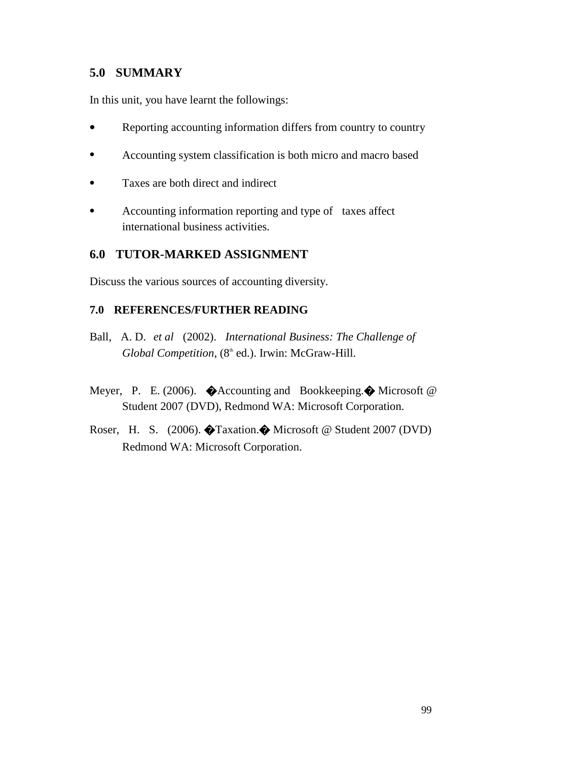## 5.0 SUMMARY

In this unit, you have learnt the followings:

- Reporting accounting information differs from country to country
- Accounting system classification is both micro and macro based
- Taxes are both direct and indirect
- Accounting information reporting and type of taxes affect international business activities.

## 6.0 TUTOR-MARKED ASSIGNMENT

Discuss the various sources of accounting diversity.

### 7.0 REFERENCES/FURTHER READING

Ball, A. D. *et al* (2002). *International Business: The Challenge of Global Competition*, (8th ed.). Irwin: McGraw-Hill.

Meyer, P. E. (2006). �Accounting and Bookkeeping.� Microsoft @ Student 2007 (DVD), Redmond WA: Microsoft Corporation.

Roser, H. S. (2006). �Taxation.� Microsoft @ Student 2007 (DVD) Redmond WA: Microsoft Corporation.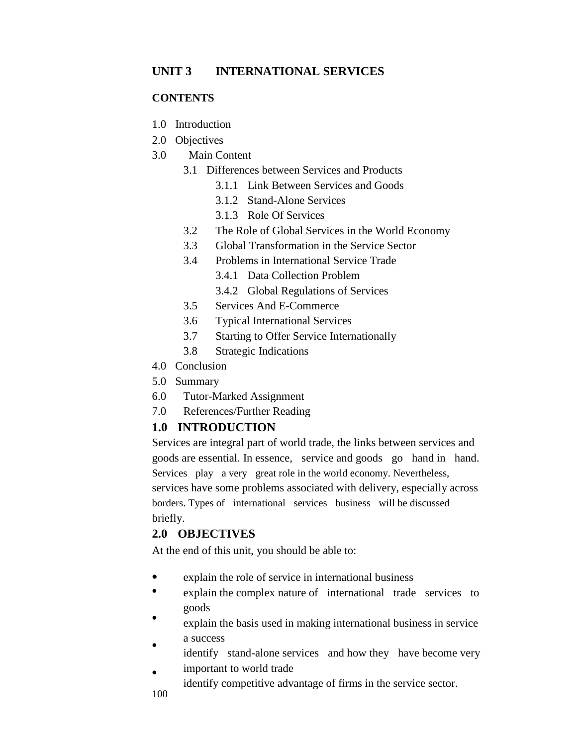## UNIT 3 INTERNATIONAL SERVICES

**CONTENTS**

1.0 Introduction
2.0 Objectives
3.0 Main Content
  - 3.1 Differences between Services and Products
    - 3.1.1 Link Between Services and Goods
    - 3.1.2 Stand-Alone Services
    - 3.1.3 Role Of Services
  - 3.2 The Role of Global Services in the World Economy
  - 3.3 Global Transformation in the Service Sector
  - 3.4 Problems in International Service Trade
    - 3.4.1 Data Collection Problem
    - 3.4.2 Global Regulations of Services
  - 3.5 Services And E-Commerce
  - 3.6 Typical International Services
  - 3.7 Starting to Offer Service Internationally
  - 3.8 Strategic Indications

4.0 Conclusion
5.0 Summary
6.0 Tutor-Marked Assignment
7.0 References/Further Reading

### 1.0 INTRODUCTION

Services are integral part of world trade, the links between services and goods are essential. In essence, service and goods go hand in hand. Services play a very great role in the world economy. Nevertheless, services have some problems associated with delivery, especially across borders. Types of international services business will be discussed briefly.

### 2.0 OBJECTIVES

At the end of this unit, you should be able to:

- explain the role of service in international business
- explain the complex nature of international trade services to goods
- explain the basis used in making international business in service a success
- identify stand-alone services and how they have become very important to world trade
- identify competitive advantage of firms in the service sector.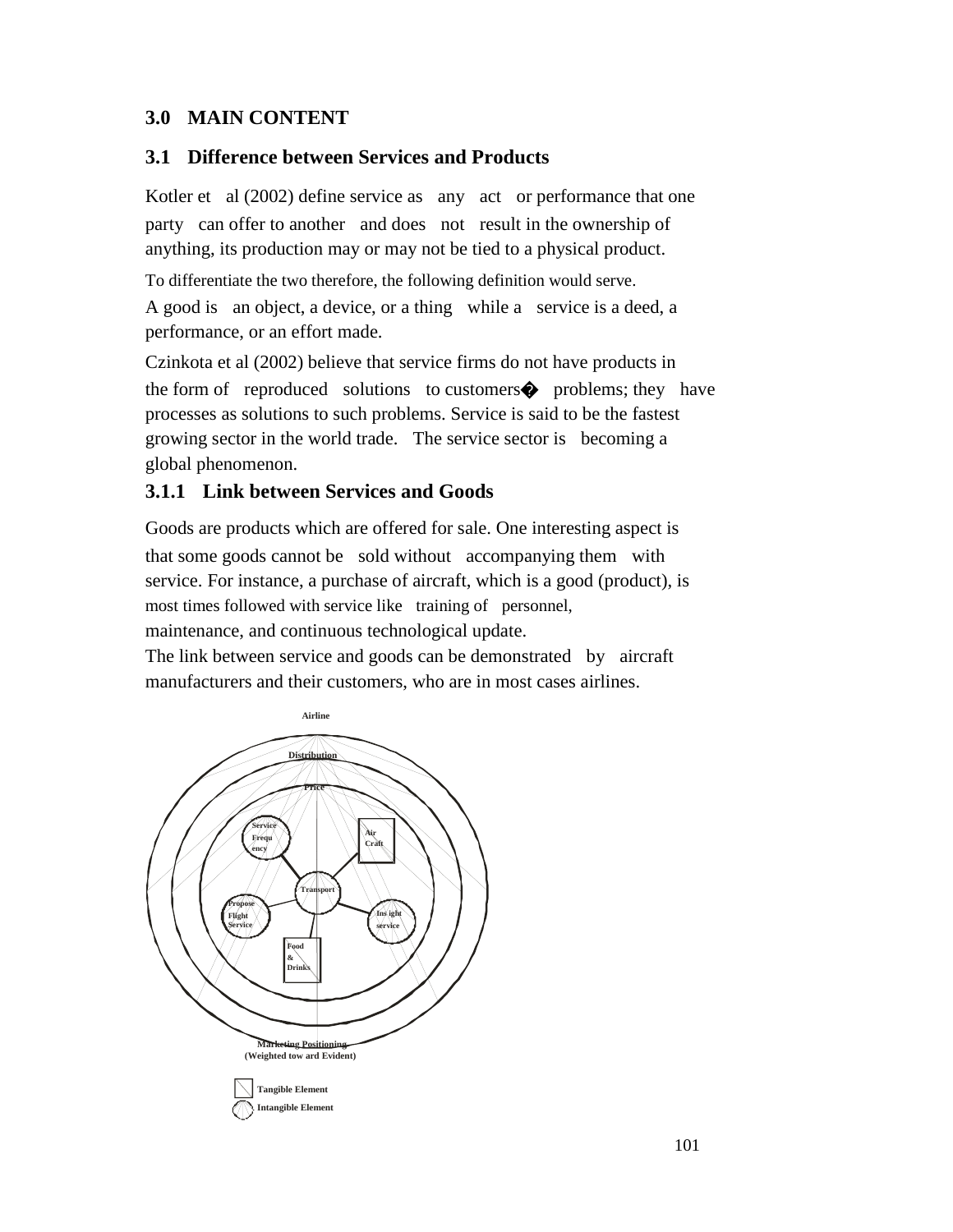## 3.0 MAIN CONTENT

### 3.1 Difference between Services and Products

Kotler et al (2002) define service as any act or performance that one party can offer to another and does not result in the ownership of anything, its production may or may not be tied to a physical product.

To differentiate the two therefore, the following definition would serve.

A good is an object, a device, or a thing while a service is a deed, a performance, or an effort made.

Czinkota et al (2002) believe that service firms do not have products in the form of reproduced solutions to customers� problems; they have processes as solutions to such problems. Service is said to be the fastest growing sector in the world trade. The service sector is becoming a global phenomenon.

#### 3.1.1 Link between Services and Goods

Goods are products which are offered for sale. One interesting aspect is that some goods cannot be sold without accompanying them with service. For instance, a purchase of aircraft, which is a good (product), is most times followed with service like training of personnel, maintenance, and continuous technological update.

The link between service and goods can be demonstrated by aircraft manufacturers and their customers, who are in most cases airlines.

Airline

Distribution

Price

Service Frequency

Air Craft

Transport

Propose Flight Service

Ins ight service

Food & Drinks

Marketing Positioning (Weighted tow ard Evident)

Tangible Element

Intangible Element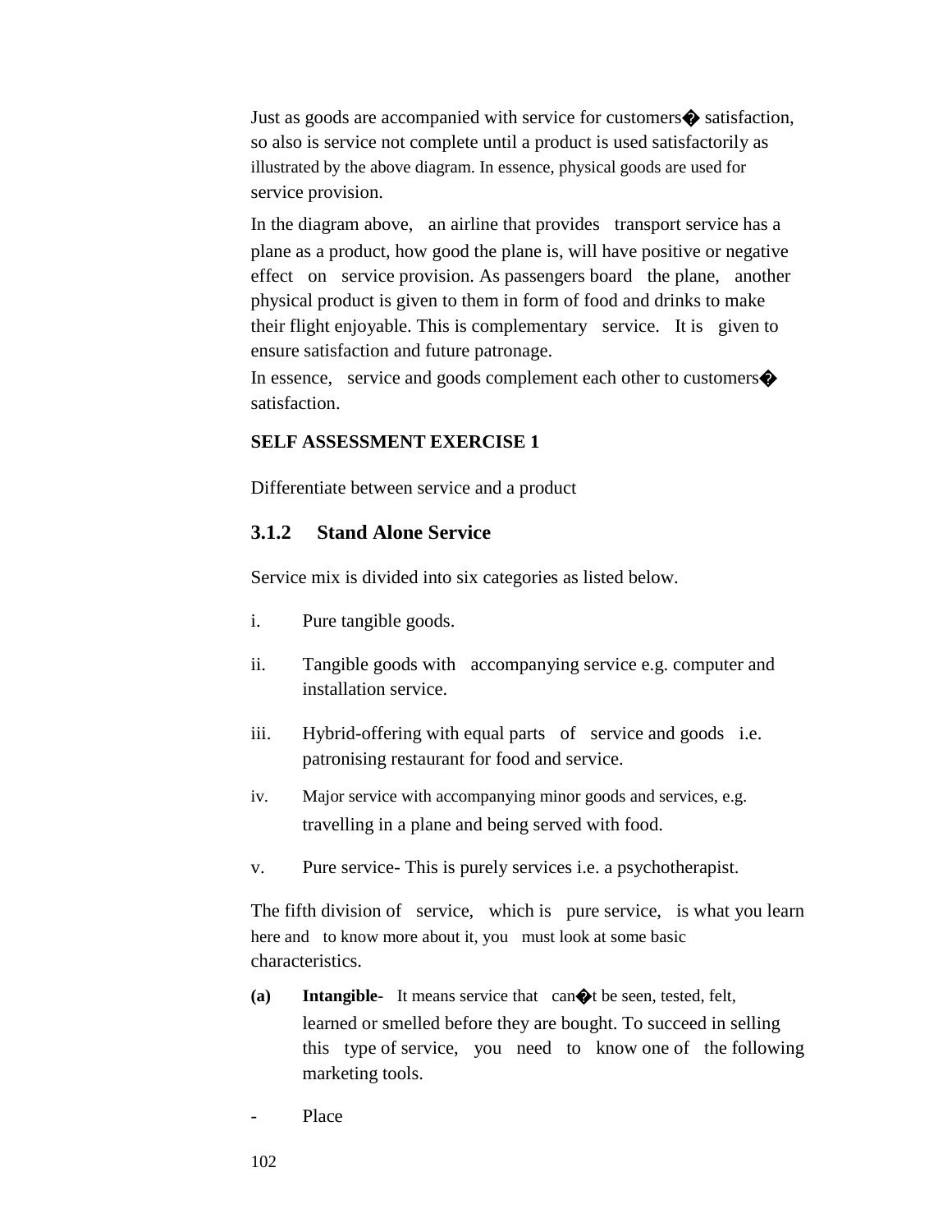Just as goods are accompanied with service for customers� satisfaction, so also is service not complete until a product is used satisfactorily as illustrated by the above diagram. In essence, physical goods are used for service provision.

In the diagram above, an airline that provides transport service has a plane as a product, how good the plane is, will have positive or negative effect on service provision. As passengers board the plane, another physical product is given to them in form of food and drinks to make their flight enjoyable. This is complementary service. It is given to ensure satisfaction and future patronage.

In essence, service and goods complement each other to customers� satisfaction.

**SELF ASSESSMENT EXERCISE 1**

Differentiate between service and a product

### 3.1.2 Stand Alone Service

Service mix is divided into six categories as listed below.

i. Pure tangible goods.

ii. Tangible goods with accompanying service e.g. computer and installation service.

iii. Hybrid-offering with equal parts of service and goods i.e. patronising restaurant for food and service.

iv. Major service with accompanying minor goods and services, e.g. travelling in a plane and being served with food.

v. Pure service- This is purely services i.e. a psychotherapist.

The fifth division of service, which is pure service, is what you learn here and to know more about it, you must look at some basic characteristics.

**(a) Intangible**- It means service that can�t be seen, tested, felt, learned or smelled before they are bought. To succeed in selling this type of service, you need to know one of the following marketing tools.

- Place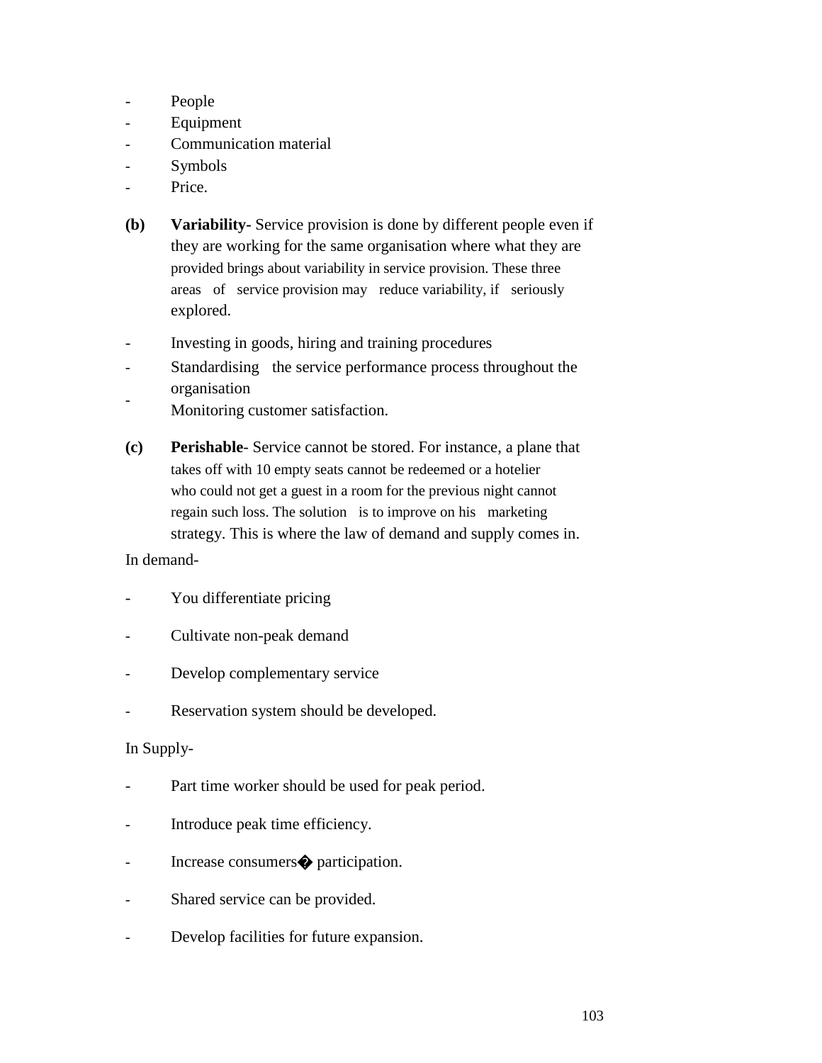- People
- Equipment
- Communication material
- Symbols
- Price.

**(b)** **Variability-** Service provision is done by different people even if they are working for the same organisation where what they are provided brings about variability in service provision. These three areas of service provision may reduce variability, if seriously explored.

- Investing in goods, hiring and training procedures
- Standardising the service performance process throughout the organisation
- Monitoring customer satisfaction.

**(c)** **Perishable**- Service cannot be stored. For instance, a plane that takes off with 10 empty seats cannot be redeemed or a hotelier who could not get a guest in a room for the previous night cannot regain such loss. The solution is to improve on his marketing strategy. This is where the law of demand and supply comes in.

In demand-

- You differentiate pricing
- Cultivate non-peak demand
- Develop complementary service
- Reservation system should be developed.

In Supply-

- Part time worker should be used for peak period.
- Introduce peak time efficiency.
- Increase consumers� participation.
- Shared service can be provided.
- Develop facilities for future expansion.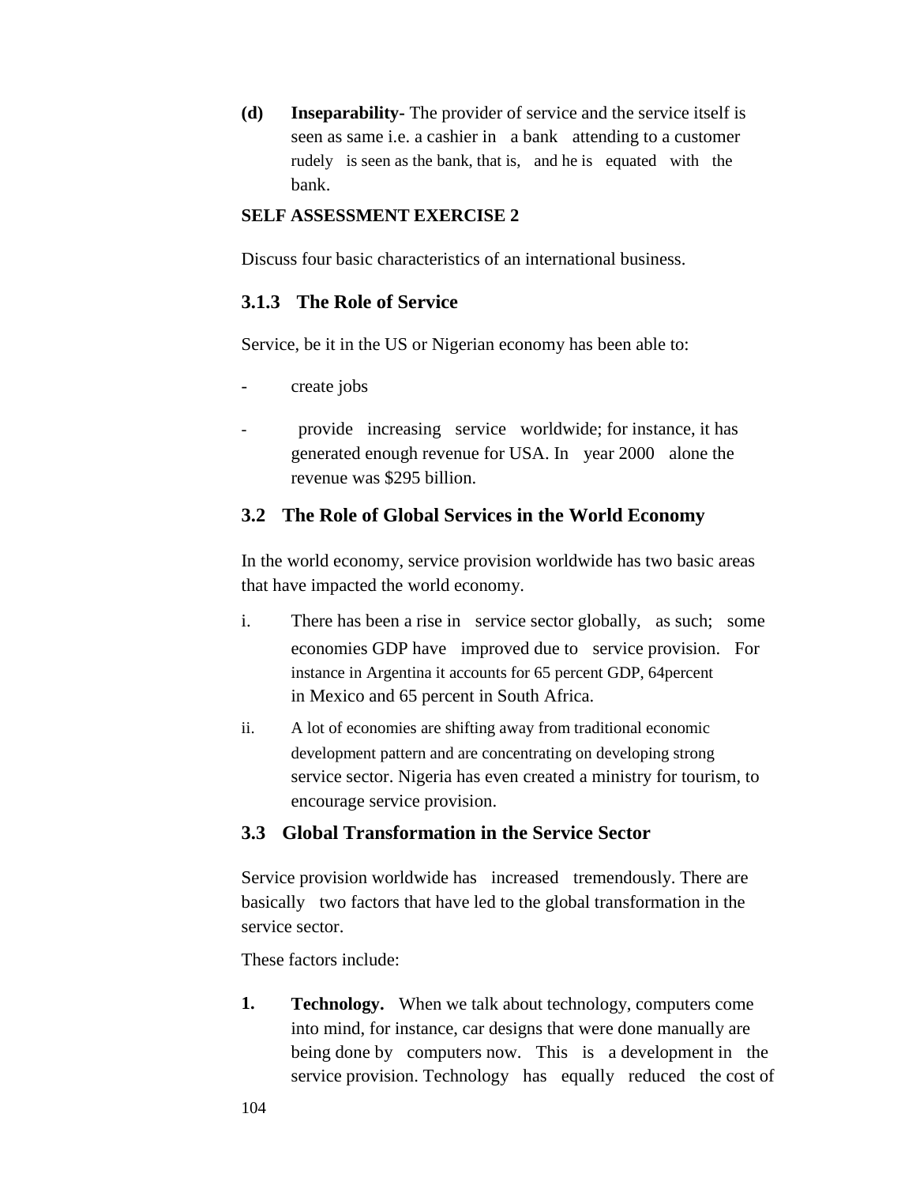**(d) Inseparability-** The provider of service and the service itself is seen as same i.e. a cashier in a bank attending to a customer rudely is seen as the bank, that is, and he is equated with the bank.

**SELF ASSESSMENT EXERCISE 2**

Discuss four basic characteristics of an international business.

### 3.1.3 The Role of Service

Service, be it in the US or Nigerian economy has been able to:

- create jobs
- provide increasing service worldwide; for instance, it has generated enough revenue for USA. In year 2000 alone the revenue was $295 billion.

## 3.2 The Role of Global Services in the World Economy

In the world economy, service provision worldwide has two basic areas that have impacted the world economy.

i. There has been a rise in service sector globally, as such; some economies GDP have improved due to service provision. For instance in Argentina it accounts for 65 percent GDP, 64percent in Mexico and 65 percent in South Africa.

ii. A lot of economies are shifting away from traditional economic development pattern and are concentrating on developing strong service sector. Nigeria has even created a ministry for tourism, to encourage service provision.

## 3.3 Global Transformation in the Service Sector

Service provision worldwide has increased tremendously. There are basically two factors that have led to the global transformation in the service sector.

These factors include:

1. **Technology.** When we talk about technology, computers come into mind, for instance, car designs that were done manually are being done by computers now. This is a development in the service provision. Technology has equally reduced the cost of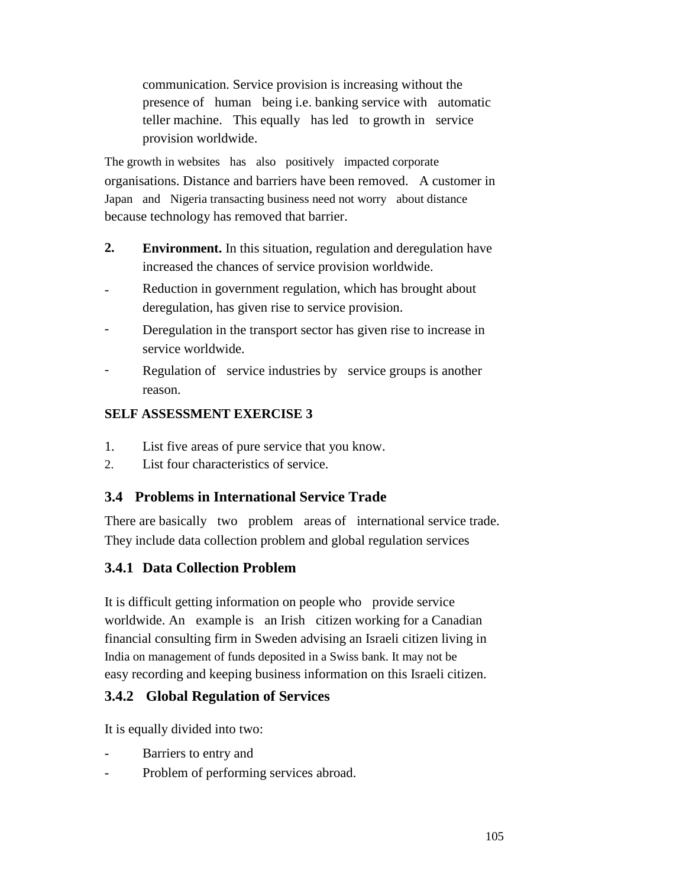communication. Service provision is increasing without the presence of human being i.e. banking service with automatic teller machine. This equally has led to growth in service provision worldwide.

The growth in websites has also positively impacted corporate organisations. Distance and barriers have been removed. A customer in Japan and Nigeria transacting business need not worry about distance because technology has removed that barrier.

2. **Environment.** In this situation, regulation and deregulation have increased the chances of service provision worldwide.

- Reduction in government regulation, which has brought about deregulation, has given rise to service provision.
- Deregulation in the transport sector has given rise to increase in service worldwide.
- Regulation of service industries by service groups is another reason.

**SELF ASSESSMENT EXERCISE 3**

1. List five areas of pure service that you know.
2. List four characteristics of service.

## 3.4 Problems in International Service Trade

There are basically two problem areas of international service trade. They include data collection problem and global regulation services

### 3.4.1 Data Collection Problem

It is difficult getting information on people who provide service worldwide. An example is an Irish citizen working for a Canadian financial consulting firm in Sweden advising an Israeli citizen living in India on management of funds deposited in a Swiss bank. It may not be easy recording and keeping business information on this Israeli citizen.

### 3.4.2 Global Regulation of Services

It is equally divided into two:

- Barriers to entry and
- Problem of performing services abroad.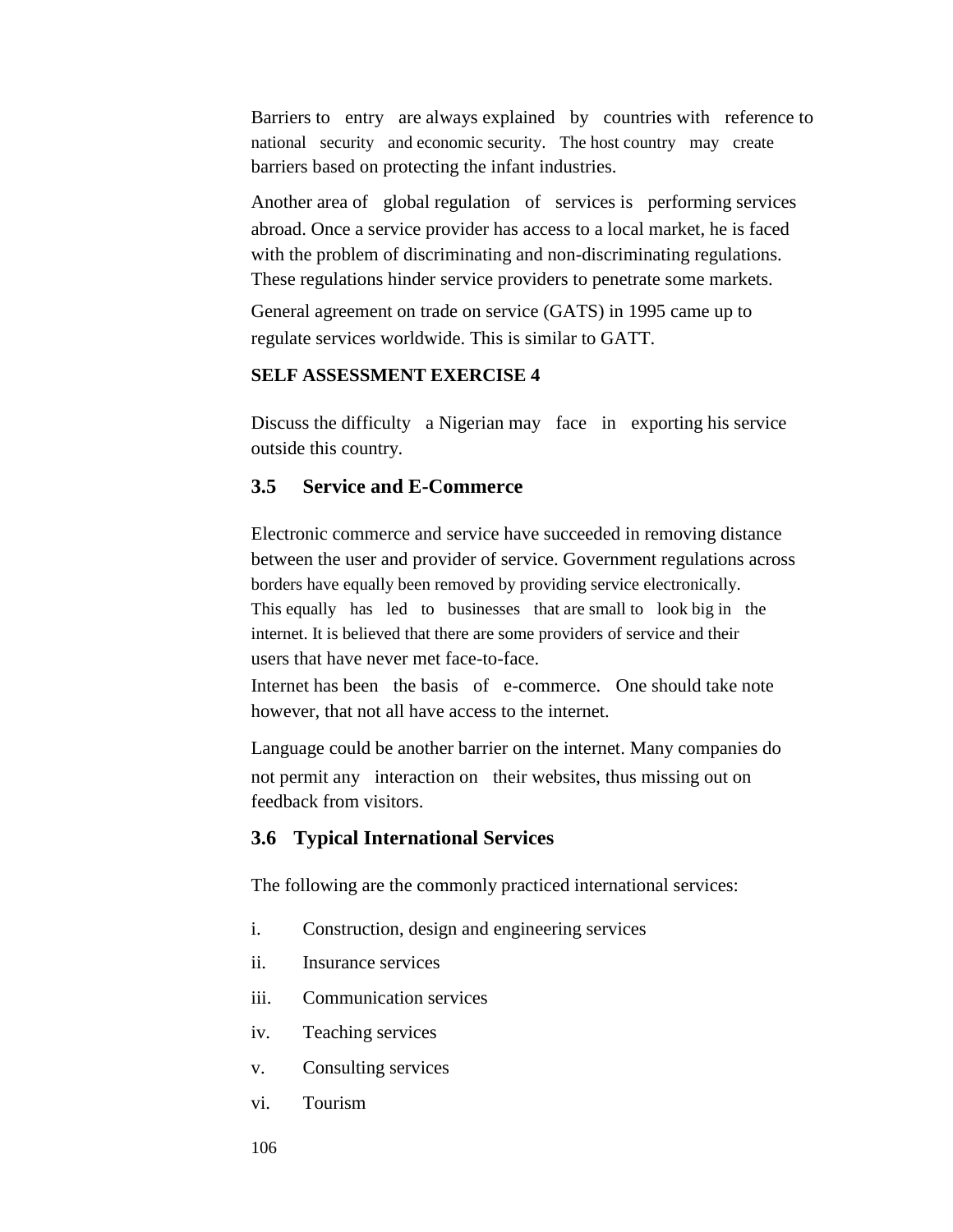Barriers to entry are always explained by countries with reference to national security and economic security. The host country may create barriers based on protecting the infant industries.

Another area of global regulation of services is performing services abroad. Once a service provider has access to a local market, he is faced with the problem of discriminating and non-discriminating regulations. These regulations hinder service providers to penetrate some markets.

General agreement on trade on service (GATS) in 1995 came up to regulate services worldwide. This is similar to GATT.

**SELF ASSESSMENT EXERCISE 4**

Discuss the difficulty a Nigerian may face in exporting his service outside this country.

## 3.5 Service and E-Commerce

Electronic commerce and service have succeeded in removing distance between the user and provider of service. Government regulations across borders have equally been removed by providing service electronically. This equally has led to businesses that are small to look big in the internet. It is believed that there are some providers of service and their users that have never met face-to-face.

Internet has been the basis of e-commerce. One should take note however, that not all have access to the internet.

Language could be another barrier on the internet. Many companies do not permit any interaction on their websites, thus missing out on feedback from visitors.

## 3.6 Typical International Services

The following are the commonly practiced international services:

i. Construction, design and engineering services

ii. Insurance services

iii. Communication services

iv. Teaching services

v. Consulting services

vi. Tourism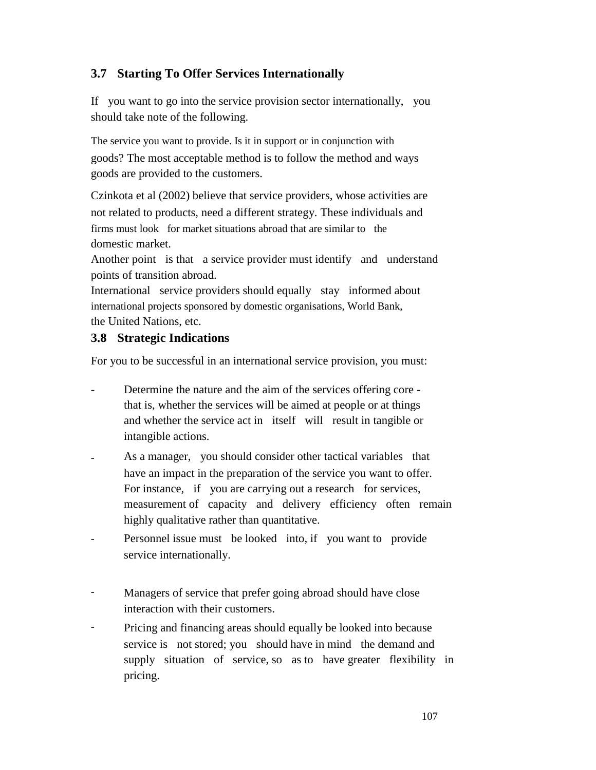### 3.7 Starting To Offer Services Internationally

If you want to go into the service provision sector internationally, you should take note of the following.

The service you want to provide. Is it in support or in conjunction with goods? The most acceptable method is to follow the method and ways goods are provided to the customers.

Czinkota et al (2002) believe that service providers, whose activities are not related to products, need a different strategy. These individuals and firms must look for market situations abroad that are similar to the domestic market.

Another point is that a service provider must identify and understand points of transition abroad.

International service providers should equally stay informed about international projects sponsored by domestic organisations, World Bank, the United Nations, etc.

### 3.8 Strategic Indications

For you to be successful in an international service provision, you must:

- Determine the nature and the aim of the services offering core - that is, whether the services will be aimed at people or at things and whether the service act in itself will result in tangible or intangible actions.
- As a manager, you should consider other tactical variables that have an impact in the preparation of the service you want to offer. For instance, if you are carrying out a research for services, measurement of capacity and delivery efficiency often remain highly qualitative rather than quantitative.
- Personnel issue must be looked into, if you want to provide service internationally.
- Managers of service that prefer going abroad should have close interaction with their customers.
- Pricing and financing areas should equally be looked into because service is not stored; you should have in mind the demand and supply situation of service, so as to have greater flexibility in pricing.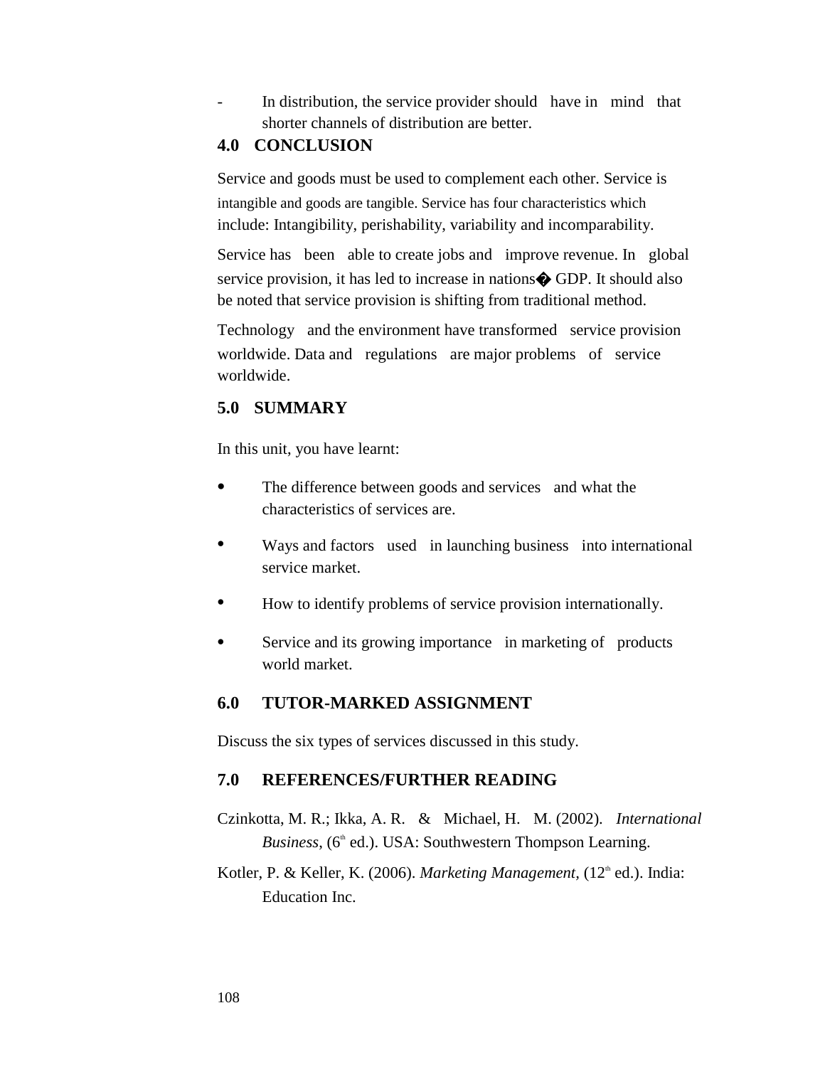- In distribution, the service provider should have in mind that shorter channels of distribution are better.

## 4.0 CONCLUSION

Service and goods must be used to complement each other. Service is intangible and goods are tangible. Service has four characteristics which include: Intangibility, perishability, variability and incomparability.

Service has been able to create jobs and improve revenue. In global service provision, it has led to increase in nations� GDP. It should also be noted that service provision is shifting from traditional method.

Technology and the environment have transformed service provision worldwide. Data and regulations are major problems of service worldwide.

## 5.0 SUMMARY

In this unit, you have learnt:

- The difference between goods and services and what the characteristics of services are.
- Ways and factors used in launching business into international service market.
- How to identify problems of service provision internationally.
- Service and its growing importance in marketing of products world market.

## 6.0 TUTOR-MARKED ASSIGNMENT

Discuss the six types of services discussed in this study.

## 7.0 REFERENCES/FURTHER READING

Czinkotta, M. R.; Ikka, A. R. & Michael, H. M. (2002). *International Business*, (6th ed.). USA: Southwestern Thompson Learning.

Kotler, P. & Keller, K. (2006). *Marketing Management*, (12th ed.). India: Education Inc.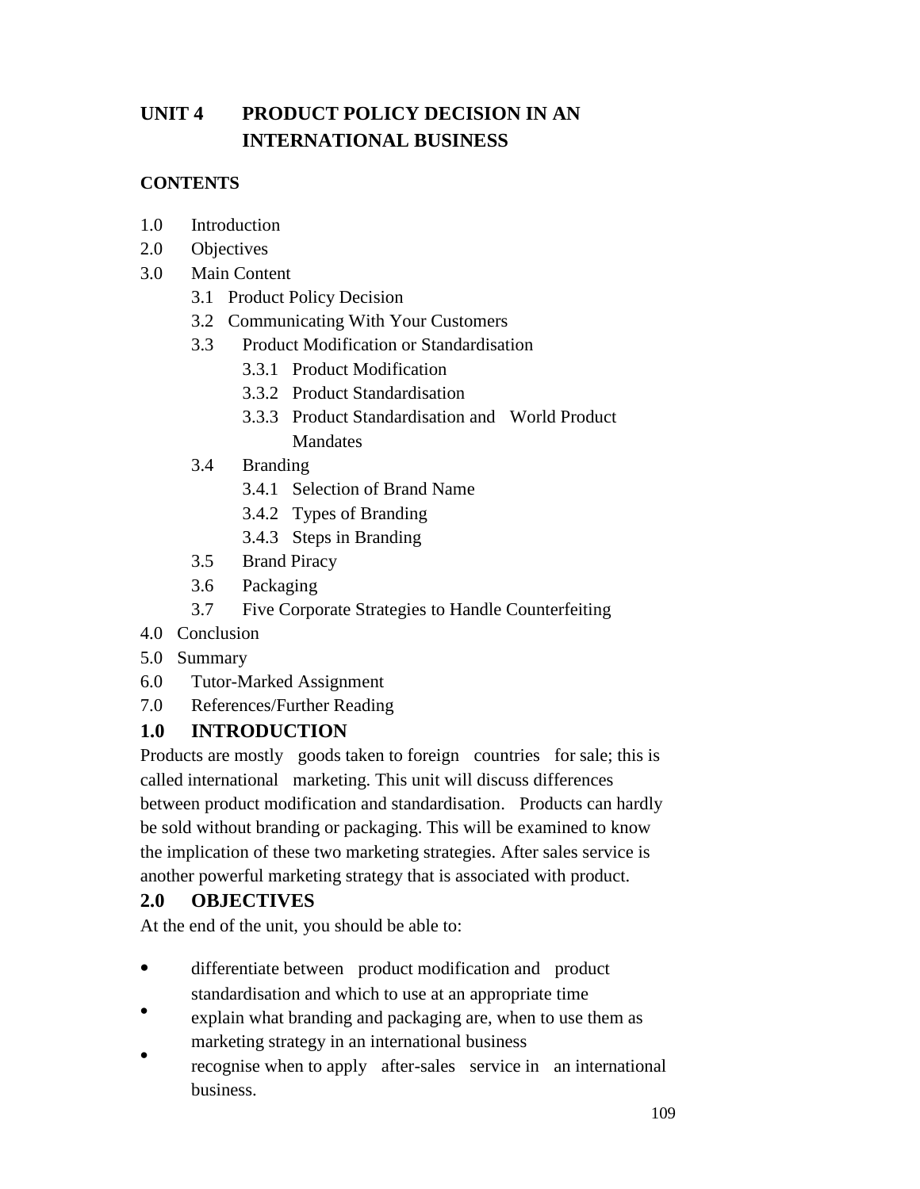# UNIT 4 PRODUCT POLICY DECISION IN AN INTERNATIONAL BUSINESS

**CONTENTS**

- 1.0 Introduction
- 2.0 Objectives
- 3.0 Main Content
  - 3.1 Product Policy Decision
  - 3.2 Communicating With Your Customers
  - 3.3 Product Modification or Standardisation
    - 3.3.1 Product Modification
    - 3.3.2 Product Standardisation
    - 3.3.3 Product Standardisation and World Product Mandates
  - 3.4 Branding
    - 3.4.1 Selection of Brand Name
    - 3.4.2 Types of Branding
    - 3.4.3 Steps in Branding
  - 3.5 Brand Piracy
  - 3.6 Packaging
  - 3.7 Five Corporate Strategies to Handle Counterfeiting
- 4.0 Conclusion
- 5.0 Summary
- 6.0 Tutor-Marked Assignment
- 7.0 References/Further Reading

## 1.0 INTRODUCTION

Products are mostly goods taken to foreign countries for sale; this is called international marketing. This unit will discuss differences between product modification and standardisation. Products can hardly be sold without branding or packaging. This will be examined to know the implication of these two marketing strategies. After sales service is another powerful marketing strategy that is associated with product.

## 2.0 OBJECTIVES

At the end of the unit, you should be able to:

- differentiate between product modification and product standardisation and which to use at an appropriate time
- explain what branding and packaging are, when to use them as marketing strategy in an international business
- recognise when to apply after-sales service in an international business.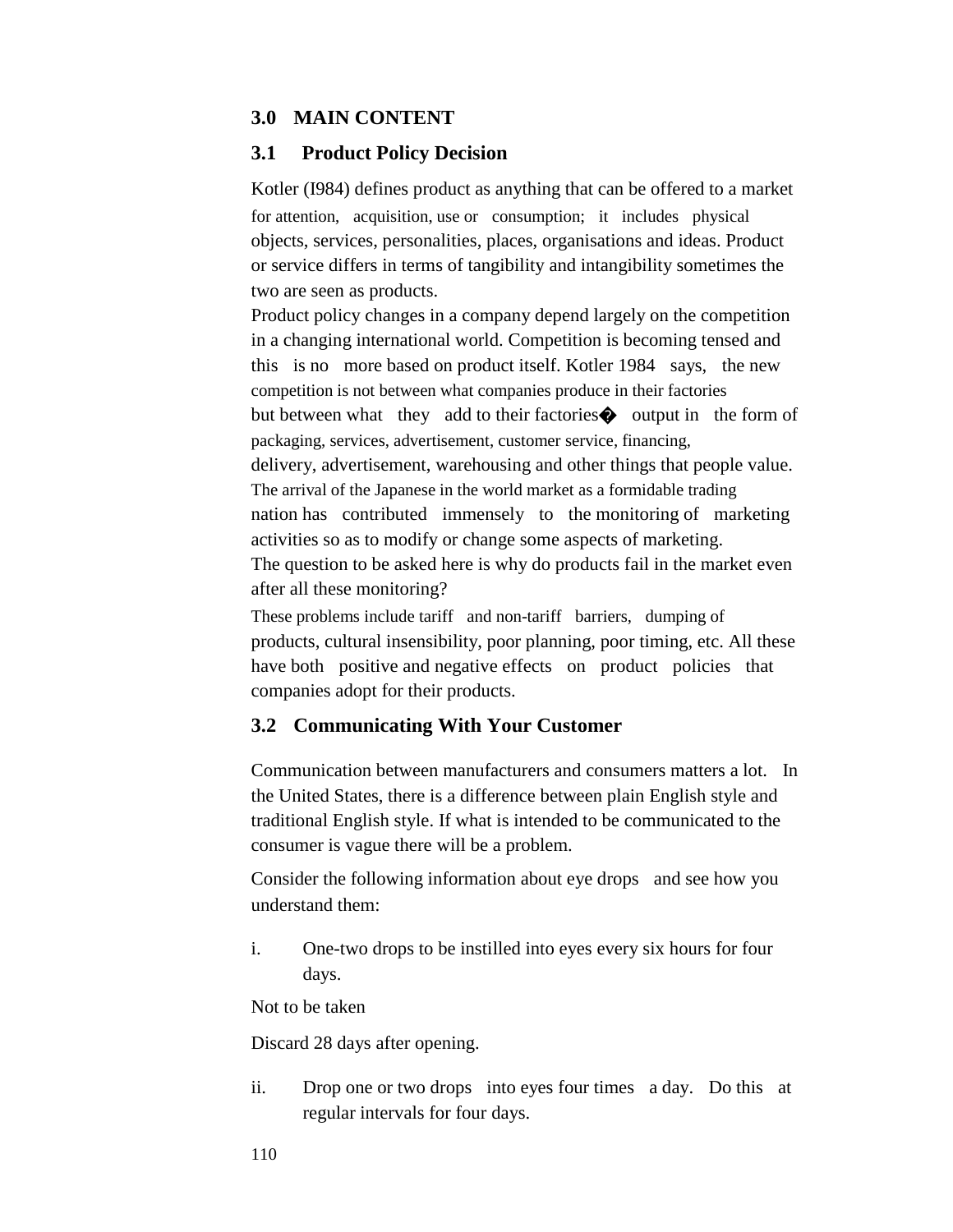## 3.0 MAIN CONTENT

### 3.1 Product Policy Decision

Kotler (I984) defines product as anything that can be offered to a market for attention, acquisition, use or consumption; it includes physical objects, services, personalities, places, organisations and ideas. Product or service differs in terms of tangibility and intangibility sometimes the two are seen as products.

Product policy changes in a company depend largely on the competition in a changing international world. Competition is becoming tensed and this is no more based on product itself. Kotler 1984 says, the new competition is not between what companies produce in their factories but between what they add to their factories� output in the form of packaging, services, advertisement, customer service, financing, delivery, advertisement, warehousing and other things that people value. The arrival of the Japanese in the world market as a formidable trading nation has contributed immensely to the monitoring of marketing activities so as to modify or change some aspects of marketing.

The question to be asked here is why do products fail in the market even after all these monitoring?

These problems include tariff and non-tariff barriers, dumping of products, cultural insensibility, poor planning, poor timing, etc. All these have both positive and negative effects on product policies that companies adopt for their products.

### 3.2 Communicating With Your Customer

Communication between manufacturers and consumers matters a lot. In the United States, there is a difference between plain English style and traditional English style. If what is intended to be communicated to the consumer is vague there will be a problem.

Consider the following information about eye drops and see how you understand them:

i. One-two drops to be instilled into eyes every six hours for four days.

Not to be taken

Discard 28 days after opening.

ii. Drop one or two drops into eyes four times a day. Do this at regular intervals for four days.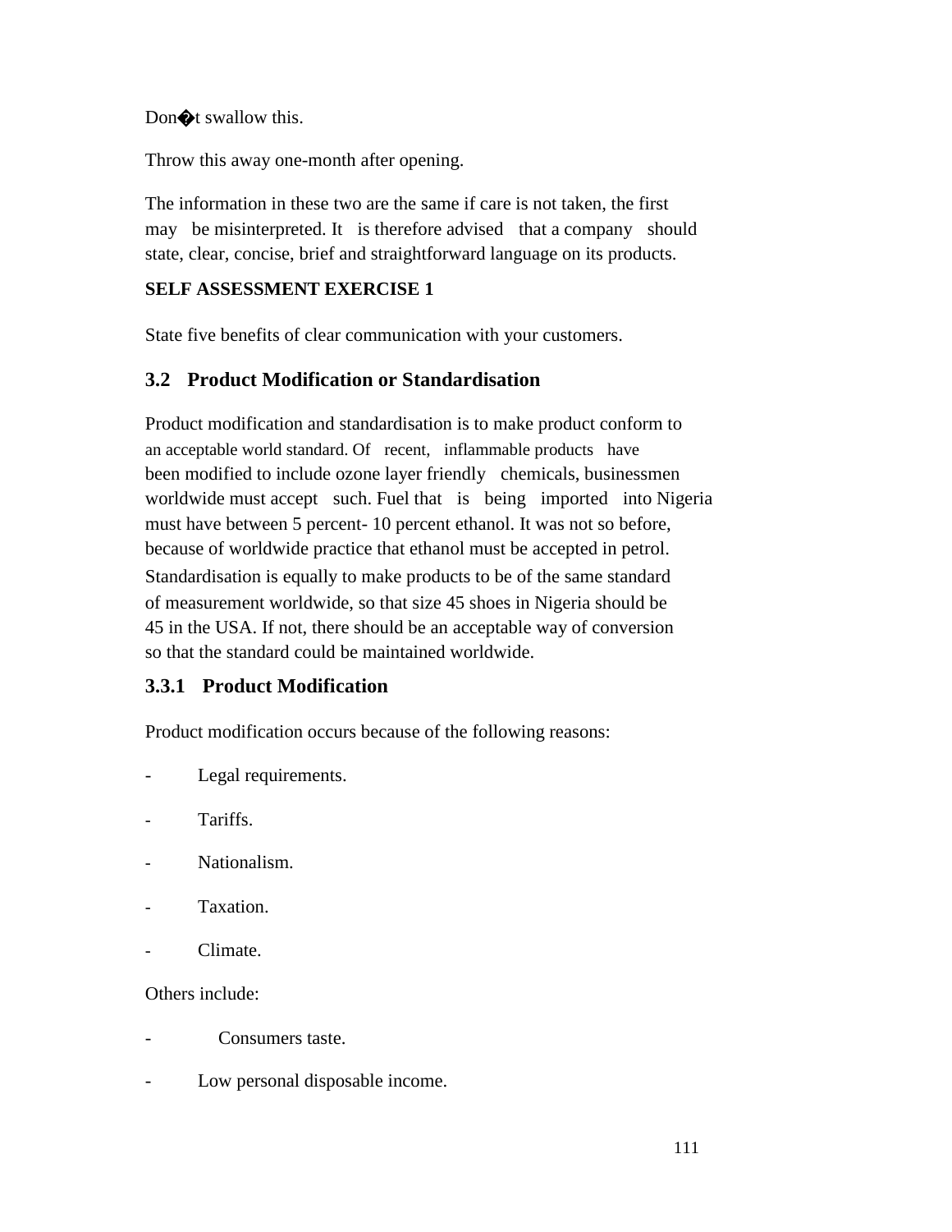Don�t swallow this.

Throw this away one-month after opening.

The information in these two are the same if care is not taken, the first may be misinterpreted. It is therefore advised that a company should state, clear, concise, brief and straightforward language on its products.

**SELF ASSESSMENT EXERCISE 1**

State five benefits of clear communication with your customers.

## 3.2 Product Modification or Standardisation

Product modification and standardisation is to make product conform to an acceptable world standard. Of recent, inflammable products have been modified to include ozone layer friendly chemicals, businessmen worldwide must accept such. Fuel that is being imported into Nigeria must have between 5 percent- 10 percent ethanol. It was not so before, because of worldwide practice that ethanol must be accepted in petrol. Standardisation is equally to make products to be of the same standard of measurement worldwide, so that size 45 shoes in Nigeria should be 45 in the USA. If not, there should be an acceptable way of conversion so that the standard could be maintained worldwide.

### 3.3.1 Product Modification

Product modification occurs because of the following reasons:

- Legal requirements.
- Tariffs.
- Nationalism.
- Taxation.
- Climate.

Others include:

- Consumers taste.
- Low personal disposable income.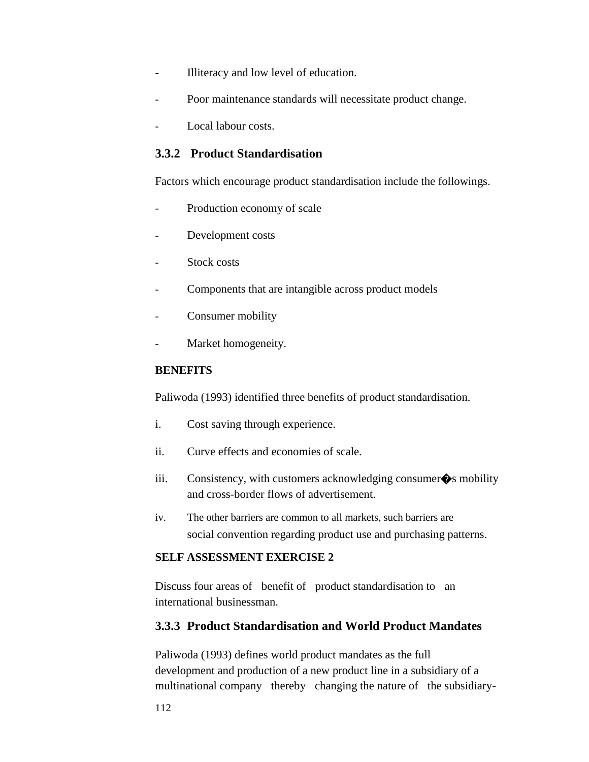- Illiteracy and low level of education.
- Poor maintenance standards will necessitate product change.
- Local labour costs.

### 3.3.2 Product Standardisation

Factors which encourage product standardisation include the followings.

- Production economy of scale
- Development costs
- Stock costs
- Components that are intangible across product models
- Consumer mobility
- Market homogeneity.

**BENEFITS**

Paliwoda (1993) identified three benefits of product standardisation.

i. Cost saving through experience.

ii. Curve effects and economies of scale.

iii. Consistency, with customers acknowledging consumer�s mobility and cross-border flows of advertisement.

iv. The other barriers are common to all markets, such barriers are social convention regarding product use and purchasing patterns.

**SELF ASSESSMENT EXERCISE 2**

Discuss four areas of benefit of product standardisation to an international businessman.

### 3.3.3 Product Standardisation and World Product Mandates

Paliwoda (1993) defines world product mandates as the full development and production of a new product line in a subsidiary of a multinational company thereby changing the nature of the subsidiary-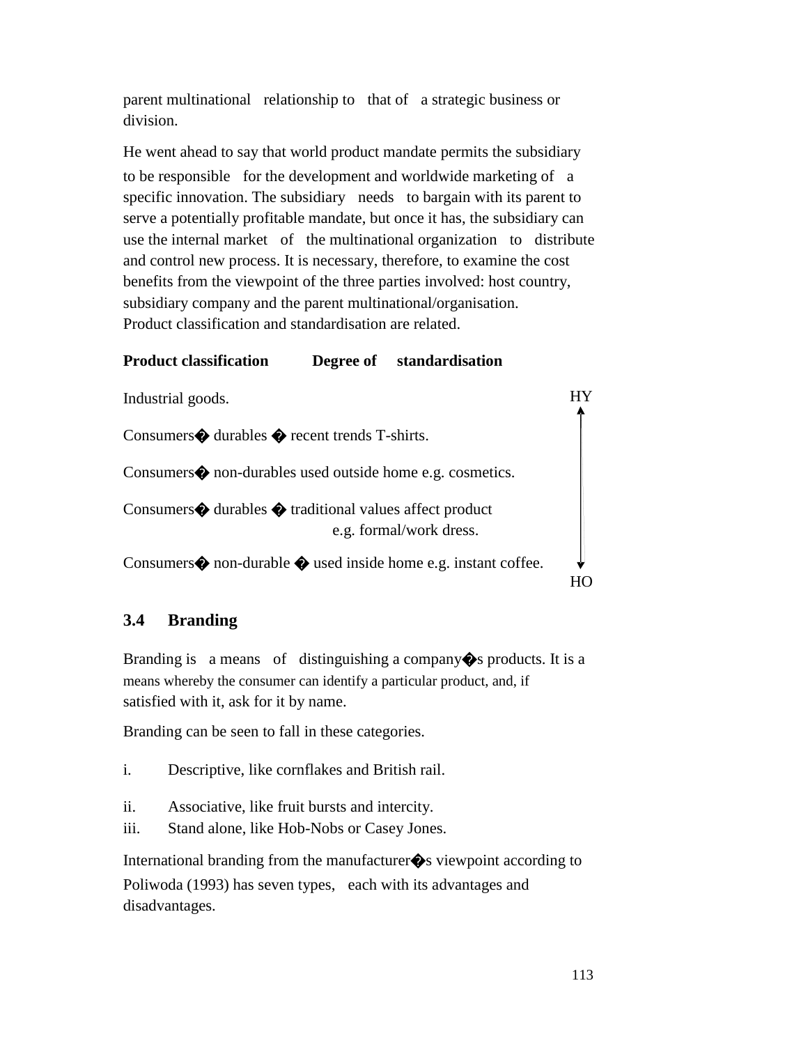parent multinational relationship to that of a strategic business or division.

He went ahead to say that world product mandate permits the subsidiary to be responsible for the development and worldwide marketing of a specific innovation. The subsidiary needs to bargain with its parent to serve a potentially profitable mandate, but once it has, the subsidiary can use the internal market of the multinational organization to distribute and control new process. It is necessary, therefore, to examine the cost benefits from the viewpoint of the three parties involved: host country, subsidiary company and the parent multinational/organisation.
Product classification and standardisation are related.

| **Product classification** | **Degree of standardisation** |
|---|---|
| Industrial goods. | HY ↑ |
| Consumers� durables � recent trends T-shirts. | |
| Consumers� non-durables used outside home e.g. cosmetics. | |
| Consumers� durables � traditional values affect product e.g. formal/work dress. | |
| Consumers� non-durable � used inside home e.g. instant coffee. | ↓ HO |

## 3.4 Branding

Branding is a means of distinguishing a company�s products. It is a means whereby the consumer can identify a particular product, and, if satisfied with it, ask for it by name.

Branding can be seen to fall in these categories.

i. Descriptive, like cornflakes and British rail.

ii. Associative, like fruit bursts and intercity.

iii. Stand alone, like Hob-Nobs or Casey Jones.

International branding from the manufacturer�s viewpoint according to Poliwoda (1993) has seven types, each with its advantages and disadvantages.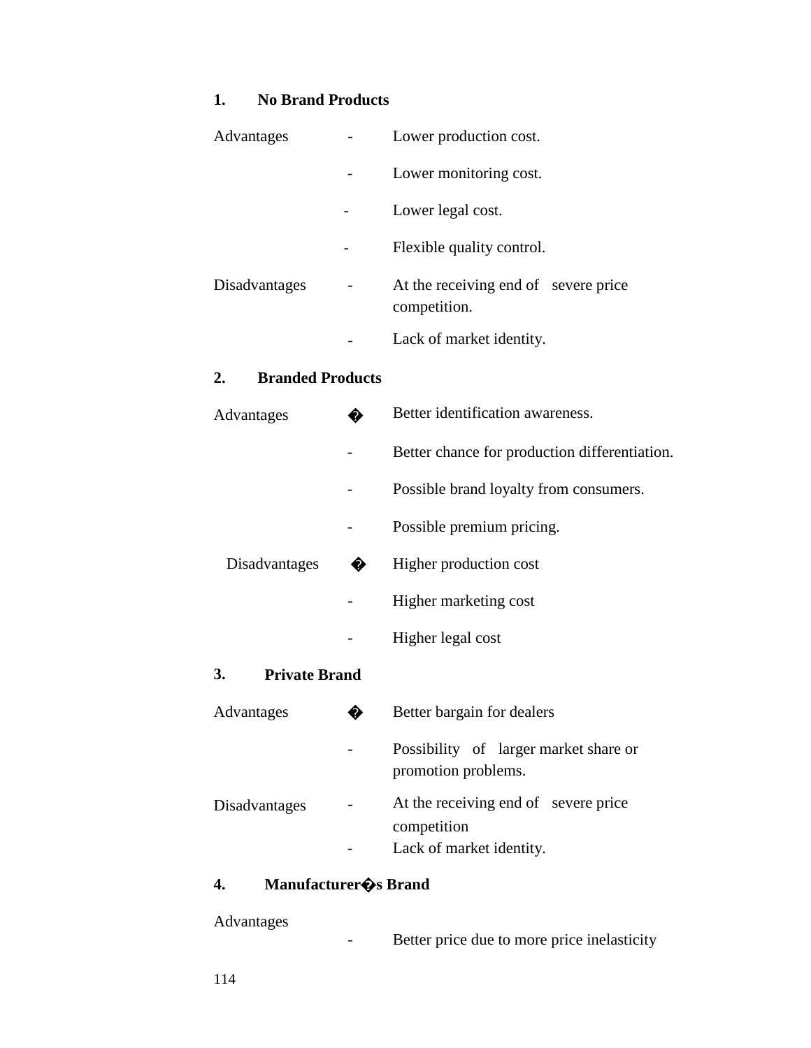**1. No Brand Products**

Advantages
- Lower production cost.
- Lower monitoring cost.
- Lower legal cost.
- Flexible quality control.

Disadvantages
- At the receiving end of severe price competition.
- Lack of market identity.

**2. Branded Products**

Advantages
- Better identification awareness.
- Better chance for production differentiation.
- Possible brand loyalty from consumers.
- Possible premium pricing.

Disadvantages
- Higher production cost
- Higher marketing cost
- Higher legal cost

**3. Private Brand**

Advantages
- Better bargain for dealers
- Possibility of larger market share or promotion problems.

Disadvantages
- At the receiving end of severe price competition
- Lack of market identity.

**4. Manufacturer's Brand**

Advantages
- Better price due to more price inelasticity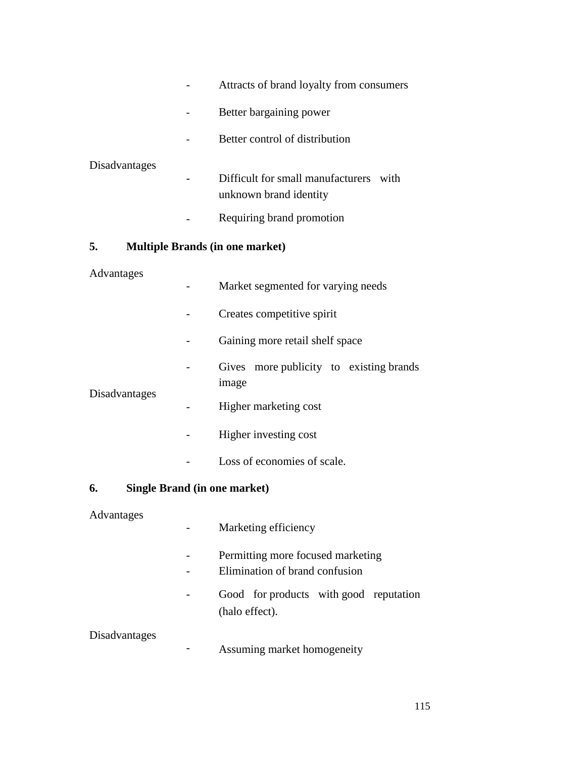- Attracts of brand loyalty from consumers
- Better bargaining power
- Better control of distribution

Disadvantages

- Difficult for small manufacturers with unknown brand identity
- Requiring brand promotion

**5. Multiple Brands (in one market)**

Advantages

- Market segmented for varying needs
- Creates competitive spirit
- Gaining more retail shelf space
- Gives more publicity to existing brands image

Disadvantages

- Higher marketing cost
- Higher investing cost
- Loss of economies of scale.

**6. Single Brand (in one market)**

Advantages

- Marketing efficiency
- Permitting more focused marketing
- Elimination of brand confusion
- Good for products with good reputation (halo effect).

Disadvantages

- Assuming market homogeneity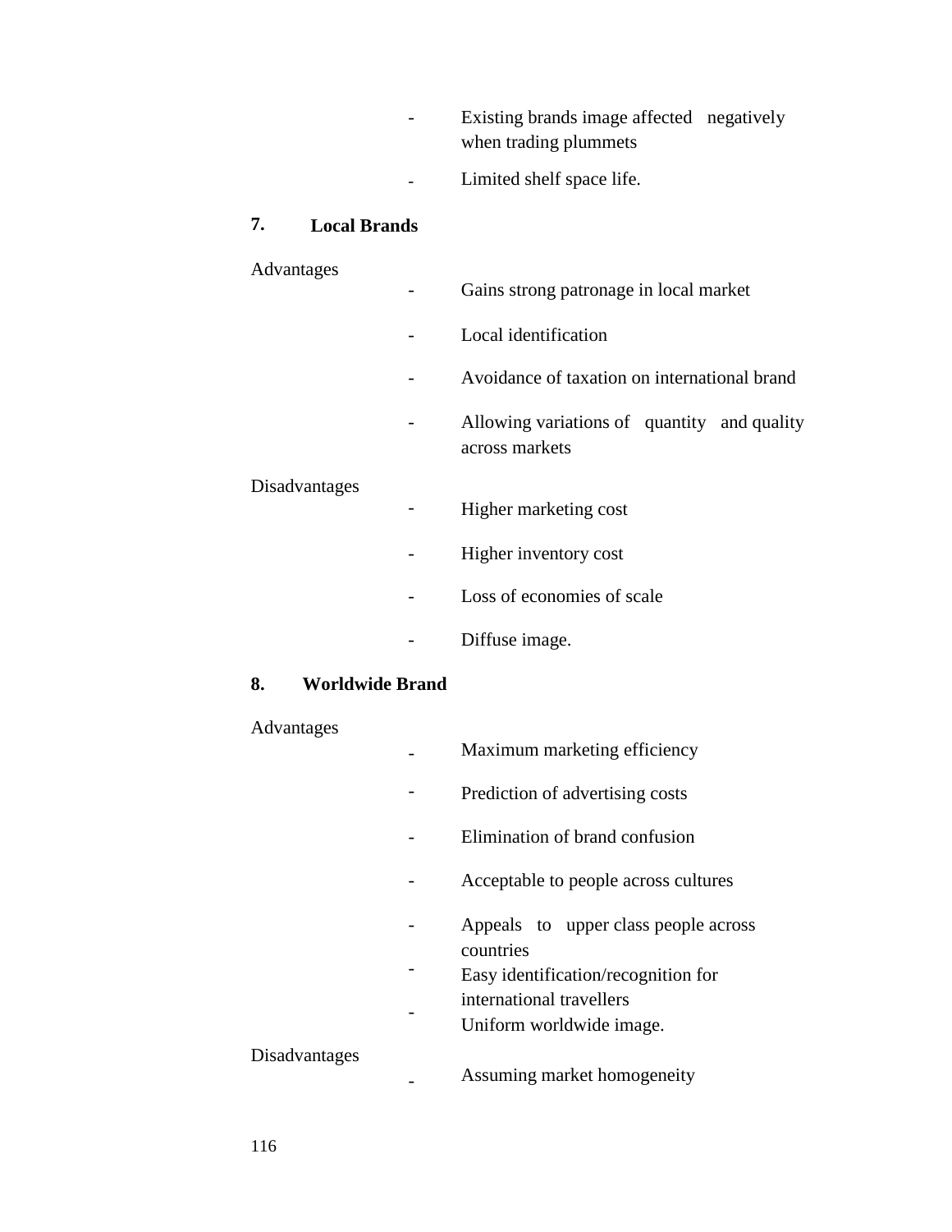- Existing brands image affected negatively when trading plummets
- Limited shelf space life.

**7. Local Brands**

Advantages

- Gains strong patronage in local market
- Local identification
- Avoidance of taxation on international brand
- Allowing variations of quantity and quality across markets

Disadvantages

- Higher marketing cost
- Higher inventory cost
- Loss of economies of scale
- Diffuse image.

**8. Worldwide Brand**

Advantages

- Maximum marketing efficiency
- Prediction of advertising costs
- Elimination of brand confusion
- Acceptable to people across cultures
- Appeals to upper class people across countries
- Easy identification/recognition for international travellers
- Uniform worldwide image.

Disadvantages

- Assuming market homogeneity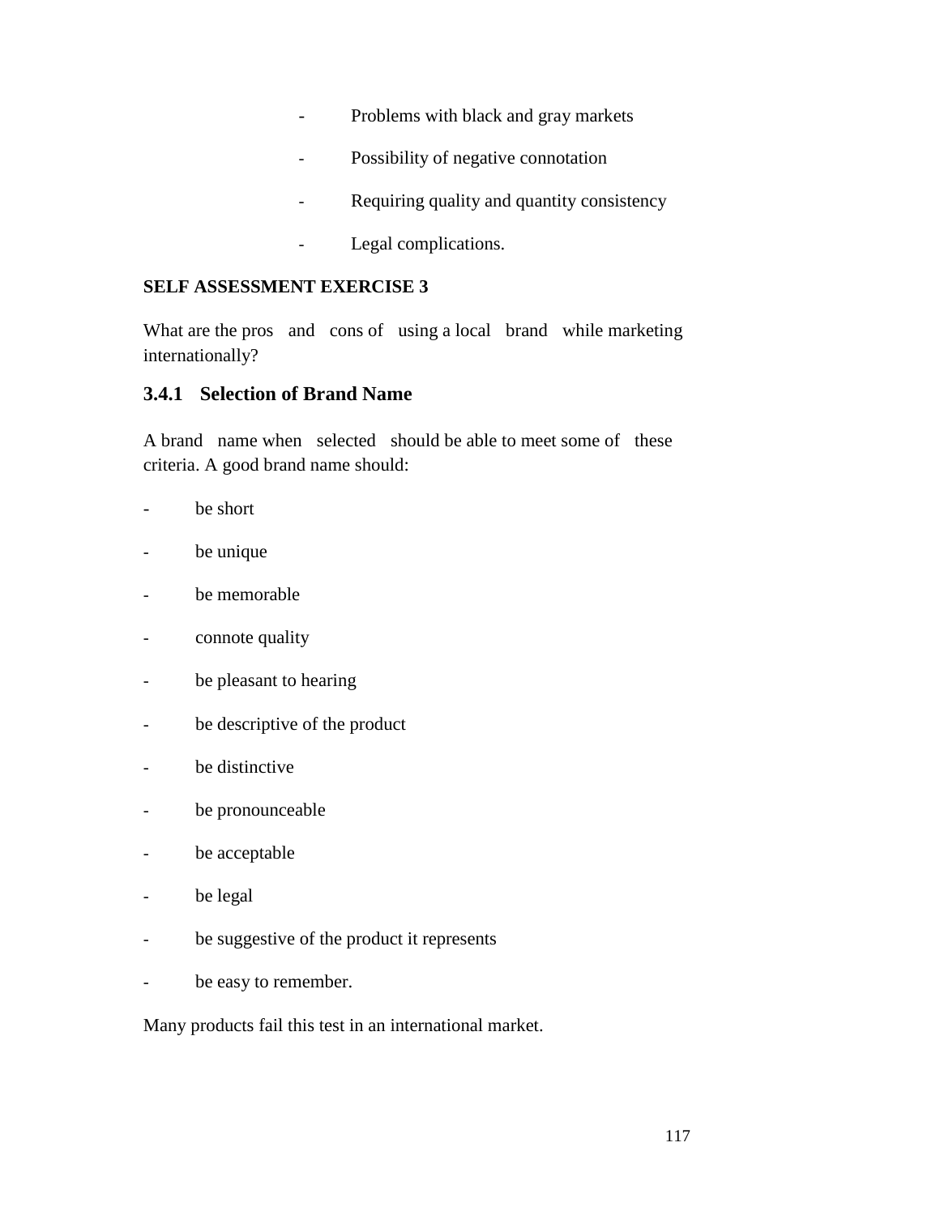- Problems with black and gray markets
- Possibility of negative connotation
- Requiring quality and quantity consistency
- Legal complications.

**SELF ASSESSMENT EXERCISE 3**

What are the pros and cons of using a local brand while marketing internationally?

### 3.4.1 Selection of Brand Name

A brand name when selected should be able to meet some of these criteria. A good brand name should:

- be short
- be unique
- be memorable
- connote quality
- be pleasant to hearing
- be descriptive of the product
- be distinctive
- be pronounceable
- be acceptable
- be legal
- be suggestive of the product it represents
- be easy to remember.

Many products fail this test in an international market.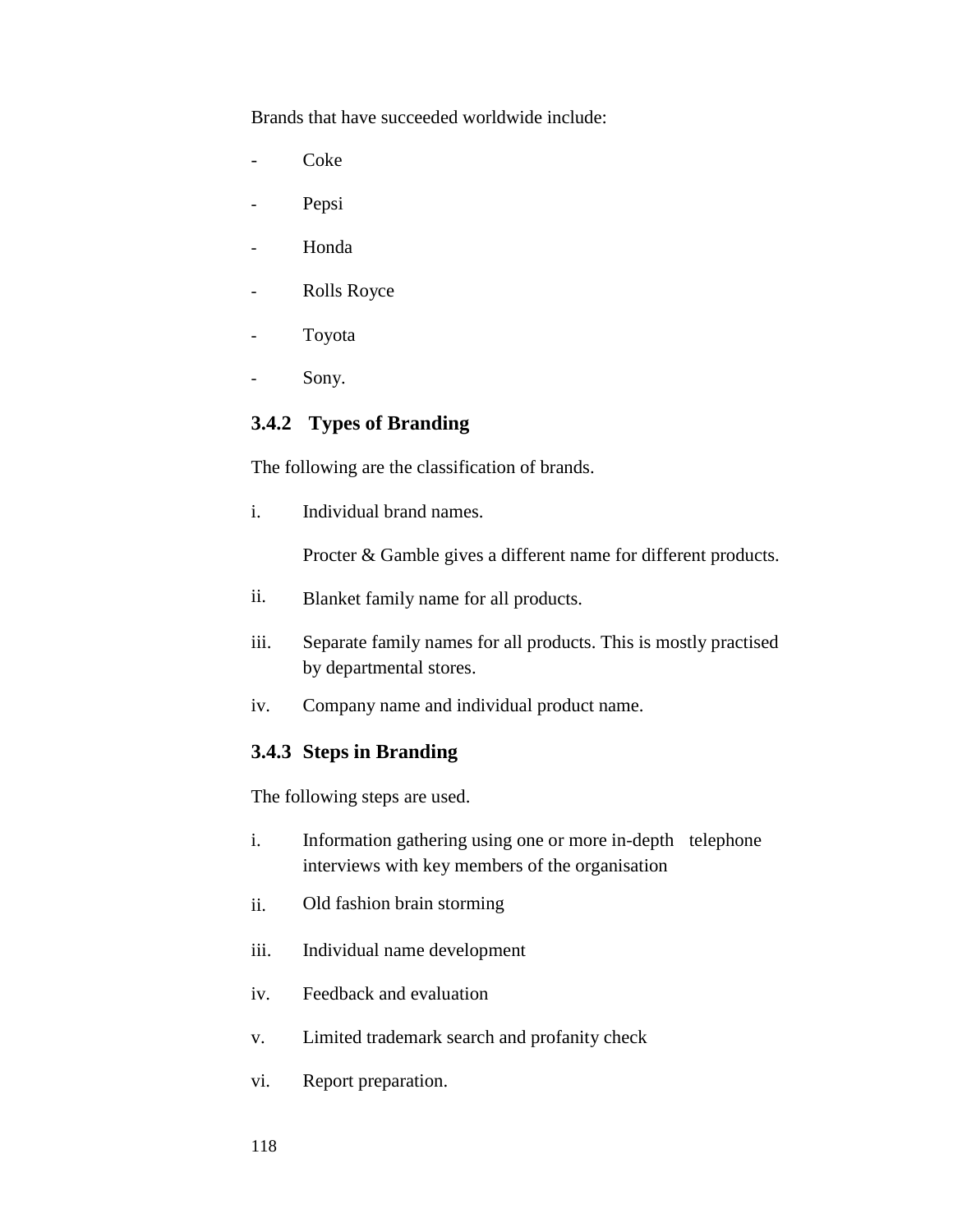Brands that have succeeded worldwide include:

- Coke
- Pepsi
- Honda
- Rolls Royce
- Toyota
- Sony.

### 3.4.2 Types of Branding

The following are the classification of brands.

i. Individual brand names.

   Procter & Gamble gives a different name for different products.

ii. Blanket family name for all products.

iii. Separate family names for all products. This is mostly practised by departmental stores.

iv. Company name and individual product name.

### 3.4.3 Steps in Branding

The following steps are used.

i. Information gathering using one or more in-depth telephone interviews with key members of the organisation

ii. Old fashion brain storming

iii. Individual name development

iv. Feedback and evaluation

v. Limited trademark search and profanity check

vi. Report preparation.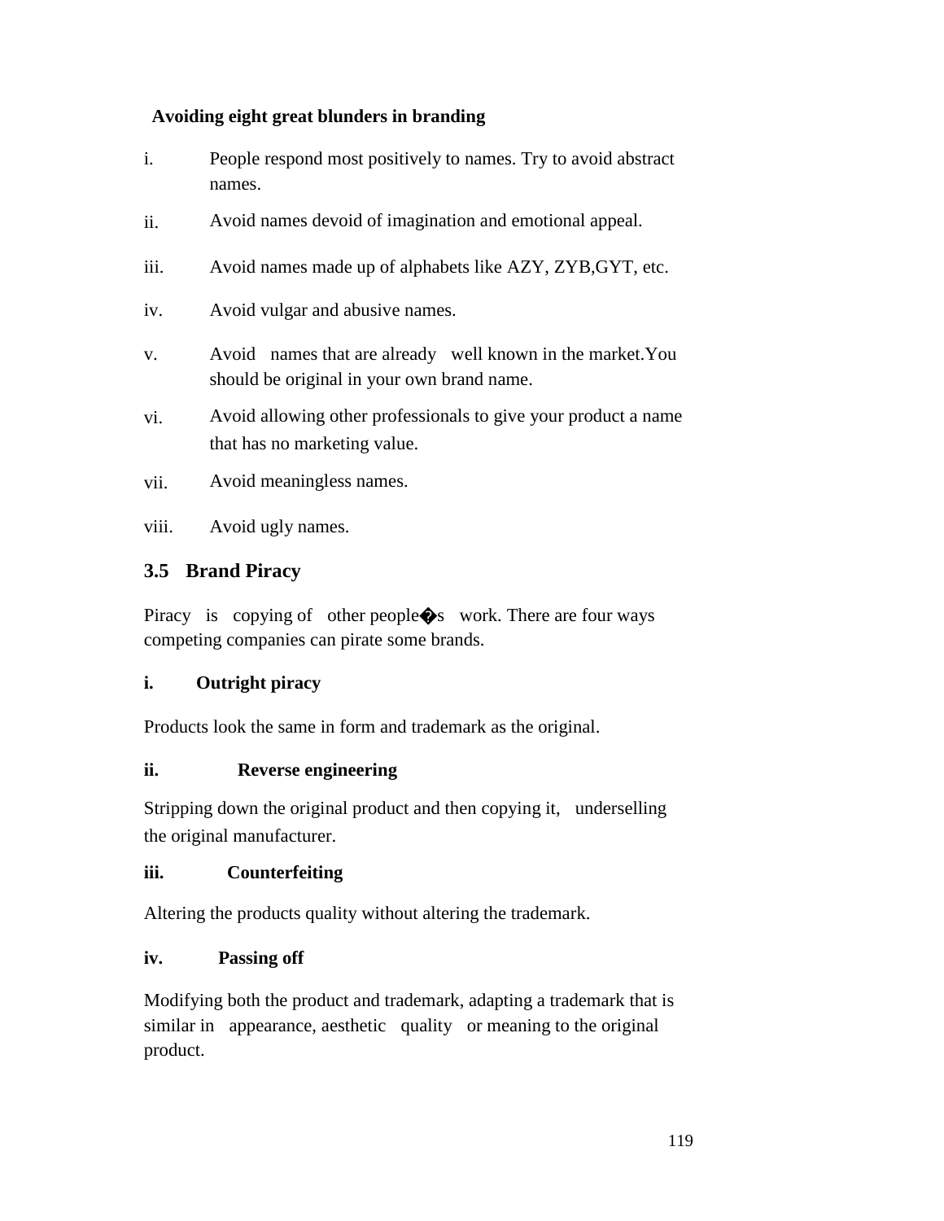**Avoiding eight great blunders in branding**

i. People respond most positively to names. Try to avoid abstract names.

ii. Avoid names devoid of imagination and emotional appeal.

iii. Avoid names made up of alphabets like AZY, ZYB,GYT, etc.

iv. Avoid vulgar and abusive names.

v. Avoid names that are already well known in the market.You should be original in your own brand name.

vi. Avoid allowing other professionals to give your product a name that has no marketing value.

vii. Avoid meaningless names.

viii. Avoid ugly names.

## 3.5 Brand Piracy

Piracy is copying of other people�s work. There are four ways competing companies can pirate some brands.

**i. Outright piracy**

Products look the same in form and trademark as the original.

**ii. Reverse engineering**

Stripping down the original product and then copying it, underselling the original manufacturer.

**iii. Counterfeiting**

Altering the products quality without altering the trademark.

**iv. Passing off**

Modifying both the product and trademark, adapting a trademark that is similar in appearance, aesthetic quality or meaning to the original product.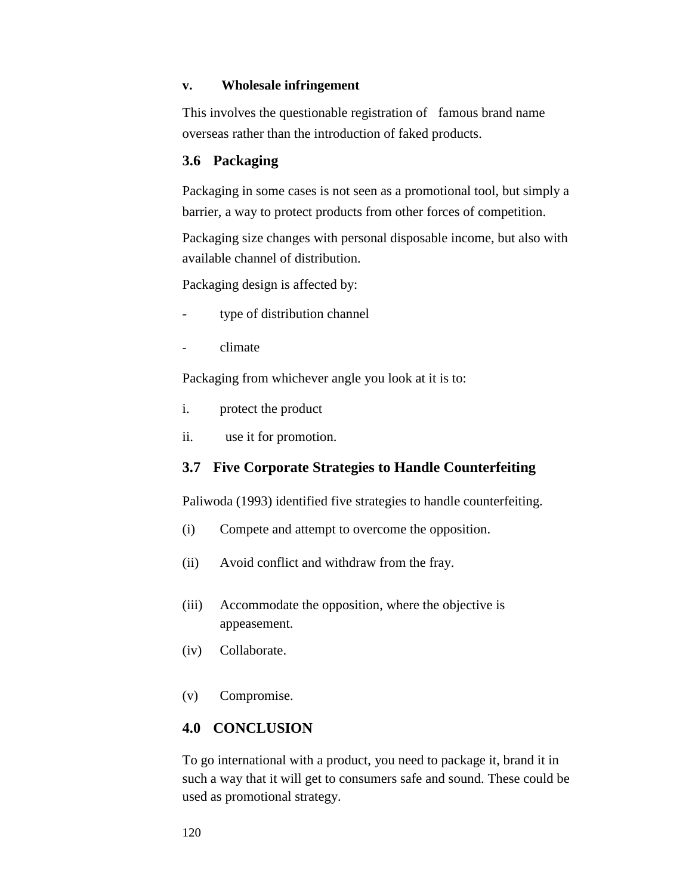**v. Wholesale infringement**

This involves the questionable registration of famous brand name overseas rather than the introduction of faked products.

### 3.6 Packaging

Packaging in some cases is not seen as a promotional tool, but simply a barrier, a way to protect products from other forces of competition.

Packaging size changes with personal disposable income, but also with available channel of distribution.

Packaging design is affected by:

- type of distribution channel
- climate

Packaging from whichever angle you look at it is to:

i. protect the product

ii. use it for promotion.

### 3.7 Five Corporate Strategies to Handle Counterfeiting

Paliwoda (1993) identified five strategies to handle counterfeiting.

(i) Compete and attempt to overcome the opposition.

(ii) Avoid conflict and withdraw from the fray.

(iii) Accommodate the opposition, where the objective is appeasement.

(iv) Collaborate.

(v) Compromise.

## 4.0 CONCLUSION

To go international with a product, you need to package it, brand it in such a way that it will get to consumers safe and sound. These could be used as promotional strategy.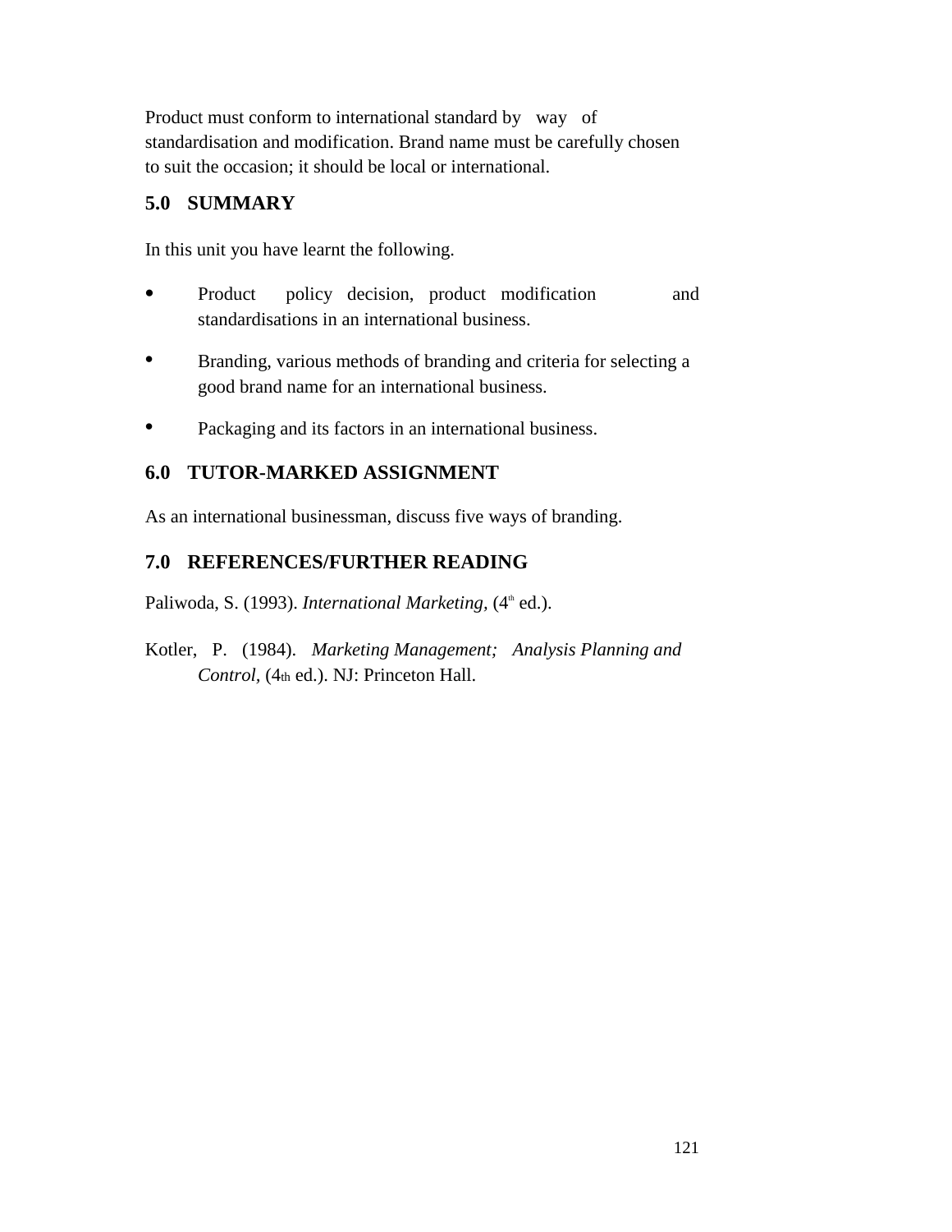Product must conform to international standard by way of standardisation and modification. Brand name must be carefully chosen to suit the occasion; it should be local or international.

## 5.0 SUMMARY

In this unit you have learnt the following.

- Product policy decision, product modification and standardisations in an international business.
- Branding, various methods of branding and criteria for selecting a good brand name for an international business.
- Packaging and its factors in an international business.

## 6.0 TUTOR-MARKED ASSIGNMENT

As an international businessman, discuss five ways of branding.

## 7.0 REFERENCES/FURTHER READING

Paliwoda, S. (1993). *International Marketing*, (4th ed.).

Kotler, P. (1984). *Marketing Management; Analysis Planning and Control*, (4th ed.). NJ: Princeton Hall.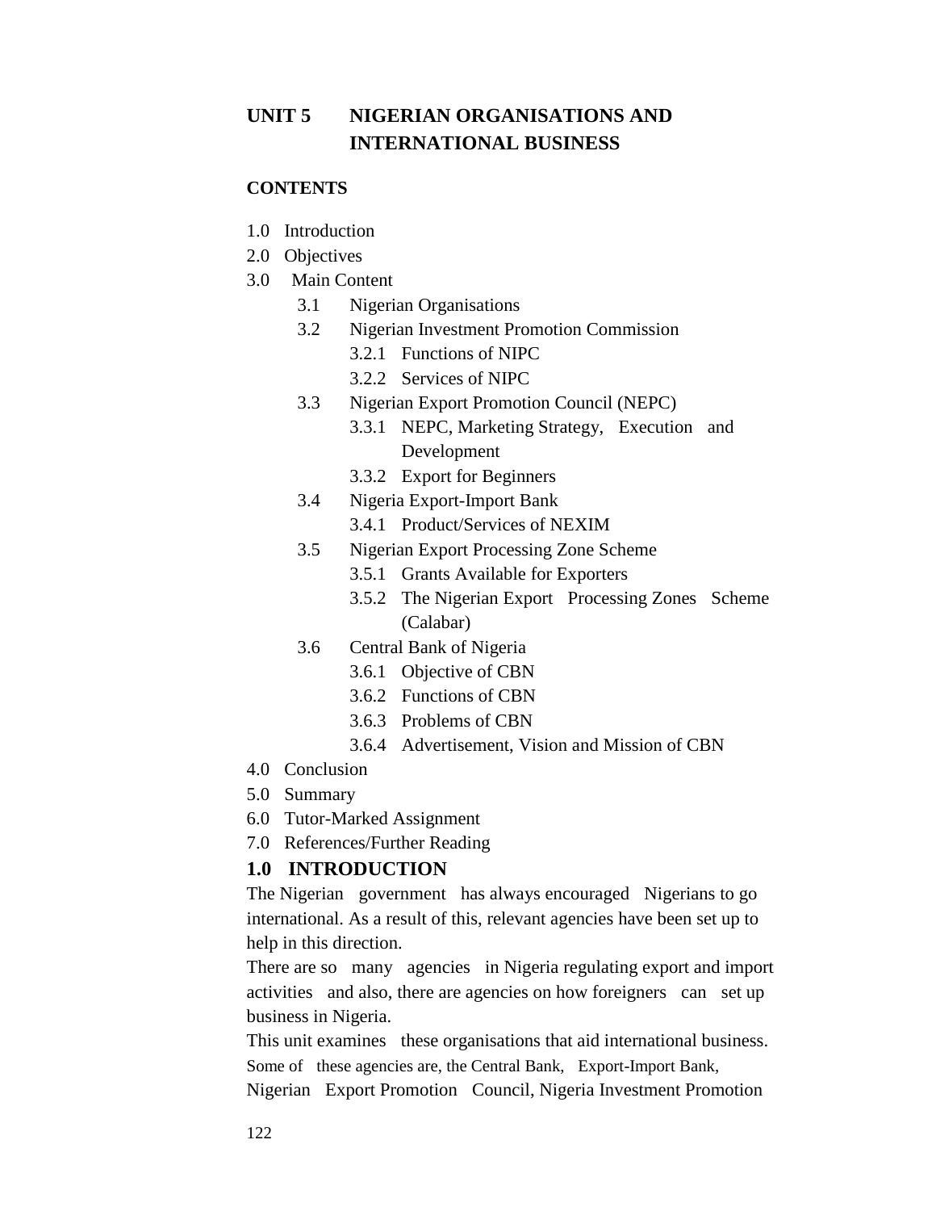# UNIT 5 NIGERIAN ORGANISATIONS AND INTERNATIONAL BUSINESS

**CONTENTS**

1.0 Introduction
2.0 Objectives
3.0 Main Content
  - 3.1 Nigerian Organisations
  - 3.2 Nigerian Investment Promotion Commission
    - 3.2.1 Functions of NIPC
    - 3.2.2 Services of NIPC
  - 3.3 Nigerian Export Promotion Council (NEPC)
    - 3.3.1 NEPC, Marketing Strategy, Execution and Development
    - 3.3.2 Export for Beginners
  - 3.4 Nigeria Export-Import Bank
    - 3.4.1 Product/Services of NEXIM
  - 3.5 Nigerian Export Processing Zone Scheme
    - 3.5.1 Grants Available for Exporters
    - 3.5.2 The Nigerian Export Processing Zones Scheme (Calabar)
  - 3.6 Central Bank of Nigeria
    - 3.6.1 Objective of CBN
    - 3.6.2 Functions of CBN
    - 3.6.3 Problems of CBN
    - 3.6.4 Advertisement, Vision and Mission of CBN

4.0 Conclusion
5.0 Summary
6.0 Tutor-Marked Assignment
7.0 References/Further Reading

## 1.0 INTRODUCTION

The Nigerian government has always encouraged Nigerians to go international. As a result of this, relevant agencies have been set up to help in this direction.

There are so many agencies in Nigeria regulating export and import activities and also, there are agencies on how foreigners can set up business in Nigeria.

This unit examines these organisations that aid international business. Some of these agencies are, the Central Bank, Export-Import Bank, Nigerian Export Promotion Council, Nigeria Investment Promotion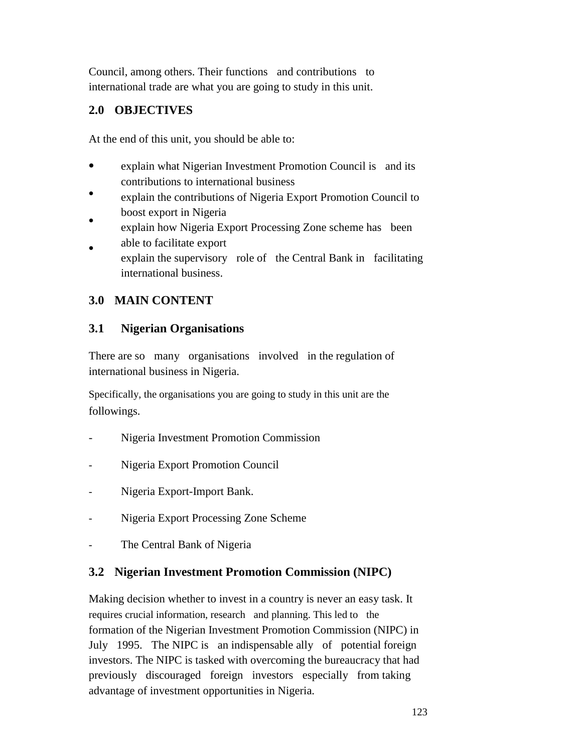Council, among others. Their functions and contributions to international trade are what you are going to study in this unit.

## 2.0 OBJECTIVES

At the end of this unit, you should be able to:

- explain what Nigerian Investment Promotion Council is and its contributions to international business
- explain the contributions of Nigeria Export Promotion Council to boost export in Nigeria
- explain how Nigeria Export Processing Zone scheme has been able to facilitate export
- explain the supervisory role of the Central Bank in facilitating international business.

## 3.0 MAIN CONTENT

### 3.1 Nigerian Organisations

There are so many organisations involved in the regulation of international business in Nigeria.

Specifically, the organisations you are going to study in this unit are the followings.

- Nigeria Investment Promotion Commission
- Nigeria Export Promotion Council
- Nigeria Export-Import Bank.
- Nigeria Export Processing Zone Scheme
- The Central Bank of Nigeria

### 3.2 Nigerian Investment Promotion Commission (NIPC)

Making decision whether to invest in a country is never an easy task. It requires crucial information, research and planning. This led to the formation of the Nigerian Investment Promotion Commission (NIPC) in July 1995. The NIPC is an indispensable ally of potential foreign investors. The NIPC is tasked with overcoming the bureaucracy that had previously discouraged foreign investors especially from taking advantage of investment opportunities in Nigeria.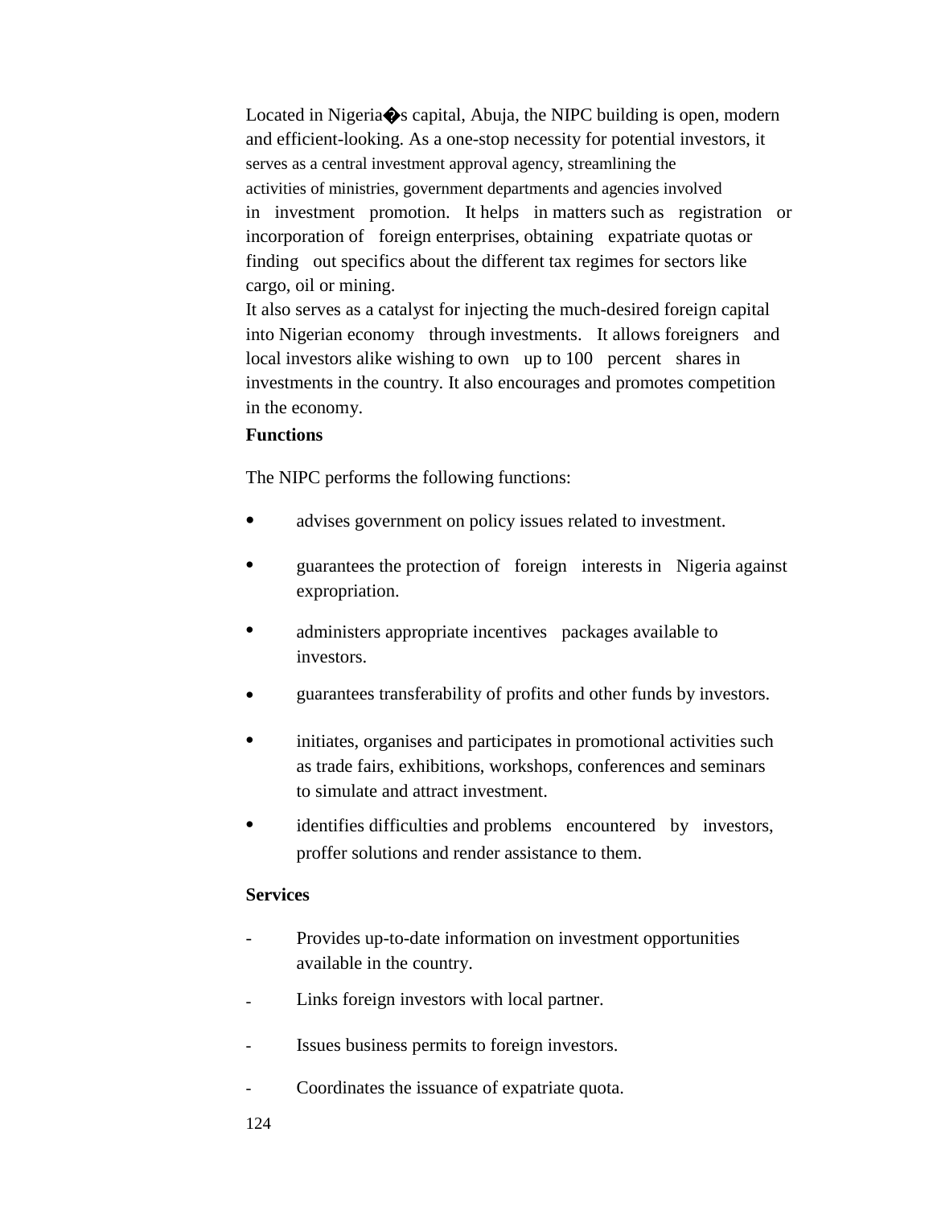Located in Nigeria�s capital, Abuja, the NIPC building is open, modern and efficient-looking. As a one-stop necessity for potential investors, it serves as a central investment approval agency, streamlining the activities of ministries, government departments and agencies involved in investment promotion. It helps in matters such as registration or incorporation of foreign enterprises, obtaining expatriate quotas or finding out specifics about the different tax regimes for sectors like cargo, oil or mining.

It also serves as a catalyst for injecting the much-desired foreign capital into Nigerian economy through investments. It allows foreigners and local investors alike wishing to own up to 100 percent shares in investments in the country. It also encourages and promotes competition in the economy.

**Functions**

The NIPC performs the following functions:

- advises government on policy issues related to investment.
- guarantees the protection of foreign interests in Nigeria against expropriation.
- administers appropriate incentives packages available to investors.
- guarantees transferability of profits and other funds by investors.
- initiates, organises and participates in promotional activities such as trade fairs, exhibitions, workshops, conferences and seminars to simulate and attract investment.
- identifies difficulties and problems encountered by investors, proffer solutions and render assistance to them.

**Services**

- Provides up-to-date information on investment opportunities available in the country.
- Links foreign investors with local partner.
- Issues business permits to foreign investors.
- Coordinates the issuance of expatriate quota.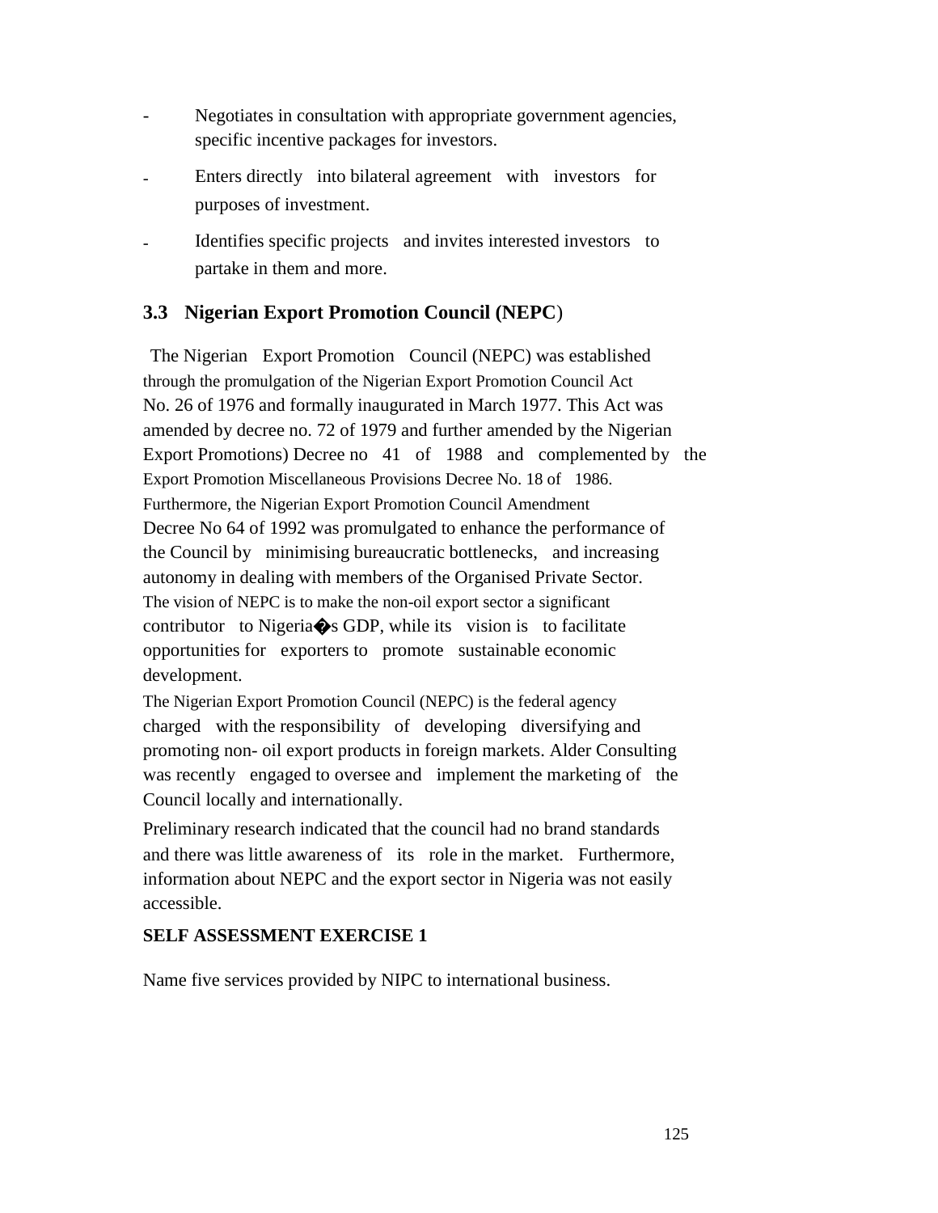- Negotiates in consultation with appropriate government agencies, specific incentive packages for investors.
- Enters directly into bilateral agreement with investors for purposes of investment.
- Identifies specific projects and invites interested investors to partake in them and more.

### 3.3 Nigerian Export Promotion Council (NEPC)

The Nigerian Export Promotion Council (NEPC) was established through the promulgation of the Nigerian Export Promotion Council Act No. 26 of 1976 and formally inaugurated in March 1977. This Act was amended by decree no. 72 of 1979 and further amended by the Nigerian Export Promotions) Decree no 41 of 1988 and complemented by the Export Promotion Miscellaneous Provisions Decree No. 18 of 1986. Furthermore, the Nigerian Export Promotion Council Amendment Decree No 64 of 1992 was promulgated to enhance the performance of the Council by minimising bureaucratic bottlenecks, and increasing autonomy in dealing with members of the Organised Private Sector. The vision of NEPC is to make the non-oil export sector a significant contributor to Nigeria�s GDP, while its vision is to facilitate opportunities for exporters to promote sustainable economic development.

The Nigerian Export Promotion Council (NEPC) is the federal agency charged with the responsibility of developing diversifying and promoting non- oil export products in foreign markets. Alder Consulting was recently engaged to oversee and implement the marketing of the Council locally and internationally.

Preliminary research indicated that the council had no brand standards and there was little awareness of its role in the market. Furthermore, information about NEPC and the export sector in Nigeria was not easily accessible.

**SELF ASSESSMENT EXERCISE 1**

Name five services provided by NIPC to international business.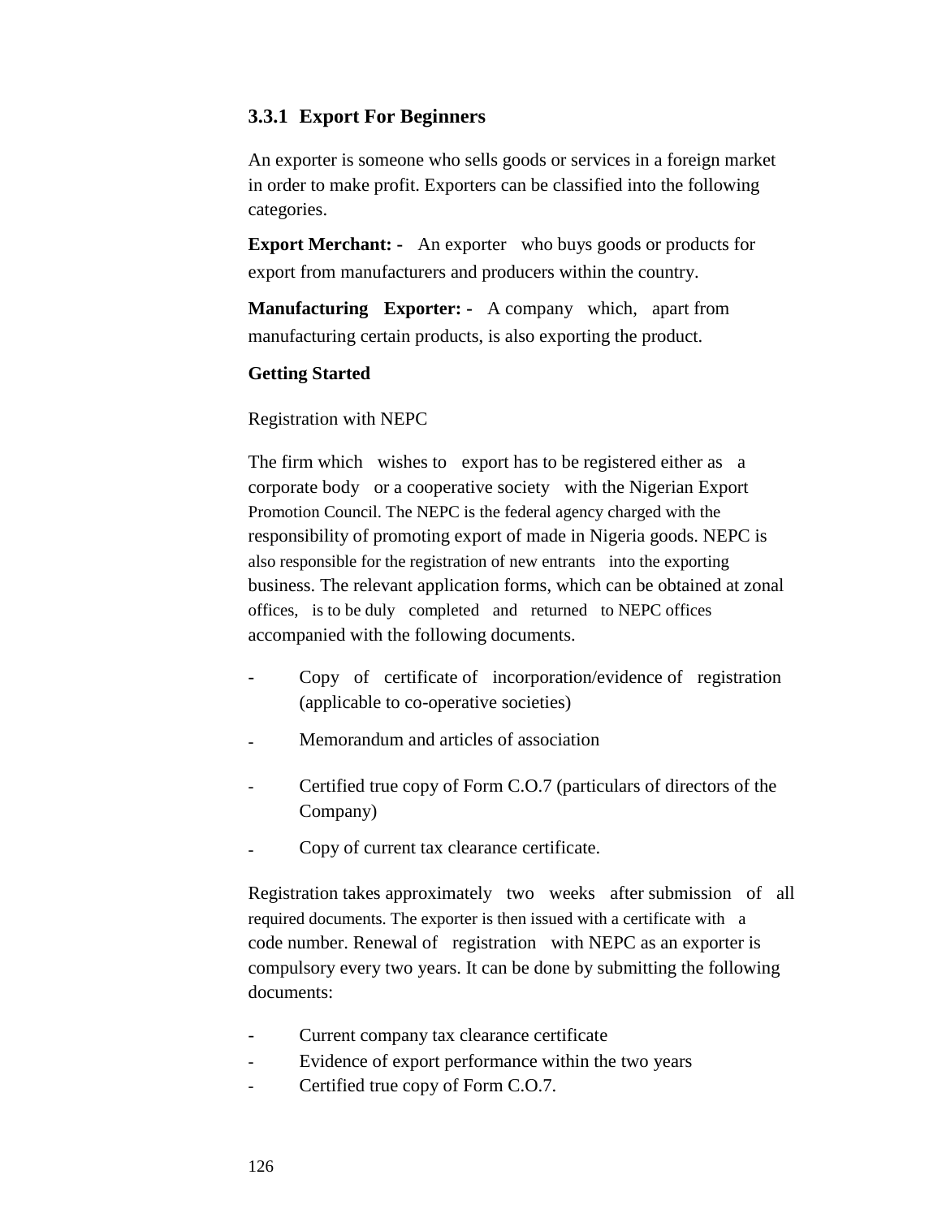### 3.3.1 Export For Beginners

An exporter is someone who sells goods or services in a foreign market in order to make profit. Exporters can be classified into the following categories.

**Export Merchant: -** An exporter who buys goods or products for export from manufacturers and producers within the country.

**Manufacturing Exporter: -** A company which, apart from manufacturing certain products, is also exporting the product.

**Getting Started**

Registration with NEPC

The firm which wishes to export has to be registered either as a corporate body or a cooperative society with the Nigerian Export Promotion Council. The NEPC is the federal agency charged with the responsibility of promoting export of made in Nigeria goods. NEPC is also responsible for the registration of new entrants into the exporting business. The relevant application forms, which can be obtained at zonal offices, is to be duly completed and returned to NEPC offices accompanied with the following documents.

- Copy of certificate of incorporation/evidence of registration (applicable to co-operative societies)
- Memorandum and articles of association
- Certified true copy of Form C.O.7 (particulars of directors of the Company)
- Copy of current tax clearance certificate.

Registration takes approximately two weeks after submission of all required documents. The exporter is then issued with a certificate with a code number. Renewal of registration with NEPC as an exporter is compulsory every two years. It can be done by submitting the following documents:

- Current company tax clearance certificate
- Evidence of export performance within the two years
- Certified true copy of Form C.O.7.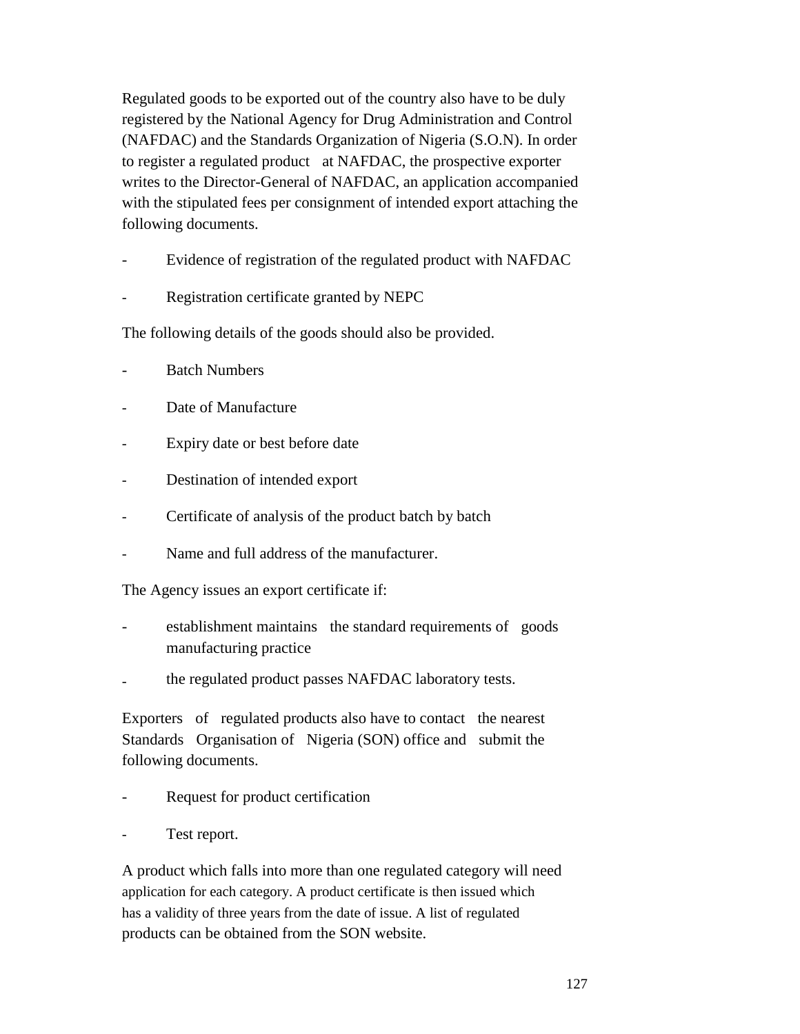Regulated goods to be exported out of the country also have to be duly registered by the National Agency for Drug Administration and Control (NAFDAC) and the Standards Organization of Nigeria (S.O.N). In order to register a regulated product at NAFDAC, the prospective exporter writes to the Director-General of NAFDAC, an application accompanied with the stipulated fees per consignment of intended export attaching the following documents.

- Evidence of registration of the regulated product with NAFDAC
- Registration certificate granted by NEPC

The following details of the goods should also be provided.

- Batch Numbers
- Date of Manufacture
- Expiry date or best before date
- Destination of intended export
- Certificate of analysis of the product batch by batch
- Name and full address of the manufacturer.

The Agency issues an export certificate if:

- establishment maintains the standard requirements of goods manufacturing practice
- the regulated product passes NAFDAC laboratory tests.

Exporters of regulated products also have to contact the nearest Standards Organisation of Nigeria (SON) office and submit the following documents.

- Request for product certification
- Test report.

A product which falls into more than one regulated category will need application for each category. A product certificate is then issued which has a validity of three years from the date of issue. A list of regulated products can be obtained from the SON website.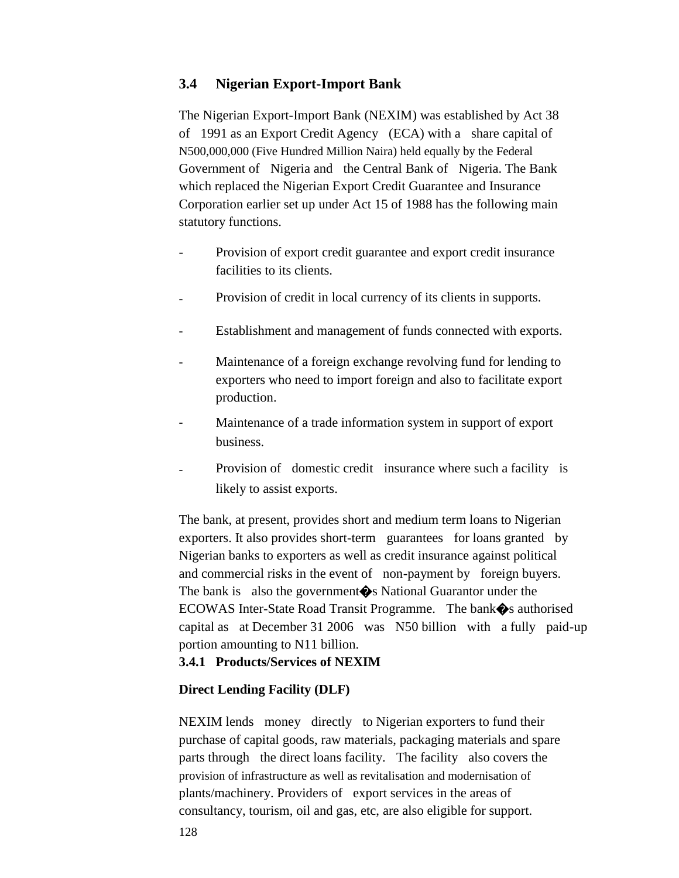## 3.4 Nigerian Export-Import Bank

The Nigerian Export-Import Bank (NEXIM) was established by Act 38 of 1991 as an Export Credit Agency (ECA) with a share capital of N500,000,000 (Five Hundred Million Naira) held equally by the Federal Government of Nigeria and the Central Bank of Nigeria. The Bank which replaced the Nigerian Export Credit Guarantee and Insurance Corporation earlier set up under Act 15 of 1988 has the following main statutory functions.

- Provision of export credit guarantee and export credit insurance facilities to its clients.
- Provision of credit in local currency of its clients in supports.
- Establishment and management of funds connected with exports.
- Maintenance of a foreign exchange revolving fund for lending to exporters who need to import foreign and also to facilitate export production.
- Maintenance of a trade information system in support of export business.
- Provision of domestic credit insurance where such a facility is likely to assist exports.

The bank, at present, provides short and medium term loans to Nigerian exporters. It also provides short-term guarantees for loans granted by Nigerian banks to exporters as well as credit insurance against political and commercial risks in the event of non-payment by foreign buyers. The bank is also the government�s National Guarantor under the ECOWAS Inter-State Road Transit Programme. The bank�s authorised capital as at December 31 2006 was N50 billion with a fully paid-up portion amounting to N11 billion.

### 3.4.1 Products/Services of NEXIM

**Direct Lending Facility (DLF)**

NEXIM lends money directly to Nigerian exporters to fund their purchase of capital goods, raw materials, packaging materials and spare parts through the direct loans facility. The facility also covers the provision of infrastructure as well as revitalisation and modernisation of plants/machinery. Providers of export services in the areas of consultancy, tourism, oil and gas, etc, are also eligible for support.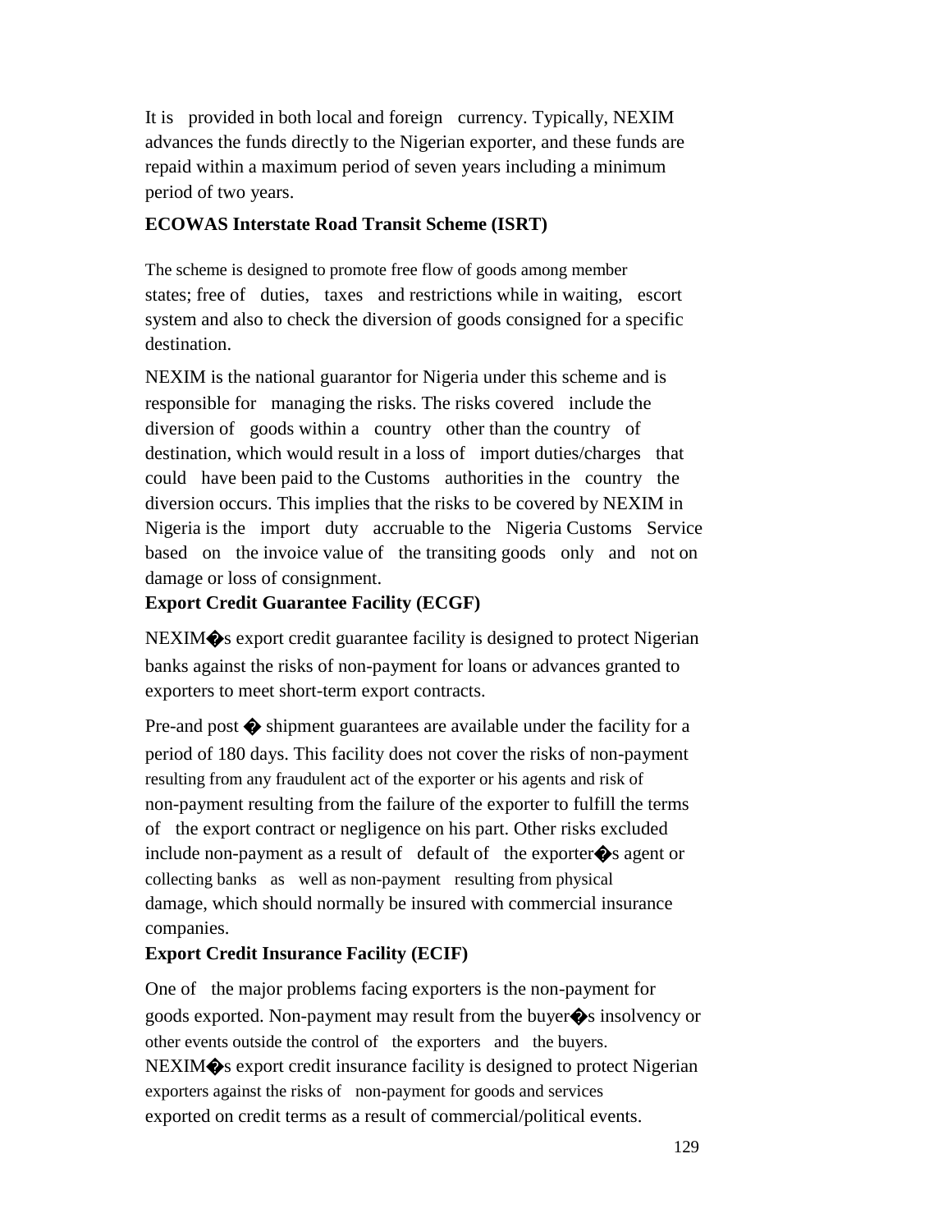It is provided in both local and foreign currency. Typically, NEXIM advances the funds directly to the Nigerian exporter, and these funds are repaid within a maximum period of seven years including a minimum period of two years.

**ECOWAS Interstate Road Transit Scheme (ISRT)**

The scheme is designed to promote free flow of goods among member states; free of duties, taxes and restrictions while in waiting, escort system and also to check the diversion of goods consigned for a specific destination.

NEXIM is the national guarantor for Nigeria under this scheme and is responsible for managing the risks. The risks covered include the diversion of goods within a country other than the country of destination, which would result in a loss of import duties/charges that could have been paid to the Customs authorities in the country the diversion occurs. This implies that the risks to be covered by NEXIM in Nigeria is the import duty accruable to the Nigeria Customs Service based on the invoice value of the transiting goods only and not on damage or loss of consignment.

**Export Credit Guarantee Facility (ECGF)**

NEXIM�s export credit guarantee facility is designed to protect Nigerian banks against the risks of non-payment for loans or advances granted to exporters to meet short-term export contracts.

Pre-and post � shipment guarantees are available under the facility for a period of 180 days. This facility does not cover the risks of non-payment resulting from any fraudulent act of the exporter or his agents and risk of non-payment resulting from the failure of the exporter to fulfill the terms of the export contract or negligence on his part. Other risks excluded include non-payment as a result of default of the exporter�s agent or collecting banks as well as non-payment resulting from physical damage, which should normally be insured with commercial insurance companies.

**Export Credit Insurance Facility (ECIF)**

One of the major problems facing exporters is the non-payment for goods exported. Non-payment may result from the buyer�s insolvency or other events outside the control of the exporters and the buyers. NEXIM�s export credit insurance facility is designed to protect Nigerian exporters against the risks of non-payment for goods and services exported on credit terms as a result of commercial/political events.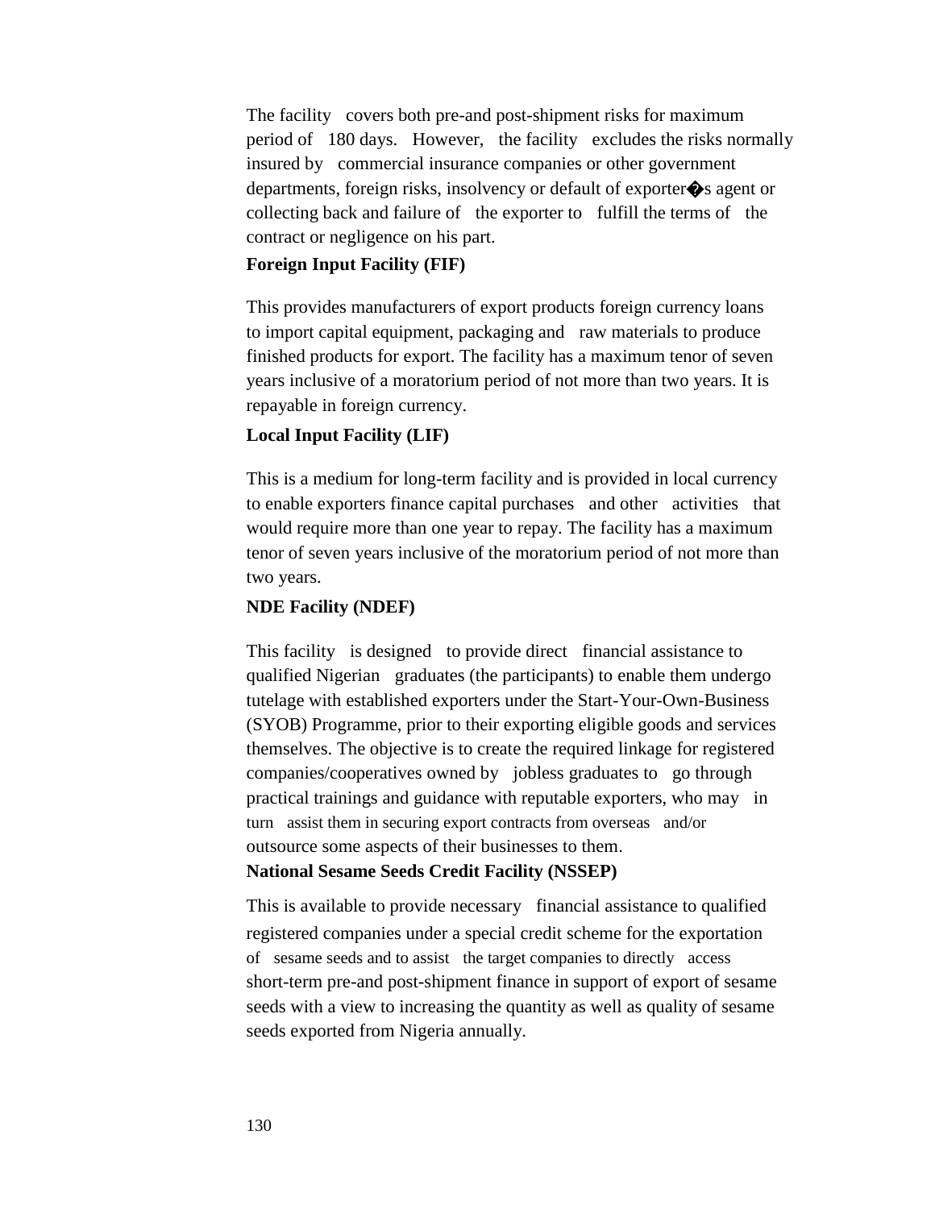The facility covers both pre-and post-shipment risks for maximum period of 180 days. However, the facility excludes the risks normally insured by commercial insurance companies or other government departments, foreign risks, insolvency or default of exporter�s agent or collecting back and failure of the exporter to fulfill the terms of the contract or negligence on his part.

**Foreign Input Facility (FIF)**

This provides manufacturers of export products foreign currency loans to import capital equipment, packaging and raw materials to produce finished products for export. The facility has a maximum tenor of seven years inclusive of a moratorium period of not more than two years. It is repayable in foreign currency.

**Local Input Facility (LIF)**

This is a medium for long-term facility and is provided in local currency to enable exporters finance capital purchases and other activities that would require more than one year to repay. The facility has a maximum tenor of seven years inclusive of the moratorium period of not more than two years.

**NDE Facility (NDEF)**

This facility is designed to provide direct financial assistance to qualified Nigerian graduates (the participants) to enable them undergo tutelage with established exporters under the Start-Your-Own-Business (SYOB) Programme, prior to their exporting eligible goods and services themselves. The objective is to create the required linkage for registered companies/cooperatives owned by jobless graduates to go through practical trainings and guidance with reputable exporters, who may in turn assist them in securing export contracts from overseas and/or outsource some aspects of their businesses to them.

**National Sesame Seeds Credit Facility (NSSEP)**

This is available to provide necessary financial assistance to qualified registered companies under a special credit scheme for the exportation of sesame seeds and to assist the target companies to directly access short-term pre-and post-shipment finance in support of export of sesame seeds with a view to increasing the quantity as well as quality of sesame seeds exported from Nigeria annually.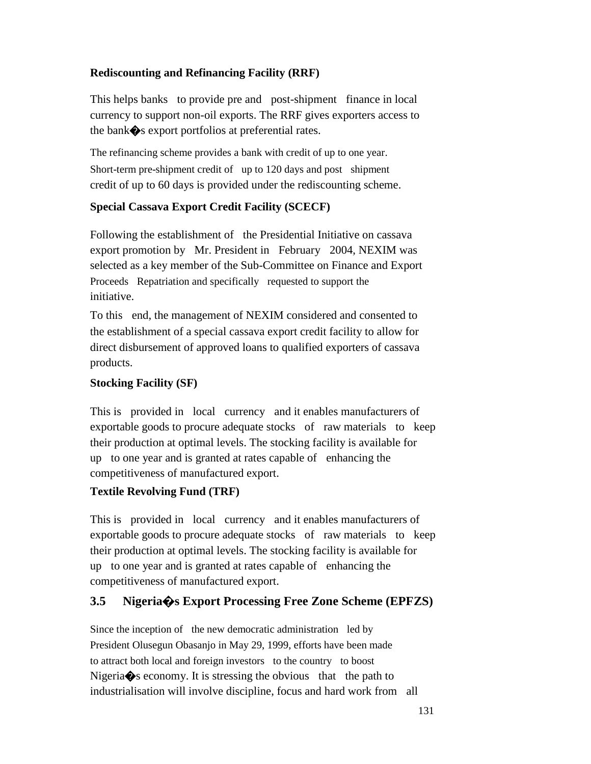**Rediscounting and Refinancing Facility (RRF)**

This helps banks to provide pre and post-shipment finance in local currency to support non-oil exports. The RRF gives exporters access to the bank�s export portfolios at preferential rates.

The refinancing scheme provides a bank with credit of up to one year. Short-term pre-shipment credit of up to 120 days and post shipment credit of up to 60 days is provided under the rediscounting scheme.

**Special Cassava Export Credit Facility (SCECF)**

Following the establishment of the Presidential Initiative on cassava export promotion by Mr. President in February 2004, NEXIM was selected as a key member of the Sub-Committee on Finance and Export Proceeds Repatriation and specifically requested to support the initiative.

To this end, the management of NEXIM considered and consented to the establishment of a special cassava export credit facility to allow for direct disbursement of approved loans to qualified exporters of cassava products.

**Stocking Facility (SF)**

This is provided in local currency and it enables manufacturers of exportable goods to procure adequate stocks of raw materials to keep their production at optimal levels. The stocking facility is available for up to one year and is granted at rates capable of enhancing the competitiveness of manufactured export.

**Textile Revolving Fund (TRF)**

This is provided in local currency and it enables manufacturers of exportable goods to procure adequate stocks of raw materials to keep their production at optimal levels. The stocking facility is available for up to one year and is granted at rates capable of enhancing the competitiveness of manufactured export.

## 3.5 Nigeria�s Export Processing Free Zone Scheme (EPFZS)

Since the inception of the new democratic administration led by President Olusegun Obasanjo in May 29, 1999, efforts have been made to attract both local and foreign investors to the country to boost Nigeria�s economy. It is stressing the obvious that the path to industrialisation will involve discipline, focus and hard work from all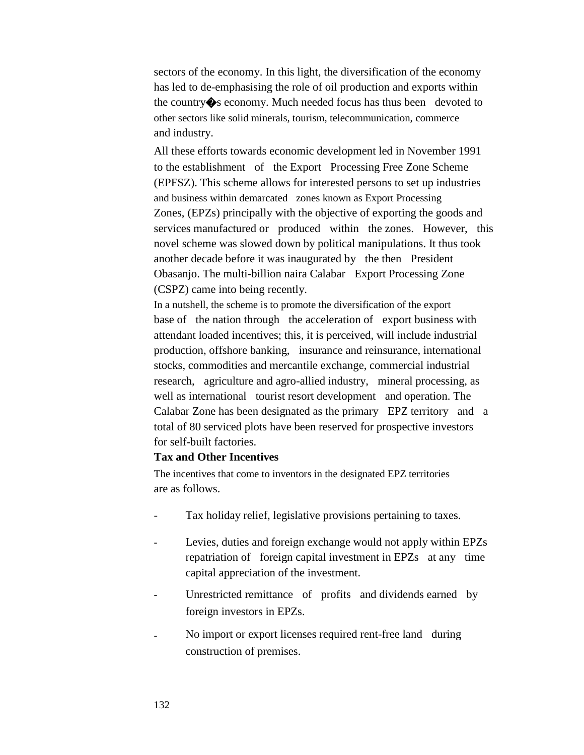sectors of the economy. In this light, the diversification of the economy has led to de-emphasising the role of oil production and exports within the country�s economy. Much needed focus has thus been devoted to other sectors like solid minerals, tourism, telecommunication, commerce and industry.

All these efforts towards economic development led in November 1991 to the establishment of the Export Processing Free Zone Scheme (EPFSZ). This scheme allows for interested persons to set up industries and business within demarcated zones known as Export Processing Zones, (EPZs) principally with the objective of exporting the goods and services manufactured or produced within the zones. However, this novel scheme was slowed down by political manipulations. It thus took another decade before it was inaugurated by the then President Obasanjo. The multi-billion naira Calabar Export Processing Zone (CSPZ) came into being recently.

In a nutshell, the scheme is to promote the diversification of the export base of the nation through the acceleration of export business with attendant loaded incentives; this, it is perceived, will include industrial production, offshore banking, insurance and reinsurance, international stocks, commodities and mercantile exchange, commercial industrial research, agriculture and agro-allied industry, mineral processing, as well as international tourist resort development and operation. The Calabar Zone has been designated as the primary EPZ territory and a total of 80 serviced plots have been reserved for prospective investors for self-built factories.

**Tax and Other Incentives**

The incentives that come to inventors in the designated EPZ territories are as follows.

- Tax holiday relief, legislative provisions pertaining to taxes.
- Levies, duties and foreign exchange would not apply within EPZs repatriation of foreign capital investment in EPZs at any time capital appreciation of the investment.
- Unrestricted remittance of profits and dividends earned by foreign investors in EPZs.
- No import or export licenses required rent-free land during construction of premises.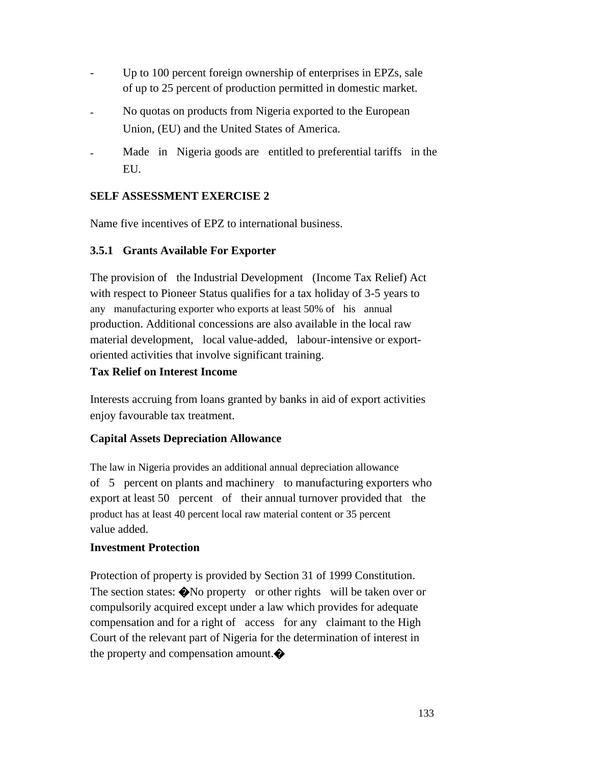- Up to 100 percent foreign ownership of enterprises in EPZs, sale of up to 25 percent of production permitted in domestic market.
- No quotas on products from Nigeria exported to the European Union, (EU) and the United States of America.
- Made in Nigeria goods are entitled to preferential tariffs in the EU.

**SELF ASSESSMENT EXERCISE 2**

Name five incentives of EPZ to international business.

### 3.5.1 Grants Available For Exporter

The provision of the Industrial Development (Income Tax Relief) Act with respect to Pioneer Status qualifies for a tax holiday of 3-5 years to any manufacturing exporter who exports at least 50% of his annual production. Additional concessions are also available in the local raw material development, local value-added, labour-intensive or export-oriented activities that involve significant training.

**Tax Relief on Interest Income**

Interests accruing from loans granted by banks in aid of export activities enjoy favourable tax treatment.

**Capital Assets Depreciation Allowance**

The law in Nigeria provides an additional annual depreciation allowance of 5 percent on plants and machinery to manufacturing exporters who export at least 50 percent of their annual turnover provided that the product has at least 40 percent local raw material content or 35 percent value added.

**Investment Protection**

Protection of property is provided by Section 31 of 1999 Constitution. The section states: �No property or other rights will be taken over or compulsorily acquired except under a law which provides for adequate compensation and for a right of access for any claimant to the High Court of the relevant part of Nigeria for the determination of interest in the property and compensation amount.�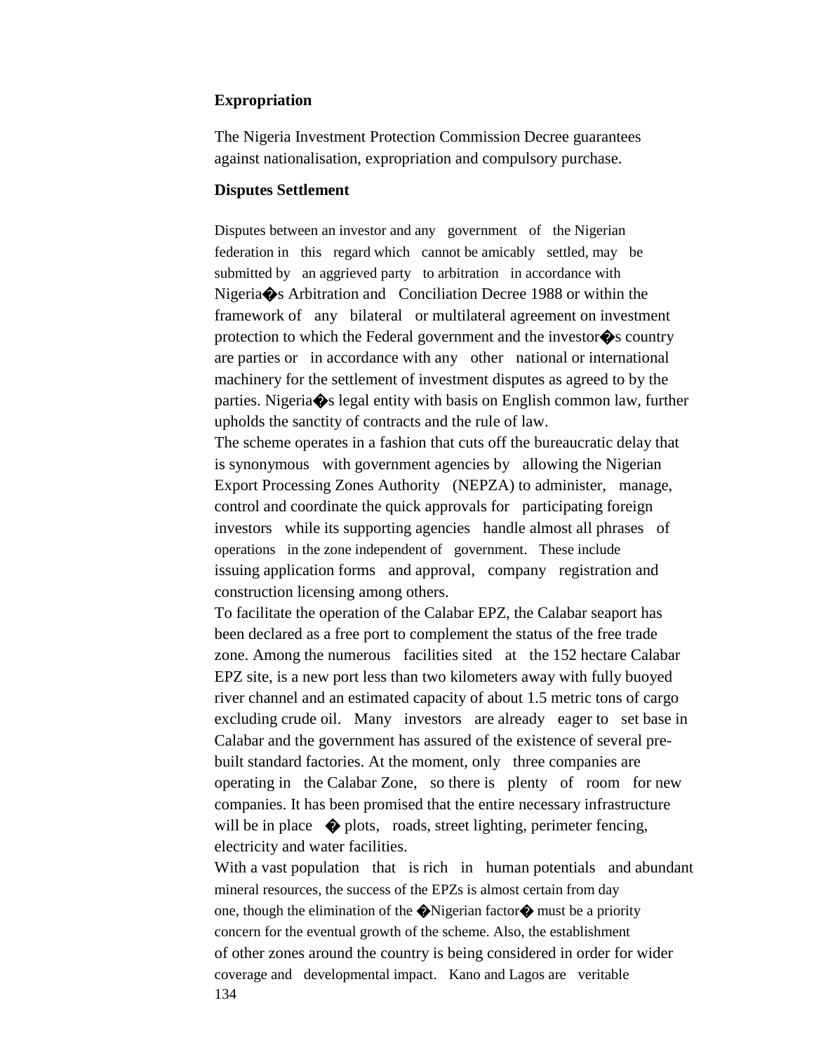**Expropriation**

The Nigeria Investment Protection Commission Decree guarantees against nationalisation, expropriation and compulsory purchase.

**Disputes Settlement**

Disputes between an investor and any government of the Nigerian federation in this regard which cannot be amicably settled, may be submitted by an aggrieved party to arbitration in accordance with Nigeria�s Arbitration and Conciliation Decree 1988 or within the framework of any bilateral or multilateral agreement on investment protection to which the Federal government and the investor�s country are parties or in accordance with any other national or international machinery for the settlement of investment disputes as agreed to by the parties. Nigeria�s legal entity with basis on English common law, further upholds the sanctity of contracts and the rule of law.

The scheme operates in a fashion that cuts off the bureaucratic delay that is synonymous with government agencies by allowing the Nigerian Export Processing Zones Authority (NEPZA) to administer, manage, control and coordinate the quick approvals for participating foreign investors while its supporting agencies handle almost all phrases of operations in the zone independent of government. These include issuing application forms and approval, company registration and construction licensing among others.

To facilitate the operation of the Calabar EPZ, the Calabar seaport has been declared as a free port to complement the status of the free trade zone. Among the numerous facilities sited at the 152 hectare Calabar EPZ site, is a new port less than two kilometers away with fully buoyed river channel and an estimated capacity of about 1.5 metric tons of cargo excluding crude oil. Many investors are already eager to set base in Calabar and the government has assured of the existence of several pre-built standard factories. At the moment, only three companies are operating in the Calabar Zone, so there is plenty of room for new companies. It has been promised that the entire necessary infrastructure will be in place � plots, roads, street lighting, perimeter fencing, electricity and water facilities.

With a vast population that is rich in human potentials and abundant mineral resources, the success of the EPZs is almost certain from day one, though the elimination of the �Nigerian factor� must be a priority concern for the eventual growth of the scheme. Also, the establishment of other zones around the country is being considered in order for wider coverage and developmental impact. Kano and Lagos are veritable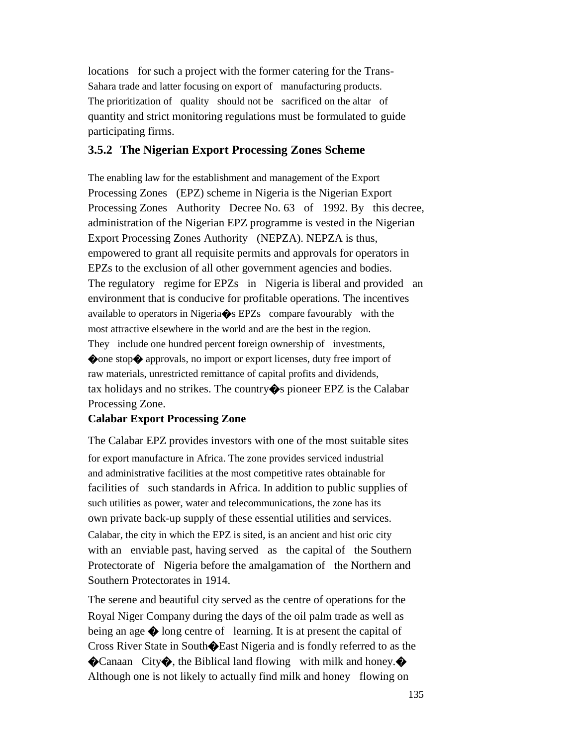locations for such a project with the former catering for the Trans-Sahara trade and latter focusing on export of manufacturing products. The prioritization of quality should not be sacrificed on the altar of quantity and strict monitoring regulations must be formulated to guide participating firms.

### 3.5.2 The Nigerian Export Processing Zones Scheme

The enabling law for the establishment and management of the Export Processing Zones (EPZ) scheme in Nigeria is the Nigerian Export Processing Zones Authority Decree No. 63 of 1992. By this decree, administration of the Nigerian EPZ programme is vested in the Nigerian Export Processing Zones Authority (NEPZA). NEPZA is thus, empowered to grant all requisite permits and approvals for operators in EPZs to the exclusion of all other government agencies and bodies. The regulatory regime for EPZs in Nigeria is liberal and provided an environment that is conducive for profitable operations. The incentives available to operators in Nigeria�s EPZs compare favourably with the most attractive elsewhere in the world and are the best in the region. They include one hundred percent foreign ownership of investments, �one stop� approvals, no import or export licenses, duty free import of raw materials, unrestricted remittance of capital profits and dividends, tax holidays and no strikes. The country�s pioneer EPZ is the Calabar Processing Zone.

**Calabar Export Processing Zone**

The Calabar EPZ provides investors with one of the most suitable sites for export manufacture in Africa. The zone provides serviced industrial and administrative facilities at the most competitive rates obtainable for facilities of such standards in Africa. In addition to public supplies of such utilities as power, water and telecommunications, the zone has its own private back-up supply of these essential utilities and services. Calabar, the city in which the EPZ is sited, is an ancient and hist oric city with an enviable past, having served as the capital of the Southern Protectorate of Nigeria before the amalgamation of the Northern and Southern Protectorates in 1914.

The serene and beautiful city served as the centre of operations for the Royal Niger Company during the days of the oil palm trade as well as being an age � long centre of learning. It is at present the capital of Cross River State in South�East Nigeria and is fondly referred to as the �Canaan City�, the Biblical land flowing with milk and honey.� Although one is not likely to actually find milk and honey flowing on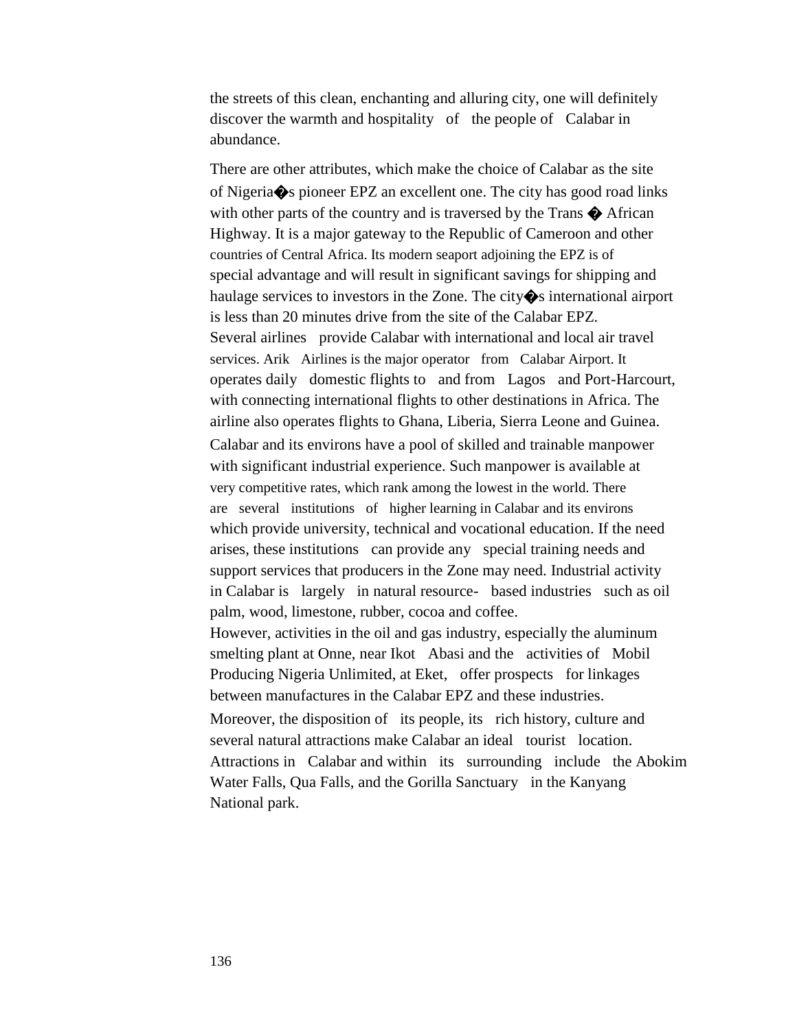the streets of this clean, enchanting and alluring city, one will definitely discover the warmth and hospitality of the people of Calabar in abundance.

There are other attributes, which make the choice of Calabar as the site of Nigeria�s pioneer EPZ an excellent one. The city has good road links with other parts of the country and is traversed by the Trans � African Highway. It is a major gateway to the Republic of Cameroon and other countries of Central Africa. Its modern seaport adjoining the EPZ is of special advantage and will result in significant savings for shipping and haulage services to investors in the Zone. The city�s international airport is less than 20 minutes drive from the site of the Calabar EPZ. Several airlines provide Calabar with international and local air travel services. Arik Airlines is the major operator from Calabar Airport. It operates daily domestic flights to and from Lagos and Port-Harcourt, with connecting international flights to other destinations in Africa. The airline also operates flights to Ghana, Liberia, Sierra Leone and Guinea. Calabar and its environs have a pool of skilled and trainable manpower with significant industrial experience. Such manpower is available at very competitive rates, which rank among the lowest in the world. There are several institutions of higher learning in Calabar and its environs which provide university, technical and vocational education. If the need arises, these institutions can provide any special training needs and support services that producers in the Zone may need. Industrial activity in Calabar is largely in natural resource- based industries such as oil palm, wood, limestone, rubber, cocoa and coffee.
However, activities in the oil and gas industry, especially the aluminum smelting plant at Onne, near Ikot Abasi and the activities of Mobil Producing Nigeria Unlimited, at Eket, offer prospects for linkages between manufactures in the Calabar EPZ and these industries.
Moreover, the disposition of its people, its rich history, culture and several natural attractions make Calabar an ideal tourist location. Attractions in Calabar and within its surrounding include the Abokim Water Falls, Qua Falls, and the Gorilla Sanctuary in the Kanyang National park.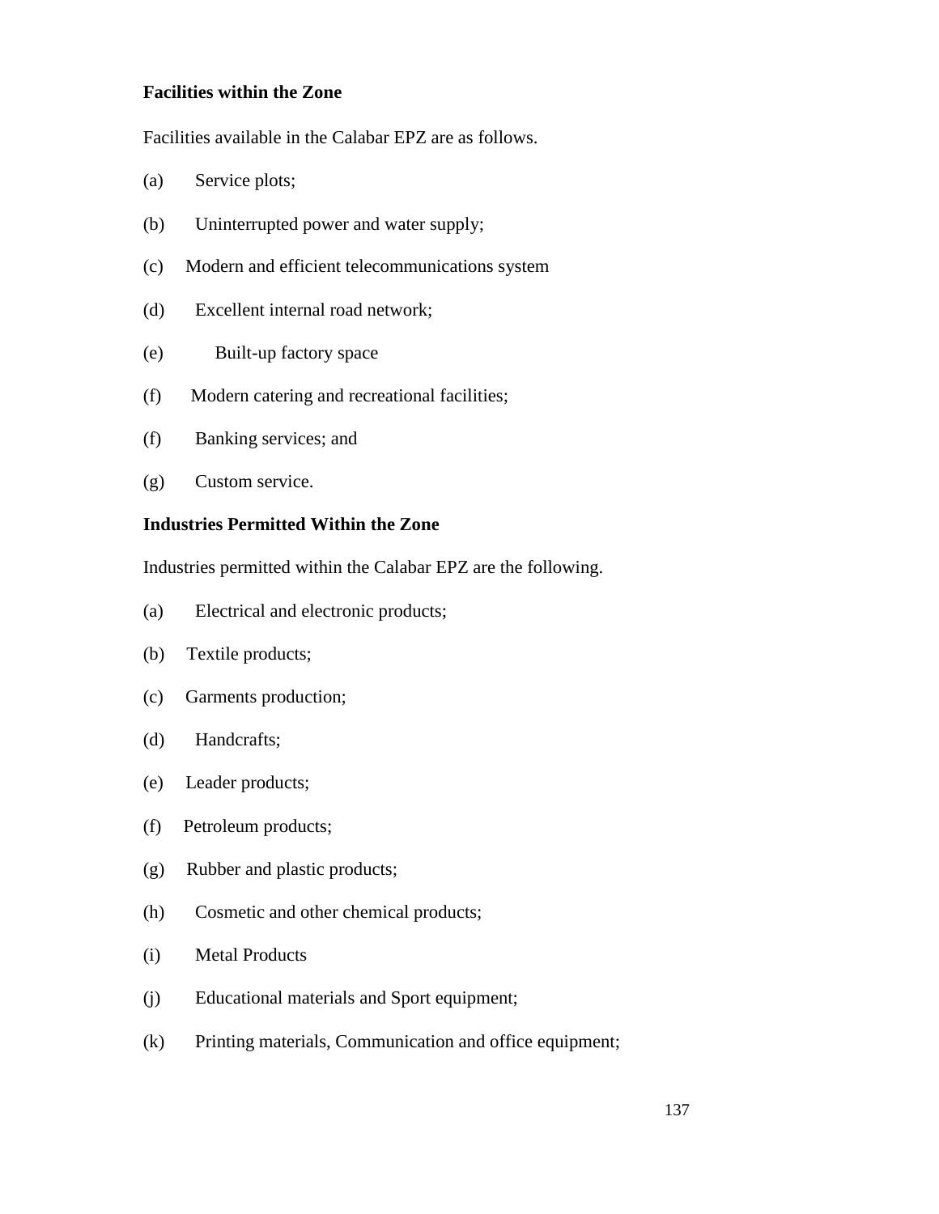**Facilities within the Zone**

Facilities available in the Calabar EPZ are as follows.

(a) Service plots;

(b) Uninterrupted power and water supply;

(c) Modern and efficient telecommunications system

(d) Excellent internal road network;

(e) Built-up factory space

(f) Modern catering and recreational facilities;

(f) Banking services; and

(g) Custom service.

**Industries Permitted Within the Zone**

Industries permitted within the Calabar EPZ are the following.

(a) Electrical and electronic products;

(b) Textile products;

(c) Garments production;

(d) Handcrafts;

(e) Leader products;

(f) Petroleum products;

(g) Rubber and plastic products;

(h) Cosmetic and other chemical products;

(i) Metal Products

(j) Educational materials and Sport equipment;

(k) Printing materials, Communication and office equipment;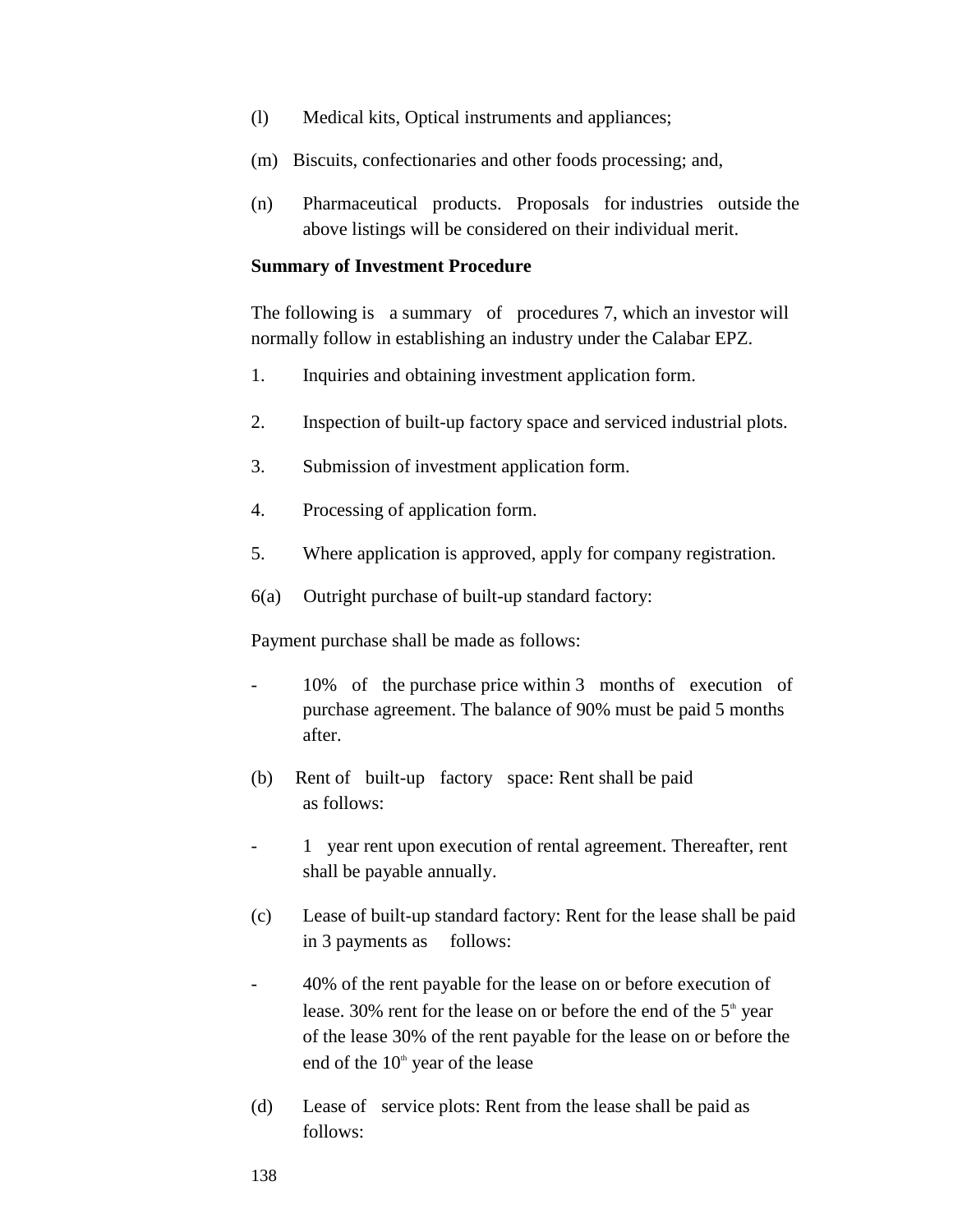(l) Medical kits, Optical instruments and appliances;

(m) Biscuits, confectionaries and other foods processing; and,

(n) Pharmaceutical products. Proposals for industries outside the above listings will be considered on their individual merit.

**Summary of Investment Procedure**

The following is a summary of procedures 7, which an investor will normally follow in establishing an industry under the Calabar EPZ.

1. Inquiries and obtaining investment application form.
2. Inspection of built-up factory space and serviced industrial plots.
3. Submission of investment application form.
4. Processing of application form.
5. Where application is approved, apply for company registration.

6(a) Outright purchase of built-up standard factory:

Payment purchase shall be made as follows:

- 10% of the purchase price within 3 months of execution of purchase agreement. The balance of 90% must be paid 5 months after.

(b) Rent of built-up factory space: Rent shall be paid as follows:

- 1 year rent upon execution of rental agreement. Thereafter, rent shall be payable annually.

(c) Lease of built-up standard factory: Rent for the lease shall be paid in 3 payments as follows:

- 40% of the rent payable for the lease on or before execution of lease. 30% rent for the lease on or before the end of the 5th year of the lease 30% of the rent payable for the lease on or before the end of the 10th year of the lease

(d) Lease of service plots: Rent from the lease shall be paid as follows: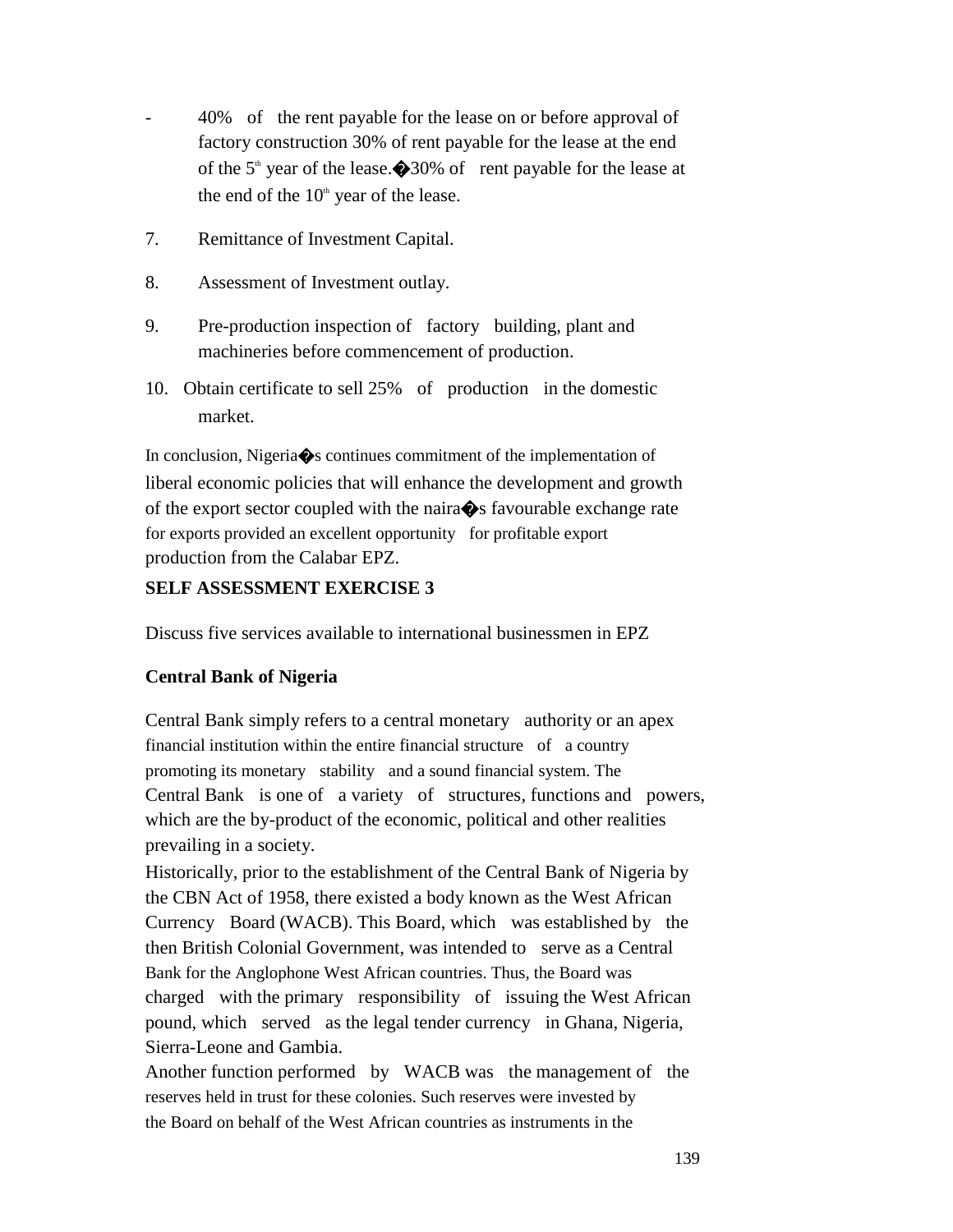- 40% of the rent payable for the lease on or before approval of factory construction 30% of rent payable for the lease at the end of the 5th year of the lease.�30% of rent payable for the lease at the end of the 10th year of the lease.

7. Remittance of Investment Capital.

8. Assessment of Investment outlay.

9. Pre-production inspection of factory building, plant and machineries before commencement of production.

10. Obtain certificate to sell 25% of production in the domestic market.

In conclusion, Nigeria�s continues commitment of the implementation of liberal economic policies that will enhance the development and growth of the export sector coupled with the naira�s favourable exchange rate for exports provided an excellent opportunity for profitable export production from the Calabar EPZ.

**SELF ASSESSMENT EXERCISE 3**

Discuss five services available to international businessmen in EPZ

**Central Bank of Nigeria**

Central Bank simply refers to a central monetary authority or an apex financial institution within the entire financial structure of a country promoting its monetary stability and a sound financial system. The Central Bank is one of a variety of structures, functions and powers, which are the by-product of the economic, political and other realities prevailing in a society.

Historically, prior to the establishment of the Central Bank of Nigeria by the CBN Act of 1958, there existed a body known as the West African Currency Board (WACB). This Board, which was established by the then British Colonial Government, was intended to serve as a Central Bank for the Anglophone West African countries. Thus, the Board was charged with the primary responsibility of issuing the West African pound, which served as the legal tender currency in Ghana, Nigeria, Sierra-Leone and Gambia.

Another function performed by WACB was the management of the reserves held in trust for these colonies. Such reserves were invested by the Board on behalf of the West African countries as instruments in the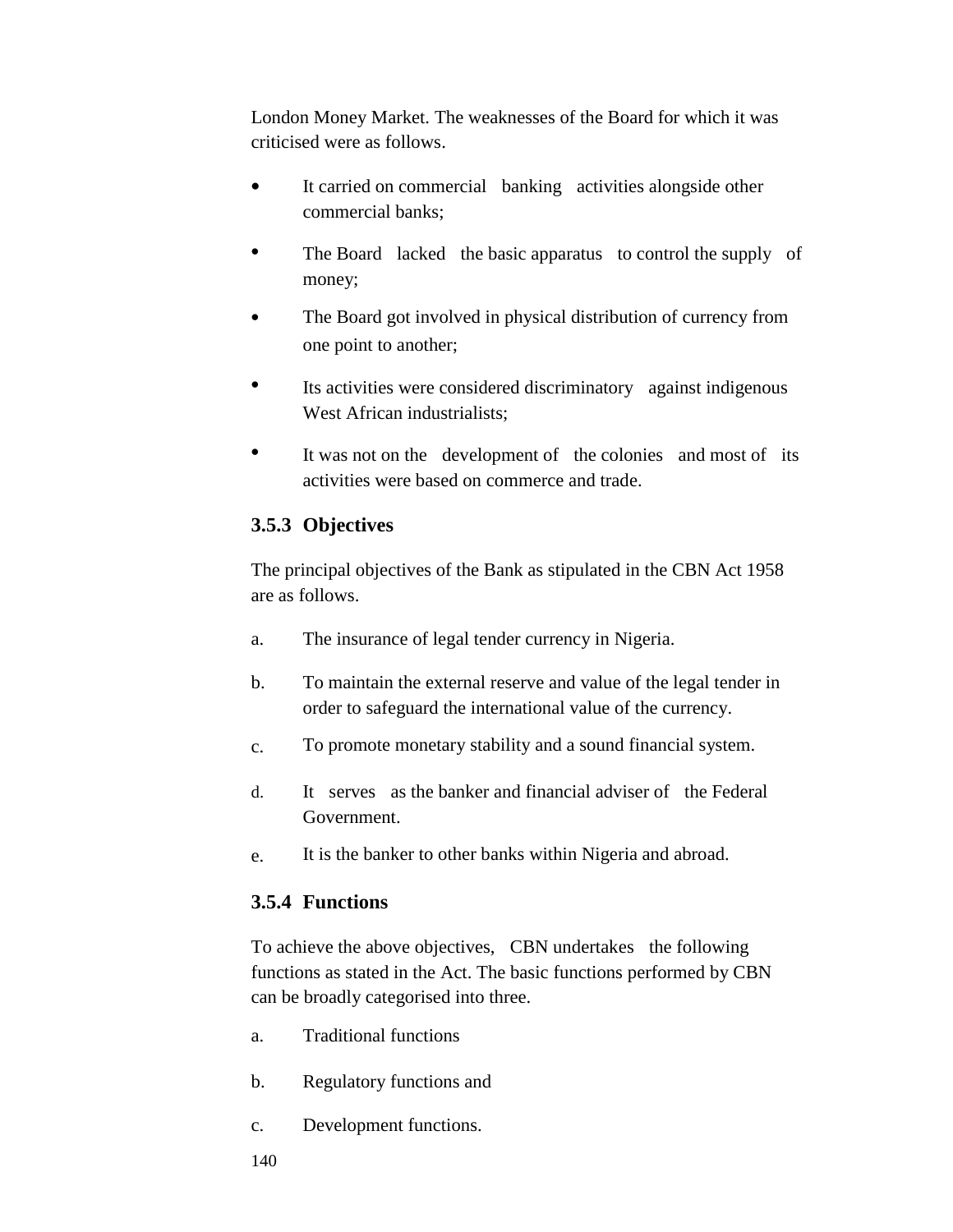London Money Market. The weaknesses of the Board for which it was criticised were as follows.

- It carried on commercial banking activities alongside other commercial banks;
- The Board lacked the basic apparatus to control the supply of money;
- The Board got involved in physical distribution of currency from one point to another;
- Its activities were considered discriminatory against indigenous West African industrialists;
- It was not on the development of the colonies and most of its activities were based on commerce and trade.

### 3.5.3 Objectives

The principal objectives of the Bank as stipulated in the CBN Act 1958 are as follows.

a. The insurance of legal tender currency in Nigeria.

b. To maintain the external reserve and value of the legal tender in order to safeguard the international value of the currency.

c. To promote monetary stability and a sound financial system.

d. It serves as the banker and financial adviser of the Federal Government.

e. It is the banker to other banks within Nigeria and abroad.

### 3.5.4 Functions

To achieve the above objectives, CBN undertakes the following functions as stated in the Act. The basic functions performed by CBN can be broadly categorised into three.

a. Traditional functions

b. Regulatory functions and

c. Development functions.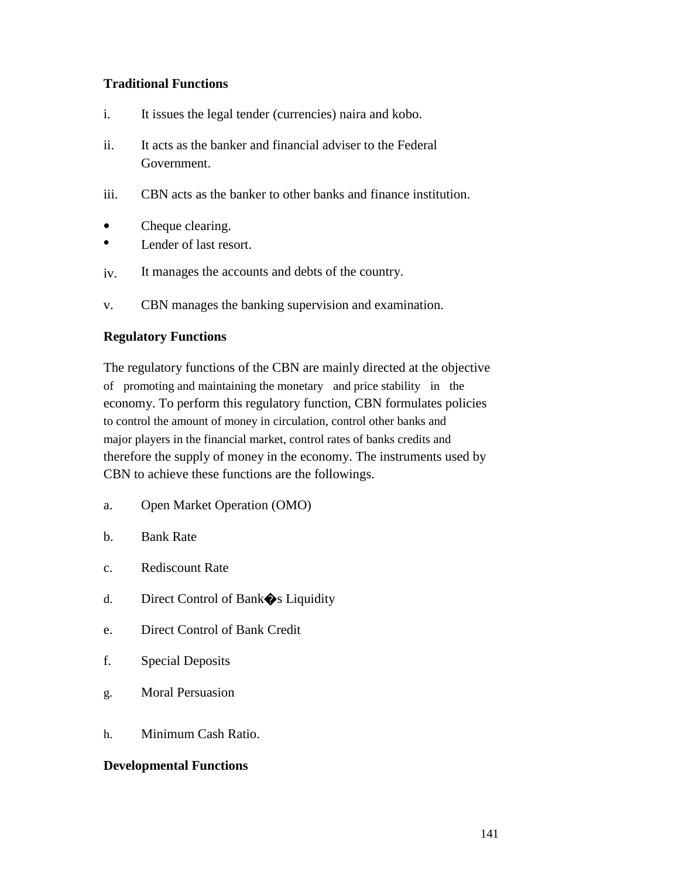**Traditional Functions**

i. It issues the legal tender (currencies) naira and kobo.

ii. It acts as the banker and financial adviser to the Federal Government.

iii. CBN acts as the banker to other banks and finance institution.

- Cheque clearing.
- Lender of last resort.

iv. It manages the accounts and debts of the country.

v. CBN manages the banking supervision and examination.

**Regulatory Functions**

The regulatory functions of the CBN are mainly directed at the objective of promoting and maintaining the monetary and price stability in the economy. To perform this regulatory function, CBN formulates policies to control the amount of money in circulation, control other banks and major players in the financial market, control rates of banks credits and therefore the supply of money in the economy. The instruments used by CBN to achieve these functions are the followings.

a. Open Market Operation (OMO)

b. Bank Rate

c. Rediscount Rate

d. Direct Control of Bank�s Liquidity

e. Direct Control of Bank Credit

f. Special Deposits

g. Moral Persuasion

h. Minimum Cash Ratio.

**Developmental Functions**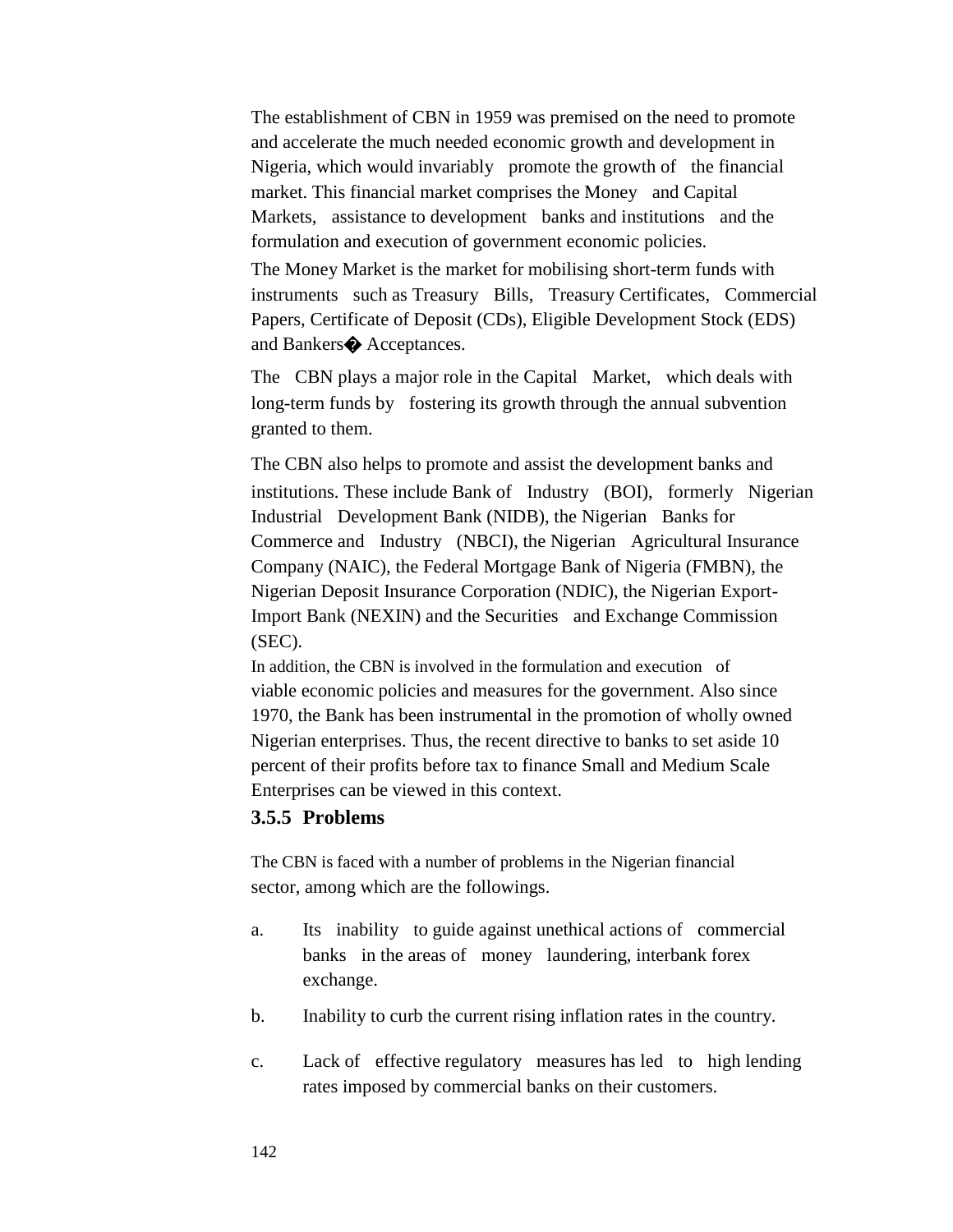The establishment of CBN in 1959 was premised on the need to promote and accelerate the much needed economic growth and development in Nigeria, which would invariably promote the growth of the financial market. This financial market comprises the Money and Capital Markets, assistance to development banks and institutions and the formulation and execution of government economic policies.

The Money Market is the market for mobilising short-term funds with instruments such as Treasury Bills, Treasury Certificates, Commercial Papers, Certificate of Deposit (CDs), Eligible Development Stock (EDS) and Bankers� Acceptances.

The CBN plays a major role in the Capital Market, which deals with long-term funds by fostering its growth through the annual subvention granted to them.

The CBN also helps to promote and assist the development banks and institutions. These include Bank of Industry (BOI), formerly Nigerian Industrial Development Bank (NIDB), the Nigerian Banks for Commerce and Industry (NBCI), the Nigerian Agricultural Insurance Company (NAIC), the Federal Mortgage Bank of Nigeria (FMBN), the Nigerian Deposit Insurance Corporation (NDIC), the Nigerian Export-Import Bank (NEXIN) and the Securities and Exchange Commission (SEC).

In addition, the CBN is involved in the formulation and execution of viable economic policies and measures for the government. Also since 1970, the Bank has been instrumental in the promotion of wholly owned Nigerian enterprises. Thus, the recent directive to banks to set aside 10 percent of their profits before tax to finance Small and Medium Scale Enterprises can be viewed in this context.

### 3.5.5 Problems

The CBN is faced with a number of problems in the Nigerian financial sector, among which are the followings.

a. Its inability to guide against unethical actions of commercial banks in the areas of money laundering, interbank forex exchange.

b. Inability to curb the current rising inflation rates in the country.

c. Lack of effective regulatory measures has led to high lending rates imposed by commercial banks on their customers.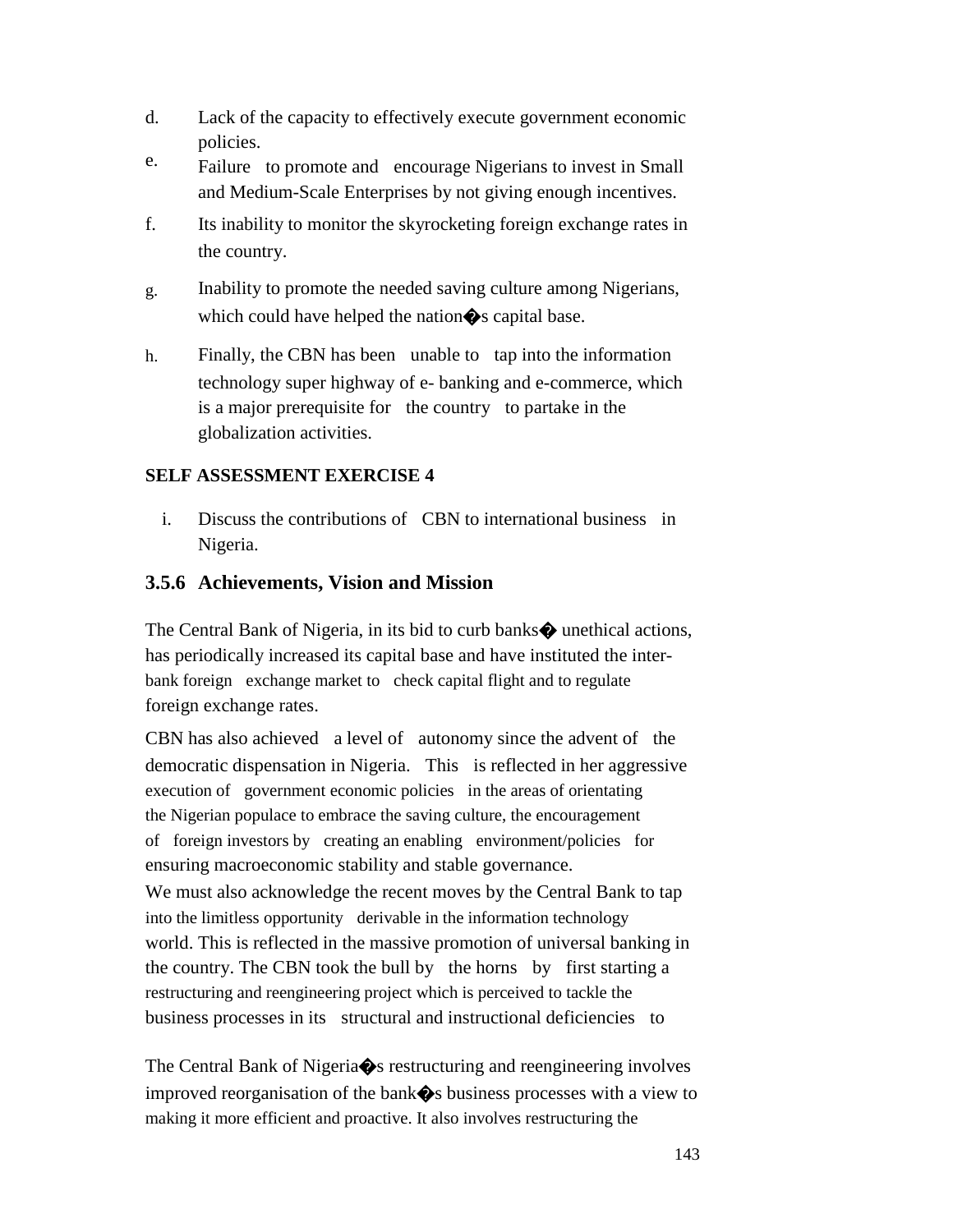d. Lack of the capacity to effectively execute government economic policies.

e. Failure to promote and encourage Nigerians to invest in Small and Medium-Scale Enterprises by not giving enough incentives.

f. Its inability to monitor the skyrocketing foreign exchange rates in the country.

g. Inability to promote the needed saving culture among Nigerians, which could have helped the nation�s capital base.

h. Finally, the CBN has been unable to tap into the information technology super highway of e- banking and e-commerce, which is a major prerequisite for the country to partake in the globalization activities.

**SELF ASSESSMENT EXERCISE 4**

i. Discuss the contributions of CBN to international business in Nigeria.

### 3.5.6 Achievements, Vision and Mission

The Central Bank of Nigeria, in its bid to curb banks� unethical actions, has periodically increased its capital base and have instituted the inter-bank foreign exchange market to check capital flight and to regulate foreign exchange rates.

CBN has also achieved a level of autonomy since the advent of the democratic dispensation in Nigeria. This is reflected in her aggressive execution of government economic policies in the areas of orientating the Nigerian populace to embrace the saving culture, the encouragement of foreign investors by creating an enabling environment/policies for ensuring macroeconomic stability and stable governance.

We must also acknowledge the recent moves by the Central Bank to tap into the limitless opportunity derivable in the information technology world. This is reflected in the massive promotion of universal banking in the country. The CBN took the bull by the horns by first starting a restructuring and reengineering project which is perceived to tackle the business processes in its structural and instructional deficiencies to

The Central Bank of Nigeria�s restructuring and reengineering involves improved reorganisation of the bank�s business processes with a view to making it more efficient and proactive. It also involves restructuring the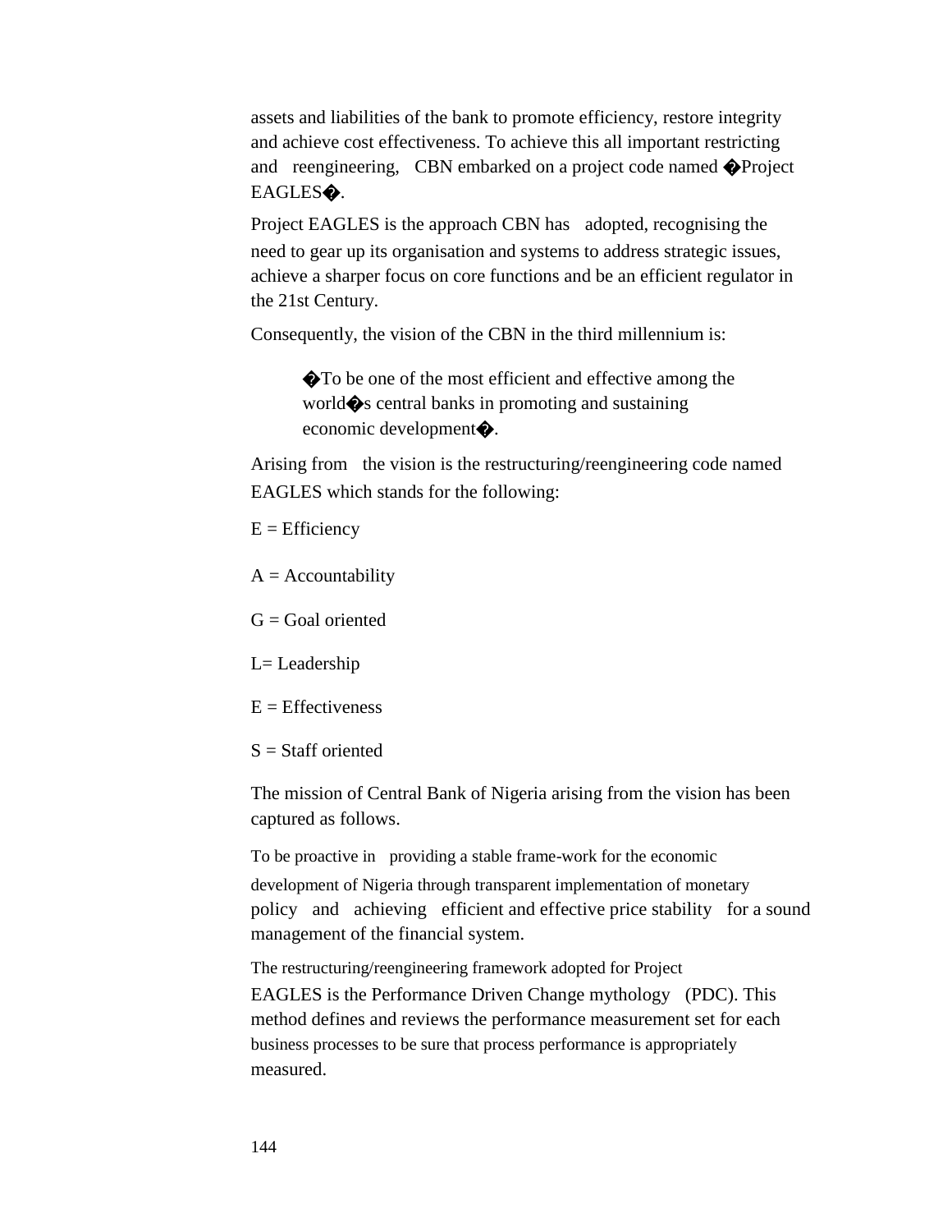assets and liabilities of the bank to promote efficiency, restore integrity and achieve cost effectiveness. To achieve this all important restricting and reengineering, CBN embarked on a project code named �Project EAGLES�.

Project EAGLES is the approach CBN has adopted, recognising the need to gear up its organisation and systems to address strategic issues, achieve a sharper focus on core functions and be an efficient regulator in the 21st Century.

Consequently, the vision of the CBN in the third millennium is:

> �To be one of the most efficient and effective among the world�s central banks in promoting and sustaining economic development�.

Arising from the vision is the restructuring/reengineering code named EAGLES which stands for the following:

E = Efficiency

A = Accountability

G = Goal oriented

L= Leadership

E = Effectiveness

S = Staff oriented

The mission of Central Bank of Nigeria arising from the vision has been captured as follows.

To be proactive in providing a stable frame-work for the economic development of Nigeria through transparent implementation of monetary policy and achieving efficient and effective price stability for a sound management of the financial system.

The restructuring/reengineering framework adopted for Project EAGLES is the Performance Driven Change mythology (PDC). This method defines and reviews the performance measurement set for each business processes to be sure that process performance is appropriately measured.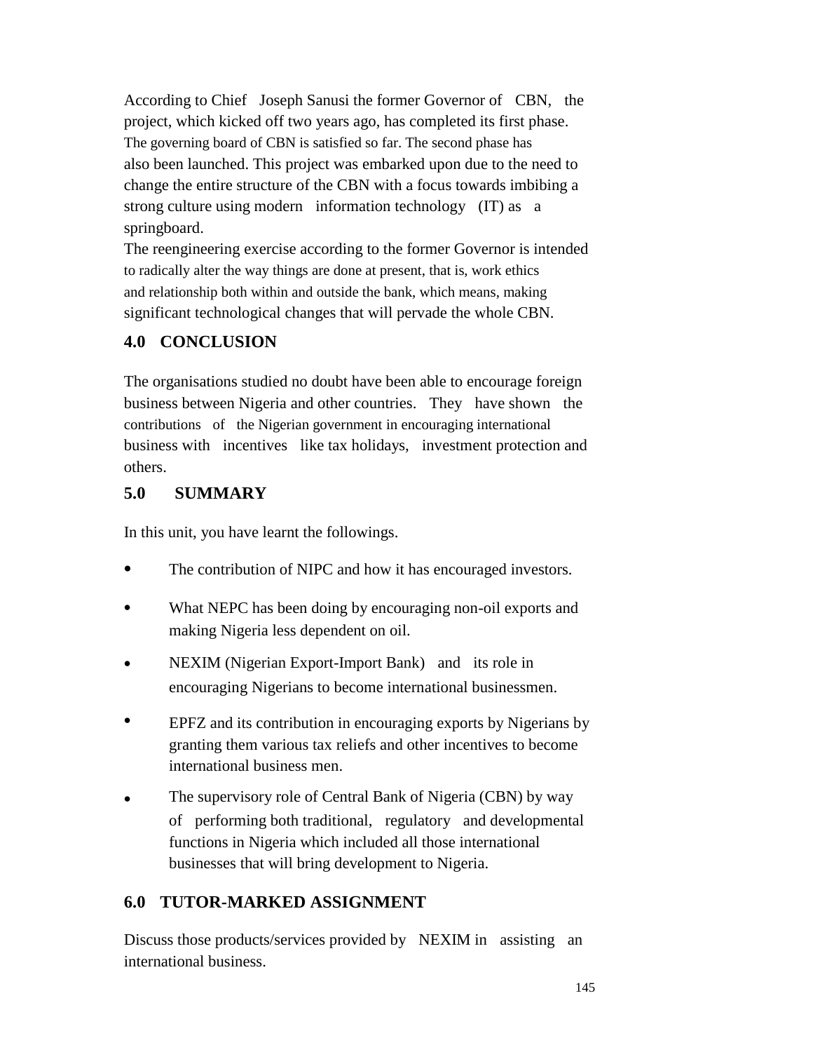According to Chief Joseph Sanusi the former Governor of CBN, the project, which kicked off two years ago, has completed its first phase. The governing board of CBN is satisfied so far. The second phase has also been launched. This project was embarked upon due to the need to change the entire structure of the CBN with a focus towards imbibing a strong culture using modern information technology (IT) as a springboard.

The reengineering exercise according to the former Governor is intended to radically alter the way things are done at present, that is, work ethics and relationship both within and outside the bank, which means, making significant technological changes that will pervade the whole CBN.

## 4.0 CONCLUSION

The organisations studied no doubt have been able to encourage foreign business between Nigeria and other countries. They have shown the contributions of the Nigerian government in encouraging international business with incentives like tax holidays, investment protection and others.

## 5.0 SUMMARY

In this unit, you have learnt the followings.

- The contribution of NIPC and how it has encouraged investors.
- What NEPC has been doing by encouraging non-oil exports and making Nigeria less dependent on oil.
- NEXIM (Nigerian Export-Import Bank) and its role in encouraging Nigerians to become international businessmen.
- EPFZ and its contribution in encouraging exports by Nigerians by granting them various tax reliefs and other incentives to become international business men.
- The supervisory role of Central Bank of Nigeria (CBN) by way of performing both traditional, regulatory and developmental functions in Nigeria which included all those international businesses that will bring development to Nigeria.

## 6.0 TUTOR-MARKED ASSIGNMENT

Discuss those products/services provided by NEXIM in assisting an international business.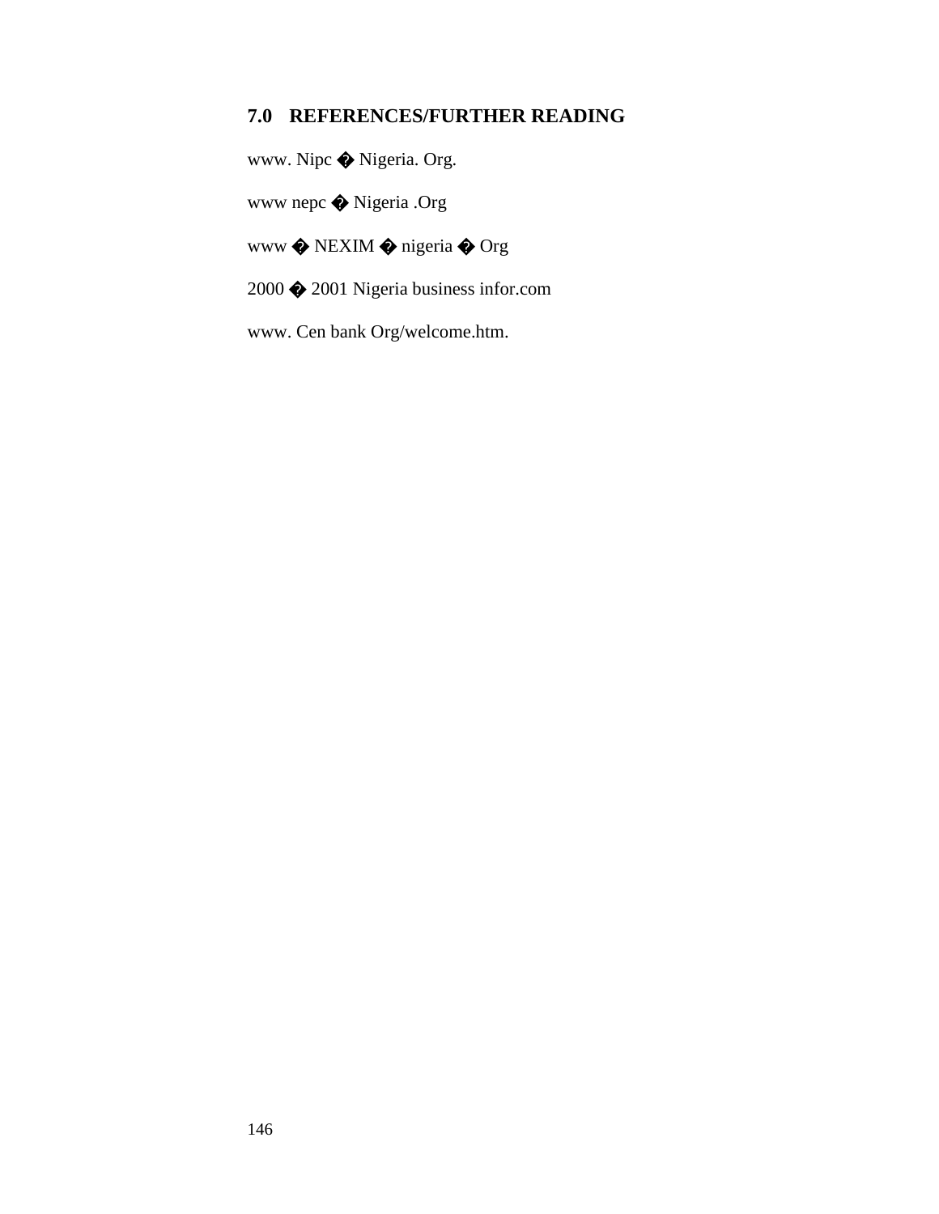## 7.0 REFERENCES/FURTHER READING

www. Nipc � Nigeria. Org.

www nepc � Nigeria .Org

www � NEXIM � nigeria � Org

2000 � 2001 Nigeria business infor.com

www. Cen bank Org/welcome.htm.